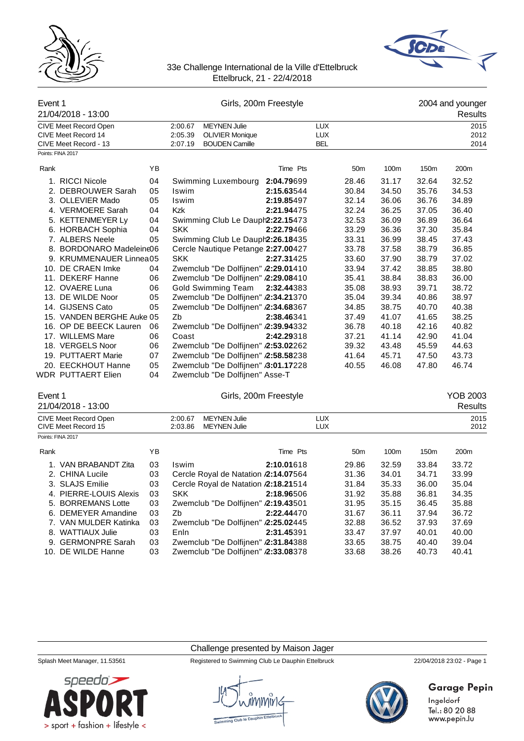33e Challenge International de la Ville d'Ettelbruck
Ettelbruck, 21 - 22/4/2018

## Event 1 — Girls, 200m Freestyle — 2004 and younger

21/04/2018 - 13:00 — Results

| | | | | |
|---|---|---|---|---|
| CIVE Meet Record Open | 2:00.67 | MEYNEN Julie | LUX | 2015 |
| CIVE Meet Record 14 | 2:05.39 | OLIVIER Monique | LUX | 2012 |
| CIVE Meet Record - 13 | 2:07.19 | BOUDEN Camille | BEL | 2014 |

Points: FINA 2017

| Rank | | YB | | Time | Pts | 50m | 100m | 150m | 200m |
|---|---|---|---|---|---|---|---|---|---|
| 1. | RICCI Nicole | 04 | Swimming Luxembourg | 2:04.79 | 699 | 28.46 | 31.17 | 32.64 | 32.52 |
| 2. | DEBROUWER Sarah | 05 | Iswim | 2:15.63 | 544 | 30.84 | 34.50 | 35.76 | 34.53 |
| 3. | OLLEVIER Mado | 05 | Iswim | 2:19.85 | 497 | 32.14 | 36.06 | 36.76 | 34.89 |
| 4. | VERMOERE Sarah | 04 | Kzk | 2:21.94 | 475 | 32.24 | 36.25 | 37.05 | 36.40 |
| 5. | KETTENMEYER Ly | 04 | Swimming Club Le Dauph | 2:22.15 | 473 | 32.53 | 36.09 | 36.89 | 36.64 |
| 6. | HORBACH Sophia | 04 | SKK | 2:22.79 | 466 | 33.29 | 36.36 | 37.30 | 35.84 |
| 7. | ALBERS Neele | 05 | Swimming Club Le Dauph | 2:26.18 | 435 | 33.31 | 36.99 | 38.45 | 37.43 |
| 8. | BORDONARO Madeleine | 06 | Cercle Nautique Petange | 2:27.00 | 427 | 33.78 | 37.58 | 38.79 | 36.85 |
| 9. | KRUMMENAUER Linnea | 05 | SKK | 2:27.31 | 425 | 33.60 | 37.90 | 38.79 | 37.02 |
| 10. | DE CRAEN Imke | 04 | Zwemclub "De Dolfijnen" A | 2:29.01 | 410 | 33.94 | 37.42 | 38.85 | 38.80 |
| 11. | DEKERF Hanne | 06 | Zwemclub "De Dolfijnen" A | 2:29.08 | 410 | 35.41 | 38.84 | 38.83 | 36.00 |
| 12. | OVAERE Luna | 06 | Gold Swimming Team | 2:32.44 | 383 | 35.08 | 38.93 | 39.71 | 38.72 |
| 13. | DE WILDE Noor | 05 | Zwemclub "De Dolfijnen" A | 2:34.21 | 370 | 35.04 | 39.34 | 40.86 | 38.97 |
| 14. | GIJSENS Cato | 05 | Zwemclub "De Dolfijnen" A | 2:34.68 | 367 | 34.85 | 38.75 | 40.70 | 40.38 |
| 15. | VANDEN BERGHE Auke | 05 | Zb | 2:38.46 | 341 | 37.49 | 41.07 | 41.65 | 38.25 |
| 16. | OP DE BEECK Lauren | 06 | Zwemclub "De Dolfijnen" A | 2:39.94 | 332 | 36.78 | 40.18 | 42.16 | 40.82 |
| 17. | WILLEMS Mare | 06 | Coast | 2:42.29 | 318 | 37.21 | 41.14 | 42.90 | 41.04 |
| 18. | VERGELS Noor | 06 | Zwemclub "De Dolfijnen" A | 2:53.02 | 262 | 39.32 | 43.48 | 45.59 | 44.63 |
| 19. | PUTTAERT Marie | 07 | Zwemclub "De Dolfijnen" A | 2:58.58 | 238 | 41.64 | 45.71 | 47.50 | 43.73 |
| 20. | EECKHOUT Hanne | 05 | Zwemclub "De Dolfijnen" A | 3:01.17 | 228 | 40.55 | 46.08 | 47.80 | 46.74 |
| WDR | PUTTAERT Elien | 04 | Zwemclub "De Dolfijnen" Asse-T | | | | | | |

## Event 1 — Girls, 200m Freestyle — YOB 2003

21/04/2018 - 13:00 — Results

| | | | | |
|---|---|---|---|---|
| CIVE Meet Record Open | 2:00.67 | MEYNEN Julie | LUX | 2015 |
| CIVE Meet Record 15 | 2:03.86 | MEYNEN Julie | LUX | 2012 |

Points: FINA 2017

| Rank | | YB | | Time | Pts | 50m | 100m | 150m | 200m |
|---|---|---|---|---|---|---|---|---|---|
| 1. | VAN BRABANDT Zita | 03 | Iswim | 2:10.01 | 618 | 29.86 | 32.59 | 33.84 | 33.72 |
| 2. | CHINA Lucile | 03 | Cercle Royal de Natation A | 2:14.07 | 564 | 31.36 | 34.01 | 34.71 | 33.99 |
| 3. | SLAJS Emilie | 03 | Cercle Royal de Natation A | 2:18.21 | 514 | 31.84 | 35.33 | 36.00 | 35.04 |
| 4. | PIERRE-LOUIS Alexis | 03 | SKK | 2:18.96 | 506 | 31.92 | 35.88 | 36.81 | 34.35 |
| 5. | BORREMANS Lotte | 03 | Zwemclub "De Dolfijnen" A | 2:19.43 | 501 | 31.95 | 35.15 | 36.45 | 35.88 |
| 6. | DEMEYER Amandine | 03 | Zb | 2:22.44 | 470 | 31.67 | 36.11 | 37.94 | 36.72 |
| 7. | VAN MULDER Katinka | 03 | Zwemclub "De Dolfijnen" A | 2:25.02 | 445 | 32.88 | 36.52 | 37.93 | 37.69 |
| 8. | WATTIAUX Julie | 03 | Enln | 2:31.45 | 391 | 33.47 | 37.97 | 40.01 | 40.00 |
| 9. | GERMONPRE Sarah | 03 | Zwemclub "De Dolfijnen" A | 2:31.84 | 388 | 33.65 | 38.75 | 40.40 | 39.04 |
| 10. | DE WILDE Hanne | 03 | Zwemclub "De Dolfijnen" A | 2:33.08 | 378 | 33.68 | 38.26 | 40.73 | 40.41 |

Challenge presented by Maison Jager

Splash Meet Manager, 11.53561 — Registered to Swimming Club Le Dauphin Ettelbruck — 22/04/2018 23:02

speedo ASPORT > sport + fashion + lifestyle <

Garage Pepin
Ingeldorf
Tel.: 80 20 88
www.pepin.lu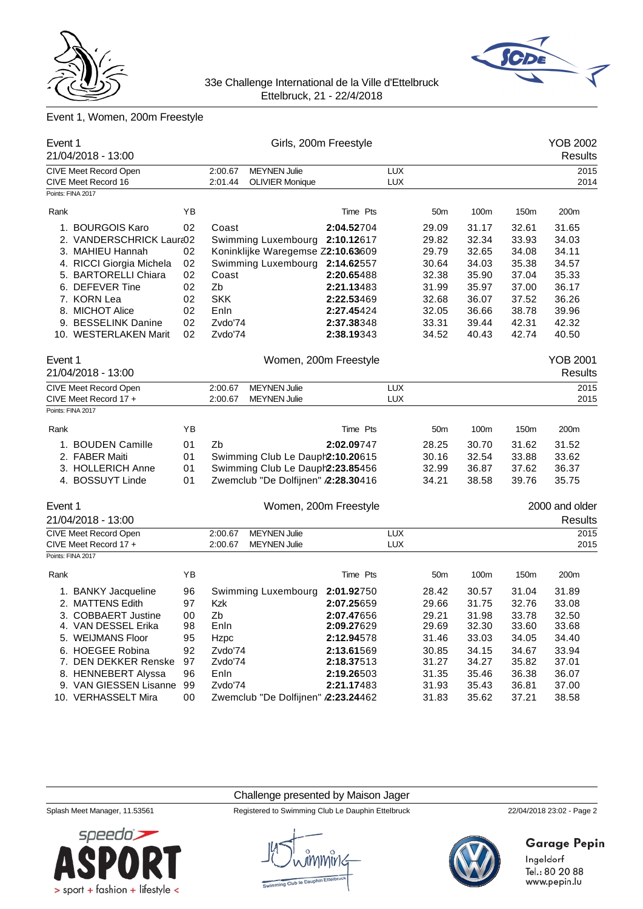33e Challenge International de la Ville d'Ettelbruck
Ettelbruck, 21 - 22/4/2018

## Event 1, Women, 200m Freestyle

### Event 1 — Girls, 200m Freestyle — YOB 2002

21/04/2018 - 13:00 — Results

| | | | | |
|---|---|---|---|---|
| CIVE Meet Record Open | 2:00.67 | MEYNEN Julie | LUX | 2015 |
| CIVE Meet Record 16 | 2:01.44 | OLIVIER Monique | LUX | 2014 |

Points: FINA 2017

| Rank | | YB | | Time | Pts | 50m | 100m | 150m | 200m |
|---|---|---|---|---|---|---|---|---|---|
| 1. | BOURGOIS Karo | 02 | Coast | **2:04.52** | 704 | 29.09 | 31.17 | 32.61 | 31.65 |
| 2. | VANDERSCHRICK Laura | 02 | Swimming Luxembourg | **2:10.12** | 617 | 29.82 | 32.34 | 33.93 | 34.03 |
| 3. | MAHIEU Hannah | 02 | Koninklijke Waregemse Z | **2:10.63** | 609 | 29.79 | 32.65 | 34.08 | 34.11 |
| 4. | RICCI Giorgia Michela | 02 | Swimming Luxembourg | **2:14.62** | 557 | 30.64 | 34.03 | 35.38 | 34.57 |
| 5. | BARTORELLI Chiara | 02 | Coast | **2:20.65** | 488 | 32.38 | 35.90 | 37.04 | 35.33 |
| 6. | DEFEVER Tine | 02 | Zb | **2:21.13** | 483 | 31.99 | 35.97 | 37.00 | 36.17 |
| 7. | KORN Lea | 02 | SKK | **2:22.53** | 469 | 32.68 | 36.07 | 37.52 | 36.26 |
| 8. | MICHOT Alice | 02 | Enln | **2:27.45** | 424 | 32.05 | 36.66 | 38.78 | 39.96 |
| 9. | BESSELINK Danine | 02 | Zvdo'74 | **2:37.38** | 348 | 33.31 | 39.44 | 42.31 | 42.32 |
| 10. | WESTERLAKEN Marit | 02 | Zvdo'74 | **2:38.19** | 343 | 34.52 | 40.43 | 42.74 | 40.50 |

### Event 1 — Women, 200m Freestyle — YOB 2001

21/04/2018 - 13:00 — Results

| | | | | |
|---|---|---|---|---|
| CIVE Meet Record Open | 2:00.67 | MEYNEN Julie | LUX | 2015 |
| CIVE Meet Record 17 + | 2:00.67 | MEYNEN Julie | LUX | 2015 |

Points: FINA 2017

| Rank | | YB | | Time | Pts | 50m | 100m | 150m | 200m |
|---|---|---|---|---|---|---|---|---|---|
| 1. | BOUDEN Camille | 01 | Zb | **2:02.09** | 747 | 28.25 | 30.70 | 31.62 | 31.52 |
| 2. | FABER Maiti | 01 | Swimming Club Le Dauph | **2:10.20** | 615 | 30.16 | 32.54 | 33.88 | 33.62 |
| 3. | HOLLERICH Anne | 01 | Swimming Club Le Dauph | **2:23.85** | 456 | 32.99 | 36.87 | 37.62 | 36.37 |
| 4. | BOSSUYT Linde | 01 | Zwemclub "De Dolfijnen" / | **2:28.30** | 416 | 34.21 | 38.58 | 39.76 | 35.75 |

### Event 1 — Women, 200m Freestyle — 2000 and older

21/04/2018 - 13:00 — Results

| | | | | |
|---|---|---|---|---|
| CIVE Meet Record Open | 2:00.67 | MEYNEN Julie | LUX | 2015 |
| CIVE Meet Record 17 + | 2:00.67 | MEYNEN Julie | LUX | 2015 |

Points: FINA 2017

| Rank | | YB | | Time | Pts | 50m | 100m | 150m | 200m |
|---|---|---|---|---|---|---|---|---|---|
| 1. | BANKY Jacqueline | 96 | Swimming Luxembourg | **2:01.92** | 750 | 28.42 | 30.57 | 31.04 | 31.89 |
| 2. | MATTENS Edith | 97 | Kzk | **2:07.25** | 659 | 29.66 | 31.75 | 32.76 | 33.08 |
| 3. | COBBAERT Justine | 00 | Zb | **2:07.47** | 656 | 29.21 | 31.98 | 33.78 | 32.50 |
| 4. | VAN DESSEL Erika | 98 | Enln | **2:09.27** | 629 | 29.69 | 32.30 | 33.60 | 33.68 |
| 5. | WEIJMANS Floor | 95 | Hzpc | **2:12.94** | 578 | 31.46 | 33.03 | 34.05 | 34.40 |
| 6. | HOEGEE Robina | 92 | Zvdo'74 | **2:13.61** | 569 | 30.85 | 34.15 | 34.67 | 33.94 |
| 7. | DEN DEKKER Renske | 97 | Zvdo'74 | **2:18.37** | 513 | 31.27 | 34.27 | 35.82 | 37.01 |
| 8. | HENNEBERT Alyssa | 96 | Enln | **2:19.26** | 503 | 31.35 | 35.46 | 36.38 | 36.07 |
| 9. | VAN GIESSEN Lisanne | 99 | Zvdo'74 | **2:21.17** | 483 | 31.93 | 35.43 | 36.81 | 37.00 |
| 10. | VERHASSELT Mira | 00 | Zwemclub "De Dolfijnen" / | **2:23.24** | 462 | 31.83 | 35.62 | 37.21 | 38.58 |

Challenge presented by Maison Jager

Splash Meet Manager, 11.53561 — Registered to Swimming Club Le Dauphin Ettelbruck — 22/04/2018 23:02

Garage Pepin
Ingeldorf
Tel.: 80 20 88
www.pepin.lu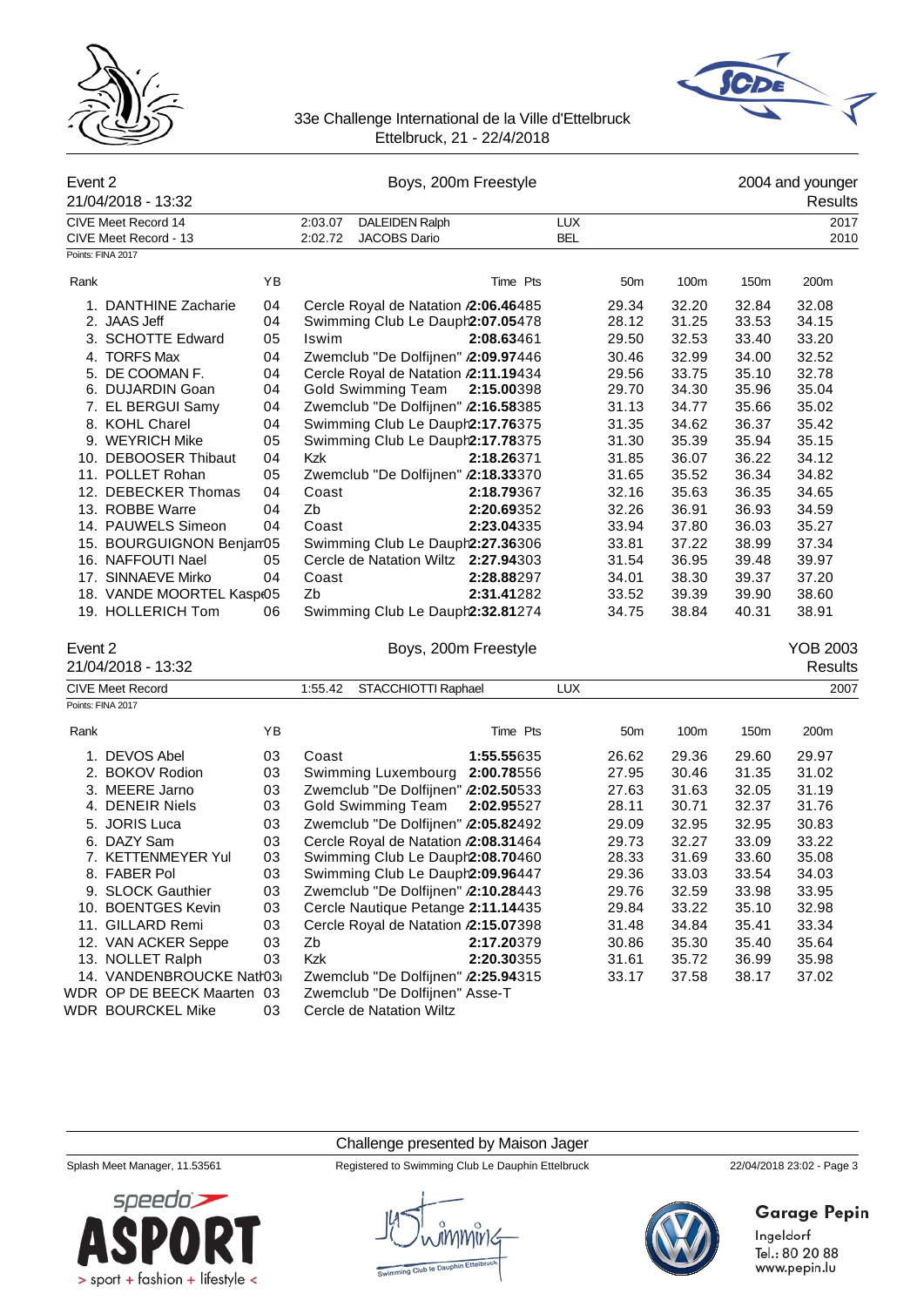33e Challenge International de la Ville d'Ettelbruck
Ettelbruck, 21 - 22/4/2018

## Event 2 — Boys, 200m Freestyle — 2004 and younger

21/04/2018 - 13:32 — Results

CIVE Meet Record 14 — 2:03.07 DALEIDEN Ralph LUX 2017
CIVE Meet Record - 13 — 2:02.72 JACOBS Dario BEL 2010

Points: FINA 2017

| Rank | Name | YB | Club | Time | Pts | 50m | 100m | 150m | 200m |
|---|---|---|---|---|---|---|---|---|---|
| 1. | DANTHINE Zacharie | 04 | Cercle Royal de Natation A | 2:06.46 | 485 | 29.34 | 32.20 | 32.84 | 32.08 |
| 2. | JAAS Jeff | 04 | Swimming Club Le Dauph | 2:07.05 | 478 | 28.12 | 31.25 | 33.53 | 34.15 |
| 3. | SCHOTTE Edward | 05 | Iswim | 2:08.63 | 461 | 29.50 | 32.53 | 33.40 | 33.20 |
| 4. | TORFS Max | 04 | Zwemclub "De Dolfijnen" A | 2:09.97 | 446 | 30.46 | 32.99 | 34.00 | 32.52 |
| 5. | DE COOMAN F. | 04 | Cercle Royal de Natation A | 2:11.19 | 434 | 29.56 | 33.75 | 35.10 | 32.78 |
| 6. | DUJARDIN Goan | 04 | Gold Swimming Team | 2:15.00 | 398 | 29.70 | 34.30 | 35.96 | 35.04 |
| 7. | EL BERGUI Samy | 04 | Zwemclub "De Dolfijnen" A | 2:16.58 | 385 | 31.13 | 34.77 | 35.66 | 35.02 |
| 8. | KOHL Charel | 04 | Swimming Club Le Dauph | 2:17.76 | 375 | 31.35 | 34.62 | 36.37 | 35.42 |
| 9. | WEYRICH Mike | 05 | Swimming Club Le Dauph | 2:17.78 | 375 | 31.30 | 35.39 | 35.94 | 35.15 |
| 10. | DEBOOSER Thibaut | 04 | Kzk | 2:18.26 | 371 | 31.85 | 36.07 | 36.22 | 34.12 |
| 11. | POLLET Rohan | 05 | Zwemclub "De Dolfijnen" A | 2:18.33 | 370 | 31.65 | 35.52 | 36.34 | 34.82 |
| 12. | DEBECKER Thomas | 04 | Coast | 2:18.79 | 367 | 32.16 | 35.63 | 36.35 | 34.65 |
| 13. | ROBBE Warre | 04 | Zb | 2:20.69 | 352 | 32.26 | 36.91 | 36.93 | 34.59 |
| 14. | PAUWELS Simeon | 04 | Coast | 2:23.04 | 335 | 33.94 | 37.80 | 36.03 | 35.27 |
| 15. | BOURGUIGNON Benjam | 05 | Swimming Club Le Dauph | 2:27.36 | 306 | 33.81 | 37.22 | 38.99 | 37.34 |
| 16. | NAFFOUTI Nael | 05 | Cercle de Natation Wiltz | 2:27.94 | 303 | 31.54 | 36.95 | 39.48 | 39.97 |
| 17. | SINNAEVE Mirko | 04 | Coast | 2:28.88 | 297 | 34.01 | 38.30 | 39.37 | 37.20 |
| 18. | VANDE MOORTEL Kasp | 05 | Zb | 2:31.41 | 282 | 33.52 | 39.39 | 39.90 | 38.60 |
| 19. | HOLLERICH Tom | 06 | Swimming Club Le Dauph | 2:32.81 | 274 | 34.75 | 38.84 | 40.31 | 38.91 |

## Event 2 — Boys, 200m Freestyle — YOB 2003

21/04/2018 - 13:32 — Results

CIVE Meet Record — 1:55.42 STACCHIOTTI Raphael LUX 2007

Points: FINA 2017

| Rank | Name | YB | Club | Time | Pts | 50m | 100m | 150m | 200m |
|---|---|---|---|---|---|---|---|---|---|
| 1. | DEVOS Abel | 03 | Coast | 1:55.55 | 635 | 26.62 | 29.36 | 29.60 | 29.97 |
| 2. | BOKOV Rodion | 03 | Swimming Luxembourg | 2:00.78 | 556 | 27.95 | 30.46 | 31.35 | 31.02 |
| 3. | MEERE Jarno | 03 | Zwemclub "De Dolfijnen" A | 2:02.50 | 533 | 27.63 | 31.63 | 32.05 | 31.19 |
| 4. | DENEIR Niels | 03 | Gold Swimming Team | 2:02.95 | 527 | 28.11 | 30.71 | 32.37 | 31.76 |
| 5. | JORIS Luca | 03 | Zwemclub "De Dolfijnen" A | 2:05.82 | 492 | 29.09 | 32.95 | 32.95 | 30.83 |
| 6. | DAZY Sam | 03 | Cercle Royal de Natation A | 2:08.31 | 464 | 29.73 | 32.27 | 33.09 | 33.22 |
| 7. | KETTENMEYER Yul | 03 | Swimming Club Le Dauph | 2:08.70 | 460 | 28.33 | 31.69 | 33.60 | 35.08 |
| 8. | FABER Pol | 03 | Swimming Club Le Dauph | 2:09.96 | 447 | 29.36 | 33.03 | 33.54 | 34.03 |
| 9. | SLOCK Gauthier | 03 | Zwemclub "De Dolfijnen" A | 2:10.28 | 443 | 29.76 | 32.59 | 33.98 | 33.95 |
| 10. | BOENTGES Kevin | 03 | Cercle Nautique Petange | 2:11.14 | 435 | 29.84 | 33.22 | 35.10 | 32.98 |
| 11. | GILLARD Remi | 03 | Cercle Royal de Natation A | 2:15.07 | 398 | 31.48 | 34.84 | 35.41 | 33.34 |
| 12. | VAN ACKER Seppe | 03 | Zb | 2:17.20 | 379 | 30.86 | 35.30 | 35.40 | 35.64 |
| 13. | NOLLET Ralph | 03 | Kzk | 2:20.30 | 355 | 31.61 | 35.72 | 36.99 | 35.98 |
| 14. | VANDENBROUCKE Nath | 03 | Zwemclub "De Dolfijnen" A | 2:25.94 | 315 | 33.17 | 37.58 | 38.17 | 37.02 |
| WDR | OP DE BEECK Maarten | 03 | Zwemclub "De Dolfijnen" Asse-T | | | | | | |
| WDR | BOURCKEL Mike | 03 | Cercle de Natation Wiltz | | | | | | |

Challenge presented by Maison Jager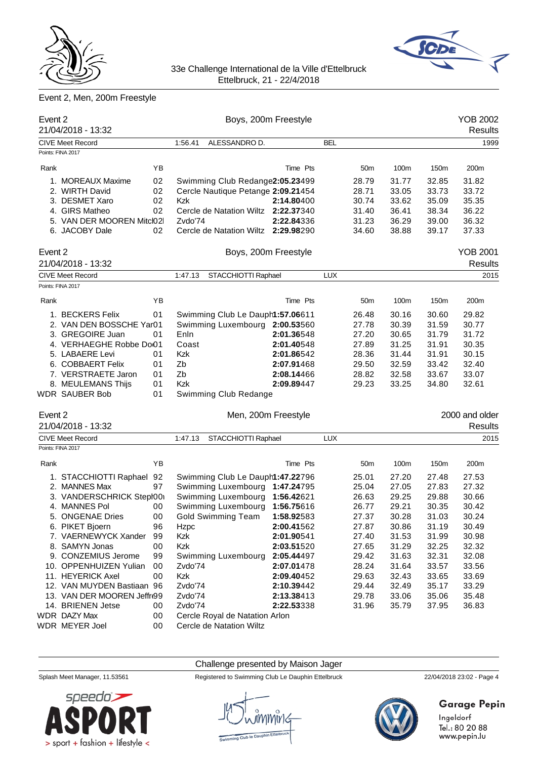33e Challenge International de la Ville d'Ettelbruck
Ettelbruck, 21 - 22/4/2018

## Event 2, Men, 200m Freestyle

### Event 2 — Boys, 200m Freestyle — YOB 2002
21/04/2018 - 13:32 — Results

CIVE Meet Record: 1:56.41 ALESSANDRO D. BEL 1999

Points: FINA 2017

| Rank | Name | YB | Club | Time | Pts | 50m | 100m | 150m | 200m |
|---|---|---|---|---|---|---|---|---|---|
| 1. | MOREAUX Maxime | 02 | Swimming Club Redange | 2:05.23 | 499 | 28.79 | 31.77 | 32.85 | 31.82 |
| 2. | WIRTH David | 02 | Cercle Nautique Petange | 2:09.21 | 454 | 28.71 | 33.05 | 33.73 | 33.72 |
| 3. | DESMET Xaro | 02 | Kzk | 2:14.80 | 400 | 30.74 | 33.62 | 35.09 | 35.35 |
| 4. | GIRS Matheo | 02 | Cercle de Natation Wiltz | 2:22.37 | 340 | 31.40 | 36.41 | 38.34 | 36.22 |
| 5. | VAN DER MOOREN Mitch | 02 | Zvdo'74 | 2:22.84 | 336 | 31.23 | 36.29 | 39.00 | 36.32 |
| 6. | JACOBY Dale | 02 | Cercle de Natation Wiltz | 2:29.98 | 290 | 34.60 | 38.88 | 39.17 | 37.33 |

### Event 2 — Boys, 200m Freestyle — YOB 2001
21/04/2018 - 13:32 — Results

CIVE Meet Record: 1:47.13 STACCHIOTTI Raphael LUX 2015

Points: FINA 2017

| Rank | Name | YB | Club | Time | Pts | 50m | 100m | 150m | 200m |
|---|---|---|---|---|---|---|---|---|---|
| 1. | BECKERS Felix | 01 | Swimming Club Le Dauphin | 1:57.06 | 611 | 26.48 | 30.16 | 30.60 | 29.82 |
| 2. | VAN DEN BOSSCHE Yaro | 01 | Swimming Luxembourg | 2:00.53 | 560 | 27.78 | 30.39 | 31.59 | 30.77 |
| 3. | GREGOIRE Juan | 01 | Enln | 2:01.36 | 548 | 27.20 | 30.65 | 31.79 | 31.72 |
| 4. | VERHAEGHE Robbe Don | 01 | Coast | 2:01.40 | 548 | 27.89 | 31.25 | 31.91 | 30.35 |
| 5. | LABAERE Levi | 01 | Kzk | 2:01.86 | 542 | 28.36 | 31.44 | 31.91 | 30.15 |
| 6. | COBBAERT Felix | 01 | Zb | 2:07.91 | 468 | 29.50 | 32.59 | 33.42 | 32.40 |
| 7. | VERSTRAETE Jaron | 01 | Zb | 2:08.14 | 466 | 28.82 | 32.58 | 33.67 | 33.07 |
| 8. | MEULEMANS Thijs | 01 | Kzk | 2:09.89 | 447 | 29.23 | 33.25 | 34.80 | 32.61 |
| WDR | SAUBER Bob | 01 | Swimming Club Redange | | | | | | |

### Event 2 — Men, 200m Freestyle — 2000 and older
21/04/2018 - 13:32 — Results

CIVE Meet Record: 1:47.13 STACCHIOTTI Raphael LUX 2015

Points: FINA 2017

| Rank | Name | YB | Club | Time | Pts | 50m | 100m | 150m | 200m |
|---|---|---|---|---|---|---|---|---|---|
| 1. | STACCHIOTTI Raphael | 92 | Swimming Club Le Dauphin | 1:47.22 | 796 | 25.01 | 27.20 | 27.48 | 27.53 |
| 2. | MANNES Max | 97 | Swimming Luxembourg | 1:47.24 | 795 | 25.04 | 27.05 | 27.83 | 27.32 |
| 3. | VANDERSCHRICK Steph | 00 | Swimming Luxembourg | 1:56.42 | 621 | 26.63 | 29.25 | 29.88 | 30.66 |
| 4. | MANNES Pol | 00 | Swimming Luxembourg | 1:56.75 | 616 | 26.77 | 29.21 | 30.35 | 30.42 |
| 5. | ONGENAE Dries | 00 | Gold Swimming Team | 1:58.92 | 583 | 27.37 | 30.28 | 31.03 | 30.24 |
| 6. | PIKET Bjoern | 96 | Hzpc | 2:00.41 | 562 | 27.87 | 30.86 | 31.19 | 30.49 |
| 7. | VAERNEWYCK Xander | 99 | Kzk | 2:01.90 | 541 | 27.40 | 31.53 | 31.99 | 30.98 |
| 8. | SAMYN Jonas | 00 | Kzk | 2:03.51 | 520 | 27.65 | 31.29 | 32.25 | 32.32 |
| 9. | CONZEMIUS Jerome | 99 | Swimming Luxembourg | 2:05.44 | 497 | 29.42 | 31.63 | 32.31 | 32.08 |
| 10. | OPPENHUIZEN Yulian | 00 | Zvdo'74 | 2:07.01 | 478 | 28.24 | 31.64 | 33.57 | 33.56 |
| 11. | HEYERICK Axel | 00 | Kzk | 2:09.40 | 452 | 29.63 | 32.43 | 33.65 | 33.69 |
| 12. | VAN MUYDEN Bastiaan | 96 | Zvdo'74 | 2:10.39 | 442 | 29.44 | 32.49 | 35.17 | 33.29 |
| 13. | VAN DER MOOREN Jeffre | 99 | Zvdo'74 | 2:13.38 | 413 | 29.78 | 33.06 | 35.06 | 35.48 |
| 14. | BRIENEN Jetse | 00 | Zvdo'74 | 2:22.53 | 338 | 31.96 | 35.79 | 37.95 | 36.83 |
| WDR | DAZY Max | 00 | Cercle Royal de Natation Arlon | | | | | | |
| WDR | MEYER Joel | 00 | Cercle de Natation Wiltz | | | | | | |

Challenge presented by Maison Jager

Splash Meet Manager, 11.53561 — Registered to Swimming Club Le Dauphin Ettelbruck — 22/04/2018 23:02

Garage Pepin
Ingeldorf
Tel.: 80 20 88
www.pepin.lu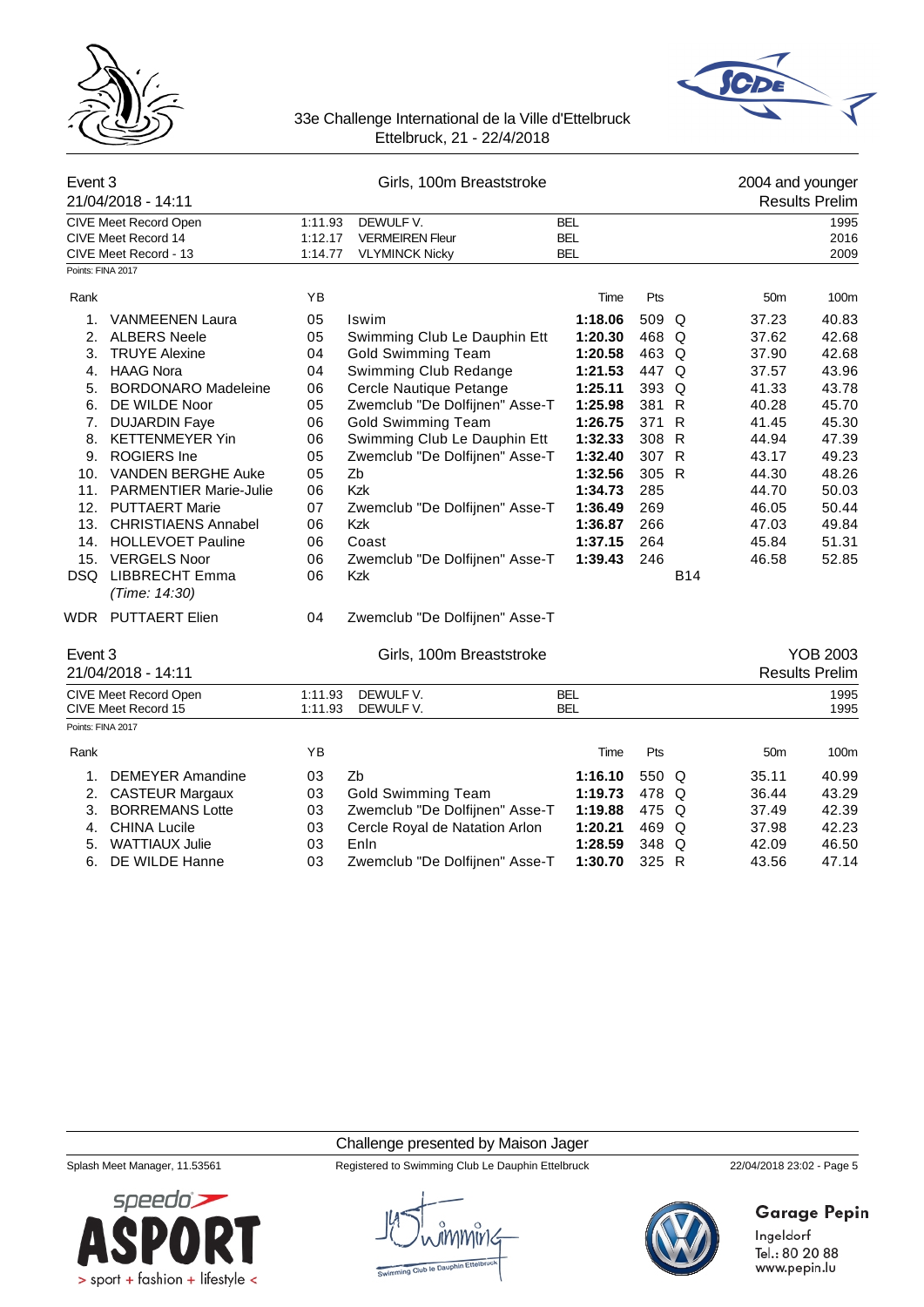33e Challenge International de la Ville d'Ettelbruck
Ettelbruck, 21 - 22/4/2018

## Event 3 — Girls, 100m Breaststroke — 2004 and younger

21/04/2018 - 14:11 — Results Prelim

| | | | |
|---|---|---|---|
| CIVE Meet Record Open | 1:11.93 | DEWULF V. BEL | 1995 |
| CIVE Meet Record 14 | 1:12.17 | VERMEIREN Fleur BEL | 2016 |
| CIVE Meet Record - 13 | 1:14.77 | VLYMINCK Nicky BEL | 2009 |

Points: FINA 2017

| Rank | Name | YB | Club | Time | Pts | | 50m | 100m |
|---|---|---|---|---|---|---|---|---|
| 1. | VANMEENEN Laura | 05 | Iswim | **1:18.06** | 509 | Q | 37.23 | 40.83 |
| 2. | ALBERS Neele | 05 | Swimming Club Le Dauphin Ett | **1:20.30** | 468 | Q | 37.62 | 42.68 |
| 3. | TRUYE Alexine | 04 | Gold Swimming Team | **1:20.58** | 463 | Q | 37.90 | 42.68 |
| 4. | HAAG Nora | 04 | Swimming Club Redange | **1:21.53** | 447 | Q | 37.57 | 43.96 |
| 5. | BORDONARO Madeleine | 06 | Cercle Nautique Petange | **1:25.11** | 393 | Q | 41.33 | 43.78 |
| 6. | DE WILDE Noor | 05 | Zwemclub "De Dolfijnen" Asse-T | **1:25.98** | 381 | R | 40.28 | 45.70 |
| 7. | DUJARDIN Faye | 06 | Gold Swimming Team | **1:26.75** | 371 | R | 41.45 | 45.30 |
| 8. | KETTENMEYER Yin | 06 | Swimming Club Le Dauphin Ett | **1:32.33** | 308 | R | 44.94 | 47.39 |
| 9. | ROGIERS Ine | 05 | Zwemclub "De Dolfijnen" Asse-T | **1:32.40** | 307 | R | 43.17 | 49.23 |
| 10. | VANDEN BERGHE Auke | 05 | Zb | **1:32.56** | 305 | R | 44.30 | 48.26 |
| 11. | PARMENTIER Marie-Julie | 06 | Kzk | **1:34.73** | 285 | | 44.70 | 50.03 |
| 12. | PUTTAERT Marie | 07 | Zwemclub "De Dolfijnen" Asse-T | **1:36.49** | 269 | | 46.05 | 50.44 |
| 13. | CHRISTIAENS Annabel | 06 | Kzk | **1:36.87** | 266 | | 47.03 | 49.84 |
| 14. | HOLLEVOET Pauline | 06 | Coast | **1:37.15** | 264 | | 45.84 | 51.31 |
| 15. | VERGELS Noor | 06 | Zwemclub "De Dolfijnen" Asse-T | **1:39.43** | 246 | | 46.58 | 52.85 |
| DSQ | LIBBRECHT Emma *(Time: 14:30)* | 06 | Kzk | | | B14 | | |
| WDR | PUTTAERT Elien | 04 | Zwemclub "De Dolfijnen" Asse-T | | | | | |

## Event 3 — Girls, 100m Breaststroke — YOB 2003

21/04/2018 - 14:11 — Results Prelim

| | | | |
|---|---|---|---|
| CIVE Meet Record Open | 1:11.93 | DEWULF V. BEL | 1995 |
| CIVE Meet Record 15 | 1:11.93 | DEWULF V. BEL | 1995 |

Points: FINA 2017

| Rank | Name | YB | Club | Time | Pts | | 50m | 100m |
|---|---|---|---|---|---|---|---|---|
| 1. | DEMEYER Amandine | 03 | Zb | **1:16.10** | 550 | Q | 35.11 | 40.99 |
| 2. | CASTEUR Margaux | 03 | Gold Swimming Team | **1:19.73** | 478 | Q | 36.44 | 43.29 |
| 3. | BORREMANS Lotte | 03 | Zwemclub "De Dolfijnen" Asse-T | **1:19.88** | 475 | Q | 37.49 | 42.39 |
| 4. | CHINA Lucile | 03 | Cercle Royal de Natation Arlon | **1:20.21** | 469 | Q | 37.98 | 42.23 |
| 5. | WATTIAUX Julie | 03 | Enln | **1:28.59** | 348 | Q | 42.09 | 46.50 |
| 6. | DE WILDE Hanne | 03 | Zwemclub "De Dolfijnen" Asse-T | **1:30.70** | 325 | R | 43.56 | 47.14 |

Challenge presented by Maison Jager

Splash Meet Manager, 11.53561 — Registered to Swimming Club Le Dauphin Ettelbruck — 22/04/2018 23:02

Garage Pepin
Ingeldorf
Tel.: 80 20 88
www.pepin.lu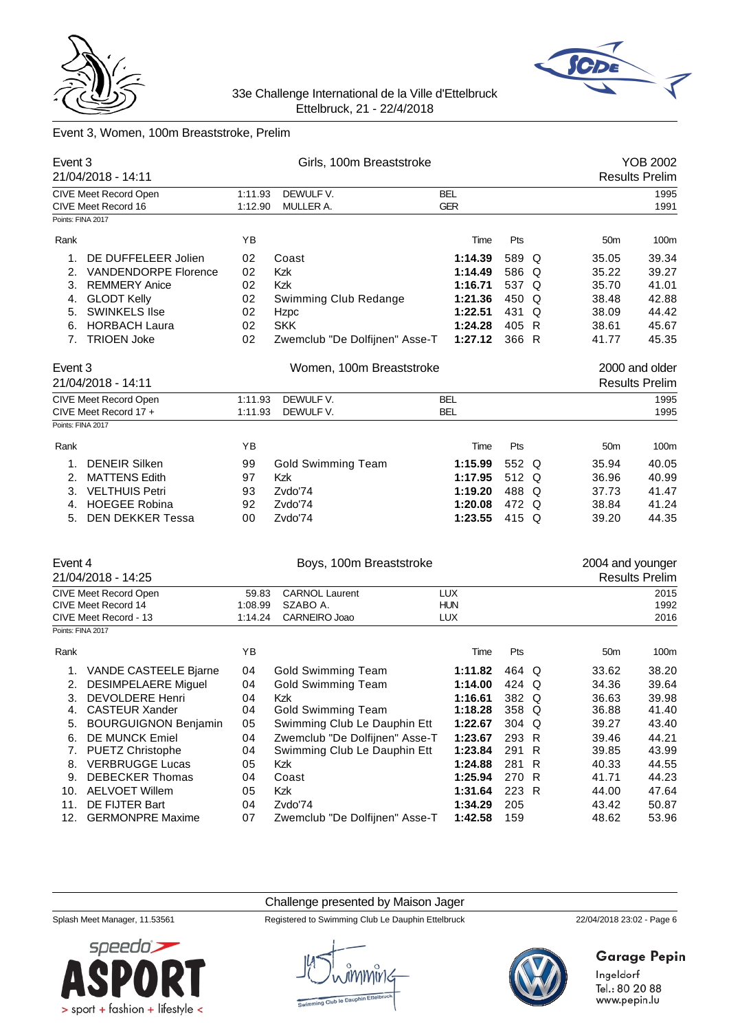33e Challenge International de la Ville d'Ettelbruck
Ettelbruck, 21 - 22/4/2018

## Event 3, Women, 100m Breaststroke, Prelim

### Event 3 — Girls, 100m Breaststroke — YOB 2002

21/04/2018 - 14:11 — Results Prelim

| Record | Time | Name | Nation | Year |
|---|---|---|---|---|
| CIVE Meet Record Open | 1:11.93 | DEWULF V. | BEL | 1995 |
| CIVE Meet Record 16 | 1:12.90 | MULLER A. | GER | 1991 |

Points: FINA 2017

| Rank | Name | YB | Club | Time | Pts | | 50m | 100m |
|---|---|---|---|---|---|---|---|---|
| 1. | DE DUFFELEER Jolien | 02 | Coast | **1:14.39** | 589 | Q | 35.05 | 39.34 |
| 2. | VANDENDORPE Florence | 02 | Kzk | **1:14.49** | 586 | Q | 35.22 | 39.27 |
| 3. | REMMERY Anice | 02 | Kzk | **1:16.71** | 537 | Q | 35.70 | 41.01 |
| 4. | GLODT Kelly | 02 | Swimming Club Redange | **1:21.36** | 450 | Q | 38.48 | 42.88 |
| 5. | SWINKELS Ilse | 02 | Hzpc | **1:22.51** | 431 | Q | 38.09 | 44.42 |
| 6. | HORBACH Laura | 02 | SKK | **1:24.28** | 405 | R | 38.61 | 45.67 |
| 7. | TRIOEN Joke | 02 | Zwemclub "De Dolfijnen" Asse-T | **1:27.12** | 366 | R | 41.77 | 45.35 |

### Event 3 — Women, 100m Breaststroke — 2000 and older

21/04/2018 - 14:11 — Results Prelim

| Record | Time | Name | Nation | Year |
|---|---|---|---|---|
| CIVE Meet Record Open | 1:11.93 | DEWULF V. | BEL | 1995 |
| CIVE Meet Record 17 + | 1:11.93 | DEWULF V. | BEL | 1995 |

Points: FINA 2017

| Rank | Name | YB | Club | Time | Pts | | 50m | 100m |
|---|---|---|---|---|---|---|---|---|
| 1. | DENEIR Silken | 99 | Gold Swimming Team | **1:15.99** | 552 | Q | 35.94 | 40.05 |
| 2. | MATTENS Edith | 97 | Kzk | **1:17.95** | 512 | Q | 36.96 | 40.99 |
| 3. | VELTHUIS Petri | 93 | Zvdo'74 | **1:19.20** | 488 | Q | 37.73 | 41.47 |
| 4. | HOEGEE Robina | 92 | Zvdo'74 | **1:20.08** | 472 | Q | 38.84 | 41.24 |
| 5. | DEN DEKKER Tessa | 00 | Zvdo'74 | **1:23.55** | 415 | Q | 39.20 | 44.35 |

### Event 4 — Boys, 100m Breaststroke — 2004 and younger

21/04/2018 - 14:25 — Results Prelim

| Record | Time | Name | Nation | Year |
|---|---|---|---|---|
| CIVE Meet Record Open | 59.83 | CARNOL Laurent | LUX | 2015 |
| CIVE Meet Record 14 | 1:08.99 | SZABO A. | HUN | 1992 |
| CIVE Meet Record - 13 | 1:14.24 | CARNEIRO Joao | LUX | 2016 |

Points: FINA 2017

| Rank | Name | YB | Club | Time | Pts | | 50m | 100m |
|---|---|---|---|---|---|---|---|---|
| 1. | VANDE CASTEELE Bjarne | 04 | Gold Swimming Team | **1:11.82** | 464 | Q | 33.62 | 38.20 |
| 2. | DESIMPELAERE Miguel | 04 | Gold Swimming Team | **1:14.00** | 424 | Q | 34.36 | 39.64 |
| 3. | DEVOLDERE Henri | 04 | Kzk | **1:16.61** | 382 | Q | 36.63 | 39.98 |
| 4. | CASTEUR Xander | 04 | Gold Swimming Team | **1:18.28** | 358 | Q | 36.88 | 41.40 |
| 5. | BOURGUIGNON Benjamin | 05 | Swimming Club Le Dauphin Ett | **1:22.67** | 304 | Q | 39.27 | 43.40 |
| 6. | DE MUNCK Emiel | 04 | Zwemclub "De Dolfijnen" Asse-T | **1:23.67** | 293 | R | 39.46 | 44.21 |
| 7. | PUETZ Christophe | 04 | Swimming Club Le Dauphin Ett | **1:23.84** | 291 | R | 39.85 | 43.99 |
| 8. | VERBRUGGE Lucas | 05 | Kzk | **1:24.88** | 281 | R | 40.33 | 44.55 |
| 9. | DEBECKER Thomas | 04 | Coast | **1:25.94** | 270 | R | 41.71 | 44.23 |
| 10. | AELVOET Willem | 05 | Kzk | **1:31.64** | 223 | R | 44.00 | 47.64 |
| 11. | DE FIJTER Bart | 04 | Zvdo'74 | **1:34.29** | 205 | | 43.42 | 50.87 |
| 12. | GERMONPRE Maxime | 07 | Zwemclub "De Dolfijnen" Asse-T | **1:42.58** | 159 | | 48.62 | 53.96 |

Challenge presented by Maison Jager

Splash Meet Manager, 11.53561 — Registered to Swimming Club Le Dauphin Ettelbruck — 22/04/2018 23:02

speedo ASPORT > sport + fashion + lifestyle <

Garage Pepin
Ingeldorf
Tel.: 80 20 88
www.pepin.lu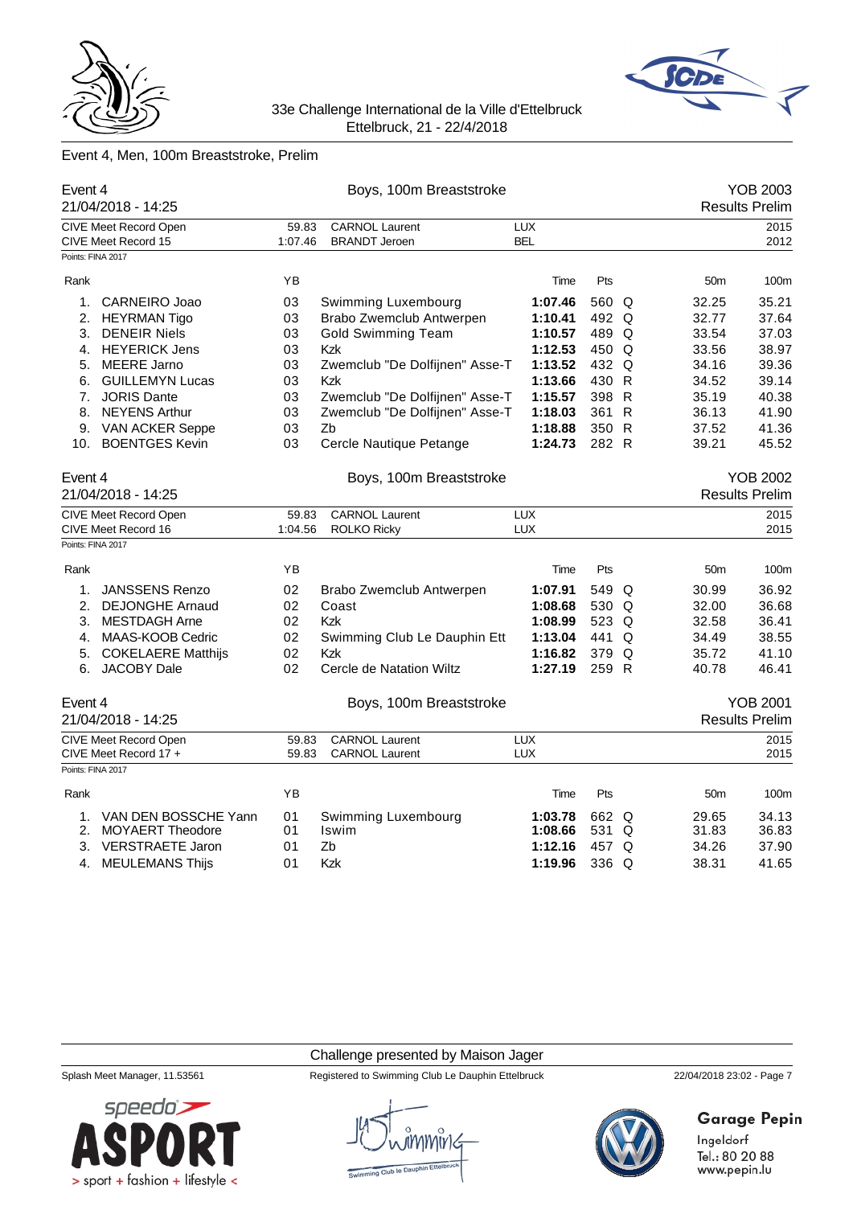33e Challenge International de la Ville d'Ettelbruck
Ettelbruck, 21 - 22/4/2018

## Event 4, Men, 100m Breaststroke, Prelim

### Event 4 — Boys, 100m Breaststroke — YOB 2003
21/04/2018 - 14:25 — Results Prelim

| | | | | |
|---|---|---|---|---|
| CIVE Meet Record Open | 59.83 | CARNOL Laurent | LUX | 2015 |
| CIVE Meet Record 15 | 1:07.46 | BRANDT Jeroen | BEL | 2012 |

Points: FINA 2017

| Rank | | YB | | Time | Pts | | 50m | 100m |
|---|---|---|---|---|---|---|---|---|
| 1. | CARNEIRO Joao | 03 | Swimming Luxembourg | **1:07.46** | 560 | Q | 32.25 | 35.21 |
| 2. | HEYRMAN Tigo | 03 | Brabo Zwemclub Antwerpen | **1:10.41** | 492 | Q | 32.77 | 37.64 |
| 3. | DENEIR Niels | 03 | Gold Swimming Team | **1:10.57** | 489 | Q | 33.54 | 37.03 |
| 4. | HEYERICK Jens | 03 | Kzk | **1:12.53** | 450 | Q | 33.56 | 38.97 |
| 5. | MEERE Jarno | 03 | Zwemclub "De Dolfijnen" Asse-T | **1:13.52** | 432 | Q | 34.16 | 39.36 |
| 6. | GUILLEMYN Lucas | 03 | Kzk | **1:13.66** | 430 | R | 34.52 | 39.14 |
| 7. | JORIS Dante | 03 | Zwemclub "De Dolfijnen" Asse-T | **1:15.57** | 398 | R | 35.19 | 40.38 |
| 8. | NEYENS Arthur | 03 | Zwemclub "De Dolfijnen" Asse-T | **1:18.03** | 361 | R | 36.13 | 41.90 |
| 9. | VAN ACKER Seppe | 03 | Zb | **1:18.88** | 350 | R | 37.52 | 41.36 |
| 10. | BOENTGES Kevin | 03 | Cercle Nautique Petange | **1:24.73** | 282 | R | 39.21 | 45.52 |

### Event 4 — Boys, 100m Breaststroke — YOB 2002
21/04/2018 - 14:25 — Results Prelim

| | | | | |
|---|---|---|---|---|
| CIVE Meet Record Open | 59.83 | CARNOL Laurent | LUX | 2015 |
| CIVE Meet Record 16 | 1:04.56 | ROLKO Ricky | LUX | 2015 |

Points: FINA 2017

| Rank | | YB | | Time | Pts | | 50m | 100m |
|---|---|---|---|---|---|---|---|---|
| 1. | JANSSENS Renzo | 02 | Brabo Zwemclub Antwerpen | **1:07.91** | 549 | Q | 30.99 | 36.92 |
| 2. | DEJONGHE Arnaud | 02 | Coast | **1:08.68** | 530 | Q | 32.00 | 36.68 |
| 3. | MESTDAGH Arne | 02 | Kzk | **1:08.99** | 523 | Q | 32.58 | 36.41 |
| 4. | MAAS-KOOB Cedric | 02 | Swimming Club Le Dauphin Ett | **1:13.04** | 441 | Q | 34.49 | 38.55 |
| 5. | COKELAERE Matthijs | 02 | Kzk | **1:16.82** | 379 | Q | 35.72 | 41.10 |
| 6. | JACOBY Dale | 02 | Cercle de Natation Wiltz | **1:27.19** | 259 | R | 40.78 | 46.41 |

### Event 4 — Boys, 100m Breaststroke — YOB 2001
21/04/2018 - 14:25 — Results Prelim

| | | | | |
|---|---|---|---|---|
| CIVE Meet Record Open | 59.83 | CARNOL Laurent | LUX | 2015 |
| CIVE Meet Record 17 + | 59.83 | CARNOL Laurent | LUX | 2015 |

Points: FINA 2017

| Rank | | YB | | Time | Pts | | 50m | 100m |
|---|---|---|---|---|---|---|---|---|
| 1. | VAN DEN BOSSCHE Yann | 01 | Swimming Luxembourg | **1:03.78** | 662 | Q | 29.65 | 34.13 |
| 2. | MOYAERT Theodore | 01 | Iswim | **1:08.66** | 531 | Q | 31.83 | 36.83 |
| 3. | VERSTRAETE Jaron | 01 | Zb | **1:12.16** | 457 | Q | 34.26 | 37.90 |
| 4. | MEULEMANS Thijs | 01 | Kzk | **1:19.96** | 336 | Q | 38.31 | 41.65 |

Challenge presented by Maison Jager

Splash Meet Manager, 11.53561 — Registered to Swimming Club Le Dauphin Ettelbruck — 22/04/2018 23:02

Garage Pepin
Ingeldorf
Tel.: 80 20 88
www.pepin.lu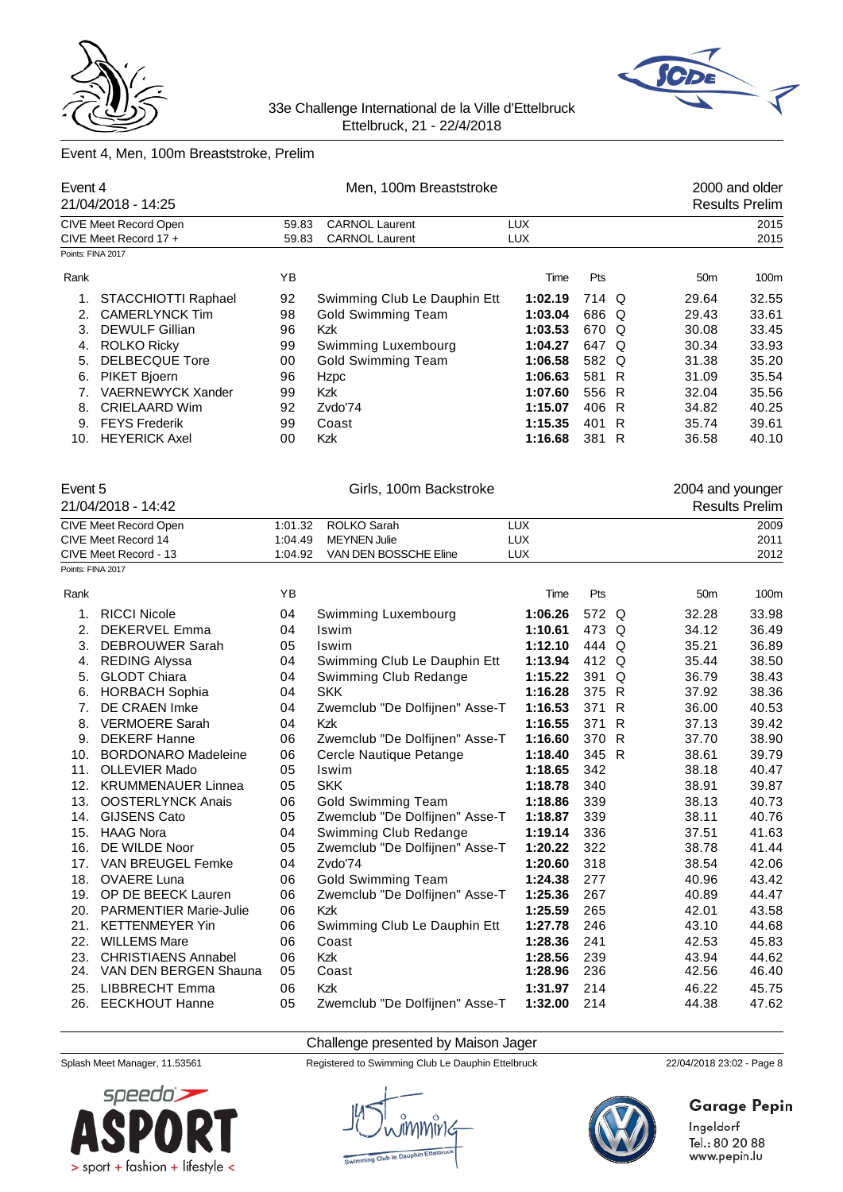33e Challenge International de la Ville d'Ettelbruck
Ettelbruck, 21 - 22/4/2018

## Event 4, Men, 100m Breaststroke, Prelim

Event 4 — Men, 100m Breaststroke — 2000 and older
21/04/2018 - 14:25 — Results Prelim

| | | | | |
|---|---|---|---|---|
| CIVE Meet Record Open | 59.83 | CARNOL Laurent | LUX | 2015 |
| CIVE Meet Record 17 + | 59.83 | CARNOL Laurent | LUX | 2015 |

Points: FINA 2017

| Rank | | YB | | Time | Pts | | 50m | 100m |
|---|---|---|---|---|---|---|---|---|
| 1. | STACCHIOTTI Raphael | 92 | Swimming Club Le Dauphin Ett | **1:02.19** | 714 | Q | 29.64 | 32.55 |
| 2. | CAMERLYNCK Tim | 98 | Gold Swimming Team | **1:03.04** | 686 | Q | 29.43 | 33.61 |
| 3. | DEWULF Gillian | 96 | Kzk | **1:03.53** | 670 | Q | 30.08 | 33.45 |
| 4. | ROLKO Ricky | 99 | Swimming Luxembourg | **1:04.27** | 647 | Q | 30.34 | 33.93 |
| 5. | DELBECQUE Tore | 00 | Gold Swimming Team | **1:06.58** | 582 | Q | 31.38 | 35.20 |
| 6. | PIKET Bjoern | 96 | Hzpc | **1:06.63** | 581 | R | 31.09 | 35.54 |
| 7. | VAERNEWYCK Xander | 99 | Kzk | **1:07.60** | 556 | R | 32.04 | 35.56 |
| 8. | CRIELAARD Wim | 92 | Zvdo'74 | **1:15.07** | 406 | R | 34.82 | 40.25 |
| 9. | FEYS Frederik | 99 | Coast | **1:15.35** | 401 | R | 35.74 | 39.61 |
| 10. | HEYERICK Axel | 00 | Kzk | **1:16.68** | 381 | R | 36.58 | 40.10 |

Event 5 — Girls, 100m Backstroke — 2004 and younger
21/04/2018 - 14:42 — Results Prelim

| | | | | |
|---|---|---|---|---|
| CIVE Meet Record Open | 1:01.32 | ROLKO Sarah | LUX | 2009 |
| CIVE Meet Record 14 | 1:04.49 | MEYNEN Julie | LUX | 2011 |
| CIVE Meet Record - 13 | 1:04.92 | VAN DEN BOSSCHE Eline | LUX | 2012 |

Points: FINA 2017

| Rank | | YB | | Time | Pts | | 50m | 100m |
|---|---|---|---|---|---|---|---|---|
| 1. | RICCI Nicole | 04 | Swimming Luxembourg | **1:06.26** | 572 | Q | 32.28 | 33.98 |
| 2. | DEKERVEL Emma | 04 | Iswim | **1:10.61** | 473 | Q | 34.12 | 36.49 |
| 3. | DEBROUWER Sarah | 05 | Iswim | **1:12.10** | 444 | Q | 35.21 | 36.89 |
| 4. | REDING Alyssa | 04 | Swimming Club Le Dauphin Ett | **1:13.94** | 412 | Q | 35.44 | 38.50 |
| 5. | GLODT Chiara | 04 | Swimming Club Redange | **1:15.22** | 391 | Q | 36.79 | 38.43 |
| 6. | HORBACH Sophia | 04 | SKK | **1:16.28** | 375 | R | 37.92 | 38.36 |
| 7. | DE CRAEN Imke | 04 | Zwemclub "De Dolfijnen" Asse-T | **1:16.53** | 371 | R | 36.00 | 40.53 |
| 8. | VERMOERE Sarah | 04 | Kzk | **1:16.55** | 371 | R | 37.13 | 39.42 |
| 9. | DEKERF Hanne | 06 | Zwemclub "De Dolfijnen" Asse-T | **1:16.60** | 370 | R | 37.70 | 38.90 |
| 10. | BORDONARO Madeleine | 06 | Cercle Nautique Petange | **1:18.40** | 345 | R | 38.61 | 39.79 |
| 11. | OLLEVIER Mado | 05 | Iswim | **1:18.65** | 342 | | 38.18 | 40.47 |
| 12. | KRUMMENAUER Linnea | 05 | SKK | **1:18.78** | 340 | | 38.91 | 39.87 |
| 13. | OOSTERLYNCK Anais | 06 | Gold Swimming Team | **1:18.86** | 339 | | 38.13 | 40.73 |
| 14. | GIJSENS Cato | 05 | Zwemclub "De Dolfijnen" Asse-T | **1:18.87** | 339 | | 38.11 | 40.76 |
| 15. | HAAG Nora | 04 | Swimming Club Redange | **1:19.14** | 336 | | 37.51 | 41.63 |
| 16. | DE WILDE Noor | 05 | Zwemclub "De Dolfijnen" Asse-T | **1:20.22** | 322 | | 38.78 | 41.44 |
| 17. | VAN BREUGEL Femke | 04 | Zvdo'74 | **1:20.60** | 318 | | 38.54 | 42.06 |
| 18. | OVAERE Luna | 06 | Gold Swimming Team | **1:24.38** | 277 | | 40.96 | 43.42 |
| 19. | OP DE BEECK Lauren | 06 | Zwemclub "De Dolfijnen" Asse-T | **1:25.36** | 267 | | 40.89 | 44.47 |
| 20. | PARMENTIER Marie-Julie | 06 | Kzk | **1:25.59** | 265 | | 42.01 | 43.58 |
| 21. | KETTENMEYER Yin | 06 | Swimming Club Le Dauphin Ett | **1:27.78** | 246 | | 43.10 | 44.68 |
| 22. | WILLEMS Mare | 06 | Coast | **1:28.36** | 241 | | 42.53 | 45.83 |
| 23. | CHRISTIAENS Annabel | 06 | Kzk | **1:28.56** | 239 | | 43.94 | 44.62 |
| 24. | VAN DEN BERGEN Shauna | 05 | Coast | **1:28.96** | 236 | | 42.56 | 46.40 |
| 25. | LIBBRECHT Emma | 06 | Kzk | **1:31.97** | 214 | | 46.22 | 45.75 |
| 26. | EECKHOUT Hanne | 05 | Zwemclub "De Dolfijnen" Asse-T | **1:32.00** | 214 | | 44.38 | 47.62 |

Challenge presented by Maison Jager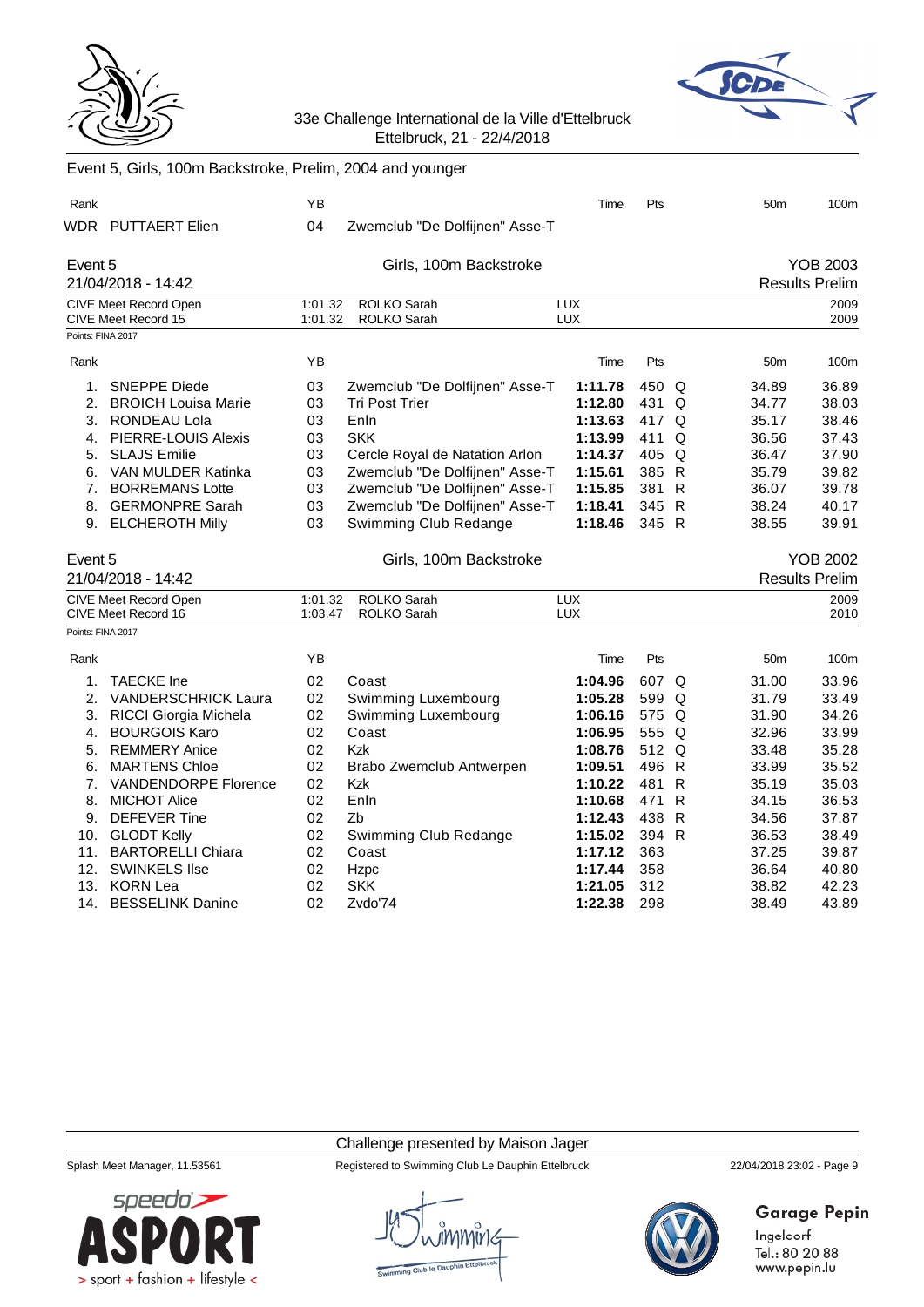33e Challenge International de la Ville d'Ettelbruck
Ettelbruck, 21 - 22/4/2018

Event 5, Girls, 100m Backstroke, Prelim, 2004 and younger

| Rank | | YB | | Time | Pts | | 50m | 100m |
|---|---|---|---|---|---|---|---|---|
| WDR | PUTTAERT Elien | 04 | Zwemclub "De Dolfijnen" Asse-T | | | | | |

## Event 5 — Girls, 100m Backstroke — YOB 2003

21/04/2018 - 14:42 — Results Prelim

| | | | | |
|---|---|---|---|---|
| CIVE Meet Record Open | 1:01.32 | ROLKO Sarah | LUX | 2009 |
| CIVE Meet Record 15 | 1:01.32 | ROLKO Sarah | LUX | 2009 |

Points: FINA 2017

| Rank | | YB | | Time | Pts | | 50m | 100m |
|---|---|---|---|---|---|---|---|---|
| 1. | SNEPPE Diede | 03 | Zwemclub "De Dolfijnen" Asse-T | **1:11.78** | 450 | Q | 34.89 | 36.89 |
| 2. | BROICH Louisa Marie | 03 | Tri Post Trier | **1:12.80** | 431 | Q | 34.77 | 38.03 |
| 3. | RONDEAU Lola | 03 | Enln | **1:13.63** | 417 | Q | 35.17 | 38.46 |
| 4. | PIERRE-LOUIS Alexis | 03 | SKK | **1:13.99** | 411 | Q | 36.56 | 37.43 |
| 5. | SLAJS Emilie | 03 | Cercle Royal de Natation Arlon | **1:14.37** | 405 | Q | 36.47 | 37.90 |
| 6. | VAN MULDER Katinka | 03 | Zwemclub "De Dolfijnen" Asse-T | **1:15.61** | 385 | R | 35.79 | 39.82 |
| 7. | BORREMANS Lotte | 03 | Zwemclub "De Dolfijnen" Asse-T | **1:15.85** | 381 | R | 36.07 | 39.78 |
| 8. | GERMONPRE Sarah | 03 | Zwemclub "De Dolfijnen" Asse-T | **1:18.41** | 345 | R | 38.24 | 40.17 |
| 9. | ELCHEROTH Milly | 03 | Swimming Club Redange | **1:18.46** | 345 | R | 38.55 | 39.91 |

## Event 5 — Girls, 100m Backstroke — YOB 2002

21/04/2018 - 14:42 — Results Prelim

| | | | | |
|---|---|---|---|---|
| CIVE Meet Record Open | 1:01.32 | ROLKO Sarah | LUX | 2009 |
| CIVE Meet Record 16 | 1:03.47 | ROLKO Sarah | LUX | 2010 |

Points: FINA 2017

| Rank | | YB | | Time | Pts | | 50m | 100m |
|---|---|---|---|---|---|---|---|---|
| 1. | TAECKE Ine | 02 | Coast | **1:04.96** | 607 | Q | 31.00 | 33.96 |
| 2. | VANDERSCHRICK Laura | 02 | Swimming Luxembourg | **1:05.28** | 599 | Q | 31.79 | 33.49 |
| 3. | RICCI Giorgia Michela | 02 | Swimming Luxembourg | **1:06.16** | 575 | Q | 31.90 | 34.26 |
| 4. | BOURGOIS Karo | 02 | Coast | **1:06.95** | 555 | Q | 32.96 | 33.99 |
| 5. | REMMERY Anice | 02 | Kzk | **1:08.76** | 512 | Q | 33.48 | 35.28 |
| 6. | MARTENS Chloe | 02 | Brabo Zwemclub Antwerpen | **1:09.51** | 496 | R | 33.99 | 35.52 |
| 7. | VANDENDORPE Florence | 02 | Kzk | **1:10.22** | 481 | R | 35.19 | 35.03 |
| 8. | MICHOT Alice | 02 | Enln | **1:10.68** | 471 | R | 34.15 | 36.53 |
| 9. | DEFEVER Tine | 02 | Zb | **1:12.43** | 438 | R | 34.56 | 37.87 |
| 10. | GLODT Kelly | 02 | Swimming Club Redange | **1:15.02** | 394 | R | 36.53 | 38.49 |
| 11. | BARTORELLI Chiara | 02 | Coast | **1:17.12** | 363 | | 37.25 | 39.87 |
| 12. | SWINKELS Ilse | 02 | Hzpc | **1:17.44** | 358 | | 36.64 | 40.80 |
| 13. | KORN Lea | 02 | SKK | **1:21.05** | 312 | | 38.82 | 42.23 |
| 14. | BESSELINK Danine | 02 | Zvdo'74 | **1:22.38** | 298 | | 38.49 | 43.89 |

Challenge presented by Maison Jager

Splash Meet Manager, 11.53561 — Registered to Swimming Club Le Dauphin Ettelbruck — 22/04/2018 23:02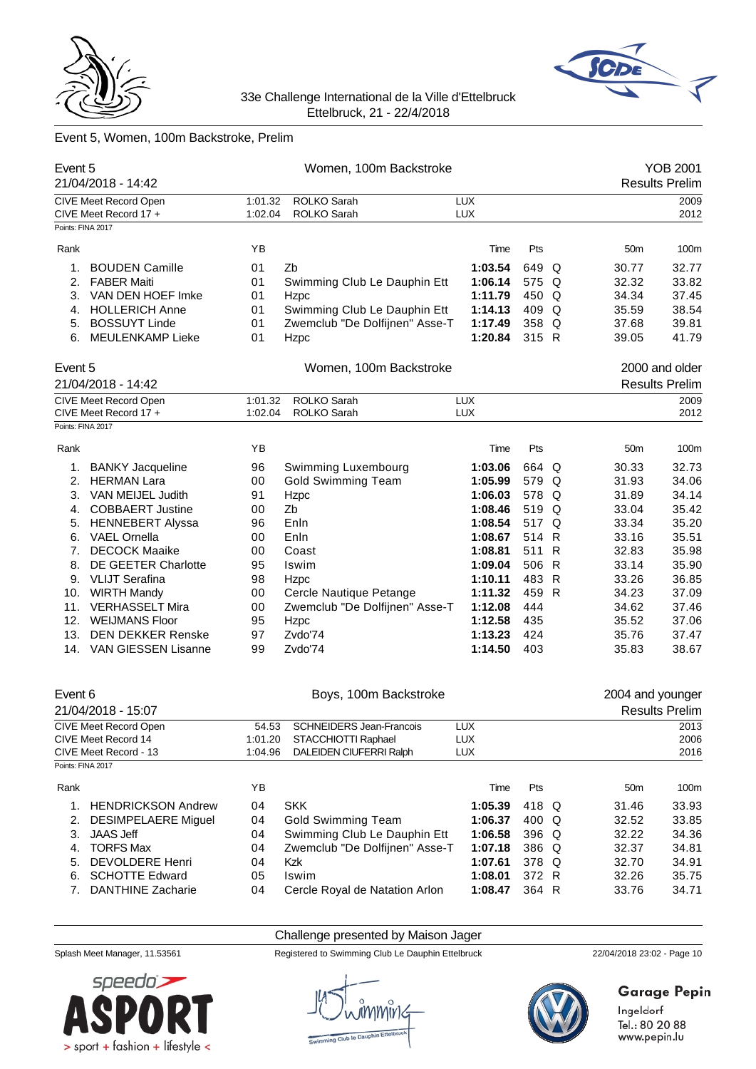33e Challenge International de la Ville d'Ettelbruck
Ettelbruck, 21 - 22/4/2018

## Event 5, Women, 100m Backstroke, Prelim

### Event 5 — Women, 100m Backstroke — YOB 2001

21/04/2018 - 14:42 — Results Prelim

| | | | | |
|---|---|---|---|---|
| CIVE Meet Record Open | 1:01.32 | ROLKO Sarah | LUX | 2009 |
| CIVE Meet Record 17 + | 1:02.04 | ROLKO Sarah | LUX | 2012 |

Points: FINA 2017

| Rank | | YB | | Time | Pts | | 50m | 100m |
|---|---|---|---|---|---|---|---|---|
| 1. | BOUDEN Camille | 01 | Zb | **1:03.54** | 649 | Q | 30.77 | 32.77 |
| 2. | FABER Maiti | 01 | Swimming Club Le Dauphin Ett | **1:06.14** | 575 | Q | 32.32 | 33.82 |
| 3. | VAN DEN HOEF Imke | 01 | Hzpc | **1:11.79** | 450 | Q | 34.34 | 37.45 |
| 4. | HOLLERICH Anne | 01 | Swimming Club Le Dauphin Ett | **1:14.13** | 409 | Q | 35.59 | 38.54 |
| 5. | BOSSUYT Linde | 01 | Zwemclub "De Dolfijnen" Asse-T | **1:17.49** | 358 | Q | 37.68 | 39.81 |
| 6. | MEULENKAMP Lieke | 01 | Hzpc | **1:20.84** | 315 | R | 39.05 | 41.79 |

### Event 5 — Women, 100m Backstroke — 2000 and older

21/04/2018 - 14:42 — Results Prelim

| | | | | |
|---|---|---|---|---|
| CIVE Meet Record Open | 1:01.32 | ROLKO Sarah | LUX | 2009 |
| CIVE Meet Record 17 + | 1:02.04 | ROLKO Sarah | LUX | 2012 |

Points: FINA 2017

| Rank | | YB | | Time | Pts | | 50m | 100m |
|---|---|---|---|---|---|---|---|---|
| 1. | BANKY Jacqueline | 96 | Swimming Luxembourg | **1:03.06** | 664 | Q | 30.33 | 32.73 |
| 2. | HERMAN Lara | 00 | Gold Swimming Team | **1:05.99** | 579 | Q | 31.93 | 34.06 |
| 3. | VAN MEIJEL Judith | 91 | Hzpc | **1:06.03** | 578 | Q | 31.89 | 34.14 |
| 4. | COBBAERT Justine | 00 | Zb | **1:08.46** | 519 | Q | 33.04 | 35.42 |
| 5. | HENNEBERT Alyssa | 96 | Enln | **1:08.54** | 517 | Q | 33.34 | 35.20 |
| 6. | VAEL Ornella | 00 | Enln | **1:08.67** | 514 | R | 33.16 | 35.51 |
| 7. | DECOCK Maaike | 00 | Coast | **1:08.81** | 511 | R | 32.83 | 35.98 |
| 8. | DE GEETER Charlotte | 95 | Iswim | **1:09.04** | 506 | R | 33.14 | 35.90 |
| 9. | VLIJT Serafina | 98 | Hzpc | **1:10.11** | 483 | R | 33.26 | 36.85 |
| 10. | WIRTH Mandy | 00 | Cercle Nautique Petange | **1:11.32** | 459 | R | 34.23 | 37.09 |
| 11. | VERHASSELT Mira | 00 | Zwemclub "De Dolfijnen" Asse-T | **1:12.08** | 444 | | 34.62 | 37.46 |
| 12. | WEIJMANS Floor | 95 | Hzpc | **1:12.58** | 435 | | 35.52 | 37.06 |
| 13. | DEN DEKKER Renske | 97 | Zvdo'74 | **1:13.23** | 424 | | 35.76 | 37.47 |
| 14. | VAN GIESSEN Lisanne | 99 | Zvdo'74 | **1:14.50** | 403 | | 35.83 | 38.67 |

### Event 6 — Boys, 100m Backstroke — 2004 and younger

21/04/2018 - 15:07 — Results Prelim

| | | | | |
|---|---|---|---|---|
| CIVE Meet Record Open | 54.53 | SCHNEIDERS Jean-Francois | LUX | 2013 |
| CIVE Meet Record 14 | 1:01.20 | STACCHIOTTI Raphael | LUX | 2006 |
| CIVE Meet Record - 13 | 1:04.96 | DALEIDEN CIUFERRI Ralph | LUX | 2016 |

Points: FINA 2017

| Rank | | YB | | Time | Pts | | 50m | 100m |
|---|---|---|---|---|---|---|---|---|
| 1. | HENDRICKSON Andrew | 04 | SKK | **1:05.39** | 418 | Q | 31.46 | 33.93 |
| 2. | DESIMPELAERE Miguel | 04 | Gold Swimming Team | **1:06.37** | 400 | Q | 32.52 | 33.85 |
| 3. | JAAS Jeff | 04 | Swimming Club Le Dauphin Ett | **1:06.58** | 396 | Q | 32.22 | 34.36 |
| 4. | TORFS Max | 04 | Zwemclub "De Dolfijnen" Asse-T | **1:07.18** | 386 | Q | 32.37 | 34.81 |
| 5. | DEVOLDERE Henri | 04 | Kzk | **1:07.61** | 378 | Q | 32.70 | 34.91 |
| 6. | SCHOTTE Edward | 05 | Iswim | **1:08.01** | 372 | R | 32.26 | 35.75 |
| 7. | DANTHINE Zacharie | 04 | Cercle Royal de Natation Arlon | **1:08.47** | 364 | R | 33.76 | 34.71 |

Challenge presented by Maison Jager

Splash Meet Manager, 11.53561 — Registered to Swimming Club Le Dauphin Ettelbruck — 22/04/2018 23:02

Garage Pepin
Ingeldorf
Tel.: 80 20 88
www.pepin.lu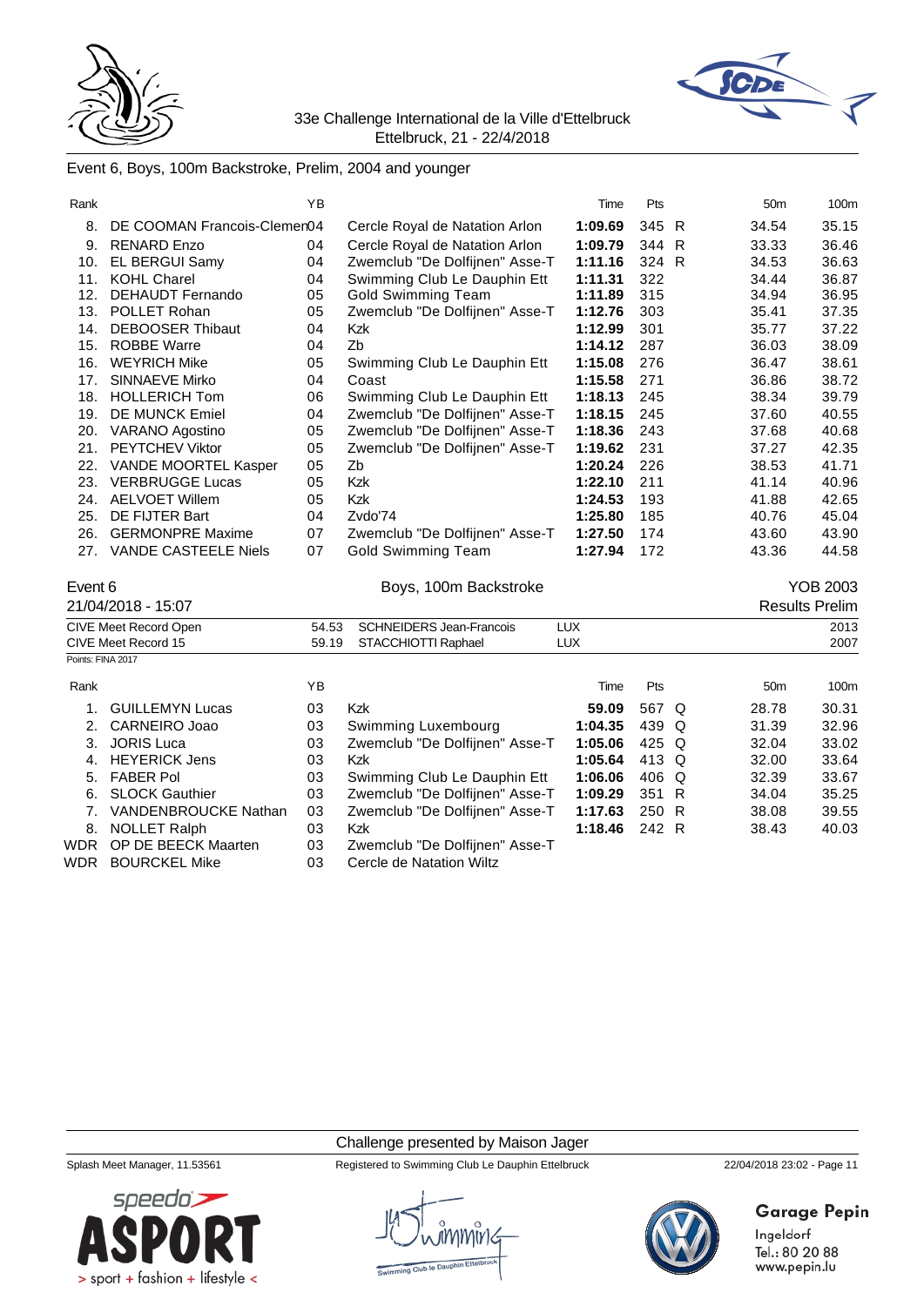Event 6, Boys, 100m Backstroke, Prelim, 2004 and younger

| Rank | | YB | | Time | Pts | | 50m | 100m |
|---|---|---|---|---|---|---|---|---|
| 8. | DE COOMAN Francois-Clemen | 04 | Cercle Royal de Natation Arlon | **1:09.69** | 345 | R | 34.54 | 35.15 |
| 9. | RENARD Enzo | 04 | Cercle Royal de Natation Arlon | **1:09.79** | 344 | R | 33.33 | 36.46 |
| 10. | EL BERGUI Samy | 04 | Zwemclub "De Dolfijnen" Asse-T | **1:11.16** | 324 | R | 34.53 | 36.63 |
| 11. | KOHL Charel | 04 | Swimming Club Le Dauphin Ett | **1:11.31** | 322 | | 34.44 | 36.87 |
| 12. | DEHAUDT Fernando | 05 | Gold Swimming Team | **1:11.89** | 315 | | 34.94 | 36.95 |
| 13. | POLLET Rohan | 05 | Zwemclub "De Dolfijnen" Asse-T | **1:12.76** | 303 | | 35.41 | 37.35 |
| 14. | DEBOOSER Thibaut | 04 | Kzk | **1:12.99** | 301 | | 35.77 | 37.22 |
| 15. | ROBBE Warre | 04 | Zb | **1:14.12** | 287 | | 36.03 | 38.09 |
| 16. | WEYRICH Mike | 05 | Swimming Club Le Dauphin Ett | **1:15.08** | 276 | | 36.47 | 38.61 |
| 17. | SINNAEVE Mirko | 04 | Coast | **1:15.58** | 271 | | 36.86 | 38.72 |
| 18. | HOLLERICH Tom | 06 | Swimming Club Le Dauphin Ett | **1:18.13** | 245 | | 38.34 | 39.79 |
| 19. | DE MUNCK Emiel | 04 | Zwemclub "De Dolfijnen" Asse-T | **1:18.15** | 245 | | 37.60 | 40.55 |
| 20. | VARANO Agostino | 05 | Zwemclub "De Dolfijnen" Asse-T | **1:18.36** | 243 | | 37.68 | 40.68 |
| 21. | PEYTCHEV Viktor | 05 | Zwemclub "De Dolfijnen" Asse-T | **1:19.62** | 231 | | 37.27 | 42.35 |
| 22. | VANDE MOORTEL Kasper | 05 | Zb | **1:20.24** | 226 | | 38.53 | 41.71 |
| 23. | VERBRUGGE Lucas | 05 | Kzk | **1:22.10** | 211 | | 41.14 | 40.96 |
| 24. | AELVOET Willem | 05 | Kzk | **1:24.53** | 193 | | 41.88 | 42.65 |
| 25. | DE FIJTER Bart | 04 | Zvdo'74 | **1:25.80** | 185 | | 40.76 | 45.04 |
| 26. | GERMONPRE Maxime | 07 | Zwemclub "De Dolfijnen" Asse-T | **1:27.50** | 174 | | 43.60 | 43.90 |
| 27. | VANDE CASTEELE Niels | 07 | Gold Swimming Team | **1:27.94** | 172 | | 43.36 | 44.58 |

Event 6 — Boys, 100m Backstroke — YOB 2003

21/04/2018 - 15:07 — Results Prelim

| | | | | |
|---|---|---|---|---|
| CIVE Meet Record Open | 54.53 | SCHNEIDERS Jean-Francois | LUX | 2013 |
| CIVE Meet Record 15 | 59.19 | STACCHIOTTI Raphael | LUX | 2007 |

Points: FINA 2017

| Rank | | YB | | Time | Pts | | 50m | 100m |
|---|---|---|---|---|---|---|---|---|
| 1. | GUILLEMYN Lucas | 03 | Kzk | **59.09** | 567 | Q | 28.78 | 30.31 |
| 2. | CARNEIRO Joao | 03 | Swimming Luxembourg | **1:04.35** | 439 | Q | 31.39 | 32.96 |
| 3. | JORIS Luca | 03 | Zwemclub "De Dolfijnen" Asse-T | **1:05.06** | 425 | Q | 32.04 | 33.02 |
| 4. | HEYERICK Jens | 03 | Kzk | **1:05.64** | 413 | Q | 32.00 | 33.64 |
| 5. | FABER Pol | 03 | Swimming Club Le Dauphin Ett | **1:06.06** | 406 | Q | 32.39 | 33.67 |
| 6. | SLOCK Gauthier | 03 | Zwemclub "De Dolfijnen" Asse-T | **1:09.29** | 351 | R | 34.04 | 35.25 |
| 7. | VANDENBROUCKE Nathan | 03 | Zwemclub "De Dolfijnen" Asse-T | **1:17.63** | 250 | R | 38.08 | 39.55 |
| 8. | NOLLET Ralph | 03 | Kzk | **1:18.46** | 242 | R | 38.43 | 40.03 |
| WDR | OP DE BEECK Maarten | 03 | Zwemclub "De Dolfijnen" Asse-T | | | | | |
| WDR | BOURCKEL Mike | 03 | Cercle de Natation Wiltz | | | | | |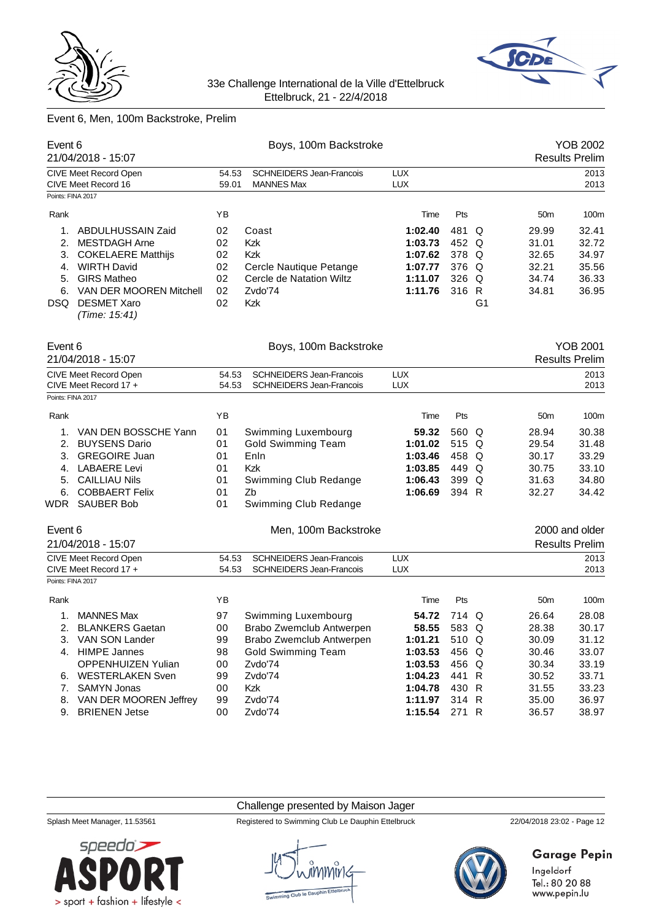33e Challenge International de la Ville d'Ettelbruck
Ettelbruck, 21 - 22/4/2018

## Event 6, Men, 100m Backstroke, Prelim

### Event 6 — Boys, 100m Backstroke — YOB 2002

21/04/2018 - 15:07 — Results Prelim

| | | | | |
|---|---|---|---|---|
| CIVE Meet Record Open | 54.53 | SCHNEIDERS Jean-Francois | LUX | 2013 |
| CIVE Meet Record 16 | 59.01 | MANNES Max | LUX | 2013 |

Points: FINA 2017

| Rank | | YB | | Time | Pts | | 50m | 100m |
|---|---|---|---|---|---|---|---|---|
| 1. | ABDULHUSSAIN Zaid | 02 | Coast | **1:02.40** | 481 | Q | 29.99 | 32.41 |
| 2. | MESTDAGH Arne | 02 | Kzk | **1:03.73** | 452 | Q | 31.01 | 32.72 |
| 3. | COKELAERE Matthijs | 02 | Kzk | **1:07.62** | 378 | Q | 32.65 | 34.97 |
| 4. | WIRTH David | 02 | Cercle Nautique Petange | **1:07.77** | 376 | Q | 32.21 | 35.56 |
| 5. | GIRS Matheo | 02 | Cercle de Natation Wiltz | **1:11.07** | 326 | Q | 34.74 | 36.33 |
| 6. | VAN DER MOOREN Mitchell | 02 | Zvdo'74 | **1:11.76** | 316 | R | 34.81 | 36.95 |
| DSQ | DESMET Xaro *(Time: 15:41)* | 02 | Kzk | | | G1 | | |

### Event 6 — Boys, 100m Backstroke — YOB 2001

21/04/2018 - 15:07 — Results Prelim

| | | | | |
|---|---|---|---|---|
| CIVE Meet Record Open | 54.53 | SCHNEIDERS Jean-Francois | LUX | 2013 |
| CIVE Meet Record 17 + | 54.53 | SCHNEIDERS Jean-Francois | LUX | 2013 |

Points: FINA 2017

| Rank | | YB | | Time | Pts | | 50m | 100m |
|---|---|---|---|---|---|---|---|---|
| 1. | VAN DEN BOSSCHE Yann | 01 | Swimming Luxembourg | **59.32** | 560 | Q | 28.94 | 30.38 |
| 2. | BUYSENS Dario | 01 | Gold Swimming Team | **1:01.02** | 515 | Q | 29.54 | 31.48 |
| 3. | GREGOIRE Juan | 01 | Enln | **1:03.46** | 458 | Q | 30.17 | 33.29 |
| 4. | LABAERE Levi | 01 | Kzk | **1:03.85** | 449 | Q | 30.75 | 33.10 |
| 5. | CAILLIAU Nils | 01 | Swimming Club Redange | **1:06.43** | 399 | Q | 31.63 | 34.80 |
| 6. | COBBAERT Felix | 01 | Zb | **1:06.69** | 394 | R | 32.27 | 34.42 |
| WDR | SAUBER Bob | 01 | Swimming Club Redange | | | | | |

### Event 6 — Men, 100m Backstroke — 2000 and older

21/04/2018 - 15:07 — Results Prelim

| | | | | |
|---|---|---|---|---|
| CIVE Meet Record Open | 54.53 | SCHNEIDERS Jean-Francois | LUX | 2013 |
| CIVE Meet Record 17 + | 54.53 | SCHNEIDERS Jean-Francois | LUX | 2013 |

Points: FINA 2017

| Rank | | YB | | Time | Pts | | 50m | 100m |
|---|---|---|---|---|---|---|---|---|
| 1. | MANNES Max | 97 | Swimming Luxembourg | **54.72** | 714 | Q | 26.64 | 28.08 |
| 2. | BLANKERS Gaetan | 00 | Brabo Zwemclub Antwerpen | **58.55** | 583 | Q | 28.38 | 30.17 |
| 3. | VAN SON Lander | 99 | Brabo Zwemclub Antwerpen | **1:01.21** | 510 | Q | 30.09 | 31.12 |
| 4. | HIMPE Jannes | 98 | Gold Swimming Team | **1:03.53** | 456 | Q | 30.46 | 33.07 |
| | OPPENHUIZEN Yulian | 00 | Zvdo'74 | **1:03.53** | 456 | Q | 30.34 | 33.19 |
| 6. | WESTERLAKEN Sven | 99 | Zvdo'74 | **1:04.23** | 441 | R | 30.52 | 33.71 |
| 7. | SAMYN Jonas | 00 | Kzk | **1:04.78** | 430 | R | 31.55 | 33.23 |
| 8. | VAN DER MOOREN Jeffrey | 99 | Zvdo'74 | **1:11.97** | 314 | R | 35.00 | 36.97 |
| 9. | BRIENEN Jetse | 00 | Zvdo'74 | **1:15.54** | 271 | R | 36.57 | 38.97 |

Challenge presented by Maison Jager

Splash Meet Manager, 11.53561 — Registered to Swimming Club Le Dauphin Ettelbruck — 22/04/2018 23:02

Garage Pepin
Ingeldorf
Tel.: 80 20 88
www.pepin.lu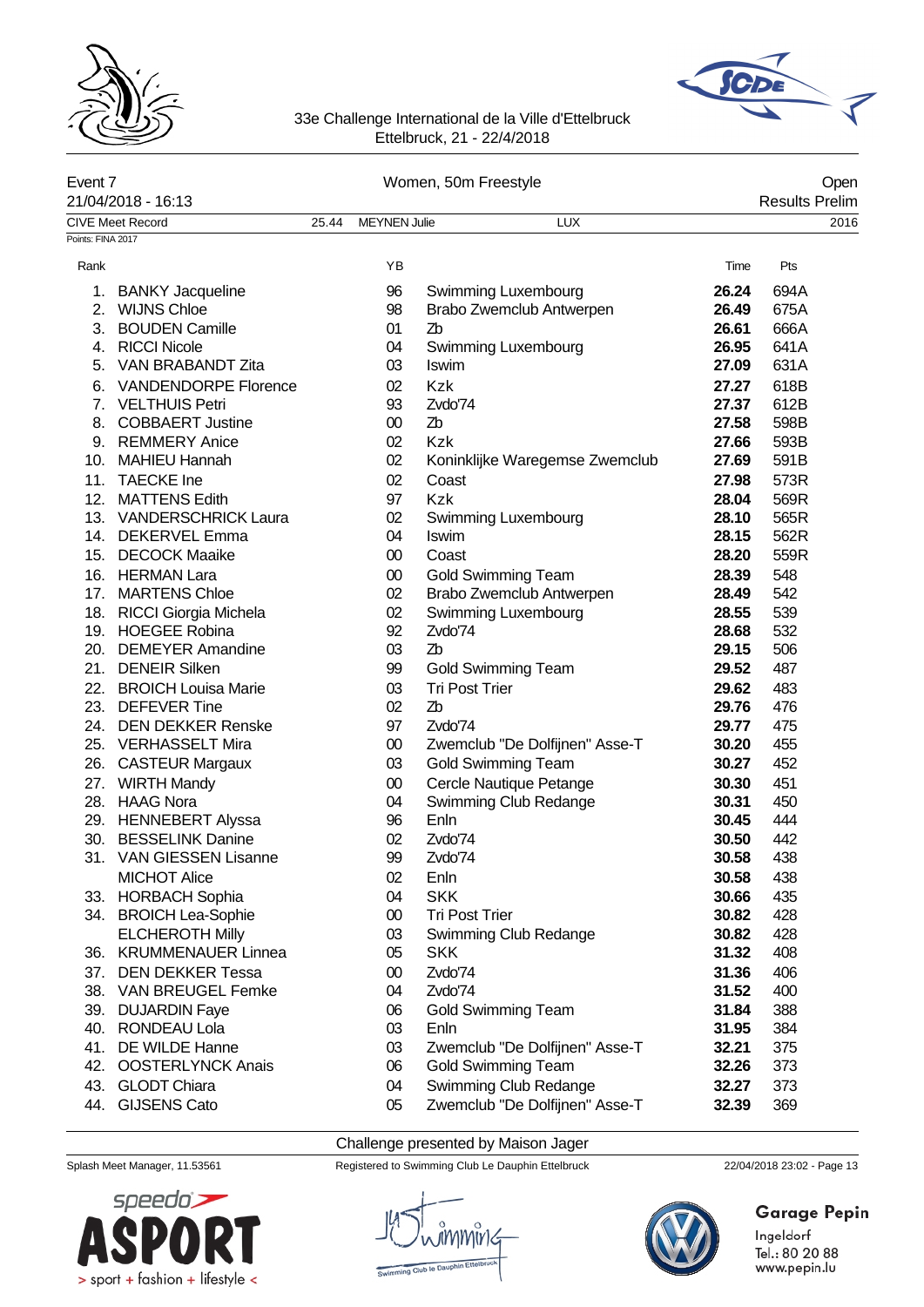33e Challenge International de la Ville d'Ettelbruck
Ettelbruck, 21 - 22/4/2018

Event 7 — Women, 50m Freestyle — Open

21/04/2018 - 16:13 — Results Prelim

CIVE Meet Record 25.44 MEYNEN Julie LUX 2016

Points: FINA 2017

| Rank | Name | YB | Club | Time | Pts |
|---|---|---|---|---|---|
| 1. | BANKY Jacqueline | 96 | Swimming Luxembourg | **26.24** | 694A |
| 2. | WIJNS Chloe | 98 | Brabo Zwemclub Antwerpen | **26.49** | 675A |
| 3. | BOUDEN Camille | 01 | Zb | **26.61** | 666A |
| 4. | RICCI Nicole | 04 | Swimming Luxembourg | **26.95** | 641A |
| 5. | VAN BRABANDT Zita | 03 | Iswim | **27.09** | 631A |
| 6. | VANDENDORPE Florence | 02 | Kzk | **27.27** | 618B |
| 7. | VELTHUIS Petri | 93 | Zvdo'74 | **27.37** | 612B |
| 8. | COBBAERT Justine | 00 | Zb | **27.58** | 598B |
| 9. | REMMERY Anice | 02 | Kzk | **27.66** | 593B |
| 10. | MAHIEU Hannah | 02 | Koninklijke Waregemse Zwemclub | **27.69** | 591B |
| 11. | TAECKE Ine | 02 | Coast | **27.98** | 573R |
| 12. | MATTENS Edith | 97 | Kzk | **28.04** | 569R |
| 13. | VANDERSCHRICK Laura | 02 | Swimming Luxembourg | **28.10** | 565R |
| 14. | DEKERVEL Emma | 04 | Iswim | **28.15** | 562R |
| 15. | DECOCK Maaike | 00 | Coast | **28.20** | 559R |
| 16. | HERMAN Lara | 00 | Gold Swimming Team | **28.39** | 548 |
| 17. | MARTENS Chloe | 02 | Brabo Zwemclub Antwerpen | **28.49** | 542 |
| 18. | RICCI Giorgia Michela | 02 | Swimming Luxembourg | **28.55** | 539 |
| 19. | HOEGEE Robina | 92 | Zvdo'74 | **28.68** | 532 |
| 20. | DEMEYER Amandine | 03 | Zb | **29.15** | 506 |
| 21. | DENEIR Silken | 99 | Gold Swimming Team | **29.52** | 487 |
| 22. | BROICH Louisa Marie | 03 | Tri Post Trier | **29.62** | 483 |
| 23. | DEFEVER Tine | 02 | Zb | **29.76** | 476 |
| 24. | DEN DEKKER Renske | 97 | Zvdo'74 | **29.77** | 475 |
| 25. | VERHASSELT Mira | 00 | Zwemclub "De Dolfijnen" Asse-T | **30.20** | 455 |
| 26. | CASTEUR Margaux | 03 | Gold Swimming Team | **30.27** | 452 |
| 27. | WIRTH Mandy | 00 | Cercle Nautique Petange | **30.30** | 451 |
| 28. | HAAG Nora | 04 | Swimming Club Redange | **30.31** | 450 |
| 29. | HENNEBERT Alyssa | 96 | Enln | **30.45** | 444 |
| 30. | BESSELINK Danine | 02 | Zvdo'74 | **30.50** | 442 |
| 31. | VAN GIESSEN Lisanne | 99 | Zvdo'74 | **30.58** | 438 |
| | MICHOT Alice | 02 | Enln | **30.58** | 438 |
| 33. | HORBACH Sophia | 04 | SKK | **30.66** | 435 |
| 34. | BROICH Lea-Sophie | 00 | Tri Post Trier | **30.82** | 428 |
| | ELCHEROTH Milly | 03 | Swimming Club Redange | **30.82** | 428 |
| 36. | KRUMMENAUER Linnea | 05 | SKK | **31.32** | 408 |
| 37. | DEN DEKKER Tessa | 00 | Zvdo'74 | **31.36** | 406 |
| 38. | VAN BREUGEL Femke | 04 | Zvdo'74 | **31.52** | 400 |
| 39. | DUJARDIN Faye | 06 | Gold Swimming Team | **31.84** | 388 |
| 40. | RONDEAU Lola | 03 | Enln | **31.95** | 384 |
| 41. | DE WILDE Hanne | 03 | Zwemclub "De Dolfijnen" Asse-T | **32.21** | 375 |
| 42. | OOSTERLYNCK Anais | 06 | Gold Swimming Team | **32.26** | 373 |
| 43. | GLODT Chiara | 04 | Swimming Club Redange | **32.27** | 373 |
| 44. | GIJSENS Cato | 05 | Zwemclub "De Dolfijnen" Asse-T | **32.39** | 369 |

Challenge presented by Maison Jager

Splash Meet Manager, 11.53561 — Registered to Swimming Club Le Dauphin Ettelbruck — 22/04/2018 23:02

Garage Pepin
Ingeldorf
Tel.: 80 20 88
www.pepin.lu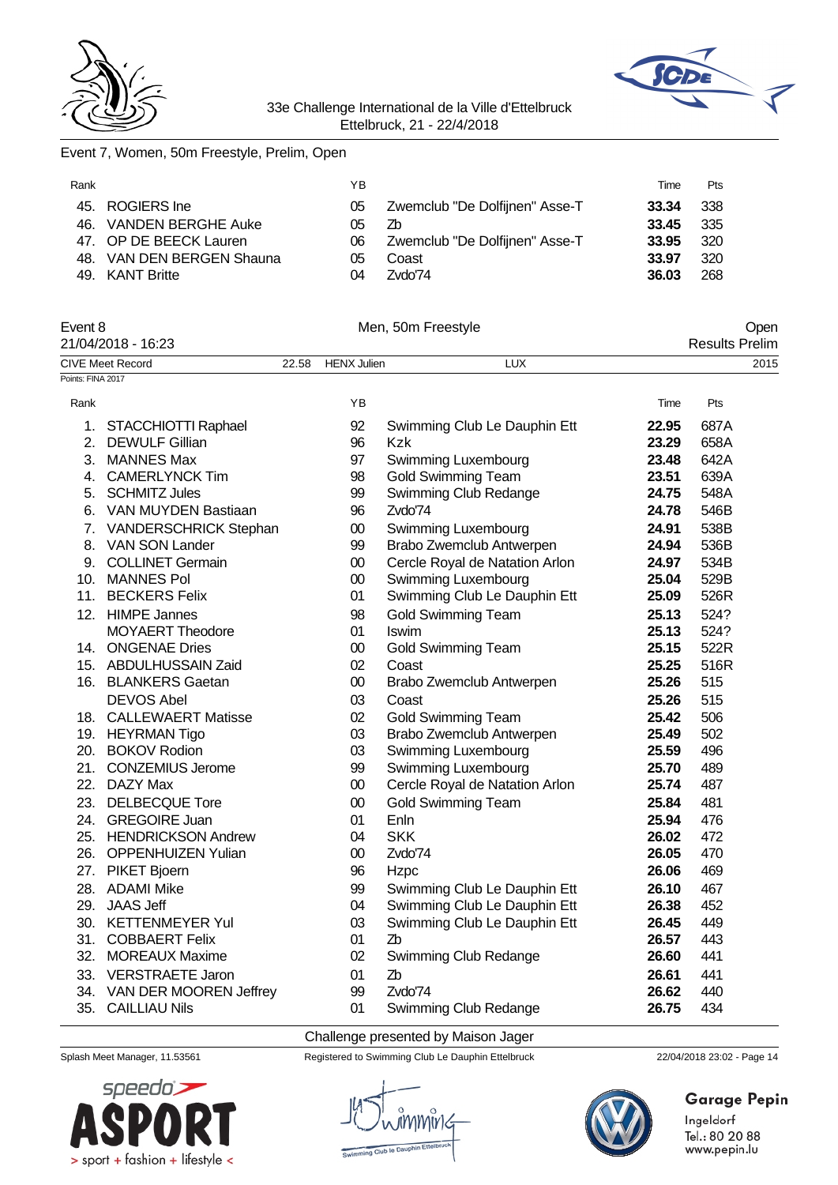Event 7, Women, 50m Freestyle, Prelim, Open

| Rank | | YB | | Time | Pts |
|---|---|---|---|---|---|
| 45. | ROGIERS Ine | 05 | Zwemclub "De Dolfijnen" Asse-T | **33.34** | 338 |
| 46. | VANDEN BERGHE Auke | 05 | Zb | **33.45** | 335 |
| 47. | OP DE BEECK Lauren | 06 | Zwemclub "De Dolfijnen" Asse-T | **33.95** | 320 |
| 48. | VAN DEN BERGEN Shauna | 05 | Coast | **33.97** | 320 |
| 49. | KANT Britte | 04 | Zvdo'74 | **36.03** | 268 |

Event 8 — Men, 50m Freestyle — Open

21/04/2018 - 16:23 — Results Prelim

CIVE Meet Record 22.58 HENX Julien LUX 2015

Points: FINA 2017

| Rank | | YB | | Time | Pts |
|---|---|---|---|---|---|
| 1. | STACCHIOTTI Raphael | 92 | Swimming Club Le Dauphin Ett | **22.95** | 687A |
| 2. | DEWULF Gillian | 96 | Kzk | **23.29** | 658A |
| 3. | MANNES Max | 97 | Swimming Luxembourg | **23.48** | 642A |
| 4. | CAMERLYNCK Tim | 98 | Gold Swimming Team | **23.51** | 639A |
| 5. | SCHMITZ Jules | 99 | Swimming Club Redange | **24.75** | 548A |
| 6. | VAN MUYDEN Bastiaan | 96 | Zvdo'74 | **24.78** | 546B |
| 7. | VANDERSCHRICK Stephan | 00 | Swimming Luxembourg | **24.91** | 538B |
| 8. | VAN SON Lander | 99 | Brabo Zwemclub Antwerpen | **24.94** | 536B |
| 9. | COLLINET Germain | 00 | Cercle Royal de Natation Arlon | **24.97** | 534B |
| 10. | MANNES Pol | 00 | Swimming Luxembourg | **25.04** | 529B |
| 11. | BECKERS Felix | 01 | Swimming Club Le Dauphin Ett | **25.09** | 526R |
| 12. | HIMPE Jannes | 98 | Gold Swimming Team | **25.13** | 524? |
| | MOYAERT Theodore | 01 | Iswim | **25.13** | 524? |
| 14. | ONGENAE Dries | 00 | Gold Swimming Team | **25.15** | 522R |
| 15. | ABDULHUSSAIN Zaid | 02 | Coast | **25.25** | 516R |
| 16. | BLANKERS Gaetan | 00 | Brabo Zwemclub Antwerpen | **25.26** | 515 |
| | DEVOS Abel | 03 | Coast | **25.26** | 515 |
| 18. | CALLEWAERT Matisse | 02 | Gold Swimming Team | **25.42** | 506 |
| 19. | HEYRMAN Tigo | 03 | Brabo Zwemclub Antwerpen | **25.49** | 502 |
| 20. | BOKOV Rodion | 03 | Swimming Luxembourg | **25.59** | 496 |
| 21. | CONZEMIUS Jerome | 99 | Swimming Luxembourg | **25.70** | 489 |
| 22. | DAZY Max | 00 | Cercle Royal de Natation Arlon | **25.74** | 487 |
| 23. | DELBECQUE Tore | 00 | Gold Swimming Team | **25.84** | 481 |
| 24. | GREGOIRE Juan | 01 | Enln | **25.94** | 476 |
| 25. | HENDRICKSON Andrew | 04 | SKK | **26.02** | 472 |
| 26. | OPPENHUIZEN Yulian | 00 | Zvdo'74 | **26.05** | 470 |
| 27. | PIKET Bjoern | 96 | Hzpc | **26.06** | 469 |
| 28. | ADAMI Mike | 99 | Swimming Club Le Dauphin Ett | **26.10** | 467 |
| 29. | JAAS Jeff | 04 | Swimming Club Le Dauphin Ett | **26.38** | 452 |
| 30. | KETTENMEYER Yul | 03 | Swimming Club Le Dauphin Ett | **26.45** | 449 |
| 31. | COBBAERT Felix | 01 | Zb | **26.57** | 443 |
| 32. | MOREAUX Maxime | 02 | Swimming Club Redange | **26.60** | 441 |
| 33. | VERSTRAETE Jaron | 01 | Zb | **26.61** | 441 |
| 34. | VAN DER MOOREN Jeffrey | 99 | Zvdo'74 | **26.62** | 440 |
| 35. | CAILLIAU Nils | 01 | Swimming Club Redange | **26.75** | 434 |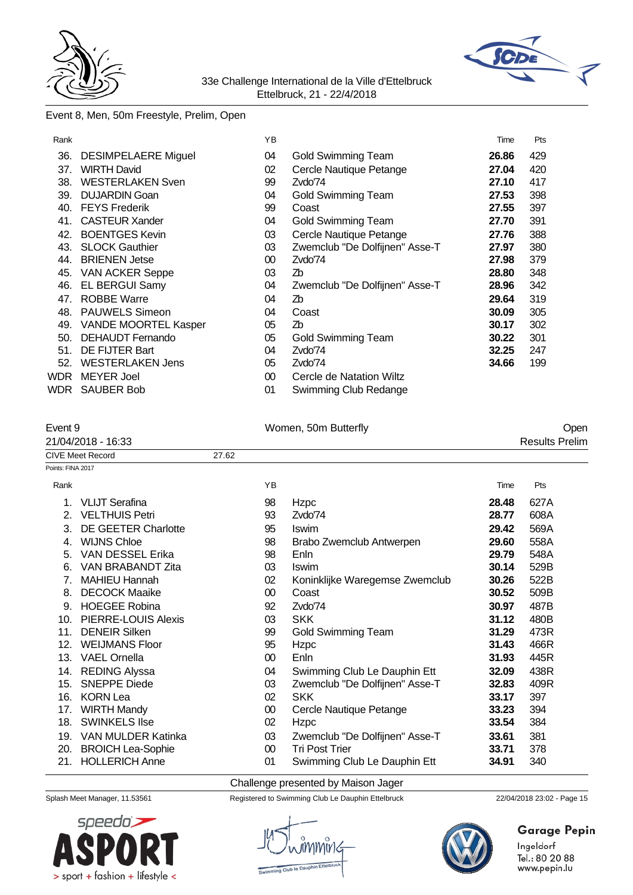Event 8, Men, 50m Freestyle, Prelim, Open

| Rank | | YB | | Time | Pts |
|---|---|---|---|---|---|
| 36. | DESIMPELAERE Miguel | 04 | Gold Swimming Team | **26.86** | 429 |
| 37. | WIRTH David | 02 | Cercle Nautique Petange | **27.04** | 420 |
| 38. | WESTERLAKEN Sven | 99 | Zvdo'74 | **27.10** | 417 |
| 39. | DUJARDIN Goan | 04 | Gold Swimming Team | **27.53** | 398 |
| 40. | FEYS Frederik | 99 | Coast | **27.55** | 397 |
| 41. | CASTEUR Xander | 04 | Gold Swimming Team | **27.70** | 391 |
| 42. | BOENTGES Kevin | 03 | Cercle Nautique Petange | **27.76** | 388 |
| 43. | SLOCK Gauthier | 03 | Zwemclub "De Dolfijnen" Asse-T | **27.97** | 380 |
| 44. | BRIENEN Jetse | 00 | Zvdo'74 | **27.98** | 379 |
| 45. | VAN ACKER Seppe | 03 | Zb | **28.80** | 348 |
| 46. | EL BERGUI Samy | 04 | Zwemclub "De Dolfijnen" Asse-T | **28.96** | 342 |
| 47. | ROBBE Warre | 04 | Zb | **29.64** | 319 |
| 48. | PAUWELS Simeon | 04 | Coast | **30.09** | 305 |
| 49. | VANDE MOORTEL Kasper | 05 | Zb | **30.17** | 302 |
| 50. | DEHAUDT Fernando | 05 | Gold Swimming Team | **30.22** | 301 |
| 51. | DE FIJTER Bart | 04 | Zvdo'74 | **32.25** | 247 |
| 52. | WESTERLAKEN Jens | 05 | Zvdo'74 | **34.66** | 199 |
| WDR | MEYER Joel | 00 | Cercle de Natation Wiltz | | |
| WDR | SAUBER Bob | 01 | Swimming Club Redange | | |

Event 9 — Women, 50m Butterfly — Open

21/04/2018 - 16:33 — Results Prelim

CIVE Meet Record 27.62

Points: FINA 2017

| Rank | | YB | | Time | Pts |
|---|---|---|---|---|---|
| 1. | VLIJT Serafina | 98 | Hzpc | **28.48** | 627A |
| 2. | VELTHUIS Petri | 93 | Zvdo'74 | **28.77** | 608A |
| 3. | DE GEETER Charlotte | 95 | Iswim | **29.42** | 569A |
| 4. | WIJNS Chloe | 98 | Brabo Zwemclub Antwerpen | **29.60** | 558A |
| 5. | VAN DESSEL Erika | 98 | Enln | **29.79** | 548A |
| 6. | VAN BRABANDT Zita | 03 | Iswim | **30.14** | 529B |
| 7. | MAHIEU Hannah | 02 | Koninklijke Waregemse Zwemclub | **30.26** | 522B |
| 8. | DECOCK Maaike | 00 | Coast | **30.52** | 509B |
| 9. | HOEGEE Robina | 92 | Zvdo'74 | **30.97** | 487B |
| 10. | PIERRE-LOUIS Alexis | 03 | SKK | **31.12** | 480B |
| 11. | DENEIR Silken | 99 | Gold Swimming Team | **31.29** | 473R |
| 12. | WEIJMANS Floor | 95 | Hzpc | **31.43** | 466R |
| 13. | VAEL Ornella | 00 | Enln | **31.93** | 445R |
| 14. | REDING Alyssa | 04 | Swimming Club Le Dauphin Ett | **32.09** | 438R |
| 15. | SNEPPE Diede | 03 | Zwemclub "De Dolfijnen" Asse-T | **32.83** | 409R |
| 16. | KORN Lea | 02 | SKK | **33.17** | 397 |
| 17. | WIRTH Mandy | 00 | Cercle Nautique Petange | **33.23** | 394 |
| 18. | SWINKELS Ilse | 02 | Hzpc | **33.54** | 384 |
| 19. | VAN MULDER Katinka | 03 | Zwemclub "De Dolfijnen" Asse-T | **33.61** | 381 |
| 20. | BROICH Lea-Sophie | 00 | Tri Post Trier | **33.71** | 378 |
| 21. | HOLLERICH Anne | 01 | Swimming Club Le Dauphin Ett | **34.91** | 340 |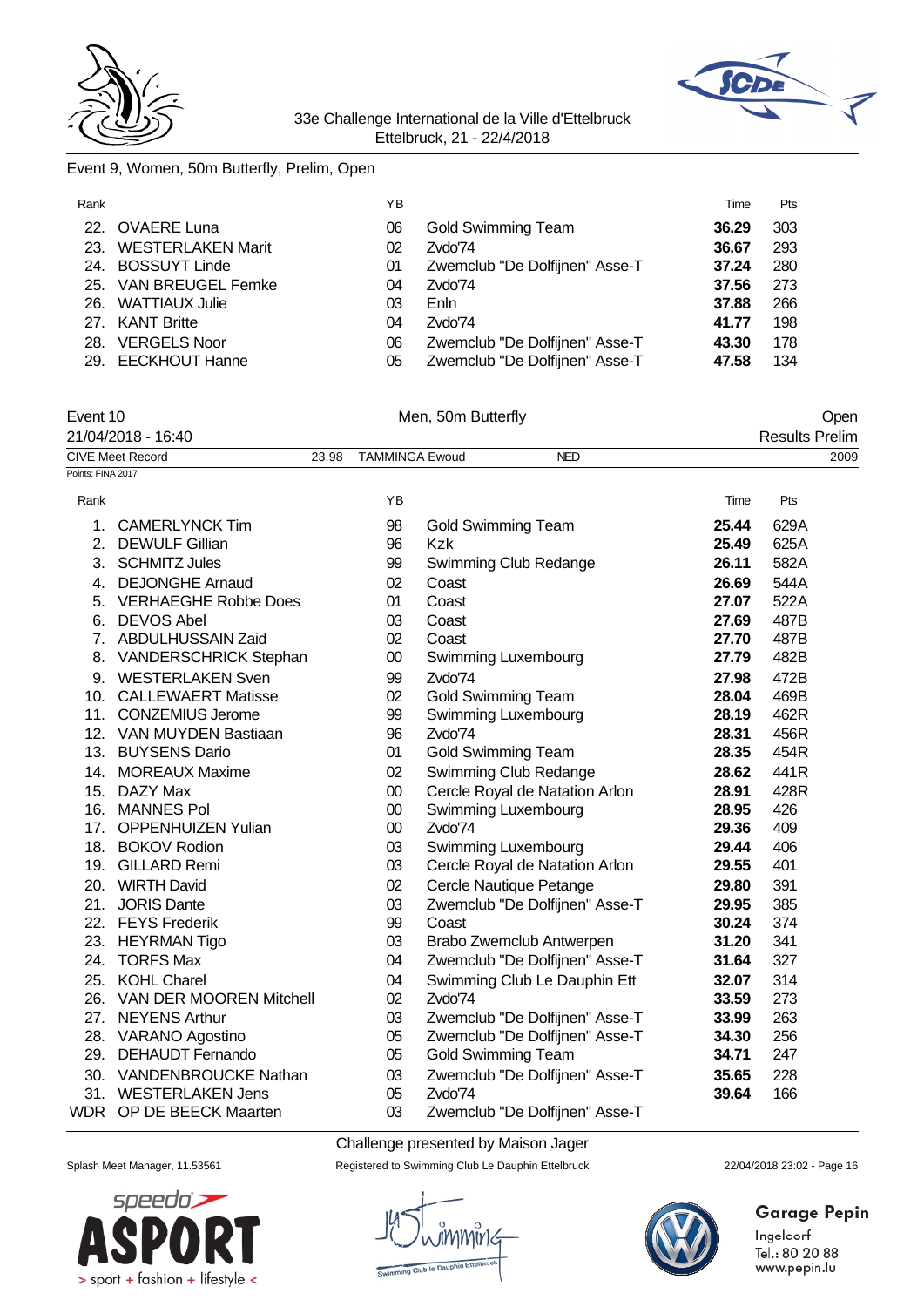Event 9, Women, 50m Butterfly, Prelim, Open

| Rank | | YB | | Time | Pts |
|---|---|---|---|---|---|
| 22. | OVAERE Luna | 06 | Gold Swimming Team | **36.29** | 303 |
| 23. | WESTERLAKEN Marit | 02 | Zvdo'74 | **36.67** | 293 |
| 24. | BOSSUYT Linde | 01 | Zwemclub "De Dolfijnen" Asse-T | **37.24** | 280 |
| 25. | VAN BREUGEL Femke | 04 | Zvdo'74 | **37.56** | 273 |
| 26. | WATTIAUX Julie | 03 | Enln | **37.88** | 266 |
| 27. | KANT Britte | 04 | Zvdo'74 | **41.77** | 198 |
| 28. | VERGELS Noor | 06 | Zwemclub "De Dolfijnen" Asse-T | **43.30** | 178 |
| 29. | EECKHOUT Hanne | 05 | Zwemclub "De Dolfijnen" Asse-T | **47.58** | 134 |

Event 10 — Men, 50m Butterfly — Open

21/04/2018 - 16:40 — Results Prelim

CIVE Meet Record 23.98 TAMMINGA Ewoud NED 2009

Points: FINA 2017

| Rank | | YB | | Time | Pts |
|---|---|---|---|---|---|
| 1. | CAMERLYNCK Tim | 98 | Gold Swimming Team | **25.44** | 629A |
| 2. | DEWULF Gillian | 96 | Kzk | **25.49** | 625A |
| 3. | SCHMITZ Jules | 99 | Swimming Club Redange | **26.11** | 582A |
| 4. | DEJONGHE Arnaud | 02 | Coast | **26.69** | 544A |
| 5. | VERHAEGHE Robbe Does | 01 | Coast | **27.07** | 522A |
| 6. | DEVOS Abel | 03 | Coast | **27.69** | 487B |
| 7. | ABDULHUSSAIN Zaid | 02 | Coast | **27.70** | 487B |
| 8. | VANDERSCHRICK Stephan | 00 | Swimming Luxembourg | **27.79** | 482B |
| 9. | WESTERLAKEN Sven | 99 | Zvdo'74 | **27.98** | 472B |
| 10. | CALLEWAERT Matisse | 02 | Gold Swimming Team | **28.04** | 469B |
| 11. | CONZEMIUS Jerome | 99 | Swimming Luxembourg | **28.19** | 462R |
| 12. | VAN MUYDEN Bastiaan | 96 | Zvdo'74 | **28.31** | 456R |
| 13. | BUYSENS Dario | 01 | Gold Swimming Team | **28.35** | 454R |
| 14. | MOREAUX Maxime | 02 | Swimming Club Redange | **28.62** | 441R |
| 15. | DAZY Max | 00 | Cercle Royal de Natation Arlon | **28.91** | 428R |
| 16. | MANNES Pol | 00 | Swimming Luxembourg | **28.95** | 426 |
| 17. | OPPENHUIZEN Yulian | 00 | Zvdo'74 | **29.36** | 409 |
| 18. | BOKOV Rodion | 03 | Swimming Luxembourg | **29.44** | 406 |
| 19. | GILLARD Remi | 03 | Cercle Royal de Natation Arlon | **29.55** | 401 |
| 20. | WIRTH David | 02 | Cercle Nautique Petange | **29.80** | 391 |
| 21. | JORIS Dante | 03 | Zwemclub "De Dolfijnen" Asse-T | **29.95** | 385 |
| 22. | FEYS Frederik | 99 | Coast | **30.24** | 374 |
| 23. | HEYRMAN Tigo | 03 | Brabo Zwemclub Antwerpen | **31.20** | 341 |
| 24. | TORFS Max | 04 | Zwemclub "De Dolfijnen" Asse-T | **31.64** | 327 |
| 25. | KOHL Charel | 04 | Swimming Club Le Dauphin Ett | **32.07** | 314 |
| 26. | VAN DER MOOREN Mitchell | 02 | Zvdo'74 | **33.59** | 273 |
| 27. | NEYENS Arthur | 03 | Zwemclub "De Dolfijnen" Asse-T | **33.99** | 263 |
| 28. | VARANO Agostino | 05 | Zwemclub "De Dolfijnen" Asse-T | **34.30** | 256 |
| 29. | DEHAUDT Fernando | 05 | Gold Swimming Team | **34.71** | 247 |
| 30. | VANDENBROUCKE Nathan | 03 | Zwemclub "De Dolfijnen" Asse-T | **35.65** | 228 |
| 31. | WESTERLAKEN Jens | 05 | Zvdo'74 | **39.64** | 166 |
| WDR | OP DE BEECK Maarten | 03 | Zwemclub "De Dolfijnen" Asse-T | | |

Challenge presented by Maison Jager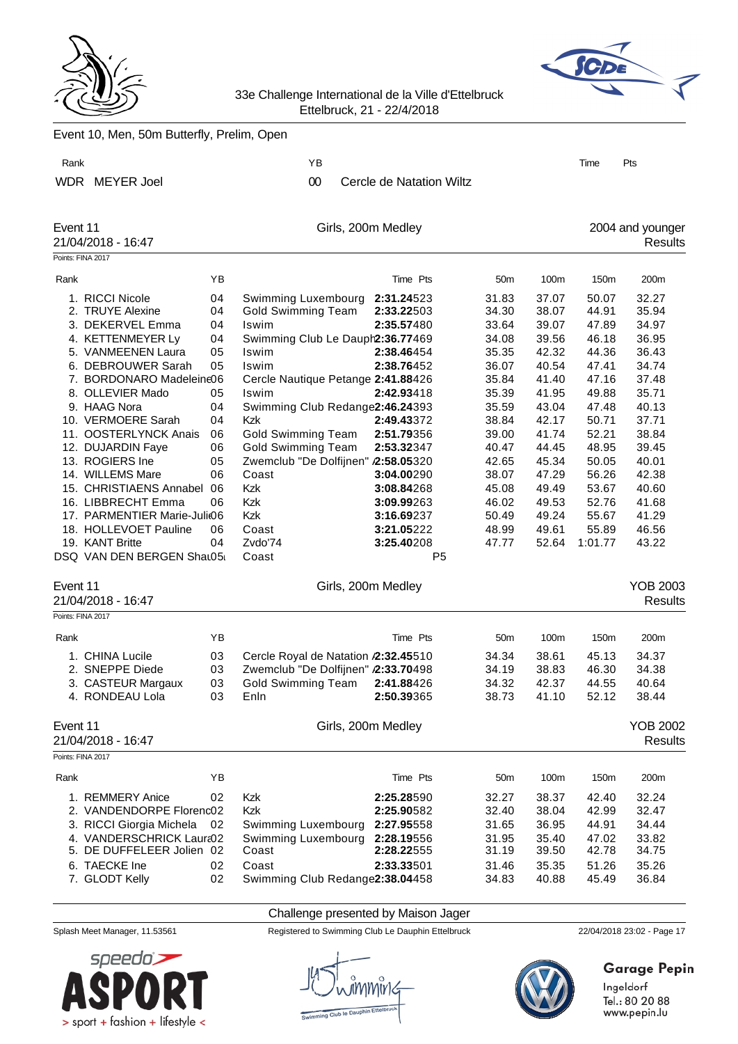Event 10, Men, 50m Butterfly, Prelim, Open

| Rank | | YB | | Time | Pts |
|---|---|---|---|---|---|
| WDR | MEYER Joel | 00 | Cercle de Natation Wiltz | | |

## Event 11 — Girls, 200m Medley — 2004 and younger

21/04/2018 - 16:47 — Results

Points: FINA 2017

| Rank | | YB | | Time | Pts | 50m | 100m | 150m | 200m |
|---|---|---|---|---|---|---|---|---|---|
| 1. | RICCI Nicole | 04 | Swimming Luxembourg | 2:31.24 | 523 | 31.83 | 37.07 | 50.07 | 32.27 |
| 2. | TRUYE Alexine | 04 | Gold Swimming Team | 2:33.22 | 503 | 34.30 | 38.07 | 44.91 | 35.94 |
| 3. | DEKERVEL Emma | 04 | Iswim | 2:35.57 | 480 | 33.64 | 39.07 | 47.89 | 34.97 |
| 4. | KETTENMEYER Ly | 04 | Swimming Club Le Dauph | 2:36.77 | 469 | 34.08 | 39.56 | 46.18 | 36.95 |
| 5. | VANMEENEN Laura | 05 | Iswim | 2:38.46 | 454 | 35.35 | 42.32 | 44.36 | 36.43 |
| 6. | DEBROUWER Sarah | 05 | Iswim | 2:38.76 | 452 | 36.07 | 40.54 | 47.41 | 34.74 |
| 7. | BORDONARO Madeleine | 06 | Cercle Nautique Petange | 2:41.88 | 426 | 35.84 | 41.40 | 47.16 | 37.48 |
| 8. | OLLEVIER Mado | 05 | Iswim | 2:42.93 | 418 | 35.39 | 41.95 | 49.88 | 35.71 |
| 9. | HAAG Nora | 04 | Swimming Club Redange | 2:46.24 | 393 | 35.59 | 43.04 | 47.48 | 40.13 |
| 10. | VERMOERE Sarah | 04 | Kzk | 2:49.43 | 372 | 38.84 | 42.17 | 50.71 | 37.71 |
| 11. | OOSTERLYNCK Anais | 06 | Gold Swimming Team | 2:51.79 | 356 | 39.00 | 41.74 | 52.21 | 38.84 |
| 12. | DUJARDIN Faye | 06 | Gold Swimming Team | 2:53.32 | 347 | 40.47 | 44.45 | 48.95 | 39.45 |
| 13. | ROGIERS Ine | 05 | Zwemclub "De Dolfijnen" A | 2:58.05 | 320 | 42.65 | 45.34 | 50.05 | 40.01 |
| 14. | WILLEMS Mare | 06 | Coast | 3:04.00 | 290 | 38.07 | 47.29 | 56.26 | 42.38 |
| 15. | CHRISTIAENS Annabel | 06 | Kzk | 3:08.84 | 268 | 45.08 | 49.49 | 53.67 | 40.60 |
| 16. | LIBBRECHT Emma | 06 | Kzk | 3:09.99 | 263 | 46.02 | 49.53 | 52.76 | 41.68 |
| 17. | PARMENTIER Marie-Juli | 06 | Kzk | 3:16.69 | 237 | 50.49 | 49.24 | 55.67 | 41.29 |
| 18. | HOLLEVOET Pauline | 06 | Coast | 3:21.05 | 222 | 48.99 | 49.61 | 55.89 | 46.56 |
| 19. | KANT Britte | 04 | Zvdo'74 | 3:25.40 | 208 | 47.77 | 52.64 | 1:01.77 | 43.22 |
| DSQ | VAN DEN BERGEN Sha | 05 | Coast | | P5 | | | | |

## Event 11 — Girls, 200m Medley — YOB 2003

21/04/2018 - 16:47 — Results

Points: FINA 2017

| Rank | | YB | | Time | Pts | 50m | 100m | 150m | 200m |
|---|---|---|---|---|---|---|---|---|---|
| 1. | CHINA Lucile | 03 | Cercle Royal de Natation A | 2:32.45 | 510 | 34.34 | 38.61 | 45.13 | 34.37 |
| 2. | SNEPPE Diede | 03 | Zwemclub "De Dolfijnen" A | 2:33.70 | 498 | 34.19 | 38.83 | 46.30 | 34.38 |
| 3. | CASTEUR Margaux | 03 | Gold Swimming Team | 2:41.88 | 426 | 34.32 | 42.37 | 44.55 | 40.64 |
| 4. | RONDEAU Lola | 03 | Enln | 2:50.39 | 365 | 38.73 | 41.10 | 52.12 | 38.44 |

## Event 11 — Girls, 200m Medley — YOB 2002

21/04/2018 - 16:47 — Results

Points: FINA 2017

| Rank | | YB | | Time | Pts | 50m | 100m | 150m | 200m |
|---|---|---|---|---|---|---|---|---|---|
| 1. | REMMERY Anice | 02 | Kzk | 2:25.28 | 590 | 32.27 | 38.37 | 42.40 | 32.24 |
| 2. | VANDENDORPE Florenc | 02 | Kzk | 2:25.90 | 582 | 32.40 | 38.04 | 42.99 | 32.47 |
| 3. | RICCI Giorgia Michela | 02 | Swimming Luxembourg | 2:27.95 | 558 | 31.65 | 36.95 | 44.91 | 34.44 |
| 4. | VANDERSCHRICK Laur | 02 | Swimming Luxembourg | 2:28.19 | 556 | 31.95 | 35.40 | 47.02 | 33.82 |
| 5. | DE DUFFELEER Jolien | 02 | Coast | 2:28.22 | 555 | 31.19 | 39.50 | 42.78 | 34.75 |
| 6. | TAECKE Ine | 02 | Coast | 2:33.33 | 501 | 31.46 | 35.35 | 51.26 | 35.26 |
| 7. | GLODT Kelly | 02 | Swimming Club Redange | 2:38.04 | 458 | 34.83 | 40.88 | 45.49 | 36.84 |

Challenge presented by Maison Jager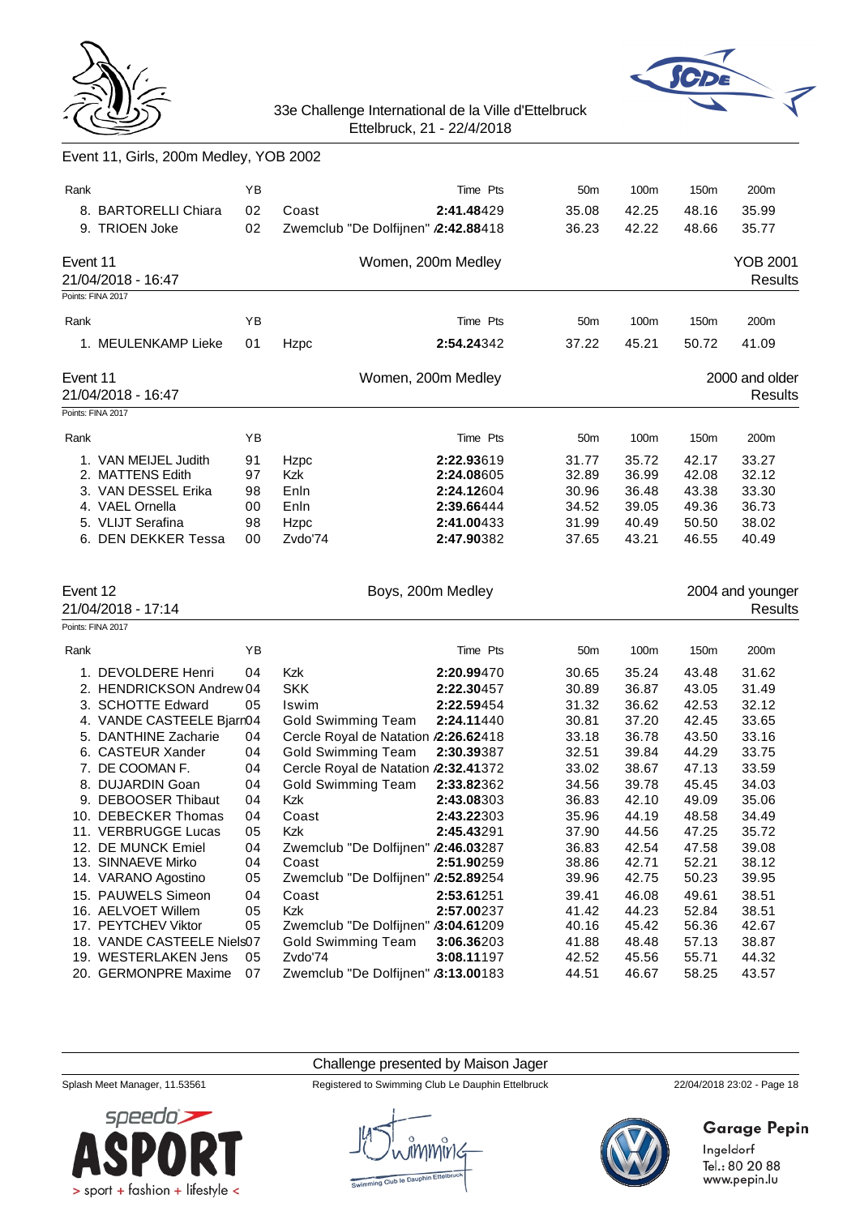Event 11, Girls, 200m Medley, YOB 2002

| Rank | | YB | | Time | Pts | 50m | 100m | 150m | 200m |
|---|---|---|---|---|---|---|---|---|---|
| 8. | BARTORELLI Chiara | 02 | Coast | 2:41.48 | 429 | 35.08 | 42.25 | 48.16 | 35.99 |
| 9. | TRIOEN Joke | 02 | Zwemclub "De Dolfijnen" A | 2:42.88 | 418 | 36.23 | 42.22 | 48.66 | 35.77 |

## Event 11 — Women, 200m Medley — YOB 2001

21/04/2018 - 16:47 — Results

Points: FINA 2017

| Rank | | YB | | Time | Pts | 50m | 100m | 150m | 200m |
|---|---|---|---|---|---|---|---|---|---|
| 1. | MEULENKAMP Lieke | 01 | Hzpc | 2:54.24 | 342 | 37.22 | 45.21 | 50.72 | 41.09 |

## Event 11 — Women, 200m Medley — 2000 and older

21/04/2018 - 16:47 — Results

Points: FINA 2017

| Rank | | YB | | Time | Pts | 50m | 100m | 150m | 200m |
|---|---|---|---|---|---|---|---|---|---|
| 1. | VAN MEIJEL Judith | 91 | Hzpc | 2:22.93 | 619 | 31.77 | 35.72 | 42.17 | 33.27 |
| 2. | MATTENS Edith | 97 | Kzk | 2:24.08 | 605 | 32.89 | 36.99 | 42.08 | 32.12 |
| 3. | VAN DESSEL Erika | 98 | Enln | 2:24.12 | 604 | 30.96 | 36.48 | 43.38 | 33.30 |
| 4. | VAEL Ornella | 00 | Enln | 2:39.66 | 444 | 34.52 | 39.05 | 49.36 | 36.73 |
| 5. | VLIJT Serafina | 98 | Hzpc | 2:41.00 | 433 | 31.99 | 40.49 | 50.50 | 38.02 |
| 6. | DEN DEKKER Tessa | 00 | Zvdo'74 | 2:47.90 | 382 | 37.65 | 43.21 | 46.55 | 40.49 |

## Event 12 — Boys, 200m Medley — 2004 and younger

21/04/2018 - 17:14 — Results

Points: FINA 2017

| Rank | | YB | | Time | Pts | 50m | 100m | 150m | 200m |
|---|---|---|---|---|---|---|---|---|---|
| 1. | DEVOLDERE Henri | 04 | Kzk | 2:20.99 | 470 | 30.65 | 35.24 | 43.48 | 31.62 |
| 2. | HENDRICKSON Andrew | 04 | SKK | 2:22.30 | 457 | 30.89 | 36.87 | 43.05 | 31.49 |
| 3. | SCHOTTE Edward | 05 | Iswim | 2:22.59 | 454 | 31.32 | 36.62 | 42.53 | 32.12 |
| 4. | VANDE CASTEELE Bjarn | 04 | Gold Swimming Team | 2:24.11 | 440 | 30.81 | 37.20 | 42.45 | 33.65 |
| 5. | DANTHINE Zacharie | 04 | Cercle Royal de Natation A | 2:26.62 | 418 | 33.18 | 36.78 | 43.50 | 33.16 |
| 6. | CASTEUR Xander | 04 | Gold Swimming Team | 2:30.39 | 387 | 32.51 | 39.84 | 44.29 | 33.75 |
| 7. | DE COOMAN F. | 04 | Cercle Royal de Natation A | 2:32.41 | 372 | 33.02 | 38.67 | 47.13 | 33.59 |
| 8. | DUJARDIN Goan | 04 | Gold Swimming Team | 2:33.82 | 362 | 34.56 | 39.78 | 45.45 | 34.03 |
| 9. | DEBOOSER Thibaut | 04 | Kzk | 2:43.08 | 303 | 36.83 | 42.10 | 49.09 | 35.06 |
| 10. | DEBECKER Thomas | 04 | Coast | 2:43.22 | 303 | 35.96 | 44.19 | 48.58 | 34.49 |
| 11. | VERBRUGGE Lucas | 05 | Kzk | 2:45.43 | 291 | 37.90 | 44.56 | 47.25 | 35.72 |
| 12. | DE MUNCK Emiel | 04 | Zwemclub "De Dolfijnen" A | 2:46.03 | 287 | 36.83 | 42.54 | 47.58 | 39.08 |
| 13. | SINNAEVE Mirko | 04 | Coast | 2:51.90 | 259 | 38.86 | 42.71 | 52.21 | 38.12 |
| 14. | VARANO Agostino | 05 | Zwemclub "De Dolfijnen" A | 2:52.89 | 254 | 39.96 | 42.75 | 50.23 | 39.95 |
| 15. | PAUWELS Simeon | 04 | Coast | 2:53.61 | 251 | 39.41 | 46.08 | 49.61 | 38.51 |
| 16. | AELVOET Willem | 05 | Kzk | 2:57.00 | 237 | 41.42 | 44.23 | 52.84 | 38.51 |
| 17. | PEYTCHEV Viktor | 05 | Zwemclub "De Dolfijnen" A | 3:04.61 | 209 | 40.16 | 45.42 | 56.36 | 42.67 |
| 18. | VANDE CASTEELE Niels | 07 | Gold Swimming Team | 3:06.36 | 203 | 41.88 | 48.48 | 57.13 | 38.87 |
| 19. | WESTERLAKEN Jens | 05 | Zvdo'74 | 3:08.11 | 197 | 42.52 | 45.56 | 55.71 | 44.32 |
| 20. | GERMONPRE Maxime | 07 | Zwemclub "De Dolfijnen" A | 3:13.00 | 183 | 44.51 | 46.67 | 58.25 | 43.57 |

Challenge presented by Maison Jager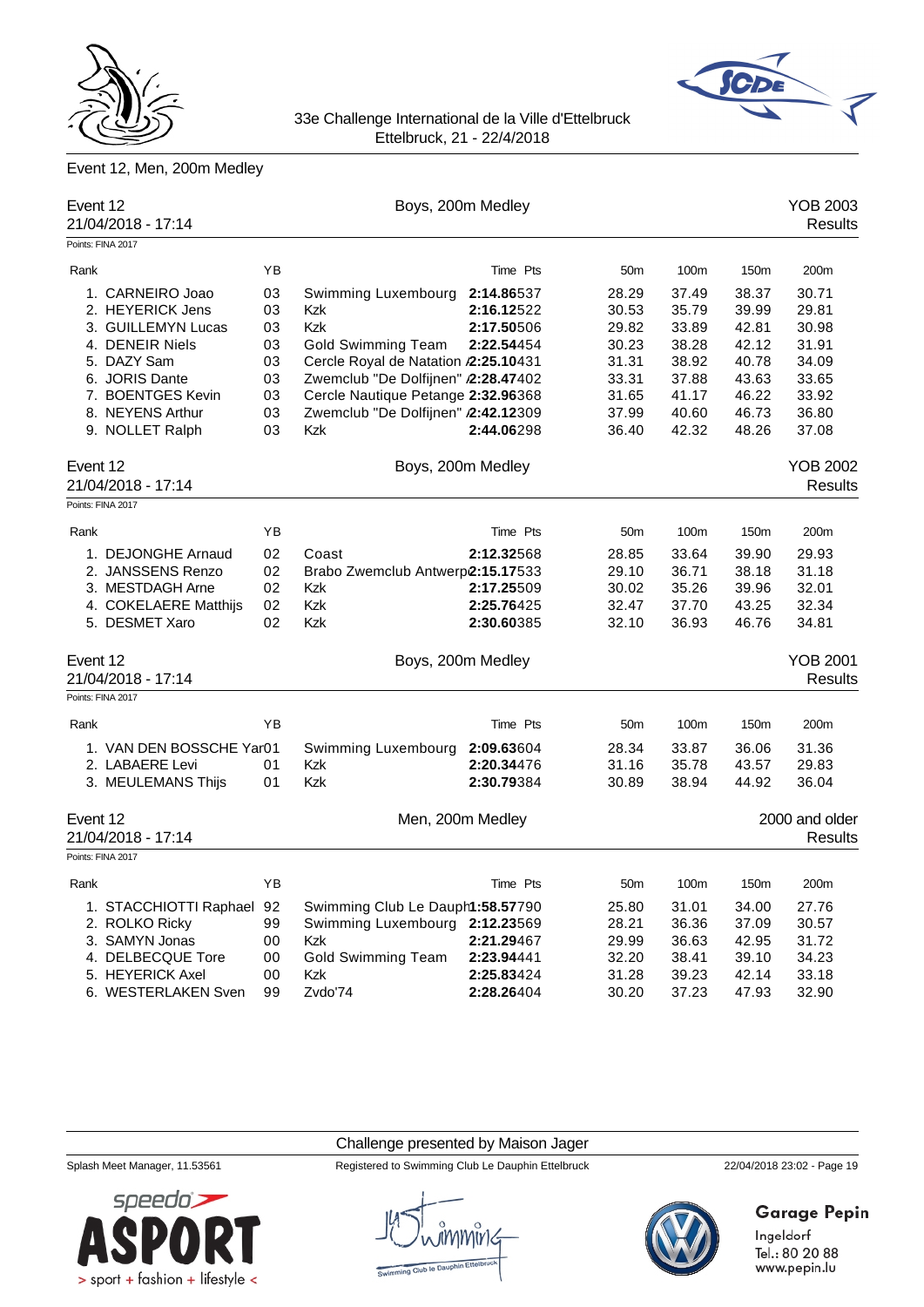33e Challenge International de la Ville d'Ettelbruck
Ettelbruck, 21 - 22/4/2018

## Event 12, Men, 200m Medley

### Event 12 — Boys, 200m Medley — YOB 2003

21/04/2018 - 17:14 — Results

Points: FINA 2017

| Rank | | YB | | Time | Pts | 50m | 100m | 150m | 200m |
|---|---|---|---|---|---|---|---|---|---|
| 1. | CARNEIRO Joao | 03 | Swimming Luxembourg | 2:14.86 | 537 | 28.29 | 37.49 | 38.37 | 30.71 |
| 2. | HEYERICK Jens | 03 | Kzk | 2:16.12 | 522 | 30.53 | 35.79 | 39.99 | 29.81 |
| 3. | GUILLEMYN Lucas | 03 | Kzk | 2:17.50 | 506 | 29.82 | 33.89 | 42.81 | 30.98 |
| 4. | DENEIR Niels | 03 | Gold Swimming Team | 2:22.54 | 454 | 30.23 | 38.28 | 42.12 | 31.91 |
| 5. | DAZY Sam | 03 | Cercle Royal de Natation A | 2:25.10 | 431 | 31.31 | 38.92 | 40.78 | 34.09 |
| 6. | JORIS Dante | 03 | Zwemclub "De Dolfijnen" A | 2:28.47 | 402 | 33.31 | 37.88 | 43.63 | 33.65 |
| 7. | BOENTGES Kevin | 03 | Cercle Nautique Petange | 2:32.96 | 368 | 31.65 | 41.17 | 46.22 | 33.92 |
| 8. | NEYENS Arthur | 03 | Zwemclub "De Dolfijnen" A | 2:42.12 | 309 | 37.99 | 40.60 | 46.73 | 36.80 |
| 9. | NOLLET Ralph | 03 | Kzk | 2:44.06 | 298 | 36.40 | 42.32 | 48.26 | 37.08 |

### Event 12 — Boys, 200m Medley — YOB 2002

21/04/2018 - 17:14 — Results

Points: FINA 2017

| Rank | | YB | | Time | Pts | 50m | 100m | 150m | 200m |
|---|---|---|---|---|---|---|---|---|---|
| 1. | DEJONGHE Arnaud | 02 | Coast | 2:12.32 | 568 | 28.85 | 33.64 | 39.90 | 29.93 |
| 2. | JANSSENS Renzo | 02 | Brabo Zwemclub Antwerp | 2:15.17 | 533 | 29.10 | 36.71 | 38.18 | 31.18 |
| 3. | MESTDAGH Arne | 02 | Kzk | 2:17.25 | 509 | 30.02 | 35.26 | 39.96 | 32.01 |
| 4. | COKELAERE Matthijs | 02 | Kzk | 2:25.76 | 425 | 32.47 | 37.70 | 43.25 | 32.34 |
| 5. | DESMET Xaro | 02 | Kzk | 2:30.60 | 385 | 32.10 | 36.93 | 46.76 | 34.81 |

### Event 12 — Boys, 200m Medley — YOB 2001

21/04/2018 - 17:14 — Results

Points: FINA 2017

| Rank | | YB | | Time | Pts | 50m | 100m | 150m | 200m |
|---|---|---|---|---|---|---|---|---|---|
| 1. | VAN DEN BOSSCHE Yar | 01 | Swimming Luxembourg | 2:09.63 | 604 | 28.34 | 33.87 | 36.06 | 31.36 |
| 2. | LABAERE Levi | 01 | Kzk | 2:20.34 | 476 | 31.16 | 35.78 | 43.57 | 29.83 |
| 3. | MEULEMANS Thijs | 01 | Kzk | 2:30.79 | 384 | 30.89 | 38.94 | 44.92 | 36.04 |

### Event 12 — Men, 200m Medley — 2000 and older

21/04/2018 - 17:14 — Results

Points: FINA 2017

| Rank | | YB | | Time | Pts | 50m | 100m | 150m | 200m |
|---|---|---|---|---|---|---|---|---|---|
| 1. | STACCHIOTTI Raphael | 92 | Swimming Club Le Dauph | 1:58.57 | 790 | 25.80 | 31.01 | 34.00 | 27.76 |
| 2. | ROLKO Ricky | 99 | Swimming Luxembourg | 2:12.23 | 569 | 28.21 | 36.36 | 37.09 | 30.57 |
| 3. | SAMYN Jonas | 00 | Kzk | 2:21.29 | 467 | 29.99 | 36.63 | 42.95 | 31.72 |
| 4. | DELBECQUE Tore | 00 | Gold Swimming Team | 2:23.94 | 441 | 32.20 | 38.41 | 39.10 | 34.23 |
| 5. | HEYERICK Axel | 00 | Kzk | 2:25.83 | 424 | 31.28 | 39.23 | 42.14 | 33.18 |
| 6. | WESTERLAKEN Sven | 99 | Zvdo'74 | 2:28.26 | 404 | 30.20 | 37.23 | 47.93 | 32.90 |

Challenge presented by Maison Jager

Splash Meet Manager, 11.53561 — Registered to Swimming Club Le Dauphin Ettelbruck — 22/04/2018 23:02 - Page 19

Garage Pepin
Ingeldorf
Tel.: 80 20 88
www.pepin.lu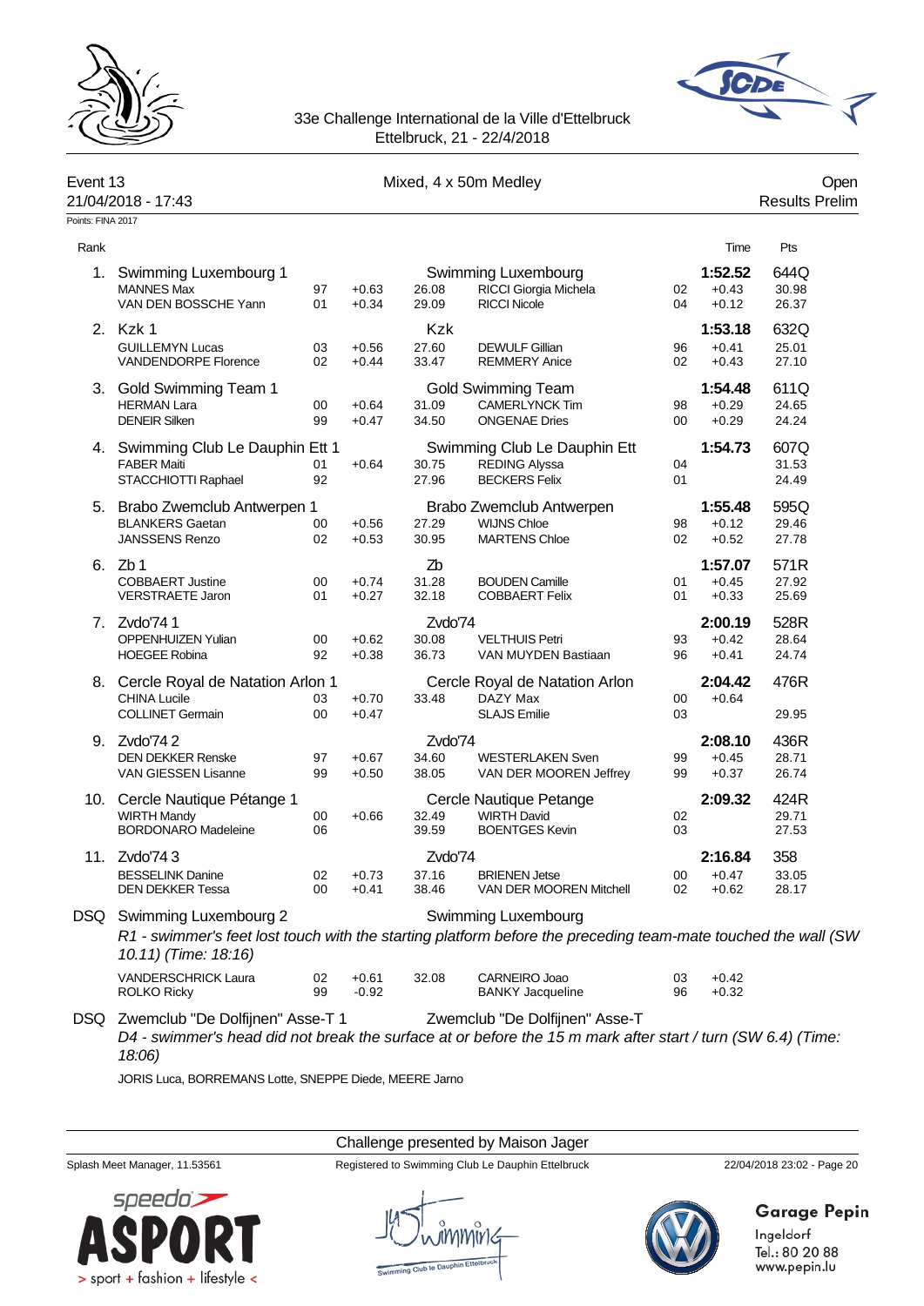33e Challenge International de la Ville d'Ettelbruck
Ettelbruck, 21 - 22/4/2018

Event 13 — Mixed, 4 x 50m Medley — Open

21/04/2018 - 17:43 — Results Prelim

Points: FINA 2017

| Rank | | | | | | | | | Time | Pts |
|---|---|---|---|---|---|---|---|---|---|---|
| 1. | Swimming Luxembourg 1 | | | | Swimming Luxembourg | | | | 1:52.52 | 644Q |
| | MANNES Max | 97 | +0.63 | 26.08 | RICCI Giorgia Michela | 02 | +0.43 | | | 30.98 |
| | VAN DEN BOSSCHE Yann | 01 | +0.34 | 29.09 | RICCI Nicole | 04 | +0.12 | | | 26.37 |
| 2. | Kzk 1 | | | | Kzk | | | | 1:53.18 | 632Q |
| | GUILLEMYN Lucas | 03 | +0.56 | 27.60 | DEWULF Gillian | 96 | +0.41 | | | 25.01 |
| | VANDENDORPE Florence | 02 | +0.44 | 33.47 | REMMERY Anice | 02 | +0.43 | | | 27.10 |
| 3. | Gold Swimming Team 1 | | | | Gold Swimming Team | | | | 1:54.48 | 611Q |
| | HERMAN Lara | 00 | +0.64 | 31.09 | CAMERLYNCK Tim | 98 | +0.29 | | | 24.65 |
| | DENEIR Silken | 99 | +0.47 | 34.50 | ONGENAE Dries | 00 | +0.29 | | | 24.24 |
| 4. | Swimming Club Le Dauphin Ett 1 | | | | Swimming Club Le Dauphin Ett | | | | 1:54.73 | 607Q |
| | FABER Maiti | 01 | +0.64 | 30.75 | REDING Alyssa | 04 | | | | 31.53 |
| | STACCHIOTTI Raphael | 92 | | 27.96 | BECKERS Felix | 01 | | | | 24.49 |
| 5. | Brabo Zwemclub Antwerpen 1 | | | | Brabo Zwemclub Antwerpen | | | | 1:55.48 | 595Q |
| | BLANKERS Gaetan | 00 | +0.56 | 27.29 | WIJNS Chloe | 98 | +0.12 | | | 29.46 |
| | JANSSENS Renzo | 02 | +0.53 | 30.95 | MARTENS Chloe | 02 | +0.52 | | | 27.78 |
| 6. | Zb 1 | | | | Zb | | | | 1:57.07 | 571R |
| | COBBAERT Justine | 00 | +0.74 | 31.28 | BOUDEN Camille | 01 | +0.45 | | | 27.92 |
| | VERSTRAETE Jaron | 01 | +0.27 | 32.18 | COBBAERT Felix | 01 | +0.33 | | | 25.69 |
| 7. | Zvdo'74 1 | | | | Zvdo'74 | | | | 2:00.19 | 528R |
| | OPPENHUIZEN Yulian | 00 | +0.62 | 30.08 | VELTHUIS Petri | 93 | +0.42 | | | 28.64 |
| | HOEGEE Robina | 92 | +0.38 | 36.73 | VAN MUYDEN Bastiaan | 96 | +0.41 | | | 24.74 |
| 8. | Cercle Royal de Natation Arlon 1 | | | | Cercle Royal de Natation Arlon | | | | 2:04.42 | 476R |
| | CHINA Lucile | 03 | +0.70 | 33.48 | DAZY Max | 00 | +0.64 | | | |
| | COLLINET Germain | 00 | +0.47 | | SLAJS Emilie | 03 | | | | 29.95 |
| 9. | Zvdo'74 2 | | | | Zvdo'74 | | | | 2:08.10 | 436R |
| | DEN DEKKER Renske | 97 | +0.67 | 34.60 | WESTERLAKEN Sven | 99 | +0.45 | | | 28.71 |
| | VAN GIESSEN Lisanne | 99 | +0.50 | 38.05 | VAN DER MOOREN Jeffrey | 99 | +0.37 | | | 26.74 |
| 10. | Cercle Nautique Pétange 1 | | | | Cercle Nautique Petange | | | | 2:09.32 | 424R |
| | WIRTH Mandy | 00 | +0.66 | 32.49 | WIRTH David | 02 | | | | 29.71 |
| | BORDONARO Madeleine | 06 | | 39.59 | BOENTGES Kevin | 03 | | | | 27.53 |
| 11. | Zvdo'74 3 | | | | Zvdo'74 | | | | 2:16.84 | 358 |
| | BESSELINK Danine | 02 | +0.73 | 37.16 | BRIENEN Jetse | 00 | +0.47 | | | 33.05 |
| | DEN DEKKER Tessa | 00 | +0.41 | 38.46 | VAN DER MOOREN Mitchell | 02 | +0.62 | | | 28.17 |

DSQ Swimming Luxembourg 2 — Swimming Luxembourg

*R1 - swimmer's feet lost touch with the starting platform before the preceding team-mate touched the wall (SW 10.11) (Time: 18:16)*

| | | | | | | |
|---|---|---|---|---|---|---|
| VANDERSCHRICK Laura | 02 | +0.61 | 32.08 | CARNEIRO Joao | 03 | +0.42 |
| ROLKO Ricky | 99 | -0.92 | | BANKY Jacqueline | 96 | +0.32 |

DSQ Zwemclub "De Dolfijnen" Asse-T 1 — Zwemclub "De Dolfijnen" Asse-T

*D4 - swimmer's head did not break the surface at or before the 15 m mark after start / turn (SW 6.4) (Time: 18:06)*

JORIS Luca, BORREMANS Lotte, SNEPPE Diede, MEERE Jarno

Challenge presented by Maison Jager

Splash Meet Manager, 11.53561 — Registered to Swimming Club Le Dauphin Ettelbruck — 22/04/2018 23:02

Garage Pepin
Ingeldorf
Tel.: 80 20 88
www.pepin.lu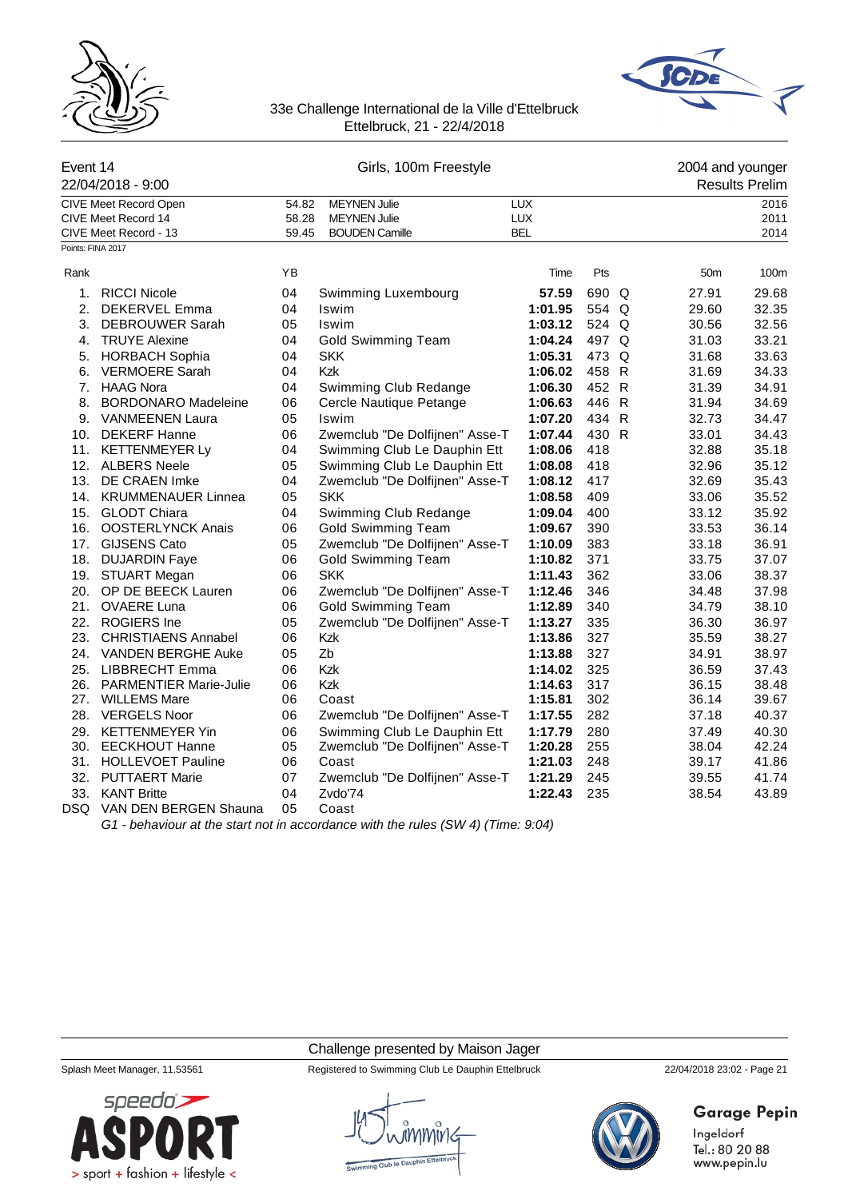33e Challenge International de la Ville d'Ettelbruck
Ettelbruck, 21 - 22/4/2018

| Event 14 | Girls, 100m Freestyle | 2004 and younger |
|---|---|---|
| 22/04/2018 - 9:00 | | Results Prelim |

| | | | | |
|---|---|---|---|---|
| CIVE Meet Record Open | 54.82 | MEYNEN Julie | LUX | 2016 |
| CIVE Meet Record 14 | 58.28 | MEYNEN Julie | LUX | 2011 |
| CIVE Meet Record - 13 | 59.45 | BOUDEN Camille | BEL | 2014 |

Points: FINA 2017

| Rank | | YB | | Time | Pts | | 50m | 100m |
|---|---|---|---|---|---|---|---|---|
| 1. | RICCI Nicole | 04 | Swimming Luxembourg | **57.59** | 690 | Q | 27.91 | 29.68 |
| 2. | DEKERVEL Emma | 04 | Iswim | **1:01.95** | 554 | Q | 29.60 | 32.35 |
| 3. | DEBROUWER Sarah | 05 | Iswim | **1:03.12** | 524 | Q | 30.56 | 32.56 |
| 4. | TRUYE Alexine | 04 | Gold Swimming Team | **1:04.24** | 497 | Q | 31.03 | 33.21 |
| 5. | HORBACH Sophia | 04 | SKK | **1:05.31** | 473 | Q | 31.68 | 33.63 |
| 6. | VERMOERE Sarah | 04 | Kzk | **1:06.02** | 458 | R | 31.69 | 34.33 |
| 7. | HAAG Nora | 04 | Swimming Club Redange | **1:06.30** | 452 | R | 31.39 | 34.91 |
| 8. | BORDONARO Madeleine | 06 | Cercle Nautique Petange | **1:06.63** | 446 | R | 31.94 | 34.69 |
| 9. | VANMEENEN Laura | 05 | Iswim | **1:07.20** | 434 | R | 32.73 | 34.47 |
| 10. | DEKERF Hanne | 06 | Zwemclub "De Dolfijnen" Asse-T | **1:07.44** | 430 | R | 33.01 | 34.43 |
| 11. | KETTENMEYER Ly | 04 | Swimming Club Le Dauphin Ett | **1:08.06** | 418 | | 32.88 | 35.18 |
| 12. | ALBERS Neele | 05 | Swimming Club Le Dauphin Ett | **1:08.08** | 418 | | 32.96 | 35.12 |
| 13. | DE CRAEN Imke | 04 | Zwemclub "De Dolfijnen" Asse-T | **1:08.12** | 417 | | 32.69 | 35.43 |
| 14. | KRUMMENAUER Linnea | 05 | SKK | **1:08.58** | 409 | | 33.06 | 35.52 |
| 15. | GLODT Chiara | 04 | Swimming Club Redange | **1:09.04** | 400 | | 33.12 | 35.92 |
| 16. | OOSTERLYNCK Anais | 06 | Gold Swimming Team | **1:09.67** | 390 | | 33.53 | 36.14 |
| 17. | GIJSENS Cato | 05 | Zwemclub "De Dolfijnen" Asse-T | **1:10.09** | 383 | | 33.18 | 36.91 |
| 18. | DUJARDIN Faye | 06 | Gold Swimming Team | **1:10.82** | 371 | | 33.75 | 37.07 |
| 19. | STUART Megan | 06 | SKK | **1:11.43** | 362 | | 33.06 | 38.37 |
| 20. | OP DE BEECK Lauren | 06 | Zwemclub "De Dolfijnen" Asse-T | **1:12.46** | 346 | | 34.48 | 37.98 |
| 21. | OVAERE Luna | 06 | Gold Swimming Team | **1:12.89** | 340 | | 34.79 | 38.10 |
| 22. | ROGIERS Ine | 05 | Zwemclub "De Dolfijnen" Asse-T | **1:13.27** | 335 | | 36.30 | 36.97 |
| 23. | CHRISTIAENS Annabel | 06 | Kzk | **1:13.86** | 327 | | 35.59 | 38.27 |
| 24. | VANDEN BERGHE Auke | 05 | Zb | **1:13.88** | 327 | | 34.91 | 38.97 |
| 25. | LIBBRECHT Emma | 06 | Kzk | **1:14.02** | 325 | | 36.59 | 37.43 |
| 26. | PARMENTIER Marie-Julie | 06 | Kzk | **1:14.63** | 317 | | 36.15 | 38.48 |
| 27. | WILLEMS Mare | 06 | Coast | **1:15.81** | 302 | | 36.14 | 39.67 |
| 28. | VERGELS Noor | 06 | Zwemclub "De Dolfijnen" Asse-T | **1:17.55** | 282 | | 37.18 | 40.37 |
| 29. | KETTENMEYER Yin | 06 | Swimming Club Le Dauphin Ett | **1:17.79** | 280 | | 37.49 | 40.30 |
| 30. | EECKHOUT Hanne | 05 | Zwemclub "De Dolfijnen" Asse-T | **1:20.28** | 255 | | 38.04 | 42.24 |
| 31. | HOLLEVOET Pauline | 06 | Coast | **1:21.03** | 248 | | 39.17 | 41.86 |
| 32. | PUTTAERT Marie | 07 | Zwemclub "De Dolfijnen" Asse-T | **1:21.29** | 245 | | 39.55 | 41.74 |
| 33. | KANT Britte | 04 | Zvdo'74 | **1:22.43** | 235 | | 38.54 | 43.89 |
| DSQ | VAN DEN BERGEN Shauna | 05 | Coast | | | | | |

*G1 - behaviour at the start not in accordance with the rules (SW 4) (Time: 9:04)*

Challenge presented by Maison Jager

Splash Meet Manager, 11.53561 — Registered to Swimming Club Le Dauphin Ettelbruck — 22/04/2018 23:02

Garage Pepin
Ingeldorf
Tel.: 80 20 88
www.pepin.lu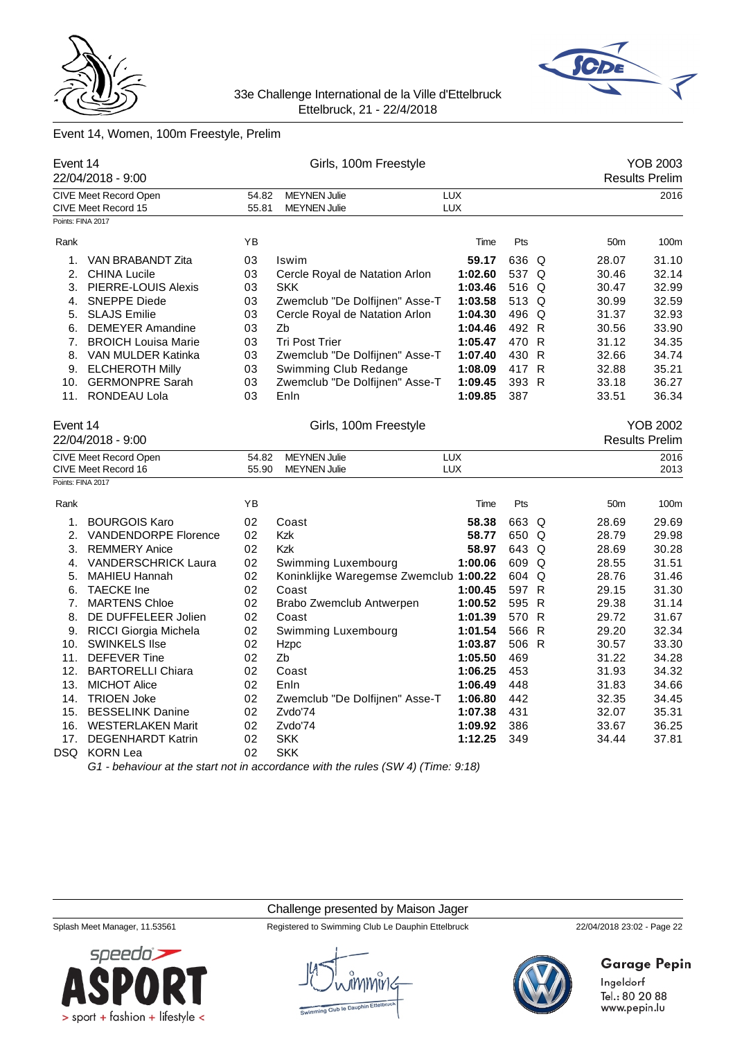33e Challenge International de la Ville d'Ettelbruck
Ettelbruck, 21 - 22/4/2018

## Event 14, Women, 100m Freestyle, Prelim

### Event 14 — Girls, 100m Freestyle — YOB 2003

22/04/2018 - 9:00 — Results Prelim

| | | | | |
|---|---|---|---|---|
| CIVE Meet Record Open | 54.82 | MEYNEN Julie | LUX | 2016 |
| CIVE Meet Record 15 | 55.81 | MEYNEN Julie | LUX | |

Points: FINA 2017

| Rank | | YB | | Time | Pts | | 50m | 100m |
|---|---|---|---|---|---|---|---|---|
| 1. | VAN BRABANDT Zita | 03 | Iswim | **59.17** | 636 | Q | 28.07 | 31.10 |
| 2. | CHINA Lucile | 03 | Cercle Royal de Natation Arlon | **1:02.60** | 537 | Q | 30.46 | 32.14 |
| 3. | PIERRE-LOUIS Alexis | 03 | SKK | **1:03.46** | 516 | Q | 30.47 | 32.99 |
| 4. | SNEPPE Diede | 03 | Zwemclub "De Dolfijnen" Asse-T | **1:03.58** | 513 | Q | 30.99 | 32.59 |
| 5. | SLAJS Emilie | 03 | Cercle Royal de Natation Arlon | **1:04.30** | 496 | Q | 31.37 | 32.93 |
| 6. | DEMEYER Amandine | 03 | Zb | **1:04.46** | 492 | R | 30.56 | 33.90 |
| 7. | BROICH Louisa Marie | 03 | Tri Post Trier | **1:05.47** | 470 | R | 31.12 | 34.35 |
| 8. | VAN MULDER Katinka | 03 | Zwemclub "De Dolfijnen" Asse-T | **1:07.40** | 430 | R | 32.66 | 34.74 |
| 9. | ELCHEROTH Milly | 03 | Swimming Club Redange | **1:08.09** | 417 | R | 32.88 | 35.21 |
| 10. | GERMONPRE Sarah | 03 | Zwemclub "De Dolfijnen" Asse-T | **1:09.45** | 393 | R | 33.18 | 36.27 |
| 11. | RONDEAU Lola | 03 | Enln | **1:09.85** | 387 | | 33.51 | 36.34 |

### Event 14 — Girls, 100m Freestyle — YOB 2002

22/04/2018 - 9:00 — Results Prelim

| | | | | |
|---|---|---|---|---|
| CIVE Meet Record Open | 54.82 | MEYNEN Julie | LUX | 2016 |
| CIVE Meet Record 16 | 55.90 | MEYNEN Julie | LUX | 2013 |

Points: FINA 2017

| Rank | | YB | | Time | Pts | | 50m | 100m |
|---|---|---|---|---|---|---|---|---|
| 1. | BOURGOIS Karo | 02 | Coast | **58.38** | 663 | Q | 28.69 | 29.69 |
| 2. | VANDENDORPE Florence | 02 | Kzk | **58.77** | 650 | Q | 28.79 | 29.98 |
| 3. | REMMERY Anice | 02 | Kzk | **58.97** | 643 | Q | 28.69 | 30.28 |
| 4. | VANDERSCHRICK Laura | 02 | Swimming Luxembourg | **1:00.06** | 609 | Q | 28.55 | 31.51 |
| 5. | MAHIEU Hannah | 02 | Koninklijke Waregemse Zwemclub | **1:00.22** | 604 | Q | 28.76 | 31.46 |
| 6. | TAECKE Ine | 02 | Coast | **1:00.45** | 597 | R | 29.15 | 31.30 |
| 7. | MARTENS Chloe | 02 | Brabo Zwemclub Antwerpen | **1:00.52** | 595 | R | 29.38 | 31.14 |
| 8. | DE DUFFELEER Jolien | 02 | Coast | **1:01.39** | 570 | R | 29.72 | 31.67 |
| 9. | RICCI Giorgia Michela | 02 | Swimming Luxembourg | **1:01.54** | 566 | R | 29.20 | 32.34 |
| 10. | SWINKELS Ilse | 02 | Hzpc | **1:03.87** | 506 | R | 30.57 | 33.30 |
| 11. | DEFEVER Tine | 02 | Zb | **1:05.50** | 469 | | 31.22 | 34.28 |
| 12. | BARTORELLI Chiara | 02 | Coast | **1:06.25** | 453 | | 31.93 | 34.32 |
| 13. | MICHOT Alice | 02 | Enln | **1:06.49** | 448 | | 31.83 | 34.66 |
| 14. | TRIOEN Joke | 02 | Zwemclub "De Dolfijnen" Asse-T | **1:06.80** | 442 | | 32.35 | 34.45 |
| 15. | BESSELINK Danine | 02 | Zvdo'74 | **1:07.38** | 431 | | 32.07 | 35.31 |
| 16. | WESTERLAKEN Marit | 02 | Zvdo'74 | **1:09.92** | 386 | | 33.67 | 36.25 |
| 17. | DEGENHARDT Katrin | 02 | SKK | **1:12.25** | 349 | | 34.44 | 37.81 |
| DSQ | KORN Lea | 02 | SKK | | | | | |

*G1 - behaviour at the start not in accordance with the rules (SW 4) (Time: 9:18)*

Challenge presented by Maison Jager

Splash Meet Manager, 11.53561 — Registered to Swimming Club Le Dauphin Ettelbruck — 22/04/2018 23:02 - Page 22

Garage Pepin
Ingeldorf
Tel.: 80 20 88
www.pepin.lu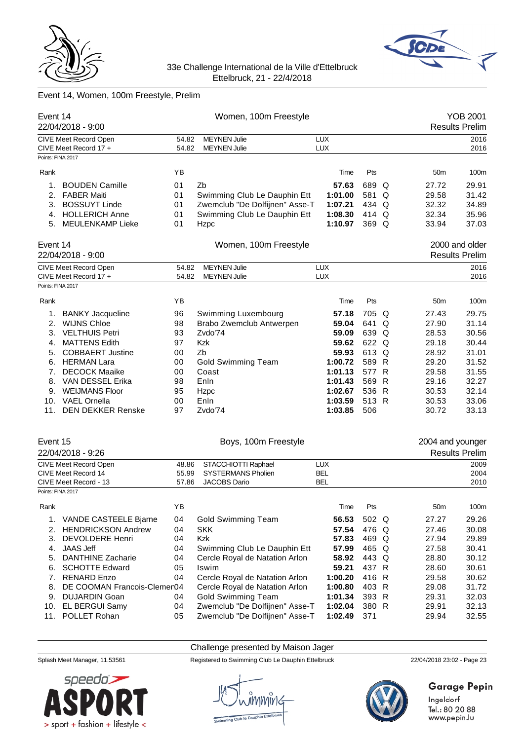33e Challenge International de la Ville d'Ettelbruck
Ettelbruck, 21 - 22/4/2018

## Event 14, Women, 100m Freestyle, Prelim

**Event 14** — Women, 100m Freestyle — YOB 2001
22/04/2018 - 9:00 — Results Prelim

| | | | | |
|---|---|---|---|---|
| CIVE Meet Record Open | 54.82 | MEYNEN Julie | LUX | 2016 |
| CIVE Meet Record 17 + | 54.82 | MEYNEN Julie | LUX | 2016 |

Points: FINA 2017

| Rank | | YB | | Time | Pts | | 50m | 100m |
|---|---|---|---|---|---|---|---|---|
| 1. | BOUDEN Camille | 01 | Zb | **57.63** | 689 | Q | 27.72 | 29.91 |
| 2. | FABER Maiti | 01 | Swimming Club Le Dauphin Ett | **1:01.00** | 581 | Q | 29.58 | 31.42 |
| 3. | BOSSUYT Linde | 01 | Zwemclub "De Dolfijnen" Asse-T | **1:07.21** | 434 | Q | 32.32 | 34.89 |
| 4. | HOLLERICH Anne | 01 | Swimming Club Le Dauphin Ett | **1:08.30** | 414 | Q | 32.34 | 35.96 |
| 5. | MEULENKAMP Lieke | 01 | Hzpc | **1:10.97** | 369 | Q | 33.94 | 37.03 |

**Event 14** — Women, 100m Freestyle — 2000 and older
22/04/2018 - 9:00 — Results Prelim

| | | | | |
|---|---|---|---|---|
| CIVE Meet Record Open | 54.82 | MEYNEN Julie | LUX | 2016 |
| CIVE Meet Record 17 + | 54.82 | MEYNEN Julie | LUX | 2016 |

Points: FINA 2017

| Rank | | YB | | Time | Pts | | 50m | 100m |
|---|---|---|---|---|---|---|---|---|
| 1. | BANKY Jacqueline | 96 | Swimming Luxembourg | **57.18** | 705 | Q | 27.43 | 29.75 |
| 2. | WIJNS Chloe | 98 | Brabo Zwemclub Antwerpen | **59.04** | 641 | Q | 27.90 | 31.14 |
| 3. | VELTHUIS Petri | 93 | Zvdo'74 | **59.09** | 639 | Q | 28.53 | 30.56 |
| 4. | MATTENS Edith | 97 | Kzk | **59.62** | 622 | Q | 29.18 | 30.44 |
| 5. | COBBAERT Justine | 00 | Zb | **59.93** | 613 | Q | 28.92 | 31.01 |
| 6. | HERMAN Lara | 00 | Gold Swimming Team | **1:00.72** | 589 | R | 29.20 | 31.52 |
| 7. | DECOCK Maaike | 00 | Coast | **1:01.13** | 577 | R | 29.58 | 31.55 |
| 8. | VAN DESSEL Erika | 98 | Enln | **1:01.43** | 569 | R | 29.16 | 32.27 |
| 9. | WEIJMANS Floor | 95 | Hzpc | **1:02.67** | 536 | R | 30.53 | 32.14 |
| 10. | VAEL Ornella | 00 | Enln | **1:03.59** | 513 | R | 30.53 | 33.06 |
| 11. | DEN DEKKER Renske | 97 | Zvdo'74 | **1:03.85** | 506 | | 30.72 | 33.13 |

**Event 15** — Boys, 100m Freestyle — 2004 and younger
22/04/2018 - 9:26 — Results Prelim

| | | | | |
|---|---|---|---|---|
| CIVE Meet Record Open | 48.86 | STACCHIOTTI Raphael | LUX | 2009 |
| CIVE Meet Record 14 | 55.99 | SYSTERMANS Pholien | BEL | 2004 |
| CIVE Meet Record - 13 | 57.86 | JACOBS Dario | BEL | 2010 |

Points: FINA 2017

| Rank | | YB | | Time | Pts | | 50m | 100m |
|---|---|---|---|---|---|---|---|---|
| 1. | VANDE CASTEELE Bjarne | 04 | Gold Swimming Team | **56.53** | 502 | Q | 27.27 | 29.26 |
| 2. | HENDRICKSON Andrew | 04 | SKK | **57.54** | 476 | Q | 27.46 | 30.08 |
| 3. | DEVOLDERE Henri | 04 | Kzk | **57.83** | 469 | Q | 27.94 | 29.89 |
| 4. | JAAS Jeff | 04 | Swimming Club Le Dauphin Ett | **57.99** | 465 | Q | 27.58 | 30.41 |
| 5. | DANTHINE Zacharie | 04 | Cercle Royal de Natation Arlon | **58.92** | 443 | Q | 28.80 | 30.12 |
| 6. | SCHOTTE Edward | 05 | Iswim | **59.21** | 437 | R | 28.60 | 30.61 |
| 7. | RENARD Enzo | 04 | Cercle Royal de Natation Arlon | **1:00.20** | 416 | R | 29.58 | 30.62 |
| 8. | DE COOMAN Francois-Clemen | 04 | Cercle Royal de Natation Arlon | **1:00.80** | 403 | R | 29.08 | 31.72 |
| 9. | DUJARDIN Goan | 04 | Gold Swimming Team | **1:01.34** | 393 | R | 29.31 | 32.03 |
| 10. | EL BERGUI Samy | 04 | Zwemclub "De Dolfijnen" Asse-T | **1:02.04** | 380 | R | 29.91 | 32.13 |
| 11. | POLLET Rohan | 05 | Zwemclub "De Dolfijnen" Asse-T | **1:02.49** | 371 | | 29.94 | 32.55 |

Challenge presented by Maison Jager

Splash Meet Manager, 11.53561 — Registered to Swimming Club Le Dauphin Ettelbruck — 22/04/2018 23:02

Garage Pepin
Ingeldorf
Tel.: 80 20 88
www.pepin.lu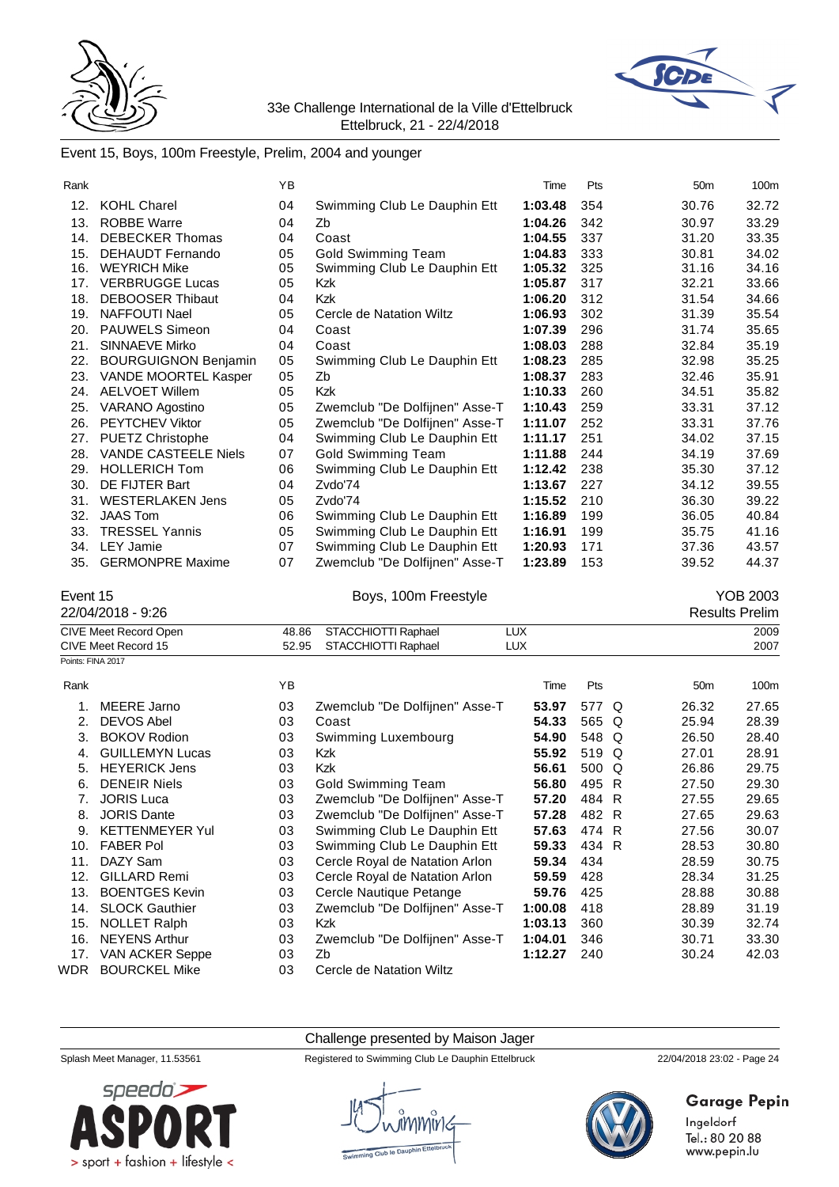Event 15, Boys, 100m Freestyle, Prelim, 2004 and younger

| Rank | | YB | | Time | Pts | | 50m | 100m |
|---|---|---|---|---|---|---|---|---|
| 12. | KOHL Charel | 04 | Swimming Club Le Dauphin Ett | **1:03.48** | 354 | | 30.76 | 32.72 |
| 13. | ROBBE Warre | 04 | Zb | **1:04.26** | 342 | | 30.97 | 33.29 |
| 14. | DEBECKER Thomas | 04 | Coast | **1:04.55** | 337 | | 31.20 | 33.35 |
| 15. | DEHAUDT Fernando | 05 | Gold Swimming Team | **1:04.83** | 333 | | 30.81 | 34.02 |
| 16. | WEYRICH Mike | 05 | Swimming Club Le Dauphin Ett | **1:05.32** | 325 | | 31.16 | 34.16 |
| 17. | VERBRUGGE Lucas | 05 | Kzk | **1:05.87** | 317 | | 32.21 | 33.66 |
| 18. | DEBOOSER Thibaut | 04 | Kzk | **1:06.20** | 312 | | 31.54 | 34.66 |
| 19. | NAFFOUTI Nael | 05 | Cercle de Natation Wiltz | **1:06.93** | 302 | | 31.39 | 35.54 |
| 20. | PAUWELS Simeon | 04 | Coast | **1:07.39** | 296 | | 31.74 | 35.65 |
| 21. | SINNAEVE Mirko | 04 | Coast | **1:08.03** | 288 | | 32.84 | 35.19 |
| 22. | BOURGUIGNON Benjamin | 05 | Swimming Club Le Dauphin Ett | **1:08.23** | 285 | | 32.98 | 35.25 |
| 23. | VANDE MOORTEL Kasper | 05 | Zb | **1:08.37** | 283 | | 32.46 | 35.91 |
| 24. | AELVOET Willem | 05 | Kzk | **1:10.33** | 260 | | 34.51 | 35.82 |
| 25. | VARANO Agostino | 05 | Zwemclub "De Dolfijnen" Asse-T | **1:10.43** | 259 | | 33.31 | 37.12 |
| 26. | PEYTCHEV Viktor | 05 | Zwemclub "De Dolfijnen" Asse-T | **1:11.07** | 252 | | 33.31 | 37.76 |
| 27. | PUETZ Christophe | 04 | Swimming Club Le Dauphin Ett | **1:11.17** | 251 | | 34.02 | 37.15 |
| 28. | VANDE CASTEELE Niels | 07 | Gold Swimming Team | **1:11.88** | 244 | | 34.19 | 37.69 |
| 29. | HOLLERICH Tom | 06 | Swimming Club Le Dauphin Ett | **1:12.42** | 238 | | 35.30 | 37.12 |
| 30. | DE FIJTER Bart | 04 | Zvdo'74 | **1:13.67** | 227 | | 34.12 | 39.55 |
| 31. | WESTERLAKEN Jens | 05 | Zvdo'74 | **1:15.52** | 210 | | 36.30 | 39.22 |
| 32. | JAAS Tom | 06 | Swimming Club Le Dauphin Ett | **1:16.89** | 199 | | 36.05 | 40.84 |
| 33. | TRESSEL Yannis | 05 | Swimming Club Le Dauphin Ett | **1:16.91** | 199 | | 35.75 | 41.16 |
| 34. | LEY Jamie | 07 | Swimming Club Le Dauphin Ett | **1:20.93** | 171 | | 37.36 | 43.57 |
| 35. | GERMONPRE Maxime | 07 | Zwemclub "De Dolfijnen" Asse-T | **1:23.89** | 153 | | 39.52 | 44.37 |

Event 15 — Boys, 100m Freestyle — YOB 2003

22/04/2018 - 9:26 — Results Prelim

| | | | | |
|---|---|---|---|---|
| CIVE Meet Record Open | 48.86 | STACCHIOTTI Raphael | LUX | 2009 |
| CIVE Meet Record 15 | 52.95 | STACCHIOTTI Raphael | LUX | 2007 |

Points: FINA 2017

| Rank | | YB | | Time | Pts | | 50m | 100m |
|---|---|---|---|---|---|---|---|---|
| 1. | MEERE Jarno | 03 | Zwemclub "De Dolfijnen" Asse-T | **53.97** | 577 | Q | 26.32 | 27.65 |
| 2. | DEVOS Abel | 03 | Coast | **54.33** | 565 | Q | 25.94 | 28.39 |
| 3. | BOKOV Rodion | 03 | Swimming Luxembourg | **54.90** | 548 | Q | 26.50 | 28.40 |
| 4. | GUILLEMYN Lucas | 03 | Kzk | **55.92** | 519 | Q | 27.01 | 28.91 |
| 5. | HEYERICK Jens | 03 | Kzk | **56.61** | 500 | Q | 26.86 | 29.75 |
| 6. | DENEIR Niels | 03 | Gold Swimming Team | **56.80** | 495 | R | 27.50 | 29.30 |
| 7. | JORIS Luca | 03 | Zwemclub "De Dolfijnen" Asse-T | **57.20** | 484 | R | 27.55 | 29.65 |
| 8. | JORIS Dante | 03 | Zwemclub "De Dolfijnen" Asse-T | **57.28** | 482 | R | 27.65 | 29.63 |
| 9. | KETTENMEYER Yul | 03 | Swimming Club Le Dauphin Ett | **57.63** | 474 | R | 27.56 | 30.07 |
| 10. | FABER Pol | 03 | Swimming Club Le Dauphin Ett | **59.33** | 434 | R | 28.53 | 30.80 |
| 11. | DAZY Sam | 03 | Cercle Royal de Natation Arlon | **59.34** | 434 | | 28.59 | 30.75 |
| 12. | GILLARD Remi | 03 | Cercle Royal de Natation Arlon | **59.59** | 428 | | 28.34 | 31.25 |
| 13. | BOENTGES Kevin | 03 | Cercle Nautique Petange | **59.76** | 425 | | 28.88 | 30.88 |
| 14. | SLOCK Gauthier | 03 | Zwemclub "De Dolfijnen" Asse-T | **1:00.08** | 418 | | 28.89 | 31.19 |
| 15. | NOLLET Ralph | 03 | Kzk | **1:03.13** | 360 | | 30.39 | 32.74 |
| 16. | NEYENS Arthur | 03 | Zwemclub "De Dolfijnen" Asse-T | **1:04.01** | 346 | | 30.71 | 33.30 |
| 17. | VAN ACKER Seppe | 03 | Zb | **1:12.27** | 240 | | 30.24 | 42.03 |
| WDR | BOURCKEL Mike | 03 | Cercle de Natation Wiltz | | | | | |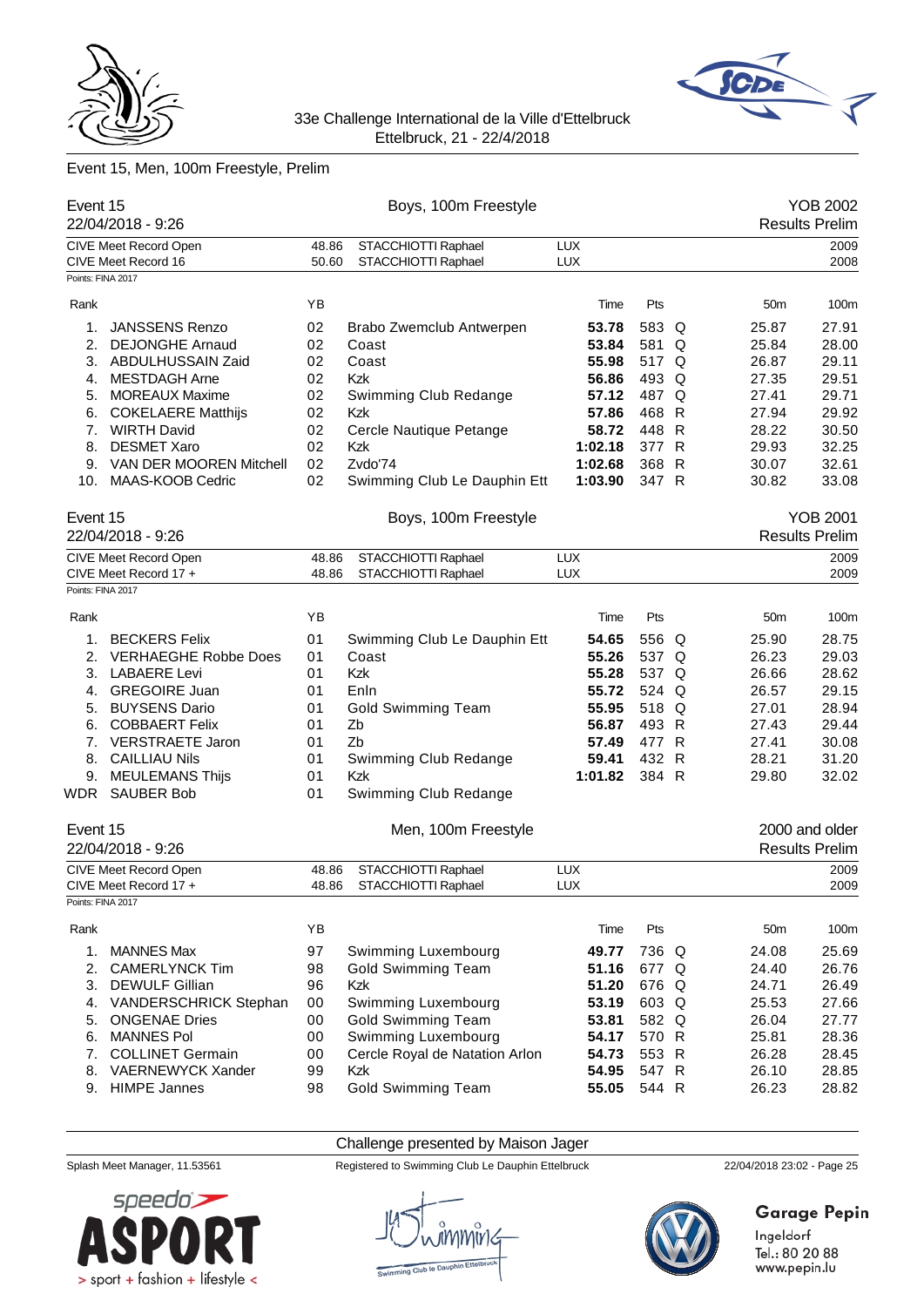33e Challenge International de la Ville d'Ettelbruck
Ettelbruck, 21 - 22/4/2018

## Event 15, Men, 100m Freestyle, Prelim

### Event 15 — Boys, 100m Freestyle — YOB 2002
22/04/2018 - 9:26 — Results Prelim

| | | | | |
|---|---|---|---|---|
| CIVE Meet Record Open | 48.86 | STACCHIOTTI Raphael | LUX | 2009 |
| CIVE Meet Record 16 | 50.60 | STACCHIOTTI Raphael | LUX | 2008 |

Points: FINA 2017

| Rank | | YB | | Time | Pts | | 50m | 100m |
|---|---|---|---|---|---|---|---|---|
| 1. | JANSSENS Renzo | 02 | Brabo Zwemclub Antwerpen | **53.78** | 583 | Q | 25.87 | 27.91 |
| 2. | DEJONGHE Arnaud | 02 | Coast | **53.84** | 581 | Q | 25.84 | 28.00 |
| 3. | ABDULHUSSAIN Zaid | 02 | Coast | **55.98** | 517 | Q | 26.87 | 29.11 |
| 4. | MESTDAGH Arne | 02 | Kzk | **56.86** | 493 | Q | 27.35 | 29.51 |
| 5. | MOREAUX Maxime | 02 | Swimming Club Redange | **57.12** | 487 | Q | 27.41 | 29.71 |
| 6. | COKELAERE Matthijs | 02 | Kzk | **57.86** | 468 | R | 27.94 | 29.92 |
| 7. | WIRTH David | 02 | Cercle Nautique Petange | **58.72** | 448 | R | 28.22 | 30.50 |
| 8. | DESMET Xaro | 02 | Kzk | **1:02.18** | 377 | R | 29.93 | 32.25 |
| 9. | VAN DER MOOREN Mitchell | 02 | Zvdo'74 | **1:02.68** | 368 | R | 30.07 | 32.61 |
| 10. | MAAS-KOOB Cedric | 02 | Swimming Club Le Dauphin Ett | **1:03.90** | 347 | R | 30.82 | 33.08 |

### Event 15 — Boys, 100m Freestyle — YOB 2001
22/04/2018 - 9:26 — Results Prelim

| | | | | |
|---|---|---|---|---|
| CIVE Meet Record Open | 48.86 | STACCHIOTTI Raphael | LUX | 2009 |
| CIVE Meet Record 17 + | 48.86 | STACCHIOTTI Raphael | LUX | 2009 |

Points: FINA 2017

| Rank | | YB | | Time | Pts | | 50m | 100m |
|---|---|---|---|---|---|---|---|---|
| 1. | BECKERS Felix | 01 | Swimming Club Le Dauphin Ett | **54.65** | 556 | Q | 25.90 | 28.75 |
| 2. | VERHAEGHE Robbe Does | 01 | Coast | **55.26** | 537 | Q | 26.23 | 29.03 |
| 3. | LABAERE Levi | 01 | Kzk | **55.28** | 537 | Q | 26.66 | 28.62 |
| 4. | GREGOIRE Juan | 01 | Enln | **55.72** | 524 | Q | 26.57 | 29.15 |
| 5. | BUYSENS Dario | 01 | Gold Swimming Team | **55.95** | 518 | Q | 27.01 | 28.94 |
| 6. | COBBAERT Felix | 01 | Zb | **56.87** | 493 | R | 27.43 | 29.44 |
| 7. | VERSTRAETE Jaron | 01 | Zb | **57.49** | 477 | R | 27.41 | 30.08 |
| 8. | CAILLIAU Nils | 01 | Swimming Club Redange | **59.41** | 432 | R | 28.21 | 31.20 |
| 9. | MEULEMANS Thijs | 01 | Kzk | **1:01.82** | 384 | R | 29.80 | 32.02 |
| WDR | SAUBER Bob | 01 | Swimming Club Redange | | | | | |

### Event 15 — Men, 100m Freestyle — 2000 and older
22/04/2018 - 9:26 — Results Prelim

| | | | | |
|---|---|---|---|---|
| CIVE Meet Record Open | 48.86 | STACCHIOTTI Raphael | LUX | 2009 |
| CIVE Meet Record 17 + | 48.86 | STACCHIOTTI Raphael | LUX | 2009 |

Points: FINA 2017

| Rank | | YB | | Time | Pts | | 50m | 100m |
|---|---|---|---|---|---|---|---|---|
| 1. | MANNES Max | 97 | Swimming Luxembourg | **49.77** | 736 | Q | 24.08 | 25.69 |
| 2. | CAMERLYNCK Tim | 98 | Gold Swimming Team | **51.16** | 677 | Q | 24.40 | 26.76 |
| 3. | DEWULF Gillian | 96 | Kzk | **51.20** | 676 | Q | 24.71 | 26.49 |
| 4. | VANDERSCHRICK Stephan | 00 | Swimming Luxembourg | **53.19** | 603 | Q | 25.53 | 27.66 |
| 5. | ONGENAE Dries | 00 | Gold Swimming Team | **53.81** | 582 | Q | 26.04 | 27.77 |
| 6. | MANNES Pol | 00 | Swimming Luxembourg | **54.17** | 570 | R | 25.81 | 28.36 |
| 7. | COLLINET Germain | 00 | Cercle Royal de Natation Arlon | **54.73** | 553 | R | 26.28 | 28.45 |
| 8. | VAERNEWYCK Xander | 99 | Kzk | **54.95** | 547 | R | 26.10 | 28.85 |
| 9. | HIMPE Jannes | 98 | Gold Swimming Team | **55.05** | 544 | R | 26.23 | 28.82 |

Challenge presented by Maison Jager

Splash Meet Manager, 11.53561 — Registered to Swimming Club Le Dauphin Ettelbruck — 22/04/2018 23:02

Garage Pepin
Ingeldorf
Tel.: 80 20 88
www.pepin.lu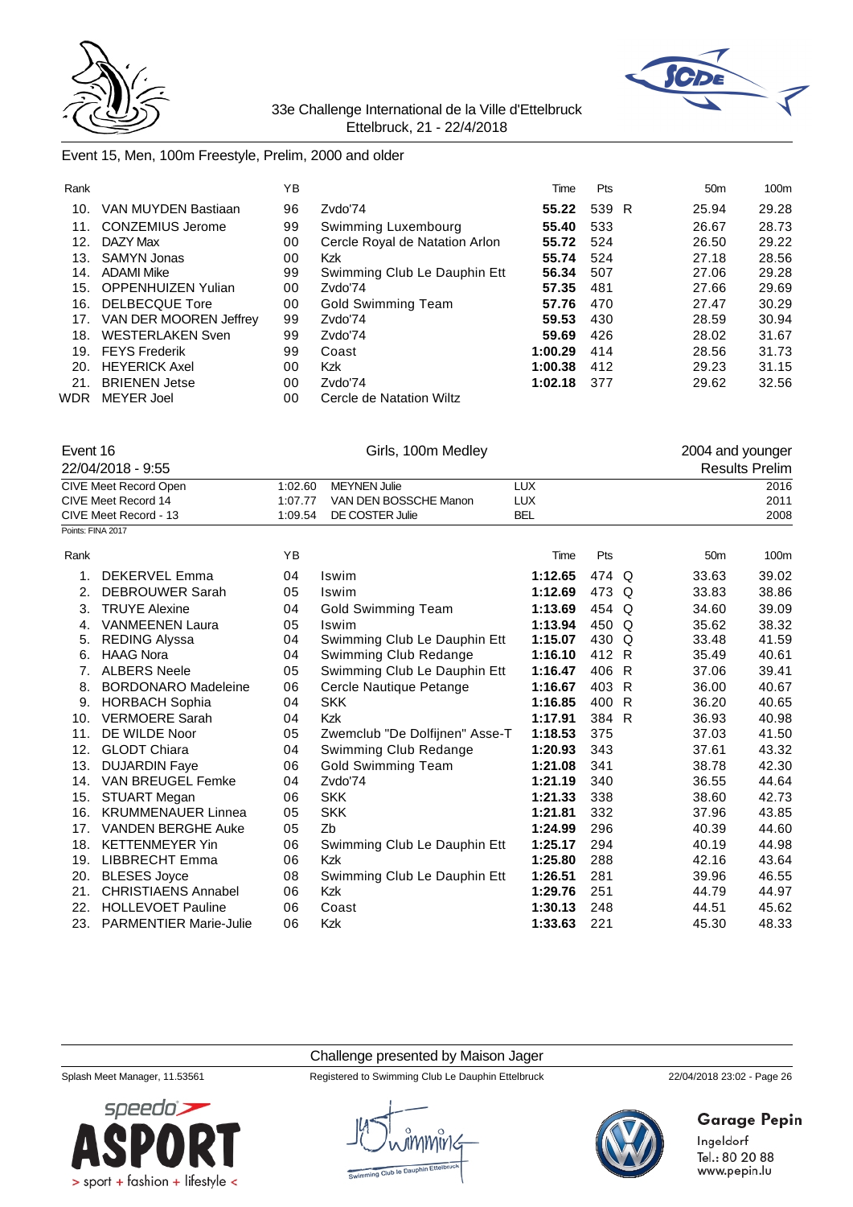33e Challenge International de la Ville d'Ettelbruck
Ettelbruck, 21 - 22/4/2018

## Event 15, Men, 100m Freestyle, Prelim, 2000 and older

| Rank | | YB | | Time | Pts | | 50m | 100m |
|---|---|---|---|---|---|---|---|---|
| 10. | VAN MUYDEN Bastiaan | 96 | Zvdo'74 | **55.22** | 539 | R | 25.94 | 29.28 |
| 11. | CONZEMIUS Jerome | 99 | Swimming Luxembourg | **55.40** | 533 | | 26.67 | 28.73 |
| 12. | DAZY Max | 00 | Cercle Royal de Natation Arlon | **55.72** | 524 | | 26.50 | 29.22 |
| 13. | SAMYN Jonas | 00 | Kzk | **55.74** | 524 | | 27.18 | 28.56 |
| 14. | ADAMI Mike | 99 | Swimming Club Le Dauphin Ett | **56.34** | 507 | | 27.06 | 29.28 |
| 15. | OPPENHUIZEN Yulian | 00 | Zvdo'74 | **57.35** | 481 | | 27.66 | 29.69 |
| 16. | DELBECQUE Tore | 00 | Gold Swimming Team | **57.76** | 470 | | 27.47 | 30.29 |
| 17. | VAN DER MOOREN Jeffrey | 99 | Zvdo'74 | **59.53** | 430 | | 28.59 | 30.94 |
| 18. | WESTERLAKEN Sven | 99 | Zvdo'74 | **59.69** | 426 | | 28.02 | 31.67 |
| 19. | FEYS Frederik | 99 | Coast | **1:00.29** | 414 | | 28.56 | 31.73 |
| 20. | HEYERICK Axel | 00 | Kzk | **1:00.38** | 412 | | 29.23 | 31.15 |
| 21. | BRIENEN Jetse | 00 | Zvdo'74 | **1:02.18** | 377 | | 29.62 | 32.56 |
| WDR | MEYER Joel | 00 | Cercle de Natation Wiltz | | | | | |

## Event 16 — Girls, 100m Medley — 2004 and younger

22/04/2018 - 9:55 — Results Prelim

| | | | | |
|---|---|---|---|---|
| CIVE Meet Record Open | 1:02.60 | MEYNEN Julie | LUX | 2016 |
| CIVE Meet Record 14 | 1:07.77 | VAN DEN BOSSCHE Manon | LUX | 2011 |
| CIVE Meet Record - 13 | 1:09.54 | DE COSTER Julie | BEL | 2008 |

Points: FINA 2017

| Rank | | YB | | Time | Pts | | 50m | 100m |
|---|---|---|---|---|---|---|---|---|
| 1. | DEKERVEL Emma | 04 | Iswim | **1:12.65** | 474 | Q | 33.63 | 39.02 |
| 2. | DEBROUWER Sarah | 05 | Iswim | **1:12.69** | 473 | Q | 33.83 | 38.86 |
| 3. | TRUYE Alexine | 04 | Gold Swimming Team | **1:13.69** | 454 | Q | 34.60 | 39.09 |
| 4. | VANMEENEN Laura | 05 | Iswim | **1:13.94** | 450 | Q | 35.62 | 38.32 |
| 5. | REDING Alyssa | 04 | Swimming Club Le Dauphin Ett | **1:15.07** | 430 | Q | 33.48 | 41.59 |
| 6. | HAAG Nora | 04 | Swimming Club Redange | **1:16.10** | 412 | R | 35.49 | 40.61 |
| 7. | ALBERS Neele | 05 | Swimming Club Le Dauphin Ett | **1:16.47** | 406 | R | 37.06 | 39.41 |
| 8. | BORDONARO Madeleine | 06 | Cercle Nautique Petange | **1:16.67** | 403 | R | 36.00 | 40.67 |
| 9. | HORBACH Sophia | 04 | SKK | **1:16.85** | 400 | R | 36.20 | 40.65 |
| 10. | VERMOERE Sarah | 04 | Kzk | **1:17.91** | 384 | R | 36.93 | 40.98 |
| 11. | DE WILDE Noor | 05 | Zwemclub "De Dolfijnen" Asse-T | **1:18.53** | 375 | | 37.03 | 41.50 |
| 12. | GLODT Chiara | 04 | Swimming Club Redange | **1:20.93** | 343 | | 37.61 | 43.32 |
| 13. | DUJARDIN Faye | 06 | Gold Swimming Team | **1:21.08** | 341 | | 38.78 | 42.30 |
| 14. | VAN BREUGEL Femke | 04 | Zvdo'74 | **1:21.19** | 340 | | 36.55 | 44.64 |
| 15. | STUART Megan | 06 | SKK | **1:21.33** | 338 | | 38.60 | 42.73 |
| 16. | KRUMMENAUER Linnea | 05 | SKK | **1:21.81** | 332 | | 37.96 | 43.85 |
| 17. | VANDEN BERGHE Auke | 05 | Zb | **1:24.99** | 296 | | 40.39 | 44.60 |
| 18. | KETTENMEYER Yin | 06 | Swimming Club Le Dauphin Ett | **1:25.17** | 294 | | 40.19 | 44.98 |
| 19. | LIBBRECHT Emma | 06 | Kzk | **1:25.80** | 288 | | 42.16 | 43.64 |
| 20. | BLESES Joyce | 08 | Swimming Club Le Dauphin Ett | **1:26.51** | 281 | | 39.96 | 46.55 |
| 21. | CHRISTIAENS Annabel | 06 | Kzk | **1:29.76** | 251 | | 44.79 | 44.97 |
| 22. | HOLLEVOET Pauline | 06 | Coast | **1:30.13** | 248 | | 44.51 | 45.62 |
| 23. | PARMENTIER Marie-Julie | 06 | Kzk | **1:33.63** | 221 | | 45.30 | 48.33 |

Challenge presented by Maison Jager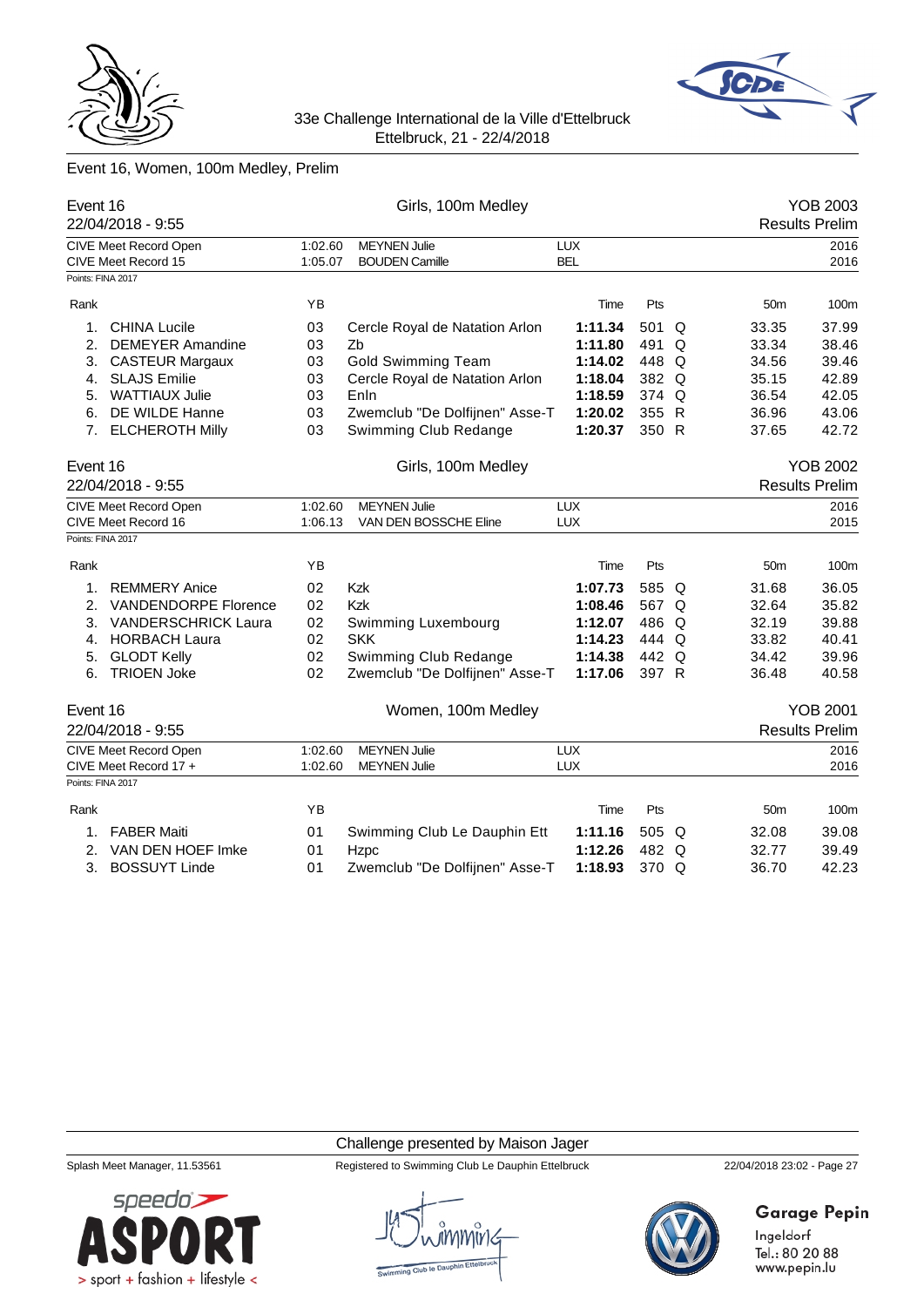33e Challenge International de la Ville d'Ettelbruck
Ettelbruck, 21 - 22/4/2018

## Event 16, Women, 100m Medley, Prelim

### Event 16 — Girls, 100m Medley — YOB 2003
22/04/2018 - 9:55 — Results Prelim

| | | | | |
|---|---|---|---|---|
| CIVE Meet Record Open | 1:02.60 | MEYNEN Julie | LUX | 2016 |
| CIVE Meet Record 15 | 1:05.07 | BOUDEN Camille | BEL | 2016 |

Points: FINA 2017

| Rank | | YB | | Time | Pts | | 50m | 100m |
|---|---|---|---|---|---|---|---|---|
| 1. | CHINA Lucile | 03 | Cercle Royal de Natation Arlon | **1:11.34** | 501 | Q | 33.35 | 37.99 |
| 2. | DEMEYER Amandine | 03 | Zb | **1:11.80** | 491 | Q | 33.34 | 38.46 |
| 3. | CASTEUR Margaux | 03 | Gold Swimming Team | **1:14.02** | 448 | Q | 34.56 | 39.46 |
| 4. | SLAJS Emilie | 03 | Cercle Royal de Natation Arlon | **1:18.04** | 382 | Q | 35.15 | 42.89 |
| 5. | WATTIAUX Julie | 03 | Enln | **1:18.59** | 374 | Q | 36.54 | 42.05 |
| 6. | DE WILDE Hanne | 03 | Zwemclub "De Dolfijnen" Asse-T | **1:20.02** | 355 | R | 36.96 | 43.06 |
| 7. | ELCHEROTH Milly | 03 | Swimming Club Redange | **1:20.37** | 350 | R | 37.65 | 42.72 |

### Event 16 — Girls, 100m Medley — YOB 2002
22/04/2018 - 9:55 — Results Prelim

| | | | | |
|---|---|---|---|---|
| CIVE Meet Record Open | 1:02.60 | MEYNEN Julie | LUX | 2016 |
| CIVE Meet Record 16 | 1:06.13 | VAN DEN BOSSCHE Eline | LUX | 2015 |

Points: FINA 2017

| Rank | | YB | | Time | Pts | | 50m | 100m |
|---|---|---|---|---|---|---|---|---|
| 1. | REMMERY Anice | 02 | Kzk | **1:07.73** | 585 | Q | 31.68 | 36.05 |
| 2. | VANDENDORPE Florence | 02 | Kzk | **1:08.46** | 567 | Q | 32.64 | 35.82 |
| 3. | VANDERSCHRICK Laura | 02 | Swimming Luxembourg | **1:12.07** | 486 | Q | 32.19 | 39.88 |
| 4. | HORBACH Laura | 02 | SKK | **1:14.23** | 444 | Q | 33.82 | 40.41 |
| 5. | GLODT Kelly | 02 | Swimming Club Redange | **1:14.38** | 442 | Q | 34.42 | 39.96 |
| 6. | TRIOEN Joke | 02 | Zwemclub "De Dolfijnen" Asse-T | **1:17.06** | 397 | R | 36.48 | 40.58 |

### Event 16 — Women, 100m Medley — YOB 2001
22/04/2018 - 9:55 — Results Prelim

| | | | | |
|---|---|---|---|---|
| CIVE Meet Record Open | 1:02.60 | MEYNEN Julie | LUX | 2016 |
| CIVE Meet Record 17 + | 1:02.60 | MEYNEN Julie | LUX | 2016 |

Points: FINA 2017

| Rank | | YB | | Time | Pts | | 50m | 100m |
|---|---|---|---|---|---|---|---|---|
| 1. | FABER Maiti | 01 | Swimming Club Le Dauphin Ett | **1:11.16** | 505 | Q | 32.08 | 39.08 |
| 2. | VAN DEN HOEF Imke | 01 | Hzpc | **1:12.26** | 482 | Q | 32.77 | 39.49 |
| 3. | BOSSUYT Linde | 01 | Zwemclub "De Dolfijnen" Asse-T | **1:18.93** | 370 | Q | 36.70 | 42.23 |

Challenge presented by Maison Jager

Splash Meet Manager, 11.53561 — Registered to Swimming Club Le Dauphin Ettelbruck — 22/04/2018 23:02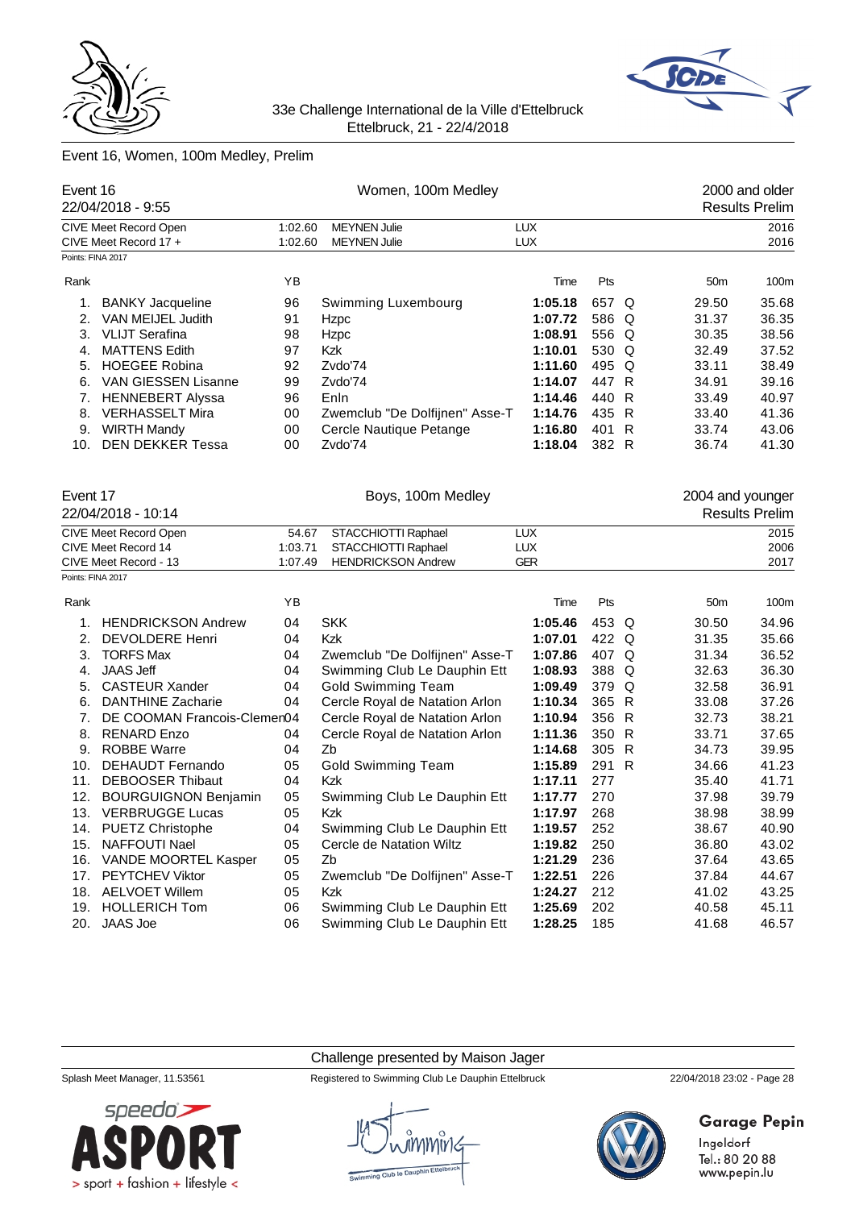33e Challenge International de la Ville d'Ettelbruck
Ettelbruck, 21 - 22/4/2018

## Event 16, Women, 100m Medley, Prelim

**Event 16** — Women, 100m Medley — 2000 and older
22/04/2018 - 9:55 — Results Prelim

| | | | | |
|---|---|---|---|---|
| CIVE Meet Record Open | 1:02.60 | MEYNEN Julie | LUX | 2016 |
| CIVE Meet Record 17 + | 1:02.60 | MEYNEN Julie | LUX | 2016 |

Points: FINA 2017

| Rank | | YB | | Time | Pts | | 50m | 100m |
|---|---|---|---|---|---|---|---|---|
| 1. | BANKY Jacqueline | 96 | Swimming Luxembourg | **1:05.18** | 657 | Q | 29.50 | 35.68 |
| 2. | VAN MEIJEL Judith | 91 | Hzpc | **1:07.72** | 586 | Q | 31.37 | 36.35 |
| 3. | VLIJT Serafina | 98 | Hzpc | **1:08.91** | 556 | Q | 30.35 | 38.56 |
| 4. | MATTENS Edith | 97 | Kzk | **1:10.01** | 530 | Q | 32.49 | 37.52 |
| 5. | HOEGEE Robina | 92 | Zvdo'74 | **1:11.60** | 495 | Q | 33.11 | 38.49 |
| 6. | VAN GIESSEN Lisanne | 99 | Zvdo'74 | **1:14.07** | 447 | R | 34.91 | 39.16 |
| 7. | HENNEBERT Alyssa | 96 | Enln | **1:14.46** | 440 | R | 33.49 | 40.97 |
| 8. | VERHASSELT Mira | 00 | Zwemclub "De Dolfijnen" Asse-T | **1:14.76** | 435 | R | 33.40 | 41.36 |
| 9. | WIRTH Mandy | 00 | Cercle Nautique Petange | **1:16.80** | 401 | R | 33.74 | 43.06 |
| 10. | DEN DEKKER Tessa | 00 | Zvdo'74 | **1:18.04** | 382 | R | 36.74 | 41.30 |

**Event 17** — Boys, 100m Medley — 2004 and younger
22/04/2018 - 10:14 — Results Prelim

| | | | | |
|---|---|---|---|---|
| CIVE Meet Record Open | 54.67 | STACCHIOTTI Raphael | LUX | 2015 |
| CIVE Meet Record 14 | 1:03.71 | STACCHIOTTI Raphael | LUX | 2006 |
| CIVE Meet Record - 13 | 1:07.49 | HENDRICKSON Andrew | GER | 2017 |

Points: FINA 2017

| Rank | | YB | | Time | Pts | | 50m | 100m |
|---|---|---|---|---|---|---|---|---|
| 1. | HENDRICKSON Andrew | 04 | SKK | **1:05.46** | 453 | Q | 30.50 | 34.96 |
| 2. | DEVOLDERE Henri | 04 | Kzk | **1:07.01** | 422 | Q | 31.35 | 35.66 |
| 3. | TORFS Max | 04 | Zwemclub "De Dolfijnen" Asse-T | **1:07.86** | 407 | Q | 31.34 | 36.52 |
| 4. | JAAS Jeff | 04 | Swimming Club Le Dauphin Ett | **1:08.93** | 388 | Q | 32.63 | 36.30 |
| 5. | CASTEUR Xander | 04 | Gold Swimming Team | **1:09.49** | 379 | Q | 32.58 | 36.91 |
| 6. | DANTHINE Zacharie | 04 | Cercle Royal de Natation Arlon | **1:10.34** | 365 | R | 33.08 | 37.26 |
| 7. | DE COOMAN Francois-Clemen | 04 | Cercle Royal de Natation Arlon | **1:10.94** | 356 | R | 32.73 | 38.21 |
| 8. | RENARD Enzo | 04 | Cercle Royal de Natation Arlon | **1:11.36** | 350 | R | 33.71 | 37.65 |
| 9. | ROBBE Warre | 04 | Zb | **1:14.68** | 305 | R | 34.73 | 39.95 |
| 10. | DEHAUDT Fernando | 05 | Gold Swimming Team | **1:15.89** | 291 | R | 34.66 | 41.23 |
| 11. | DEBOOSER Thibaut | 04 | Kzk | **1:17.11** | 277 | | 35.40 | 41.71 |
| 12. | BOURGUIGNON Benjamin | 05 | Swimming Club Le Dauphin Ett | **1:17.77** | 270 | | 37.98 | 39.79 |
| 13. | VERBRUGGE Lucas | 05 | Kzk | **1:17.97** | 268 | | 38.98 | 38.99 |
| 14. | PUETZ Christophe | 04 | Swimming Club Le Dauphin Ett | **1:19.57** | 252 | | 38.67 | 40.90 |
| 15. | NAFFOUTI Nael | 05 | Cercle de Natation Wiltz | **1:19.82** | 250 | | 36.80 | 43.02 |
| 16. | VANDE MOORTEL Kasper | 05 | Zb | **1:21.29** | 236 | | 37.64 | 43.65 |
| 17. | PEYTCHEV Viktor | 05 | Zwemclub "De Dolfijnen" Asse-T | **1:22.51** | 226 | | 37.84 | 44.67 |
| 18. | AELVOET Willem | 05 | Kzk | **1:24.27** | 212 | | 41.02 | 43.25 |
| 19. | HOLLERICH Tom | 06 | Swimming Club Le Dauphin Ett | **1:25.69** | 202 | | 40.58 | 45.11 |
| 20. | JAAS Joe | 06 | Swimming Club Le Dauphin Ett | **1:28.25** | 185 | | 41.68 | 46.57 |

Challenge presented by Maison Jager

Splash Meet Manager, 11.53561 — Registered to Swimming Club Le Dauphin Ettelbruck — 22/04/2018 23:02

Garage Pepin
Ingeldorf
Tel.: 80 20 88
www.pepin.lu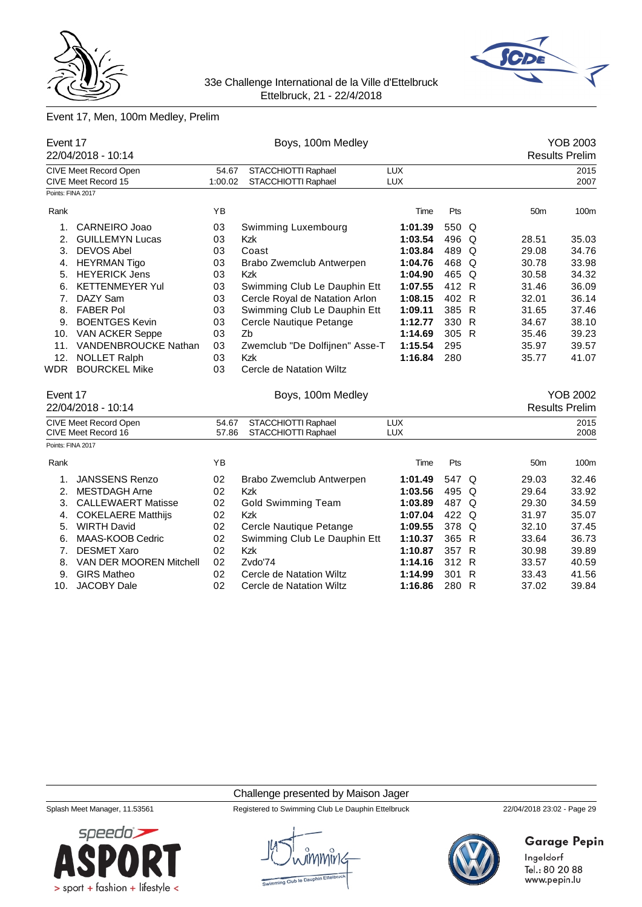33e Challenge International de la Ville d'Ettelbruck
Ettelbruck, 21 - 22/4/2018

## Event 17, Men, 100m Medley, Prelim

### Event 17 — Boys, 100m Medley — YOB 2003

22/04/2018 - 10:14 — Results Prelim

| | | | | |
|---|---|---|---|---|
| CIVE Meet Record Open | 54.67 | STACCHIOTTI Raphael | LUX | 2015 |
| CIVE Meet Record 15 | 1:00.02 | STACCHIOTTI Raphael | LUX | 2007 |

Points: FINA 2017

| Rank | Name | YB | Club | Time | Pts | | 50m | 100m |
|---|---|---|---|---|---|---|---|---|
| 1. | CARNEIRO Joao | 03 | Swimming Luxembourg | **1:01.39** | 550 | Q | 28.51 | 35.03 |
| 2. | GUILLEMYN Lucas | 03 | Kzk | **1:03.54** | 496 | Q | 29.08 | 34.76 |
| 3. | DEVOS Abel | 03 | Coast | **1:03.84** | 489 | Q | 30.78 | 33.98 |
| 4. | HEYRMAN Tigo | 03 | Brabo Zwemclub Antwerpen | **1:04.76** | 468 | Q | 30.58 | 34.32 |
| 5. | HEYERICK Jens | 03 | Kzk | **1:04.90** | 465 | Q | 31.46 | 36.09 |
| 6. | KETTENMEYER Yul | 03 | Swimming Club Le Dauphin Ett | **1:07.55** | 412 | R | 32.01 | 36.14 |
| 7. | DAZY Sam | 03 | Cercle Royal de Natation Arlon | **1:08.15** | 402 | R | 31.65 | 37.46 |
| 8. | FABER Pol | 03 | Swimming Club Le Dauphin Ett | **1:09.11** | 385 | R | 34.67 | 38.10 |
| 9. | BOENTGES Kevin | 03 | Cercle Nautique Petange | **1:12.77** | 330 | R | 35.46 | 39.23 |
| 10. | VAN ACKER Seppe | 03 | Zb | **1:14.69** | 305 | R | 35.97 | 39.57 |
| 11. | VANDENBROUCKE Nathan | 03 | Zwemclub "De Dolfijnen" Asse-T | **1:15.54** | 295 | | 35.77 | 41.07 |
| 12. | NOLLET Ralph | 03 | Kzk | **1:16.84** | 280 | | | |
| WDR | BOURCKEL Mike | 03 | Cercle de Natation Wiltz | | | | | |

### Event 17 — Boys, 100m Medley — YOB 2002

22/04/2018 - 10:14 — Results Prelim

| | | | | |
|---|---|---|---|---|
| CIVE Meet Record Open | 54.67 | STACCHIOTTI Raphael | LUX | 2015 |
| CIVE Meet Record 16 | 57.86 | STACCHIOTTI Raphael | LUX | 2008 |

Points: FINA 2017

| Rank | Name | YB | Club | Time | Pts | | 50m | 100m |
|---|---|---|---|---|---|---|---|---|
| 1. | JANSSENS Renzo | 02 | Brabo Zwemclub Antwerpen | **1:01.49** | 547 | Q | 29.03 | 32.46 |
| 2. | MESTDAGH Arne | 02 | Kzk | **1:03.56** | 495 | Q | 29.64 | 33.92 |
| 3. | CALLEWAERT Matisse | 02 | Gold Swimming Team | **1:03.89** | 487 | Q | 29.30 | 34.59 |
| 4. | COKELAERE Matthijs | 02 | Kzk | **1:07.04** | 422 | Q | 31.97 | 35.07 |
| 5. | WIRTH David | 02 | Cercle Nautique Petange | **1:09.55** | 378 | Q | 32.10 | 37.45 |
| 6. | MAAS-KOOB Cedric | 02 | Swimming Club Le Dauphin Ett | **1:10.37** | 365 | R | 33.64 | 36.73 |
| 7. | DESMET Xaro | 02 | Kzk | **1:10.87** | 357 | R | 30.98 | 39.89 |
| 8. | VAN DER MOOREN Mitchell | 02 | Zvdo'74 | **1:14.16** | 312 | R | 33.57 | 40.59 |
| 9. | GIRS Matheo | 02 | Cercle de Natation Wiltz | **1:14.99** | 301 | R | 33.43 | 41.56 |
| 10. | JACOBY Dale | 02 | Cercle de Natation Wiltz | **1:16.86** | 280 | R | 37.02 | 39.84 |

Challenge presented by Maison Jager

Splash Meet Manager, 11.53561 — Registered to Swimming Club Le Dauphin Ettelbruck — 22/04/2018 23:02

Garage Pepin
Ingeldorf
Tel.: 80 20 88
www.pepin.lu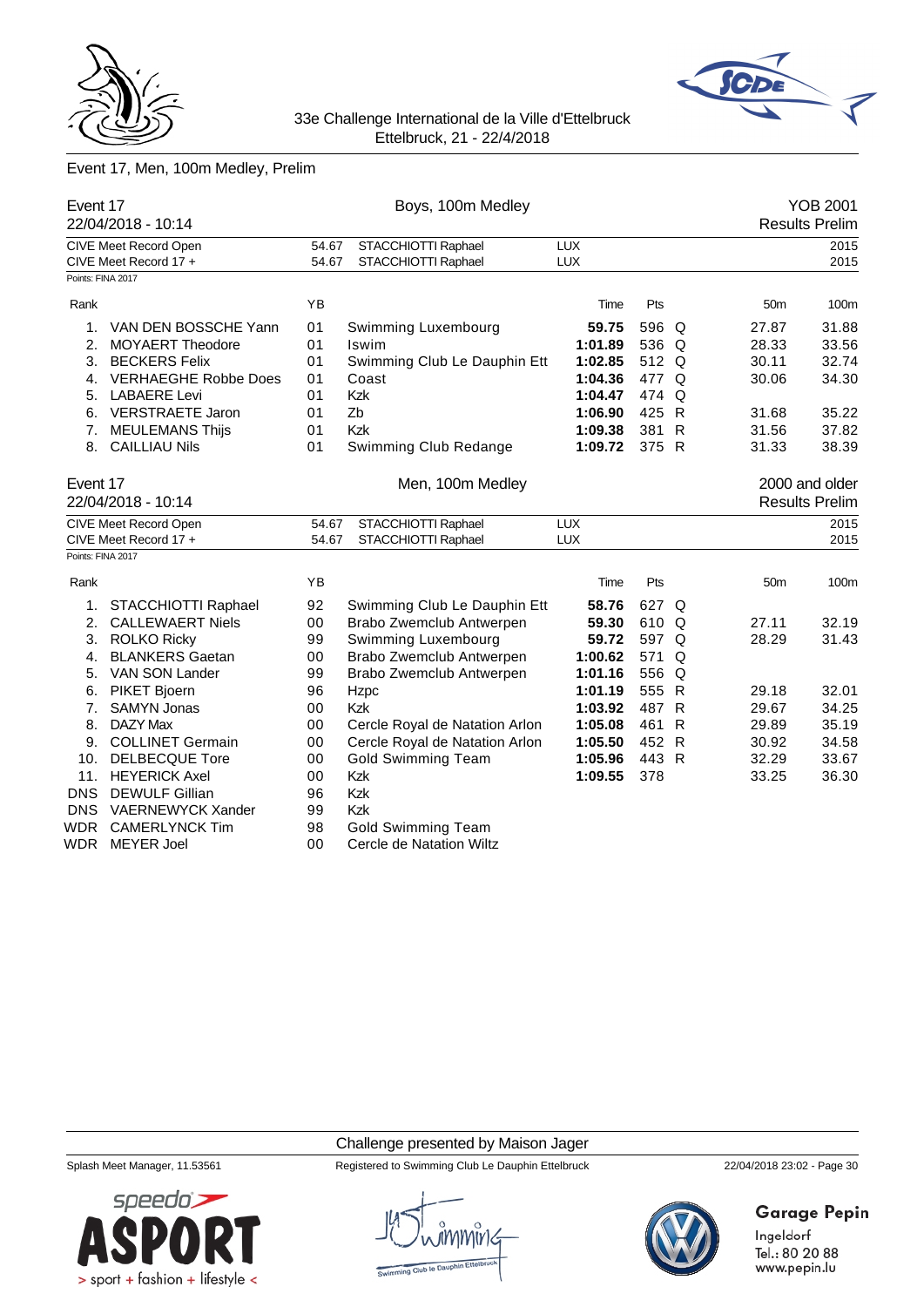33e Challenge International de la Ville d'Ettelbruck
Ettelbruck, 21 - 22/4/2018

## Event 17, Men, 100m Medley, Prelim

### Event 17 — Boys, 100m Medley — YOB 2001

22/04/2018 - 10:14 — Results Prelim

| | | | | |
|---|---|---|---|---|
| CIVE Meet Record Open | 54.67 | STACCHIOTTI Raphael | LUX | 2015 |
| CIVE Meet Record 17 + | 54.67 | STACCHIOTTI Raphael | LUX | 2015 |

Points: FINA 2017

| Rank | | YB | | Time | Pts | | 50m | 100m |
|---|---|---|---|---|---|---|---|---|
| 1. | VAN DEN BOSSCHE Yann | 01 | Swimming Luxembourg | **59.75** | 596 | Q | 27.87 | 31.88 |
| 2. | MOYAERT Theodore | 01 | Iswim | **1:01.89** | 536 | Q | 28.33 | 33.56 |
| 3. | BECKERS Felix | 01 | Swimming Club Le Dauphin Ett | **1:02.85** | 512 | Q | 30.11 | 32.74 |
| 4. | VERHAEGHE Robbe Does | 01 | Coast | **1:04.36** | 477 | Q | 30.06 | 34.30 |
| 5. | LABAERE Levi | 01 | Kzk | **1:04.47** | 474 | Q | | |
| 6. | VERSTRAETE Jaron | 01 | Zb | **1:06.90** | 425 | R | 31.68 | 35.22 |
| 7. | MEULEMANS Thijs | 01 | Kzk | **1:09.38** | 381 | R | 31.56 | 37.82 |
| 8. | CAILLIAU Nils | 01 | Swimming Club Redange | **1:09.72** | 375 | R | 31.33 | 38.39 |

### Event 17 — Men, 100m Medley — 2000 and older

22/04/2018 - 10:14 — Results Prelim

| | | | | |
|---|---|---|---|---|
| CIVE Meet Record Open | 54.67 | STACCHIOTTI Raphael | LUX | 2015 |
| CIVE Meet Record 17 + | 54.67 | STACCHIOTTI Raphael | LUX | 2015 |

Points: FINA 2017

| Rank | | YB | | Time | Pts | | 50m | 100m |
|---|---|---|---|---|---|---|---|---|
| 1. | STACCHIOTTI Raphael | 92 | Swimming Club Le Dauphin Ett | **58.76** | 627 | Q | | |
| 2. | CALLEWAERT Niels | 00 | Brabo Zwemclub Antwerpen | **59.30** | 610 | Q | 27.11 | 32.19 |
| 3. | ROLKO Ricky | 99 | Swimming Luxembourg | **59.72** | 597 | Q | 28.29 | 31.43 |
| 4. | BLANKERS Gaetan | 00 | Brabo Zwemclub Antwerpen | **1:00.62** | 571 | Q | | |
| 5. | VAN SON Lander | 99 | Brabo Zwemclub Antwerpen | **1:01.16** | 556 | Q | | |
| 6. | PIKET Bjoern | 96 | Hzpc | **1:01.19** | 555 | R | 29.18 | 32.01 |
| 7. | SAMYN Jonas | 00 | Kzk | **1:03.92** | 487 | R | 29.67 | 34.25 |
| 8. | DAZY Max | 00 | Cercle Royal de Natation Arlon | **1:05.08** | 461 | R | 29.89 | 35.19 |
| 9. | COLLINET Germain | 00 | Cercle Royal de Natation Arlon | **1:05.50** | 452 | R | 30.92 | 34.58 |
| 10. | DELBECQUE Tore | 00 | Gold Swimming Team | **1:05.96** | 443 | R | 32.29 | 33.67 |
| 11. | HEYERICK Axel | 00 | Kzk | **1:09.55** | 378 | | 33.25 | 36.30 |
| DNS | DEWULF Gillian | 96 | Kzk | | | | | |
| DNS | VAERNEWYCK Xander | 99 | Kzk | | | | | |
| WDR | CAMERLYNCK Tim | 98 | Gold Swimming Team | | | | | |
| WDR | MEYER Joel | 00 | Cercle de Natation Wiltz | | | | | |

Challenge presented by Maison Jager

Splash Meet Manager, 11.53561 — Registered to Swimming Club Le Dauphin Ettelbruck — 22/04/2018 23:02

Garage Pepin
Ingeldorf
Tel.: 80 20 88
www.pepin.lu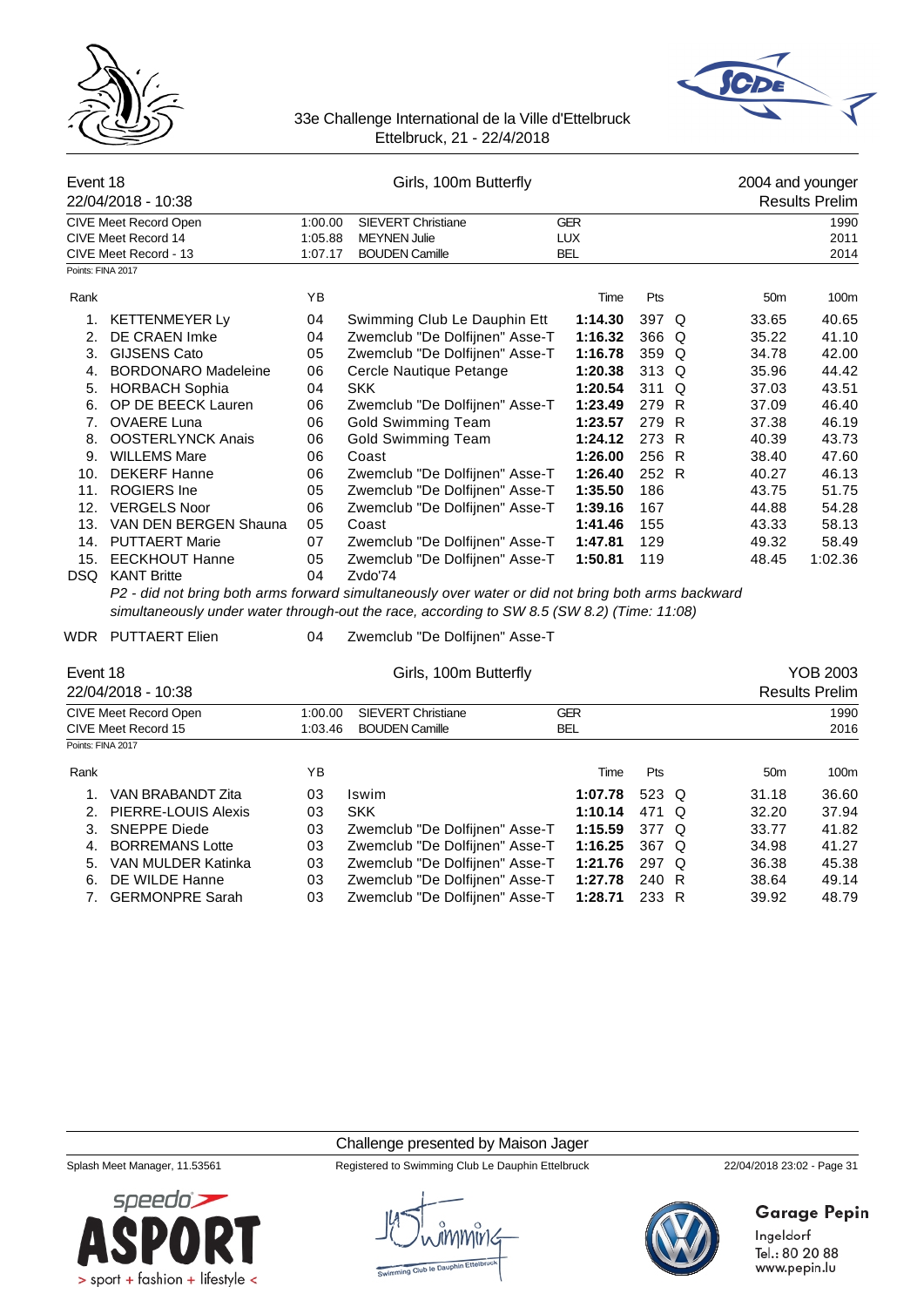33e Challenge International de la Ville d'Ettelbruck
Ettelbruck, 21 - 22/4/2018

## Event 18 — Girls, 100m Butterfly — 2004 and younger

22/04/2018 - 10:38 — Results Prelim

| | | | | |
|---|---|---|---|---|
| CIVE Meet Record Open | 1:00.00 | SIEVERT Christiane | GER | 1990 |
| CIVE Meet Record 14 | 1:05.88 | MEYNEN Julie | LUX | 2011 |
| CIVE Meet Record - 13 | 1:07.17 | BOUDEN Camille | BEL | 2014 |

Points: FINA 2017

| Rank | | YB | | Time | Pts | | 50m | 100m |
|---|---|---|---|---|---|---|---|---|
| 1. | KETTENMEYER Ly | 04 | Swimming Club Le Dauphin Ett | **1:14.30** | 397 | Q | 33.65 | 40.65 |
| 2. | DE CRAEN Imke | 04 | Zwemclub "De Dolfijnen" Asse-T | **1:16.32** | 366 | Q | 35.22 | 41.10 |
| 3. | GIJSENS Cato | 05 | Zwemclub "De Dolfijnen" Asse-T | **1:16.78** | 359 | Q | 34.78 | 42.00 |
| 4. | BORDONARO Madeleine | 06 | Cercle Nautique Petange | **1:20.38** | 313 | Q | 35.96 | 44.42 |
| 5. | HORBACH Sophia | 04 | SKK | **1:20.54** | 311 | Q | 37.03 | 43.51 |
| 6. | OP DE BEECK Lauren | 06 | Zwemclub "De Dolfijnen" Asse-T | **1:23.49** | 279 | R | 37.09 | 46.40 |
| 7. | OVAERE Luna | 06 | Gold Swimming Team | **1:23.57** | 279 | R | 37.38 | 46.19 |
| 8. | OOSTERLYNCK Anais | 06 | Gold Swimming Team | **1:24.12** | 273 | R | 40.39 | 43.73 |
| 9. | WILLEMS Mare | 06 | Coast | **1:26.00** | 256 | R | 38.40 | 47.60 |
| 10. | DEKERF Hanne | 06 | Zwemclub "De Dolfijnen" Asse-T | **1:26.40** | 252 | R | 40.27 | 46.13 |
| 11. | ROGIERS Ine | 05 | Zwemclub "De Dolfijnen" Asse-T | **1:35.50** | 186 | | 43.75 | 51.75 |
| 12. | VERGELS Noor | 06 | Zwemclub "De Dolfijnen" Asse-T | **1:39.16** | 167 | | 44.88 | 54.28 |
| 13. | VAN DEN BERGEN Shauna | 05 | Coast | **1:41.46** | 155 | | 43.33 | 58.13 |
| 14. | PUTTAERT Marie | 07 | Zwemclub "De Dolfijnen" Asse-T | **1:47.81** | 129 | | 49.32 | 58.49 |
| 15. | EECKHOUT Hanne | 05 | Zwemclub "De Dolfijnen" Asse-T | **1:50.81** | 119 | | 48.45 | 1:02.36 |
| DSQ | KANT Britte | 04 | Zvdo'74 | | | | | |

*P2 - did not bring both arms forward simultaneously over water or did not bring both arms backward simultaneously under water through-out the race, according to SW 8.5 (SW 8.2) (Time: 11:08)*

| | | | |
|---|---|---|---|
| WDR | PUTTAERT Elien | 04 | Zwemclub "De Dolfijnen" Asse-T |

## Event 18 — Girls, 100m Butterfly — YOB 2003

22/04/2018 - 10:38 — Results Prelim

| | | | | |
|---|---|---|---|---|
| CIVE Meet Record Open | 1:00.00 | SIEVERT Christiane | GER | 1990 |
| CIVE Meet Record 15 | 1:03.46 | BOUDEN Camille | BEL | 2016 |

Points: FINA 2017

| Rank | | YB | | Time | Pts | | 50m | 100m |
|---|---|---|---|---|---|---|---|---|
| 1. | VAN BRABANDT Zita | 03 | Iswim | **1:07.78** | 523 | Q | 31.18 | 36.60 |
| 2. | PIERRE-LOUIS Alexis | 03 | SKK | **1:10.14** | 471 | Q | 32.20 | 37.94 |
| 3. | SNEPPE Diede | 03 | Zwemclub "De Dolfijnen" Asse-T | **1:15.59** | 377 | Q | 33.77 | 41.82 |
| 4. | BORREMANS Lotte | 03 | Zwemclub "De Dolfijnen" Asse-T | **1:16.25** | 367 | Q | 34.98 | 41.27 |
| 5. | VAN MULDER Katinka | 03 | Zwemclub "De Dolfijnen" Asse-T | **1:21.76** | 297 | Q | 36.38 | 45.38 |
| 6. | DE WILDE Hanne | 03 | Zwemclub "De Dolfijnen" Asse-T | **1:27.78** | 240 | R | 38.64 | 49.14 |
| 7. | GERMONPRE Sarah | 03 | Zwemclub "De Dolfijnen" Asse-T | **1:28.71** | 233 | R | 39.92 | 48.79 |

Challenge presented by Maison Jager

Splash Meet Manager, 11.53561 — Registered to Swimming Club Le Dauphin Ettelbruck — 22/04/2018 23:02

Garage Pepin
Ingeldorf
Tel.: 80 20 88
www.pepin.lu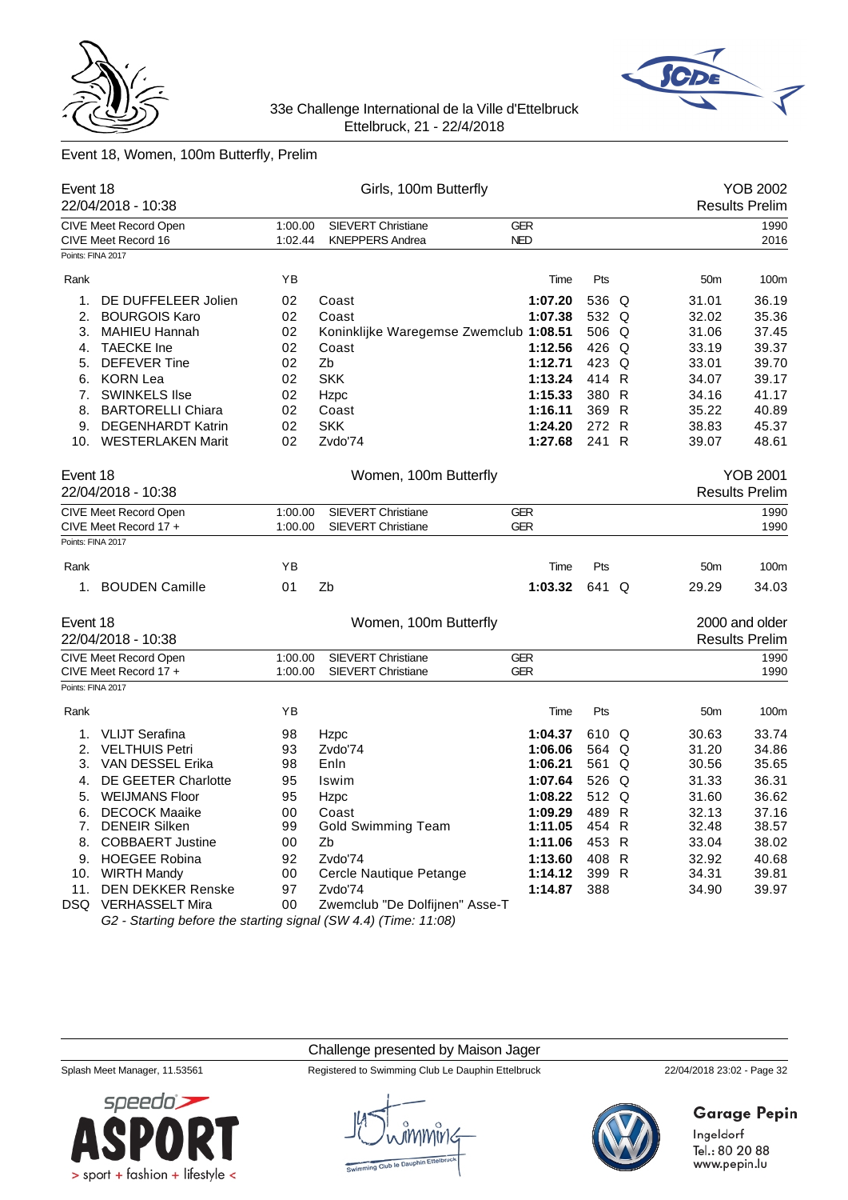33e Challenge International de la Ville d'Ettelbruck
Ettelbruck, 21 - 22/4/2018

## Event 18, Women, 100m Butterfly, Prelim

### Event 18 — Girls, 100m Butterfly — YOB 2002
22/04/2018 - 10:38 — Results Prelim

| | | | | |
|---|---|---|---|---|
| CIVE Meet Record Open | 1:00.00 | SIEVERT Christiane | GER | 1990 |
| CIVE Meet Record 16 | 1:02.44 | KNEPPERS Andrea | NED | 2016 |

Points: FINA 2017

| Rank | | YB | | Time | Pts | | 50m | 100m |
|---|---|---|---|---|---|---|---|---|
| 1. | DE DUFFELEER Jolien | 02 | Coast | **1:07.20** | 536 | Q | 31.01 | 36.19 |
| 2. | BOURGOIS Karo | 02 | Coast | **1:07.38** | 532 | Q | 32.02 | 35.36 |
| 3. | MAHIEU Hannah | 02 | Koninklijke Waregemse Zwemclub | **1:08.51** | 506 | Q | 31.06 | 37.45 |
| 4. | TAECKE Ine | 02 | Coast | **1:12.56** | 426 | Q | 33.19 | 39.37 |
| 5. | DEFEVER Tine | 02 | Zb | **1:12.71** | 423 | Q | 33.01 | 39.70 |
| 6. | KORN Lea | 02 | SKK | **1:13.24** | 414 | R | 34.07 | 39.17 |
| 7. | SWINKELS Ilse | 02 | Hzpc | **1:15.33** | 380 | R | 34.16 | 41.17 |
| 8. | BARTORELLI Chiara | 02 | Coast | **1:16.11** | 369 | R | 35.22 | 40.89 |
| 9. | DEGENHARDT Katrin | 02 | SKK | **1:24.20** | 272 | R | 38.83 | 45.37 |
| 10. | WESTERLAKEN Marit | 02 | Zvdo'74 | **1:27.68** | 241 | R | 39.07 | 48.61 |

### Event 18 — Women, 100m Butterfly — YOB 2001
22/04/2018 - 10:38 — Results Prelim

| | | | | |
|---|---|---|---|---|
| CIVE Meet Record Open | 1:00.00 | SIEVERT Christiane | GER | 1990 |
| CIVE Meet Record 17 + | 1:00.00 | SIEVERT Christiane | GER | 1990 |

Points: FINA 2017

| Rank | | YB | | Time | Pts | | 50m | 100m |
|---|---|---|---|---|---|---|---|---|
| 1. | BOUDEN Camille | 01 | Zb | **1:03.32** | 641 | Q | 29.29 | 34.03 |

### Event 18 — Women, 100m Butterfly — 2000 and older
22/04/2018 - 10:38 — Results Prelim

| | | | | |
|---|---|---|---|---|
| CIVE Meet Record Open | 1:00.00 | SIEVERT Christiane | GER | 1990 |
| CIVE Meet Record 17 + | 1:00.00 | SIEVERT Christiane | GER | 1990 |

Points: FINA 2017

| Rank | | YB | | Time | Pts | | 50m | 100m |
|---|---|---|---|---|---|---|---|---|
| 1. | VLIJT Serafina | 98 | Hzpc | **1:04.37** | 610 | Q | 30.63 | 33.74 |
| 2. | VELTHUIS Petri | 93 | Zvdo'74 | **1:06.06** | 564 | Q | 31.20 | 34.86 |
| 3. | VAN DESSEL Erika | 98 | Enln | **1:06.21** | 561 | Q | 30.56 | 35.65 |
| 4. | DE GEETER Charlotte | 95 | Iswim | **1:07.64** | 526 | Q | 31.33 | 36.31 |
| 5. | WEIJMANS Floor | 95 | Hzpc | **1:08.22** | 512 | Q | 31.60 | 36.62 |
| 6. | DECOCK Maaike | 00 | Coast | **1:09.29** | 489 | R | 32.13 | 37.16 |
| 7. | DENEIR Silken | 99 | Gold Swimming Team | **1:11.05** | 454 | R | 32.48 | 38.57 |
| 8. | COBBAERT Justine | 00 | Zb | **1:11.06** | 453 | R | 33.04 | 38.02 |
| 9. | HOEGEE Robina | 92 | Zvdo'74 | **1:13.60** | 408 | R | 32.92 | 40.68 |
| 10. | WIRTH Mandy | 00 | Cercle Nautique Petange | **1:14.12** | 399 | R | 34.31 | 39.81 |
| 11. | DEN DEKKER Renske | 97 | Zvdo'74 | **1:14.87** | 388 | | 34.90 | 39.97 |
| DSQ | VERHASSELT Mira | 00 | Zwemclub "De Dolfijnen" Asse-T | | | | | |

*G2 - Starting before the starting signal (SW 4.4) (Time: 11:08)*

Challenge presented by Maison Jager

Splash Meet Manager, 11.53561 — Registered to Swimming Club Le Dauphin Ettelbruck — 22/04/2018 23:02 - Page 32

Garage Pepin
Ingeldorf
Tel.: 80 20 88
www.pepin.lu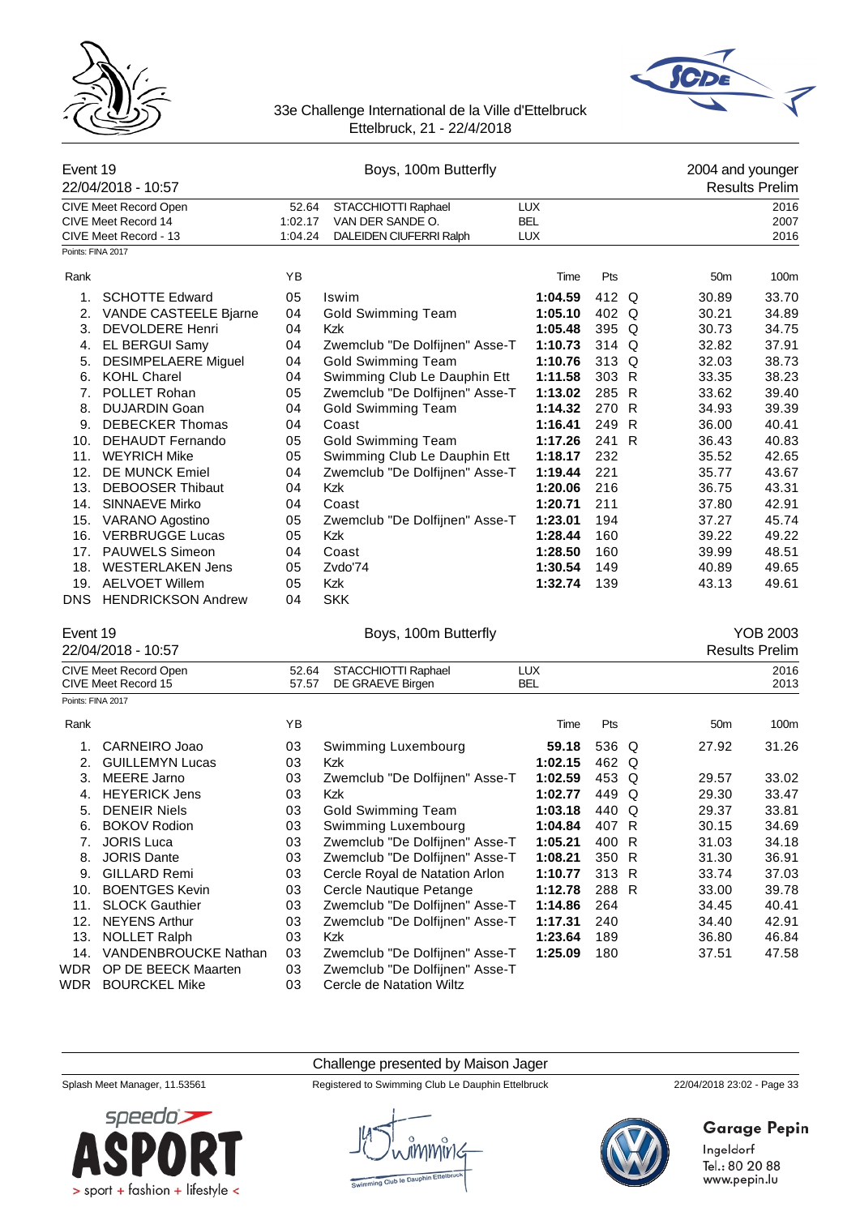33e Challenge International de la Ville d'Ettelbruck
Ettelbruck, 21 - 22/4/2018

## Event 19 — Boys, 100m Butterfly — 2004 and younger

22/04/2018 - 10:57 — Results Prelim

| | | | | |
|---|---|---|---|---|
| CIVE Meet Record Open | 52.64 | STACCHIOTTI Raphael | LUX | 2016 |
| CIVE Meet Record 14 | 1:02.17 | VAN DER SANDE O. | BEL | 2007 |
| CIVE Meet Record - 13 | 1:04.24 | DALEIDEN CIUFERRI Ralph | LUX | 2016 |

Points: FINA 2017

| Rank | Name | YB | Club | Time | Pts | | 50m | 100m |
|---|---|---|---|---|---|---|---|---|
| 1. | SCHOTTE Edward | 05 | Iswim | **1:04.59** | 412 | Q | 30.89 | 33.70 |
| 2. | VANDE CASTEELE Bjarne | 04 | Gold Swimming Team | **1:05.10** | 402 | Q | 30.21 | 34.89 |
| 3. | DEVOLDERE Henri | 04 | Kzk | **1:05.48** | 395 | Q | 30.73 | 34.75 |
| 4. | EL BERGUI Samy | 04 | Zwemclub "De Dolfijnen" Asse-T | **1:10.73** | 314 | Q | 32.82 | 37.91 |
| 5. | DESIMPELAERE Miguel | 04 | Gold Swimming Team | **1:10.76** | 313 | Q | 32.03 | 38.73 |
| 6. | KOHL Charel | 04 | Swimming Club Le Dauphin Ett | **1:11.58** | 303 | R | 33.35 | 38.23 |
| 7. | POLLET Rohan | 05 | Zwemclub "De Dolfijnen" Asse-T | **1:13.02** | 285 | R | 33.62 | 39.40 |
| 8. | DUJARDIN Goan | 04 | Gold Swimming Team | **1:14.32** | 270 | R | 34.93 | 39.39 |
| 9. | DEBECKER Thomas | 04 | Coast | **1:16.41** | 249 | R | 36.00 | 40.41 |
| 10. | DEHAUDT Fernando | 05 | Gold Swimming Team | **1:17.26** | 241 | R | 36.43 | 40.83 |
| 11. | WEYRICH Mike | 05 | Swimming Club Le Dauphin Ett | **1:18.17** | 232 | | 35.52 | 42.65 |
| 12. | DE MUNCK Emiel | 04 | Zwemclub "De Dolfijnen" Asse-T | **1:19.44** | 221 | | 35.77 | 43.67 |
| 13. | DEBOOSER Thibaut | 04 | Kzk | **1:20.06** | 216 | | 36.75 | 43.31 |
| 14. | SINNAEVE Mirko | 04 | Coast | **1:20.71** | 211 | | 37.80 | 42.91 |
| 15. | VARANO Agostino | 05 | Zwemclub "De Dolfijnen" Asse-T | **1:23.01** | 194 | | 37.27 | 45.74 |
| 16. | VERBRUGGE Lucas | 05 | Kzk | **1:28.44** | 160 | | 39.22 | 49.22 |
| 17. | PAUWELS Simeon | 04 | Coast | **1:28.50** | 160 | | 39.99 | 48.51 |
| 18. | WESTERLAKEN Jens | 05 | Zvdo'74 | **1:30.54** | 149 | | 40.89 | 49.65 |
| 19. | AELVOET Willem | 05 | Kzk | **1:32.74** | 139 | | 43.13 | 49.61 |
| DNS | HENDRICKSON Andrew | 04 | SKK | | | | | |

## Event 19 — Boys, 100m Butterfly — YOB 2003

22/04/2018 - 10:57 — Results Prelim

| | | | | |
|---|---|---|---|---|
| CIVE Meet Record Open | 52.64 | STACCHIOTTI Raphael | LUX | 2016 |
| CIVE Meet Record 15 | 57.57 | DE GRAEVE Birgen | BEL | 2013 |

Points: FINA 2017

| Rank | Name | YB | Club | Time | Pts | | 50m | 100m |
|---|---|---|---|---|---|---|---|---|
| 1. | CARNEIRO Joao | 03 | Swimming Luxembourg | **59.18** | 536 | Q | 27.92 | 31.26 |
| 2. | GUILLEMYN Lucas | 03 | Kzk | **1:02.15** | 462 | Q | | |
| 3. | MEERE Jarno | 03 | Zwemclub "De Dolfijnen" Asse-T | **1:02.59** | 453 | Q | 29.57 | 33.02 |
| 4. | HEYERICK Jens | 03 | Kzk | **1:02.77** | 449 | Q | 29.30 | 33.47 |
| 5. | DENEIR Niels | 03 | Gold Swimming Team | **1:03.18** | 440 | Q | 29.37 | 33.81 |
| 6. | BOKOV Rodion | 03 | Swimming Luxembourg | **1:04.84** | 407 | R | 30.15 | 34.69 |
| 7. | JORIS Luca | 03 | Zwemclub "De Dolfijnen" Asse-T | **1:05.21** | 400 | R | 31.03 | 34.18 |
| 8. | JORIS Dante | 03 | Zwemclub "De Dolfijnen" Asse-T | **1:08.21** | 350 | R | 31.30 | 36.91 |
| 9. | GILLARD Remi | 03 | Cercle Royal de Natation Arlon | **1:10.77** | 313 | R | 33.74 | 37.03 |
| 10. | BOENTGES Kevin | 03 | Cercle Nautique Petange | **1:12.78** | 288 | R | 33.00 | 39.78 |
| 11. | SLOCK Gauthier | 03 | Zwemclub "De Dolfijnen" Asse-T | **1:14.86** | 264 | | 34.45 | 40.41 |
| 12. | NEYENS Arthur | 03 | Zwemclub "De Dolfijnen" Asse-T | **1:17.31** | 240 | | 34.40 | 42.91 |
| 13. | NOLLET Ralph | 03 | Kzk | **1:23.64** | 189 | | 36.80 | 46.84 |
| 14. | VANDENBROUCKE Nathan | 03 | Zwemclub "De Dolfijnen" Asse-T | **1:25.09** | 180 | | 37.51 | 47.58 |
| WDR | OP DE BEECK Maarten | 03 | Zwemclub "De Dolfijnen" Asse-T | | | | | |
| WDR | BOURCKEL Mike | 03 | Cercle de Natation Wiltz | | | | | |

Challenge presented by Maison Jager

Splash Meet Manager, 11.53561 — Registered to Swimming Club Le Dauphin Ettelbruck — 22/04/2018 23:02

Garage Pepin
Ingeldorf
Tel.: 80 20 88
www.pepin.lu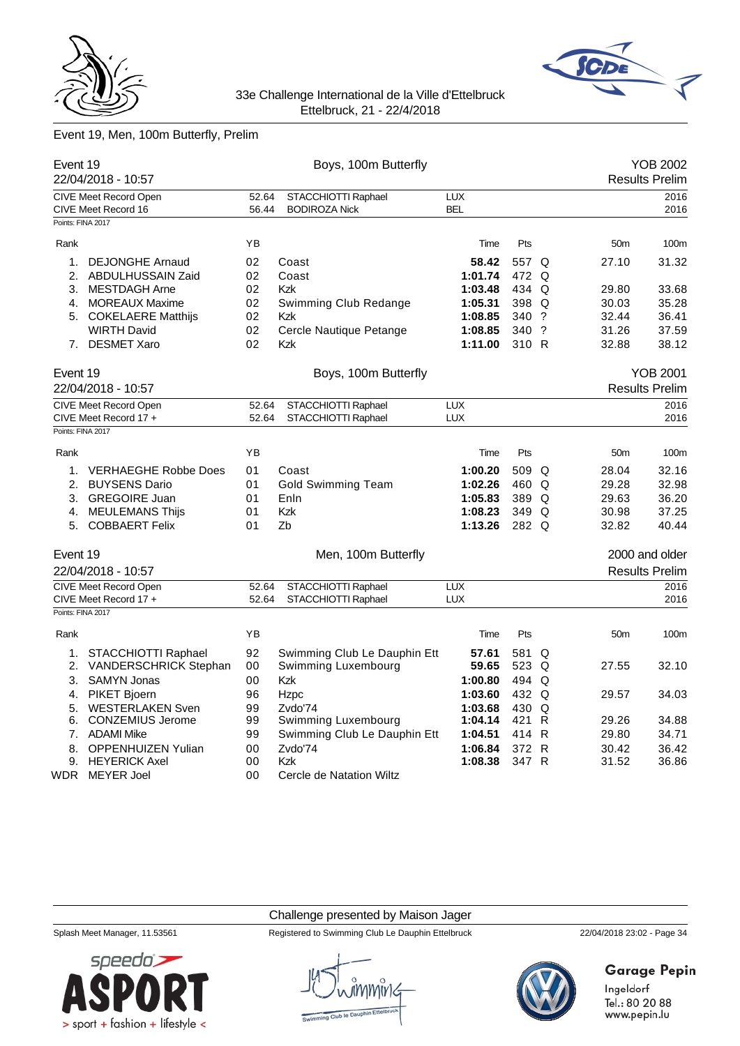33e Challenge International de la Ville d'Ettelbruck
Ettelbruck, 21 - 22/4/2018

## Event 19, Men, 100m Butterfly, Prelim

### Event 19 — Boys, 100m Butterfly — YOB 2002

22/04/2018 - 10:57 — Results Prelim

| | | | | |
|---|---|---|---|---|
| CIVE Meet Record Open | 52.64 | STACCHIOTTI Raphael | LUX | 2016 |
| CIVE Meet Record 16 | 56.44 | BODIROZA Nick | BEL | 2016 |

Points: FINA 2017

| Rank | | YB | | Time | Pts | | 50m | 100m |
|---|---|---|---|---|---|---|---|---|
| 1. | DEJONGHE Arnaud | 02 | Coast | **58.42** | 557 | Q | 27.10 | 31.32 |
| 2. | ABDULHUSSAIN Zaid | 02 | Coast | **1:01.74** | 472 | Q | | |
| 3. | MESTDAGH Arne | 02 | Kzk | **1:03.48** | 434 | Q | 29.80 | 33.68 |
| 4. | MOREAUX Maxime | 02 | Swimming Club Redange | **1:05.31** | 398 | Q | 30.03 | 35.28 |
| 5. | COKELAERE Matthijs | 02 | Kzk | **1:08.85** | 340 | ? | 32.44 | 36.41 |
| | WIRTH David | 02 | Cercle Nautique Petange | **1:08.85** | 340 | ? | 31.26 | 37.59 |
| 7. | DESMET Xaro | 02 | Kzk | **1:11.00** | 310 | R | 32.88 | 38.12 |

### Event 19 — Boys, 100m Butterfly — YOB 2001

22/04/2018 - 10:57 — Results Prelim

| | | | | |
|---|---|---|---|---|
| CIVE Meet Record Open | 52.64 | STACCHIOTTI Raphael | LUX | 2016 |
| CIVE Meet Record 17 + | 52.64 | STACCHIOTTI Raphael | LUX | 2016 |

Points: FINA 2017

| Rank | | YB | | Time | Pts | | 50m | 100m |
|---|---|---|---|---|---|---|---|---|
| 1. | VERHAEGHE Robbe Does | 01 | Coast | **1:00.20** | 509 | Q | 28.04 | 32.16 |
| 2. | BUYSENS Dario | 01 | Gold Swimming Team | **1:02.26** | 460 | Q | 29.28 | 32.98 |
| 3. | GREGOIRE Juan | 01 | Enln | **1:05.83** | 389 | Q | 29.63 | 36.20 |
| 4. | MEULEMANS Thijs | 01 | Kzk | **1:08.23** | 349 | Q | 30.98 | 37.25 |
| 5. | COBBAERT Felix | 01 | Zb | **1:13.26** | 282 | Q | 32.82 | 40.44 |

### Event 19 — Men, 100m Butterfly — 2000 and older

22/04/2018 - 10:57 — Results Prelim

| | | | | |
|---|---|---|---|---|
| CIVE Meet Record Open | 52.64 | STACCHIOTTI Raphael | LUX | 2016 |
| CIVE Meet Record 17 + | 52.64 | STACCHIOTTI Raphael | LUX | 2016 |

Points: FINA 2017

| Rank | | YB | | Time | Pts | | 50m | 100m |
|---|---|---|---|---|---|---|---|---|
| 1. | STACCHIOTTI Raphael | 92 | Swimming Club Le Dauphin Ett | **57.61** | 581 | Q | | |
| 2. | VANDERSCHRICK Stephan | 00 | Swimming Luxembourg | **59.65** | 523 | Q | 27.55 | 32.10 |
| 3. | SAMYN Jonas | 00 | Kzk | **1:00.80** | 494 | Q | | |
| 4. | PIKET Bjoern | 96 | Hzpc | **1:03.60** | 432 | Q | 29.57 | 34.03 |
| 5. | WESTERLAKEN Sven | 99 | Zvdo'74 | **1:03.68** | 430 | Q | | |
| 6. | CONZEMIUS Jerome | 99 | Swimming Luxembourg | **1:04.14** | 421 | R | 29.26 | 34.88 |
| 7. | ADAMI Mike | 99 | Swimming Club Le Dauphin Ett | **1:04.51** | 414 | R | 29.80 | 34.71 |
| 8. | OPPENHUIZEN Yulian | 00 | Zvdo'74 | **1:06.84** | 372 | R | 30.42 | 36.42 |
| 9. | HEYERICK Axel | 00 | Kzk | **1:08.38** | 347 | R | 31.52 | 36.86 |
| WDR | MEYER Joel | 00 | Cercle de Natation Wiltz | | | | | |

Challenge presented by Maison Jager

Splash Meet Manager, 11.53561 — Registered to Swimming Club Le Dauphin Ettelbruck — 22/04/2018 23:02

Garage Pepin
Ingeldorf
Tel.: 80 20 88
www.pepin.lu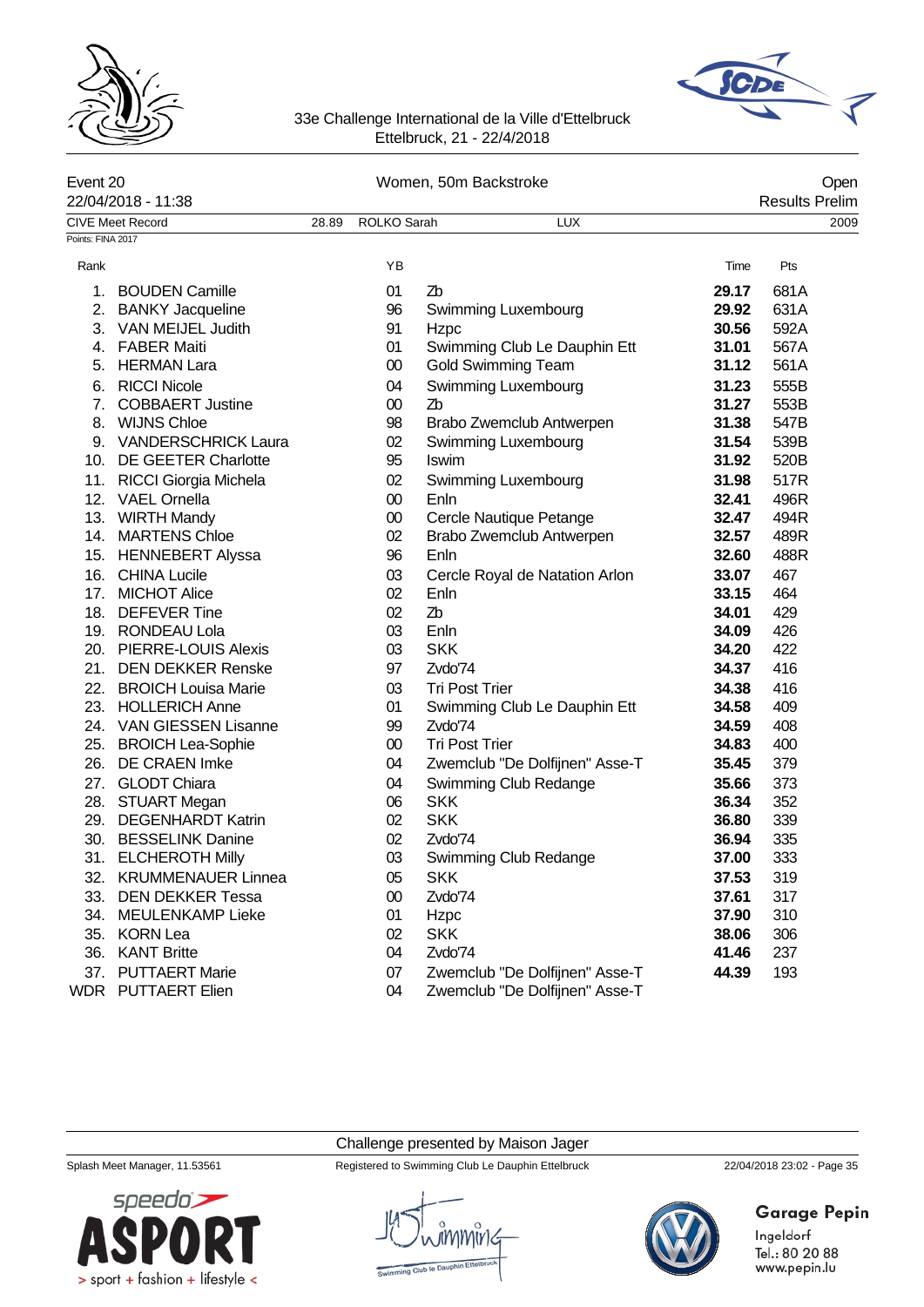33e Challenge International de la Ville d'Ettelbruck
Ettelbruck, 21 - 22/4/2018

Event 20 — Women, 50m Backstroke — Open

22/04/2018 - 11:38 — Results Prelim

CIVE Meet Record 28.89 ROLKO Sarah LUX 2009

Points: FINA 2017

| Rank | | YB | | Time | Pts |
|---|---|---|---|---|---|
| 1. | BOUDEN Camille | 01 | Zb | **29.17** | 681A |
| 2. | BANKY Jacqueline | 96 | Swimming Luxembourg | **29.92** | 631A |
| 3. | VAN MEIJEL Judith | 91 | Hzpc | **30.56** | 592A |
| 4. | FABER Maiti | 01 | Swimming Club Le Dauphin Ett | **31.01** | 567A |
| 5. | HERMAN Lara | 00 | Gold Swimming Team | **31.12** | 561A |
| 6. | RICCI Nicole | 04 | Swimming Luxembourg | **31.23** | 555B |
| 7. | COBBAERT Justine | 00 | Zb | **31.27** | 553B |
| 8. | WIJNS Chloe | 98 | Brabo Zwemclub Antwerpen | **31.38** | 547B |
| 9. | VANDERSCHRICK Laura | 02 | Swimming Luxembourg | **31.54** | 539B |
| 10. | DE GEETER Charlotte | 95 | Iswim | **31.92** | 520B |
| 11. | RICCI Giorgia Michela | 02 | Swimming Luxembourg | **31.98** | 517R |
| 12. | VAEL Ornella | 00 | Enln | **32.41** | 496R |
| 13. | WIRTH Mandy | 00 | Cercle Nautique Petange | **32.47** | 494R |
| 14. | MARTENS Chloe | 02 | Brabo Zwemclub Antwerpen | **32.57** | 489R |
| 15. | HENNEBERT Alyssa | 96 | Enln | **32.60** | 488R |
| 16. | CHINA Lucile | 03 | Cercle Royal de Natation Arlon | **33.07** | 467 |
| 17. | MICHOT Alice | 02 | Enln | **33.15** | 464 |
| 18. | DEFEVER Tine | 02 | Zb | **34.01** | 429 |
| 19. | RONDEAU Lola | 03 | Enln | **34.09** | 426 |
| 20. | PIERRE-LOUIS Alexis | 03 | SKK | **34.20** | 422 |
| 21. | DEN DEKKER Renske | 97 | Zvdo'74 | **34.37** | 416 |
| 22. | BROICH Louisa Marie | 03 | Tri Post Trier | **34.38** | 416 |
| 23. | HOLLERICH Anne | 01 | Swimming Club Le Dauphin Ett | **34.58** | 409 |
| 24. | VAN GIESSEN Lisanne | 99 | Zvdo'74 | **34.59** | 408 |
| 25. | BROICH Lea-Sophie | 00 | Tri Post Trier | **34.83** | 400 |
| 26. | DE CRAEN Imke | 04 | Zwemclub "De Dolfijnen" Asse-T | **35.45** | 379 |
| 27. | GLODT Chiara | 04 | Swimming Club Redange | **35.66** | 373 |
| 28. | STUART Megan | 06 | SKK | **36.34** | 352 |
| 29. | DEGENHARDT Katrin | 02 | SKK | **36.80** | 339 |
| 30. | BESSELINK Danine | 02 | Zvdo'74 | **36.94** | 335 |
| 31. | ELCHEROTH Milly | 03 | Swimming Club Redange | **37.00** | 333 |
| 32. | KRUMMENAUER Linnea | 05 | SKK | **37.53** | 319 |
| 33. | DEN DEKKER Tessa | 00 | Zvdo'74 | **37.61** | 317 |
| 34. | MEULENKAMP Lieke | 01 | Hzpc | **37.90** | 310 |
| 35. | KORN Lea | 02 | SKK | **38.06** | 306 |
| 36. | KANT Britte | 04 | Zvdo'74 | **41.46** | 237 |
| 37. | PUTTAERT Marie | 07 | Zwemclub "De Dolfijnen" Asse-T | **44.39** | 193 |
| WDR | PUTTAERT Elien | 04 | Zwemclub "De Dolfijnen" Asse-T | | |

Challenge presented by Maison Jager

Splash Meet Manager, 11.53561 — Registered to Swimming Club Le Dauphin Ettelbruck — 22/04/2018 23:02

Garage Pepin
Ingeldorf
Tel.: 80 20 88
www.pepin.lu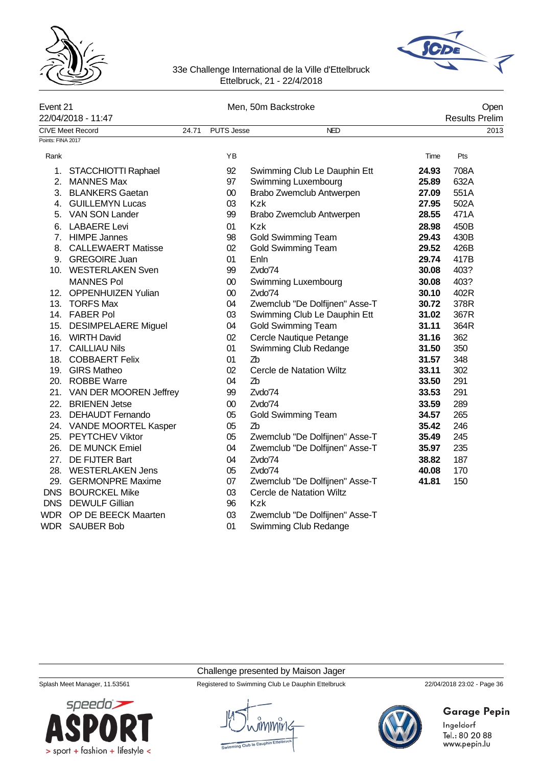33e Challenge International de la Ville d'Ettelbruck
Ettelbruck, 21 - 22/4/2018

Event 21 — Men, 50m Backstroke — Open

22/04/2018 - 11:47 — Results Prelim

CIVE Meet Record 24.71 PUTS Jesse NED 2013

Points: FINA 2017

| Rank | | YB | | Time | Pts |
|---|---|---|---|---|---|
| 1. | STACCHIOTTI Raphael | 92 | Swimming Club Le Dauphin Ett | **24.93** | 708A |
| 2. | MANNES Max | 97 | Swimming Luxembourg | **25.89** | 632A |
| 3. | BLANKERS Gaetan | 00 | Brabo Zwemclub Antwerpen | **27.09** | 551A |
| 4. | GUILLEMYN Lucas | 03 | Kzk | **27.95** | 502A |
| 5. | VAN SON Lander | 99 | Brabo Zwemclub Antwerpen | **28.55** | 471A |
| 6. | LABAERE Levi | 01 | Kzk | **28.98** | 450B |
| 7. | HIMPE Jannes | 98 | Gold Swimming Team | **29.43** | 430B |
| 8. | CALLEWAERT Matisse | 02 | Gold Swimming Team | **29.52** | 426B |
| 9. | GREGOIRE Juan | 01 | Enln | **29.74** | 417B |
| 10. | WESTERLAKEN Sven | 99 | Zvdo'74 | **30.08** | 403? |
| | MANNES Pol | 00 | Swimming Luxembourg | **30.08** | 403? |
| 12. | OPPENHUIZEN Yulian | 00 | Zvdo'74 | **30.10** | 402R |
| 13. | TORFS Max | 04 | Zwemclub "De Dolfijnen" Asse-T | **30.72** | 378R |
| 14. | FABER Pol | 03 | Swimming Club Le Dauphin Ett | **31.02** | 367R |
| 15. | DESIMPELAERE Miguel | 04 | Gold Swimming Team | **31.11** | 364R |
| 16. | WIRTH David | 02 | Cercle Nautique Petange | **31.16** | 362 |
| 17. | CAILLIAU Nils | 01 | Swimming Club Redange | **31.50** | 350 |
| 18. | COBBAERT Felix | 01 | Zb | **31.57** | 348 |
| 19. | GIRS Matheo | 02 | Cercle de Natation Wiltz | **33.11** | 302 |
| 20. | ROBBE Warre | 04 | Zb | **33.50** | 291 |
| 21. | VAN DER MOOREN Jeffrey | 99 | Zvdo'74 | **33.53** | 291 |
| 22. | BRIENEN Jetse | 00 | Zvdo'74 | **33.59** | 289 |
| 23. | DEHAUDT Fernando | 05 | Gold Swimming Team | **34.57** | 265 |
| 24. | VANDE MOORTEL Kasper | 05 | Zb | **35.42** | 246 |
| 25. | PEYTCHEV Viktor | 05 | Zwemclub "De Dolfijnen" Asse-T | **35.49** | 245 |
| 26. | DE MUNCK Emiel | 04 | Zwemclub "De Dolfijnen" Asse-T | **35.97** | 235 |
| 27. | DE FIJTER Bart | 04 | Zvdo'74 | **38.82** | 187 |
| 28. | WESTERLAKEN Jens | 05 | Zvdo'74 | **40.08** | 170 |
| 29. | GERMONPRE Maxime | 07 | Zwemclub "De Dolfijnen" Asse-T | **41.81** | 150 |
| DNS | BOURCKEL Mike | 03 | Cercle de Natation Wiltz | | |
| DNS | DEWULF Gillian | 96 | Kzk | | |
| WDR | OP DE BEECK Maarten | 03 | Zwemclub "De Dolfijnen" Asse-T | | |
| WDR | SAUBER Bob | 01 | Swimming Club Redange | | |

Challenge presented by Maison Jager

Splash Meet Manager, 11.53561 — Registered to Swimming Club Le Dauphin Ettelbruck — 22/04/2018 23:02 - Page 36

Garage Pepin
Ingeldorf
Tel.: 80 20 88
www.pepin.lu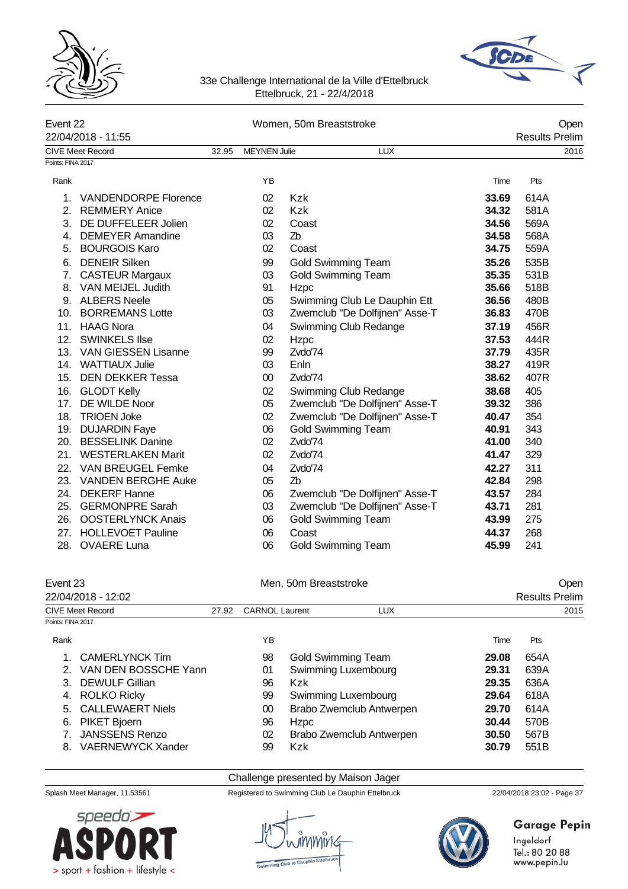33e Challenge International de la Ville d'Ettelbruck
Ettelbruck, 21 - 22/4/2018

## Event 22 — Women, 50m Breaststroke — Open

22/04/2018 - 11:55 — Results Prelim

CIVE Meet Record 32.95 MEYNEN Julie LUX 2016

Points: FINA 2017

| Rank | Name | YB | Club | Time | Pts |
|---|---|---|---|---|---|
| 1. | VANDENDORPE Florence | 02 | Kzk | **33.69** | 614A |
| 2. | REMMERY Anice | 02 | Kzk | **34.32** | 581A |
| 3. | DE DUFFELEER Jolien | 02 | Coast | **34.56** | 569A |
| 4. | DEMEYER Amandine | 03 | Zb | **34.58** | 568A |
| 5. | BOURGOIS Karo | 02 | Coast | **34.75** | 559A |
| 6. | DENEIR Silken | 99 | Gold Swimming Team | **35.26** | 535B |
| 7. | CASTEUR Margaux | 03 | Gold Swimming Team | **35.35** | 531B |
| 8. | VAN MEIJEL Judith | 91 | Hzpc | **35.66** | 518B |
| 9. | ALBERS Neele | 05 | Swimming Club Le Dauphin Ett | **36.56** | 480B |
| 10. | BORREMANS Lotte | 03 | Zwemclub "De Dolfijnen" Asse-T | **36.83** | 470B |
| 11. | HAAG Nora | 04 | Swimming Club Redange | **37.19** | 456R |
| 12. | SWINKELS Ilse | 02 | Hzpc | **37.53** | 444R |
| 13. | VAN GIESSEN Lisanne | 99 | Zvdo'74 | **37.79** | 435R |
| 14. | WATTIAUX Julie | 03 | Enln | **38.27** | 419R |
| 15. | DEN DEKKER Tessa | 00 | Zvdo'74 | **38.62** | 407R |
| 16. | GLODT Kelly | 02 | Swimming Club Redange | **38.68** | 405 |
| 17. | DE WILDE Noor | 05 | Zwemclub "De Dolfijnen" Asse-T | **39.32** | 386 |
| 18. | TRIOEN Joke | 02 | Zwemclub "De Dolfijnen" Asse-T | **40.47** | 354 |
| 19. | DUJARDIN Faye | 06 | Gold Swimming Team | **40.91** | 343 |
| 20. | BESSELINK Danine | 02 | Zvdo'74 | **41.00** | 340 |
| 21. | WESTERLAKEN Marit | 02 | Zvdo'74 | **41.47** | 329 |
| 22. | VAN BREUGEL Femke | 04 | Zvdo'74 | **42.27** | 311 |
| 23. | VANDEN BERGHE Auke | 05 | Zb | **42.84** | 298 |
| 24. | DEKERF Hanne | 06 | Zwemclub "De Dolfijnen" Asse-T | **43.57** | 284 |
| 25. | GERMONPRE Sarah | 03 | Zwemclub "De Dolfijnen" Asse-T | **43.71** | 281 |
| 26. | OOSTERLYNCK Anais | 06 | Gold Swimming Team | **43.99** | 275 |
| 27. | HOLLEVOET Pauline | 06 | Coast | **44.37** | 268 |
| 28. | OVAERE Luna | 06 | Gold Swimming Team | **45.99** | 241 |

## Event 23 — Men, 50m Breaststroke — Open

22/04/2018 - 12:02 — Results Prelim

CIVE Meet Record 27.92 CARNOL Laurent LUX 2015

Points: FINA 2017

| Rank | Name | YB | Club | Time | Pts |
|---|---|---|---|---|---|
| 1. | CAMERLYNCK Tim | 98 | Gold Swimming Team | **29.08** | 654A |
| 2. | VAN DEN BOSSCHE Yann | 01 | Swimming Luxembourg | **29.31** | 639A |
| 3. | DEWULF Gillian | 96 | Kzk | **29.35** | 636A |
| 4. | ROLKO Ricky | 99 | Swimming Luxembourg | **29.64** | 618A |
| 5. | CALLEWAERT Niels | 00 | Brabo Zwemclub Antwerpen | **29.70** | 614A |
| 6. | PIKET Bjoern | 96 | Hzpc | **30.44** | 570B |
| 7. | JANSSENS Renzo | 02 | Brabo Zwemclub Antwerpen | **30.50** | 567B |
| 8. | VAERNEWYCK Xander | 99 | Kzk | **30.79** | 551B |

Challenge presented by Maison Jager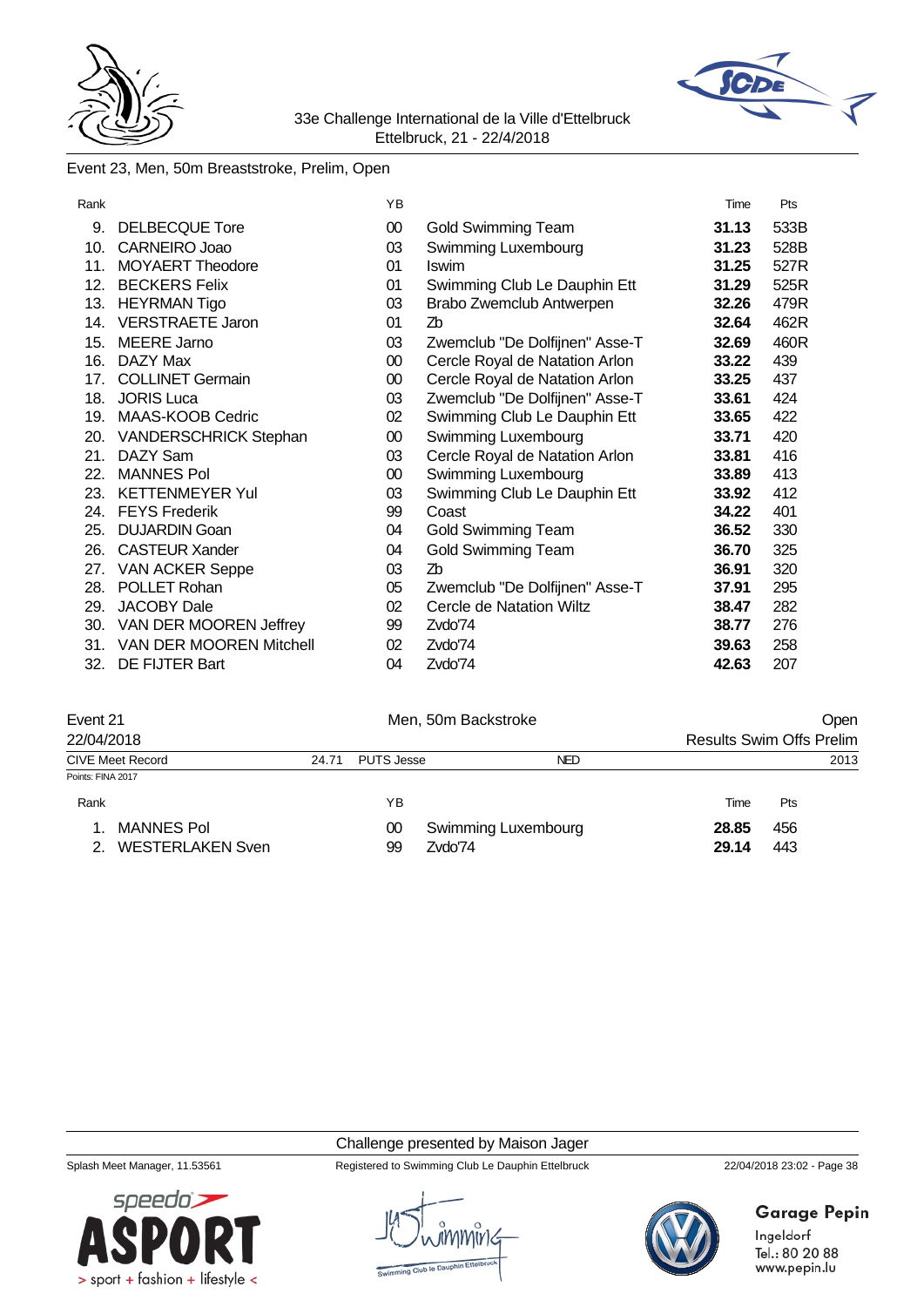33e Challenge International de la Ville d'Ettelbruck
Ettelbruck, 21 - 22/4/2018

Event 23, Men, 50m Breaststroke, Prelim, Open

| Rank | | YB | | Time | Pts |
|---|---|---|---|---|---|
| 9. | DELBECQUE Tore | 00 | Gold Swimming Team | **31.13** | 533B |
| 10. | CARNEIRO Joao | 03 | Swimming Luxembourg | **31.23** | 528B |
| 11. | MOYAERT Theodore | 01 | Iswim | **31.25** | 527R |
| 12. | BECKERS Felix | 01 | Swimming Club Le Dauphin Ett | **31.29** | 525R |
| 13. | HEYRMAN Tigo | 03 | Brabo Zwemclub Antwerpen | **32.26** | 479R |
| 14. | VERSTRAETE Jaron | 01 | Zb | **32.64** | 462R |
| 15. | MEERE Jarno | 03 | Zwemclub "De Dolfijnen" Asse-T | **32.69** | 460R |
| 16. | DAZY Max | 00 | Cercle Royal de Natation Arlon | **33.22** | 439 |
| 17. | COLLINET Germain | 00 | Cercle Royal de Natation Arlon | **33.25** | 437 |
| 18. | JORIS Luca | 03 | Zwemclub "De Dolfijnen" Asse-T | **33.61** | 424 |
| 19. | MAAS-KOOB Cedric | 02 | Swimming Club Le Dauphin Ett | **33.65** | 422 |
| 20. | VANDERSCHRICK Stephan | 00 | Swimming Luxembourg | **33.71** | 420 |
| 21. | DAZY Sam | 03 | Cercle Royal de Natation Arlon | **33.81** | 416 |
| 22. | MANNES Pol | 00 | Swimming Luxembourg | **33.89** | 413 |
| 23. | KETTENMEYER Yul | 03 | Swimming Club Le Dauphin Ett | **33.92** | 412 |
| 24. | FEYS Frederik | 99 | Coast | **34.22** | 401 |
| 25. | DUJARDIN Goan | 04 | Gold Swimming Team | **36.52** | 330 |
| 26. | CASTEUR Xander | 04 | Gold Swimming Team | **36.70** | 325 |
| 27. | VAN ACKER Seppe | 03 | Zb | **36.91** | 320 |
| 28. | POLLET Rohan | 05 | Zwemclub "De Dolfijnen" Asse-T | **37.91** | 295 |
| 29. | JACOBY Dale | 02 | Cercle de Natation Wiltz | **38.47** | 282 |
| 30. | VAN DER MOOREN Jeffrey | 99 | Zvdo'74 | **38.77** | 276 |
| 31. | VAN DER MOOREN Mitchell | 02 | Zvdo'74 | **39.63** | 258 |
| 32. | DE FIJTER Bart | 04 | Zvdo'74 | **42.63** | 207 |

Event 21 — Men, 50m Backstroke — Open

22/04/2018 — Results Swim Offs Prelim

CIVE Meet Record 24.71 PUTS Jesse NED 2013

Points: FINA 2017

| Rank | | YB | | Time | Pts |
|---|---|---|---|---|---|
| 1. | MANNES Pol | 00 | Swimming Luxembourg | **28.85** | 456 |
| 2. | WESTERLAKEN Sven | 99 | Zvdo'74 | **29.14** | 443 |

Challenge presented by Maison Jager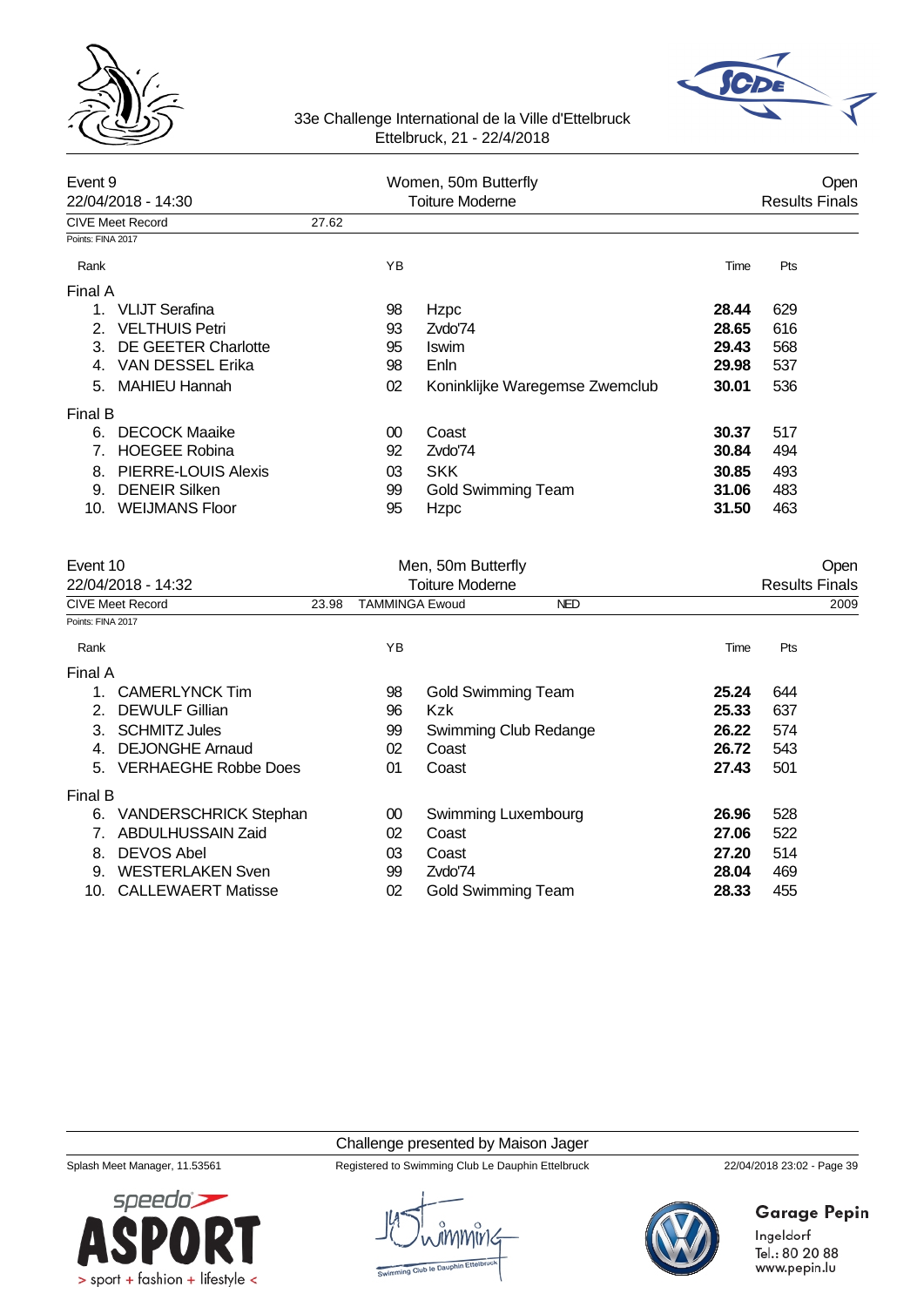33e Challenge International de la Ville d'Ettelbruck
Ettelbruck, 21 - 22/4/2018

## Event 9 — Women, 50m Butterfly — Open

22/04/2018 - 14:30 — Toiture Moderne — Results Finals

CIVE Meet Record 27.62

Points: FINA 2017

| Rank | Name | YB | Club | Time | Pts |
|---|---|---|---|---|---|
| **Final A** | | | | | |
| 1. | VLIJT Serafina | 98 | Hzpc | **28.44** | 629 |
| 2. | VELTHUIS Petri | 93 | Zvdo'74 | **28.65** | 616 |
| 3. | DE GEETER Charlotte | 95 | Iswim | **29.43** | 568 |
| 4. | VAN DESSEL Erika | 98 | Enln | **29.98** | 537 |
| 5. | MAHIEU Hannah | 02 | Koninklijke Waregemse Zwemclub | **30.01** | 536 |
| **Final B** | | | | | |
| 6. | DECOCK Maaike | 00 | Coast | **30.37** | 517 |
| 7. | HOEGEE Robina | 92 | Zvdo'74 | **30.84** | 494 |
| 8. | PIERRE-LOUIS Alexis | 03 | SKK | **30.85** | 493 |
| 9. | DENEIR Silken | 99 | Gold Swimming Team | **31.06** | 483 |
| 10. | WEIJMANS Floor | 95 | Hzpc | **31.50** | 463 |

## Event 10 — Men, 50m Butterfly — Open

22/04/2018 - 14:32 — Toiture Moderne — Results Finals

CIVE Meet Record 23.98 TAMMINGA Ewoud NED 2009

Points: FINA 2017

| Rank | Name | YB | Club | Time | Pts |
|---|---|---|---|---|---|
| **Final A** | | | | | |
| 1. | CAMERLYNCK Tim | 98 | Gold Swimming Team | **25.24** | 644 |
| 2. | DEWULF Gillian | 96 | Kzk | **25.33** | 637 |
| 3. | SCHMITZ Jules | 99 | Swimming Club Redange | **26.22** | 574 |
| 4. | DEJONGHE Arnaud | 02 | Coast | **26.72** | 543 |
| 5. | VERHAEGHE Robbe Does | 01 | Coast | **27.43** | 501 |
| **Final B** | | | | | |
| 6. | VANDERSCHRICK Stephan | 00 | Swimming Luxembourg | **26.96** | 528 |
| 7. | ABDULHUSSAIN Zaid | 02 | Coast | **27.06** | 522 |
| 8. | DEVOS Abel | 03 | Coast | **27.20** | 514 |
| 9. | WESTERLAKEN Sven | 99 | Zvdo'74 | **28.04** | 469 |
| 10. | CALLEWAERT Matisse | 02 | Gold Swimming Team | **28.33** | 455 |

Challenge presented by Maison Jager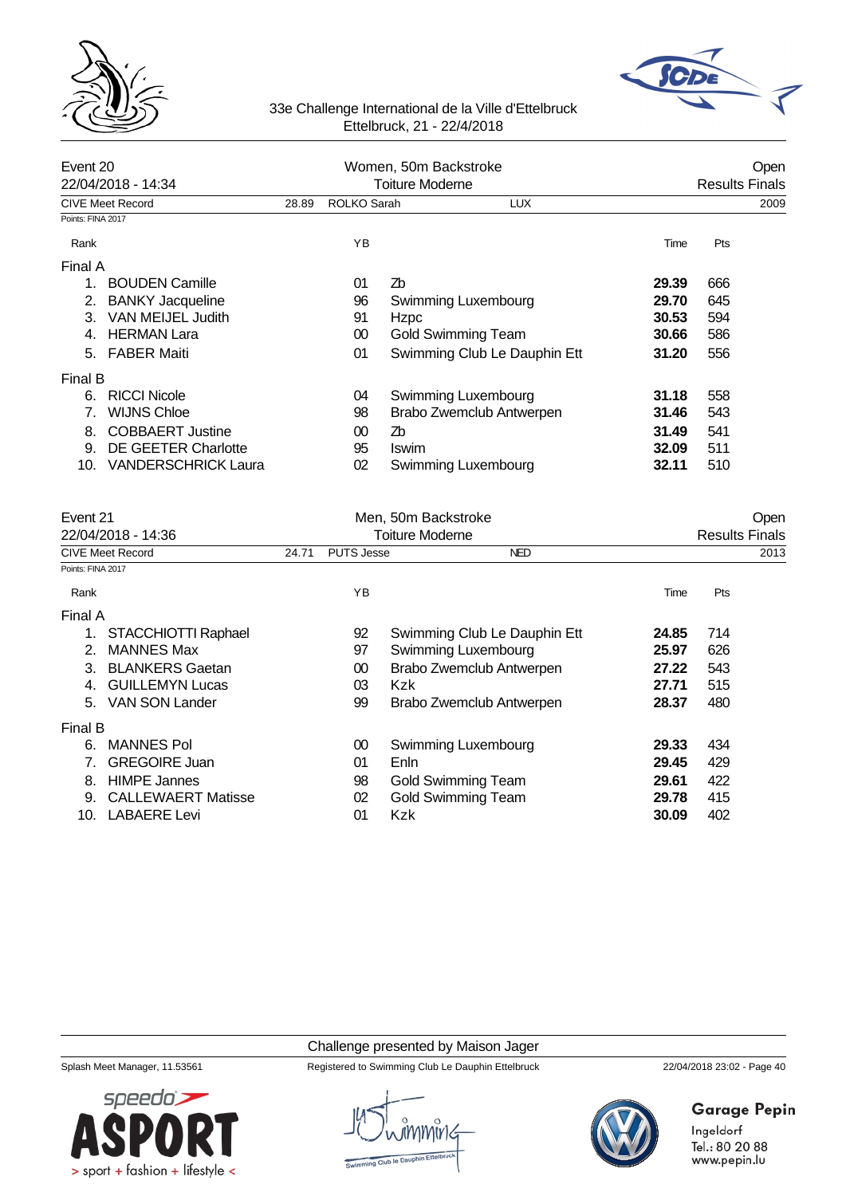33e Challenge International de la Ville d'Ettelbruck
Ettelbruck, 21 - 22/4/2018

## Event 20 — Women, 50m Backstroke — Open

22/04/2018 - 14:34 — Toiture Moderne — Results Finals

CIVE Meet Record 28.89 ROLKO Sarah LUX 2009

Points: FINA 2017

| Rank | Name | YB | Club | Time | Pts |
|---|---|---|---|---|---|
| **Final A** | | | | | |
| 1. | BOUDEN Camille | 01 | Zb | **29.39** | 666 |
| 2. | BANKY Jacqueline | 96 | Swimming Luxembourg | **29.70** | 645 |
| 3. | VAN MEIJEL Judith | 91 | Hzpc | **30.53** | 594 |
| 4. | HERMAN Lara | 00 | Gold Swimming Team | **30.66** | 586 |
| 5. | FABER Maiti | 01 | Swimming Club Le Dauphin Ett | **31.20** | 556 |
| **Final B** | | | | | |
| 6. | RICCI Nicole | 04 | Swimming Luxembourg | **31.18** | 558 |
| 7. | WIJNS Chloe | 98 | Brabo Zwemclub Antwerpen | **31.46** | 543 |
| 8. | COBBAERT Justine | 00 | Zb | **31.49** | 541 |
| 9. | DE GEETER Charlotte | 95 | Iswim | **32.09** | 511 |
| 10. | VANDERSCHRICK Laura | 02 | Swimming Luxembourg | **32.11** | 510 |

## Event 21 — Men, 50m Backstroke — Open

22/04/2018 - 14:36 — Toiture Moderne — Results Finals

CIVE Meet Record 24.71 PUTS Jesse NED 2013

Points: FINA 2017

| Rank | Name | YB | Club | Time | Pts |
|---|---|---|---|---|---|
| **Final A** | | | | | |
| 1. | STACCHIOTTI Raphael | 92 | Swimming Club Le Dauphin Ett | **24.85** | 714 |
| 2. | MANNES Max | 97 | Swimming Luxembourg | **25.97** | 626 |
| 3. | BLANKERS Gaetan | 00 | Brabo Zwemclub Antwerpen | **27.22** | 543 |
| 4. | GUILLEMYN Lucas | 03 | Kzk | **27.71** | 515 |
| 5. | VAN SON Lander | 99 | Brabo Zwemclub Antwerpen | **28.37** | 480 |
| **Final B** | | | | | |
| 6. | MANNES Pol | 00 | Swimming Luxembourg | **29.33** | 434 |
| 7. | GREGOIRE Juan | 01 | Enln | **29.45** | 429 |
| 8. | HIMPE Jannes | 98 | Gold Swimming Team | **29.61** | 422 |
| 9. | CALLEWAERT Matisse | 02 | Gold Swimming Team | **29.78** | 415 |
| 10. | LABAERE Levi | 01 | Kzk | **30.09** | 402 |

Challenge presented by Maison Jager

Splash Meet Manager, 11.53561 — Registered to Swimming Club Le Dauphin Ettelbruck — 22/04/2018 23:02

Garage Pepin
Ingeldorf
Tel.: 80 20 88
www.pepin.lu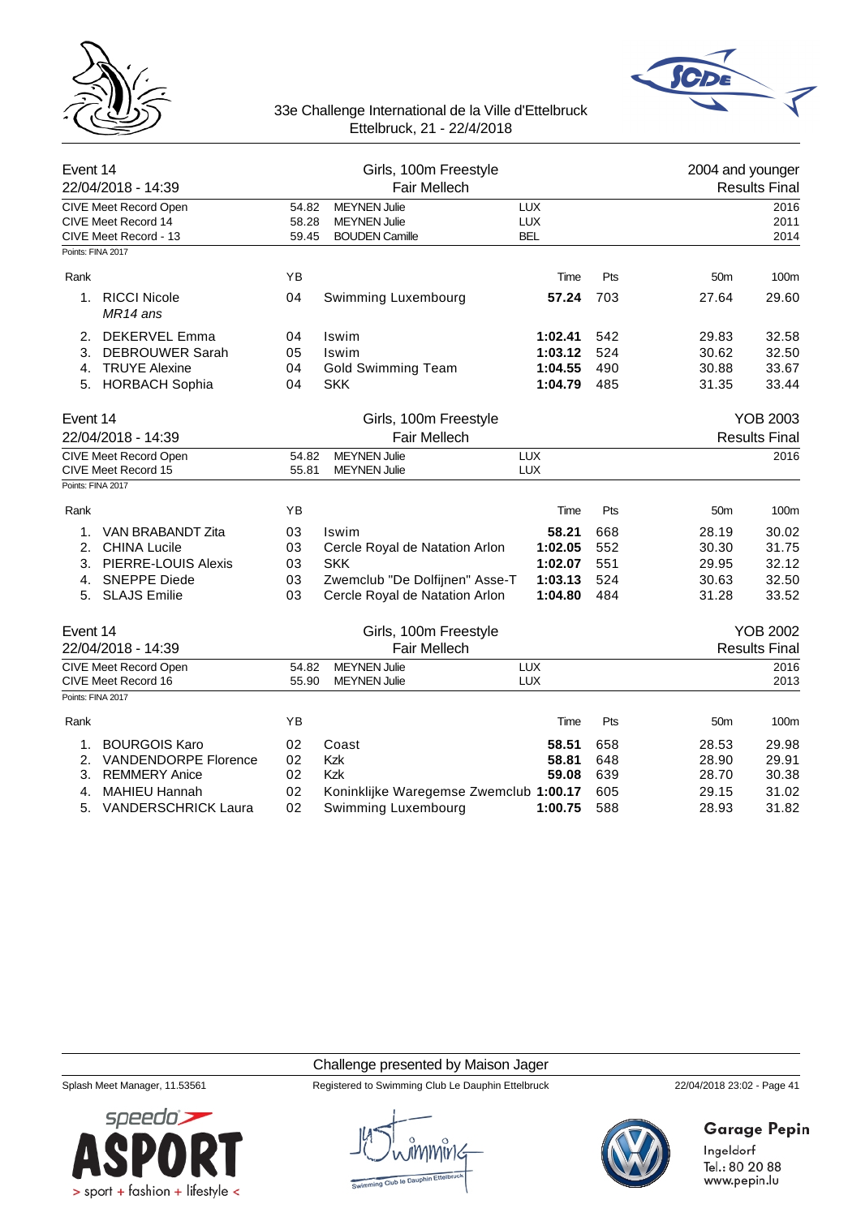33e Challenge International de la Ville d'Ettelbruck
Ettelbruck, 21 - 22/4/2018

## Event 14 — Girls, 100m Freestyle — 2004 and younger

22/04/2018 - 14:39 — Fair Mellech — Results Final

| | | | | |
|---|---|---|---|---|
| CIVE Meet Record Open | 54.82 | MEYNEN Julie | LUX | 2016 |
| CIVE Meet Record 14 | 58.28 | MEYNEN Julie | LUX | 2011 |
| CIVE Meet Record - 13 | 59.45 | BOUDEN Camille | BEL | 2014 |

Points: FINA 2017

| Rank | | YB | | Time | Pts | 50m | 100m |
|---|---|---|---|---|---|---|---|
| 1. | RICCI Nicole *MR14 ans* | 04 | Swimming Luxembourg | **57.24** | 703 | 27.64 | 29.60 |
| 2. | DEKERVEL Emma | 04 | Iswim | **1:02.41** | 542 | 29.83 | 32.58 |
| 3. | DEBROUWER Sarah | 05 | Iswim | **1:03.12** | 524 | 30.62 | 32.50 |
| 4. | TRUYE Alexine | 04 | Gold Swimming Team | **1:04.55** | 490 | 30.88 | 33.67 |
| 5. | HORBACH Sophia | 04 | SKK | **1:04.79** | 485 | 31.35 | 33.44 |

## Event 14 — Girls, 100m Freestyle — YOB 2003

22/04/2018 - 14:39 — Fair Mellech — Results Final

| | | | | |
|---|---|---|---|---|
| CIVE Meet Record Open | 54.82 | MEYNEN Julie | LUX | 2016 |
| CIVE Meet Record 15 | 55.81 | MEYNEN Julie | LUX | |

Points: FINA 2017

| Rank | | YB | | Time | Pts | 50m | 100m |
|---|---|---|---|---|---|---|---|
| 1. | VAN BRABANDT Zita | 03 | Iswim | **58.21** | 668 | 28.19 | 30.02 |
| 2. | CHINA Lucile | 03 | Cercle Royal de Natation Arlon | **1:02.05** | 552 | 30.30 | 31.75 |
| 3. | PIERRE-LOUIS Alexis | 03 | SKK | **1:02.07** | 551 | 29.95 | 32.12 |
| 4. | SNEPPE Diede | 03 | Zwemclub "De Dolfijnen" Asse-T | **1:03.13** | 524 | 30.63 | 32.50 |
| 5. | SLAJS Emilie | 03 | Cercle Royal de Natation Arlon | **1:04.80** | 484 | 31.28 | 33.52 |

## Event 14 — Girls, 100m Freestyle — YOB 2002

22/04/2018 - 14:39 — Fair Mellech — Results Final

| | | | | |
|---|---|---|---|---|
| CIVE Meet Record Open | 54.82 | MEYNEN Julie | LUX | 2016 |
| CIVE Meet Record 16 | 55.90 | MEYNEN Julie | LUX | 2013 |

Points: FINA 2017

| Rank | | YB | | Time | Pts | 50m | 100m |
|---|---|---|---|---|---|---|---|
| 1. | BOURGOIS Karo | 02 | Coast | **58.51** | 658 | 28.53 | 29.98 |
| 2. | VANDENDORPE Florence | 02 | Kzk | **58.81** | 648 | 28.90 | 29.91 |
| 3. | REMMERY Anice | 02 | Kzk | **59.08** | 639 | 28.70 | 30.38 |
| 4. | MAHIEU Hannah | 02 | Koninklijke Waregemse Zwemclub | **1:00.17** | 605 | 29.15 | 31.02 |
| 5. | VANDERSCHRICK Laura | 02 | Swimming Luxembourg | **1:00.75** | 588 | 28.93 | 31.82 |

Challenge presented by Maison Jager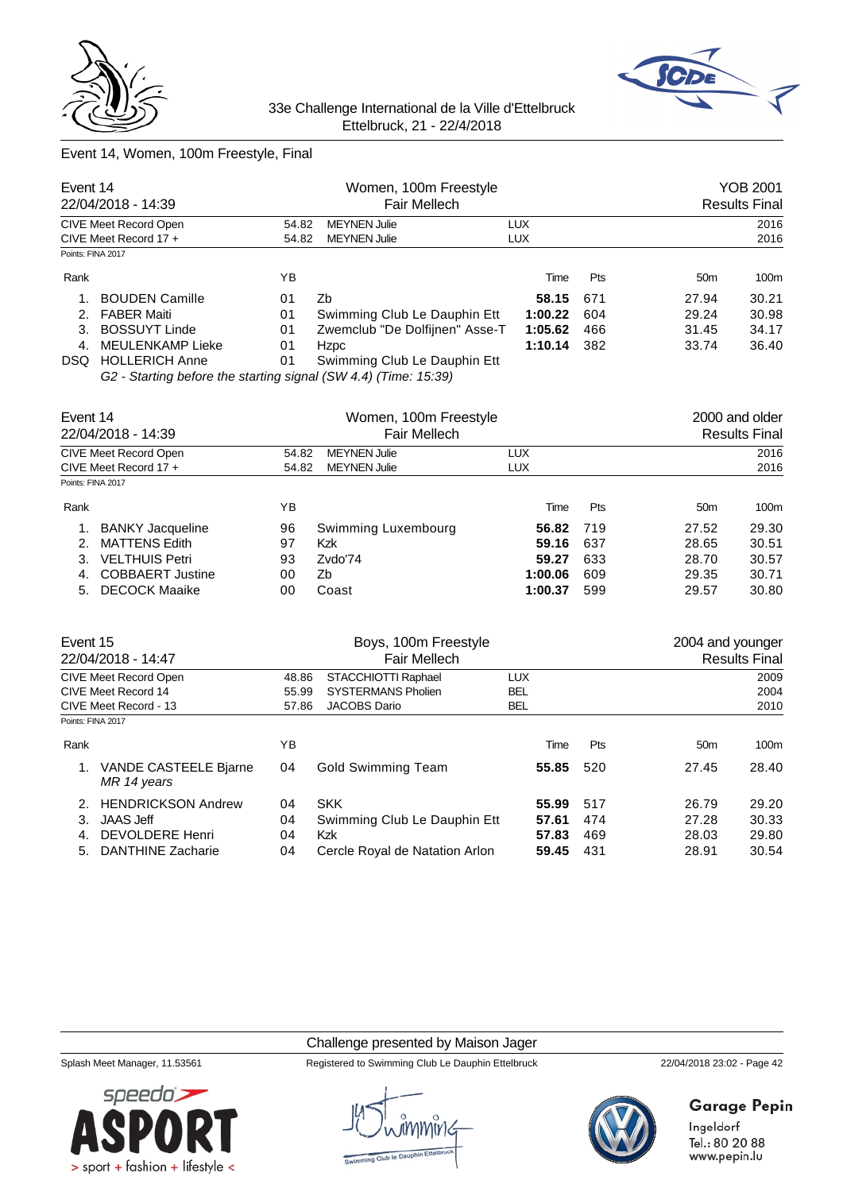# Event 14, Women, 100m Freestyle, Final

| Event 14 | | Women, 100m Freestyle | | | | | YOB 2001 |
|---|---|---|---|---|---|---|---|
| 22/04/2018 - 14:39 | | Fair Mellech | | | | | Results Final |
| CIVE Meet Record Open | 54.82 | MEYNEN Julie | LUX | | | | 2016 |
| CIVE Meet Record 17 + | 54.82 | MEYNEN Julie | LUX | | | | 2016 |

Points: FINA 2017

| Rank | | YB | | Time | Pts | 50m | 100m |
|---|---|---|---|---|---|---|---|
| 1. | BOUDEN Camille | 01 | Zb | **58.15** | 671 | 27.94 | 30.21 |
| 2. | FABER Maiti | 01 | Swimming Club Le Dauphin Ett | **1:00.22** | 604 | 29.24 | 30.98 |
| 3. | BOSSUYT Linde | 01 | Zwemclub "De Dolfijnen" Asse-T | **1:05.62** | 466 | 31.45 | 34.17 |
| 4. | MEULENKAMP Lieke | 01 | Hzpc | **1:10.14** | 382 | 33.74 | 36.40 |
| DSQ | HOLLERICH Anne | 01 | Swimming Club Le Dauphin Ett | | | | |

*G2 - Starting before the starting signal (SW 4.4) (Time: 15:39)*

| Event 14 | | Women, 100m Freestyle | | | | | 2000 and older |
|---|---|---|---|---|---|---|---|
| 22/04/2018 - 14:39 | | Fair Mellech | | | | | Results Final |
| CIVE Meet Record Open | 54.82 | MEYNEN Julie | LUX | | | | 2016 |
| CIVE Meet Record 17 + | 54.82 | MEYNEN Julie | LUX | | | | 2016 |

Points: FINA 2017

| Rank | | YB | | Time | Pts | 50m | 100m |
|---|---|---|---|---|---|---|---|
| 1. | BANKY Jacqueline | 96 | Swimming Luxembourg | **56.82** | 719 | 27.52 | 29.30 |
| 2. | MATTENS Edith | 97 | Kzk | **59.16** | 637 | 28.65 | 30.51 |
| 3. | VELTHUIS Petri | 93 | Zvdo'74 | **59.27** | 633 | 28.70 | 30.57 |
| 4. | COBBAERT Justine | 00 | Zb | **1:00.06** | 609 | 29.35 | 30.71 |
| 5. | DECOCK Maaike | 00 | Coast | **1:00.37** | 599 | 29.57 | 30.80 |

| Event 15 | | Boys, 100m Freestyle | | | | | 2004 and younger |
|---|---|---|---|---|---|---|---|
| 22/04/2018 - 14:47 | | Fair Mellech | | | | | Results Final |
| CIVE Meet Record Open | 48.86 | STACCHIOTTI Raphael | LUX | | | | 2009 |
| CIVE Meet Record 14 | 55.99 | SYSTERMANS Pholien | BEL | | | | 2004 |
| CIVE Meet Record - 13 | 57.86 | JACOBS Dario | BEL | | | | 2010 |

Points: FINA 2017

| Rank | | YB | | Time | Pts | 50m | 100m |
|---|---|---|---|---|---|---|---|
| 1. | VANDE CASTEELE Bjarne *MR 14 years* | 04 | Gold Swimming Team | **55.85** | 520 | 27.45 | 28.40 |
| 2. | HENDRICKSON Andrew | 04 | SKK | **55.99** | 517 | 26.79 | 29.20 |
| 3. | JAAS Jeff | 04 | Swimming Club Le Dauphin Ett | **57.61** | 474 | 27.28 | 30.33 |
| 4. | DEVOLDERE Henri | 04 | Kzk | **57.83** | 469 | 28.03 | 29.80 |
| 5. | DANTHINE Zacharie | 04 | Cercle Royal de Natation Arlon | **59.45** | 431 | 28.91 | 30.54 |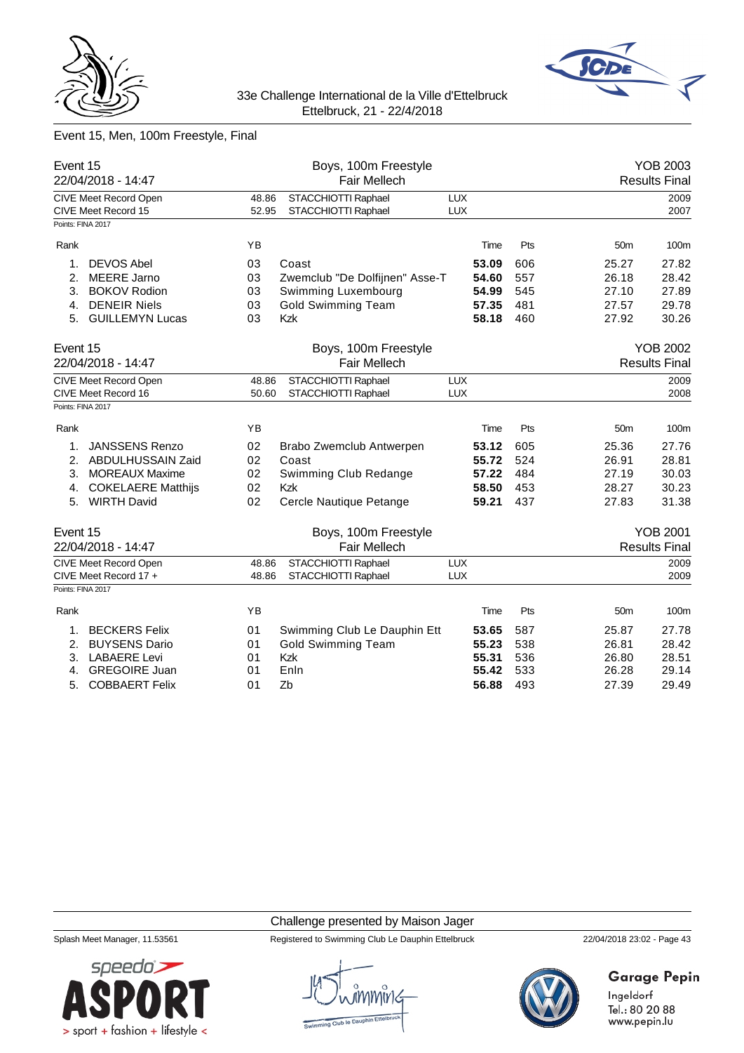33e Challenge International de la Ville d'Ettelbruck
Ettelbruck, 21 - 22/4/2018

## Event 15, Men, 100m Freestyle, Final

### Event 15 — Boys, 100m Freestyle — YOB 2003

22/04/2018 - 14:47 — Fair Mellech — Results Final

| | | | | |
|---|---|---|---|---|
| CIVE Meet Record Open | 48.86 | STACCHIOTTI Raphael | LUX | 2009 |
| CIVE Meet Record 15 | 52.95 | STACCHIOTTI Raphael | LUX | 2007 |

Points: FINA 2017

| Rank | | YB | | Time | Pts | 50m | 100m |
|---|---|---|---|---|---|---|---|
| 1. | DEVOS Abel | 03 | Coast | **53.09** | 606 | 25.27 | 27.82 |
| 2. | MEERE Jarno | 03 | Zwemclub "De Dolfijnen" Asse-T | **54.60** | 557 | 26.18 | 28.42 |
| 3. | BOKOV Rodion | 03 | Swimming Luxembourg | **54.99** | 545 | 27.10 | 27.89 |
| 4. | DENEIR Niels | 03 | Gold Swimming Team | **57.35** | 481 | 27.57 | 29.78 |
| 5. | GUILLEMYN Lucas | 03 | Kzk | **58.18** | 460 | 27.92 | 30.26 |

### Event 15 — Boys, 100m Freestyle — YOB 2002

22/04/2018 - 14:47 — Fair Mellech — Results Final

| | | | | |
|---|---|---|---|---|
| CIVE Meet Record Open | 48.86 | STACCHIOTTI Raphael | LUX | 2009 |
| CIVE Meet Record 16 | 50.60 | STACCHIOTTI Raphael | LUX | 2008 |

Points: FINA 2017

| Rank | | YB | | Time | Pts | 50m | 100m |
|---|---|---|---|---|---|---|---|
| 1. | JANSSENS Renzo | 02 | Brabo Zwemclub Antwerpen | **53.12** | 605 | 25.36 | 27.76 |
| 2. | ABDULHUSSAIN Zaid | 02 | Coast | **55.72** | 524 | 26.91 | 28.81 |
| 3. | MOREAUX Maxime | 02 | Swimming Club Redange | **57.22** | 484 | 27.19 | 30.03 |
| 4. | COKELAERE Matthijs | 02 | Kzk | **58.50** | 453 | 28.27 | 30.23 |
| 5. | WIRTH David | 02 | Cercle Nautique Petange | **59.21** | 437 | 27.83 | 31.38 |

### Event 15 — Boys, 100m Freestyle — YOB 2001

22/04/2018 - 14:47 — Fair Mellech — Results Final

| | | | | |
|---|---|---|---|---|
| CIVE Meet Record Open | 48.86 | STACCHIOTTI Raphael | LUX | 2009 |
| CIVE Meet Record 17 + | 48.86 | STACCHIOTTI Raphael | LUX | 2009 |

Points: FINA 2017

| Rank | | YB | | Time | Pts | 50m | 100m |
|---|---|---|---|---|---|---|---|
| 1. | BECKERS Felix | 01 | Swimming Club Le Dauphin Ett | **53.65** | 587 | 25.87 | 27.78 |
| 2. | BUYSENS Dario | 01 | Gold Swimming Team | **55.23** | 538 | 26.81 | 28.42 |
| 3. | LABAERE Levi | 01 | Kzk | **55.31** | 536 | 26.80 | 28.51 |
| 4. | GREGOIRE Juan | 01 | Enln | **55.42** | 533 | 26.28 | 29.14 |
| 5. | COBBAERT Felix | 01 | Zb | **56.88** | 493 | 27.39 | 29.49 |

Challenge presented by Maison Jager

Splash Meet Manager, 11.53561 — Registered to Swimming Club Le Dauphin Ettelbruck — 22/04/2018 23:02 - Page 43

Garage Pepin
Ingeldorf
Tel.: 80 20 88
www.pepin.lu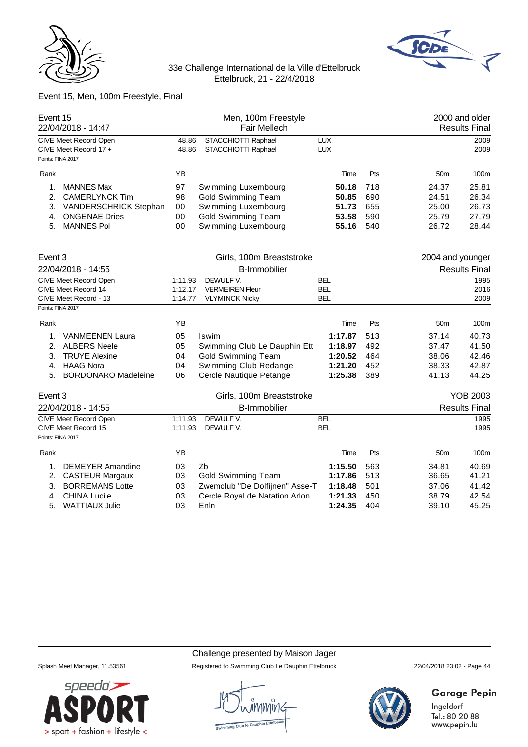# Event 15, Men, 100m Freestyle, Final

## Event 15 — Men, 100m Freestyle — 2000 and older

22/04/2018 - 14:47 — Fair Mellech — Results Final

| Record | Time | Name | Nation | Year |
|---|---|---|---|---|
| CIVE Meet Record Open | 48.86 | STACCHIOTTI Raphael | LUX | 2009 |
| CIVE Meet Record 17 + | 48.86 | STACCHIOTTI Raphael | LUX | 2009 |

Points: FINA 2017

| Rank | Name | YB | Club | Time | Pts | 50m | 100m |
|---|---|---|---|---|---|---|---|
| 1. | MANNES Max | 97 | Swimming Luxembourg | **50.18** | 718 | 24.37 | 25.81 |
| 2. | CAMERLYNCK Tim | 98 | Gold Swimming Team | **50.85** | 690 | 24.51 | 26.34 |
| 3. | VANDERSCHRICK Stephan | 00 | Swimming Luxembourg | **51.73** | 655 | 25.00 | 26.73 |
| 4. | ONGENAE Dries | 00 | Gold Swimming Team | **53.58** | 590 | 25.79 | 27.79 |
| 5. | MANNES Pol | 00 | Swimming Luxembourg | **55.16** | 540 | 26.72 | 28.44 |

## Event 3 — Girls, 100m Breaststroke — 2004 and younger

22/04/2018 - 14:55 — B-Immobilier — Results Final

| Record | Time | Name | Nation | Year |
|---|---|---|---|---|
| CIVE Meet Record Open | 1:11.93 | DEWULF V. | BEL | 1995 |
| CIVE Meet Record 14 | 1:12.17 | VERMEIREN Fleur | BEL | 2016 |
| CIVE Meet Record - 13 | 1:14.77 | VLYMINCK Nicky | BEL | 2009 |

Points: FINA 2017

| Rank | Name | YB | Club | Time | Pts | 50m | 100m |
|---|---|---|---|---|---|---|---|
| 1. | VANMEENEN Laura | 05 | Iswim | **1:17.87** | 513 | 37.14 | 40.73 |
| 2. | ALBERS Neele | 05 | Swimming Club Le Dauphin Ett | **1:18.97** | 492 | 37.47 | 41.50 |
| 3. | TRUYE Alexine | 04 | Gold Swimming Team | **1:20.52** | 464 | 38.06 | 42.46 |
| 4. | HAAG Nora | 04 | Swimming Club Redange | **1:21.20** | 452 | 38.33 | 42.87 |
| 5. | BORDONARO Madeleine | 06 | Cercle Nautique Petange | **1:25.38** | 389 | 41.13 | 44.25 |

## Event 3 — Girls, 100m Breaststroke — YOB 2003

22/04/2018 - 14:55 — B-Immobilier — Results Final

| Record | Time | Name | Nation | Year |
|---|---|---|---|---|
| CIVE Meet Record Open | 1:11.93 | DEWULF V. | BEL | 1995 |
| CIVE Meet Record 15 | 1:11.93 | DEWULF V. | BEL | 1995 |

Points: FINA 2017

| Rank | Name | YB | Club | Time | Pts | 50m | 100m |
|---|---|---|---|---|---|---|---|
| 1. | DEMEYER Amandine | 03 | Zb | **1:15.50** | 563 | 34.81 | 40.69 |
| 2. | CASTEUR Margaux | 03 | Gold Swimming Team | **1:17.86** | 513 | 36.65 | 41.21 |
| 3. | BORREMANS Lotte | 03 | Zwemclub "De Dolfijnen" Asse-T | **1:18.48** | 501 | 37.06 | 41.42 |
| 4. | CHINA Lucile | 03 | Cercle Royal de Natation Arlon | **1:21.33** | 450 | 38.79 | 42.54 |
| 5. | WATTIAUX Julie | 03 | Enln | **1:24.35** | 404 | 39.10 | 45.25 |

Challenge presented by Maison Jager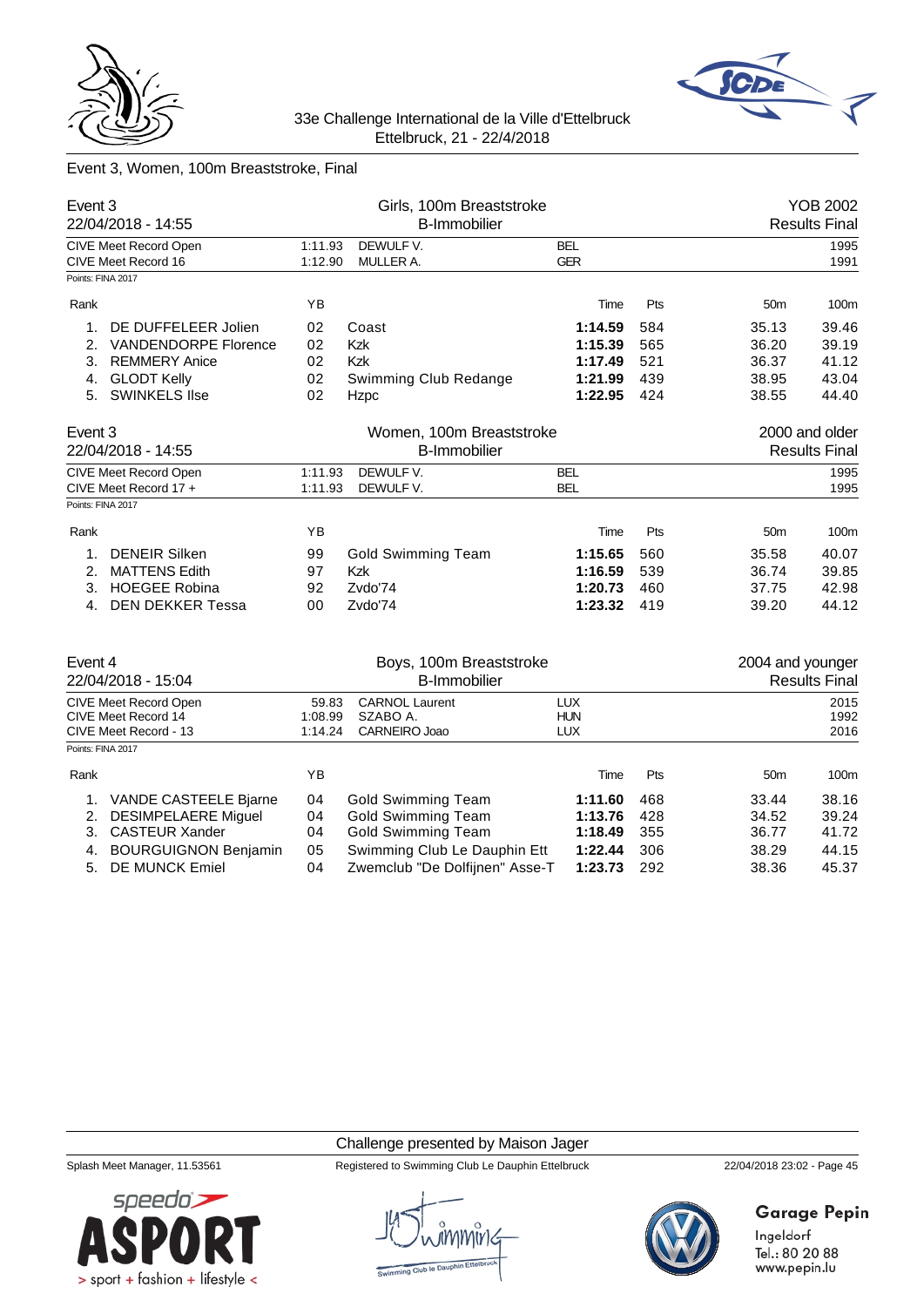33e Challenge International de la Ville d'Ettelbruck
Ettelbruck, 21 - 22/4/2018

## Event 3, Women, 100m Breaststroke, Final

### Event 3 — Girls, 100m Breaststroke — YOB 2002
22/04/2018 - 14:55 — B-Immobilier — Results Final

| | | | | |
|---|---|---|---|---|
| CIVE Meet Record Open | 1:11.93 | DEWULF V. | BEL | 1995 |
| CIVE Meet Record 16 | 1:12.90 | MULLER A. | GER | 1991 |

Points: FINA 2017

| Rank | | YB | | Time | Pts | 50m | 100m |
|---|---|---|---|---|---|---|---|
| 1. | DE DUFFELEER Jolien | 02 | Coast | **1:14.59** | 584 | 35.13 | 39.46 |
| 2. | VANDENDORPE Florence | 02 | Kzk | **1:15.39** | 565 | 36.20 | 39.19 |
| 3. | REMMERY Anice | 02 | Kzk | **1:17.49** | 521 | 36.37 | 41.12 |
| 4. | GLODT Kelly | 02 | Swimming Club Redange | **1:21.99** | 439 | 38.95 | 43.04 |
| 5. | SWINKELS Ilse | 02 | Hzpc | **1:22.95** | 424 | 38.55 | 44.40 |

### Event 3 — Women, 100m Breaststroke — 2000 and older
22/04/2018 - 14:55 — B-Immobilier — Results Final

| | | | | |
|---|---|---|---|---|
| CIVE Meet Record Open | 1:11.93 | DEWULF V. | BEL | 1995 |
| CIVE Meet Record 17 + | 1:11.93 | DEWULF V. | BEL | 1995 |

Points: FINA 2017

| Rank | | YB | | Time | Pts | 50m | 100m |
|---|---|---|---|---|---|---|---|
| 1. | DENEIR Silken | 99 | Gold Swimming Team | **1:15.65** | 560 | 35.58 | 40.07 |
| 2. | MATTENS Edith | 97 | Kzk | **1:16.59** | 539 | 36.74 | 39.85 |
| 3. | HOEGEE Robina | 92 | Zvdo'74 | **1:20.73** | 460 | 37.75 | 42.98 |
| 4. | DEN DEKKER Tessa | 00 | Zvdo'74 | **1:23.32** | 419 | 39.20 | 44.12 |

### Event 4 — Boys, 100m Breaststroke — 2004 and younger
22/04/2018 - 15:04 — B-Immobilier — Results Final

| | | | | |
|---|---|---|---|---|
| CIVE Meet Record Open | 59.83 | CARNOL Laurent | LUX | 2015 |
| CIVE Meet Record 14 | 1:08.99 | SZABO A. | HUN | 1992 |
| CIVE Meet Record - 13 | 1:14.24 | CARNEIRO Joao | LUX | 2016 |

Points: FINA 2017

| Rank | | YB | | Time | Pts | 50m | 100m |
|---|---|---|---|---|---|---|---|
| 1. | VANDE CASTEELE Bjarne | 04 | Gold Swimming Team | **1:11.60** | 468 | 33.44 | 38.16 |
| 2. | DESIMPELAERE Miguel | 04 | Gold Swimming Team | **1:13.76** | 428 | 34.52 | 39.24 |
| 3. | CASTEUR Xander | 04 | Gold Swimming Team | **1:18.49** | 355 | 36.77 | 41.72 |
| 4. | BOURGUIGNON Benjamin | 05 | Swimming Club Le Dauphin Ett | **1:22.44** | 306 | 38.29 | 44.15 |
| 5. | DE MUNCK Emiel | 04 | Zwemclub "De Dolfijnen" Asse-T | **1:23.73** | 292 | 38.36 | 45.37 |

Challenge presented by Maison Jager

Splash Meet Manager, 11.53561 — Registered to Swimming Club Le Dauphin Ettelbruck — 22/04/2018 23:02

Garage Pepin
Ingeldorf
Tel.: 80 20 88
www.pepin.lu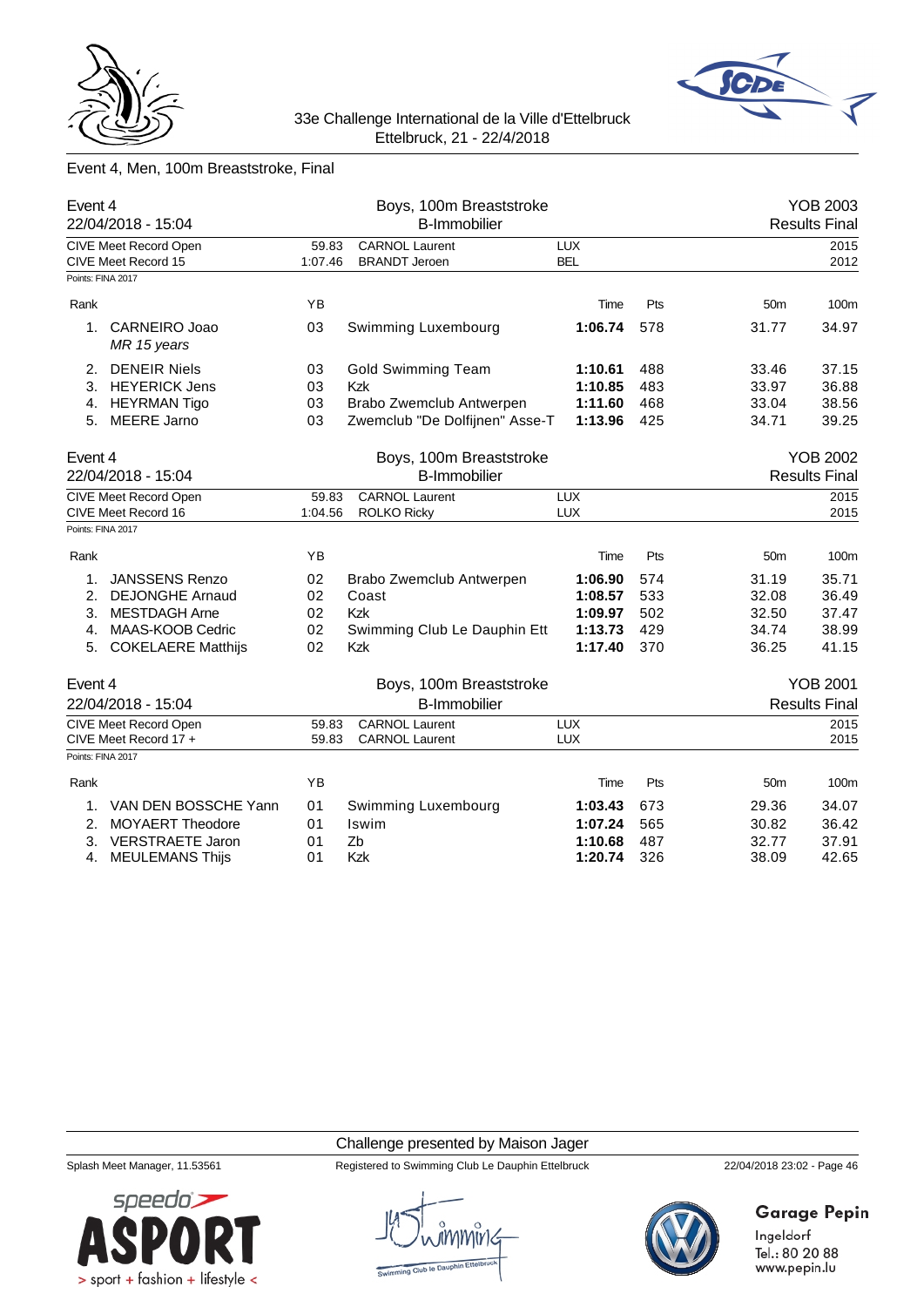# Event 4, Men, 100m Breaststroke, Final

## Event 4 — 22/04/2018 - 15:04 — Boys, 100m Breaststroke — B-Immobilier — YOB 2003 — Results Final

| | | | | |
|---|---|---|---|---|
| CIVE Meet Record Open | 59.83 | CARNOL Laurent | LUX | 2015 |
| CIVE Meet Record 15 | 1:07.46 | BRANDT Jeroen | BEL | 2012 |

Points: FINA 2017

| Rank | | YB | | Time | Pts | 50m | 100m |
|---|---|---|---|---|---|---|---|
| 1. | CARNEIRO Joao *MR 15 years* | 03 | Swimming Luxembourg | **1:06.74** | 578 | 31.77 | 34.97 |
| 2. | DENEIR Niels | 03 | Gold Swimming Team | **1:10.61** | 488 | 33.46 | 37.15 |
| 3. | HEYERICK Jens | 03 | Kzk | **1:10.85** | 483 | 33.97 | 36.88 |
| 4. | HEYRMAN Tigo | 03 | Brabo Zwemclub Antwerpen | **1:11.60** | 468 | 33.04 | 38.56 |
| 5. | MEERE Jarno | 03 | Zwemclub "De Dolfijnen" Asse-T | **1:13.96** | 425 | 34.71 | 39.25 |

## Event 4 — 22/04/2018 - 15:04 — Boys, 100m Breaststroke — B-Immobilier — YOB 2002 — Results Final

| | | | | |
|---|---|---|---|---|
| CIVE Meet Record Open | 59.83 | CARNOL Laurent | LUX | 2015 |
| CIVE Meet Record 16 | 1:04.56 | ROLKO Ricky | LUX | 2015 |

Points: FINA 2017

| Rank | | YB | | Time | Pts | 50m | 100m |
|---|---|---|---|---|---|---|---|
| 1. | JANSSENS Renzo | 02 | Brabo Zwemclub Antwerpen | **1:06.90** | 574 | 31.19 | 35.71 |
| 2. | DEJONGHE Arnaud | 02 | Coast | **1:08.57** | 533 | 32.08 | 36.49 |
| 3. | MESTDAGH Arne | 02 | Kzk | **1:09.97** | 502 | 32.50 | 37.47 |
| 4. | MAAS-KOOB Cedric | 02 | Swimming Club Le Dauphin Ett | **1:13.73** | 429 | 34.74 | 38.99 |
| 5. | COKELAERE Matthijs | 02 | Kzk | **1:17.40** | 370 | 36.25 | 41.15 |

## Event 4 — 22/04/2018 - 15:04 — Boys, 100m Breaststroke — B-Immobilier — YOB 2001 — Results Final

| | | | | |
|---|---|---|---|---|
| CIVE Meet Record Open | 59.83 | CARNOL Laurent | LUX | 2015 |
| CIVE Meet Record 17 + | 59.83 | CARNOL Laurent | LUX | 2015 |

Points: FINA 2017

| Rank | | YB | | Time | Pts | 50m | 100m |
|---|---|---|---|---|---|---|---|
| 1. | VAN DEN BOSSCHE Yann | 01 | Swimming Luxembourg | **1:03.43** | 673 | 29.36 | 34.07 |
| 2. | MOYAERT Theodore | 01 | Iswim | **1:07.24** | 565 | 30.82 | 36.42 |
| 3. | VERSTRAETE Jaron | 01 | Zb | **1:10.68** | 487 | 32.77 | 37.91 |
| 4. | MEULEMANS Thijs | 01 | Kzk | **1:20.74** | 326 | 38.09 | 42.65 |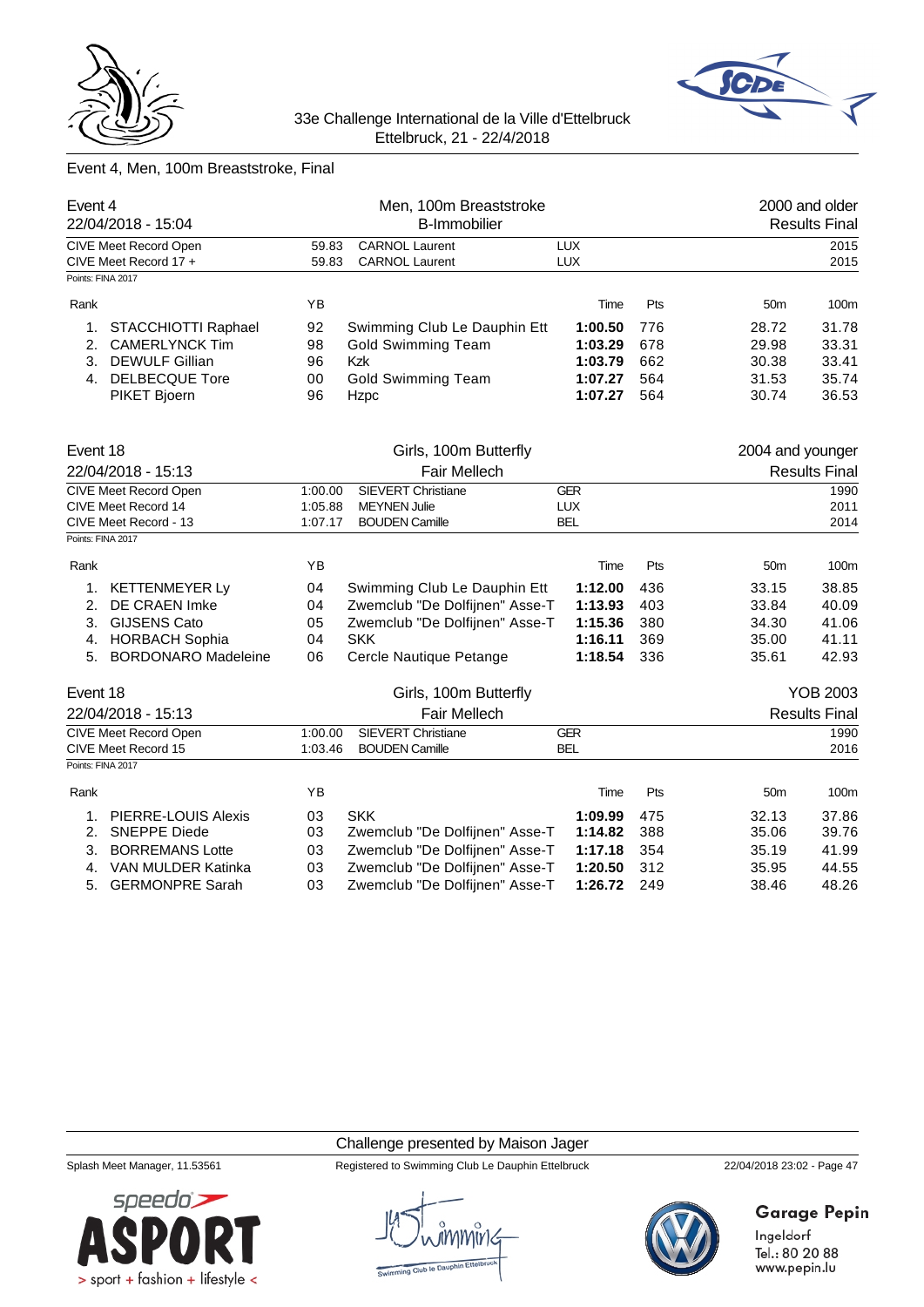33e Challenge International de la Ville d'Ettelbruck
Ettelbruck, 21 - 22/4/2018

## Event 4, Men, 100m Breaststroke, Final

| Event 4 | | Men, 100m Breaststroke | | | 2000 and older | |
|---|---|---|---|---|---|---|
| 22/04/2018 - 15:04 | | B-Immobilier | | | Results Final | |
| CIVE Meet Record Open | 59.83 | CARNOL Laurent | LUX | | | 2015 |
| CIVE Meet Record 17 + | 59.83 | CARNOL Laurent | LUX | | | 2015 |

Points: FINA 2017

| Rank | | YB | | Time | Pts | 50m | 100m |
|---|---|---|---|---|---|---|---|
| 1. | STACCHIOTTI Raphael | 92 | Swimming Club Le Dauphin Ett | **1:00.50** | 776 | 28.72 | 31.78 |
| 2. | CAMERLYNCK Tim | 98 | Gold Swimming Team | **1:03.29** | 678 | 29.98 | 33.31 |
| 3. | DEWULF Gillian | 96 | Kzk | **1:03.79** | 662 | 30.38 | 33.41 |
| 4. | DELBECQUE Tore | 00 | Gold Swimming Team | **1:07.27** | 564 | 31.53 | 35.74 |
| | PIKET Bjoern | 96 | Hzpc | **1:07.27** | 564 | 30.74 | 36.53 |

| Event 18 | | Girls, 100m Butterfly | | | 2004 and younger | |
|---|---|---|---|---|---|---|
| 22/04/2018 - 15:13 | | Fair Mellech | | | Results Final | |
| CIVE Meet Record Open | 1:00.00 | SIEVERT Christiane | GER | | | 1990 |
| CIVE Meet Record 14 | 1:05.88 | MEYNEN Julie | LUX | | | 2011 |
| CIVE Meet Record - 13 | 1:07.17 | BOUDEN Camille | BEL | | | 2014 |

Points: FINA 2017

| Rank | | YB | | Time | Pts | 50m | 100m |
|---|---|---|---|---|---|---|---|
| 1. | KETTENMEYER Ly | 04 | Swimming Club Le Dauphin Ett | **1:12.00** | 436 | 33.15 | 38.85 |
| 2. | DE CRAEN Imke | 04 | Zwemclub "De Dolfijnen" Asse-T | **1:13.93** | 403 | 33.84 | 40.09 |
| 3. | GIJSENS Cato | 05 | Zwemclub "De Dolfijnen" Asse-T | **1:15.36** | 380 | 34.30 | 41.06 |
| 4. | HORBACH Sophia | 04 | SKK | **1:16.11** | 369 | 35.00 | 41.11 |
| 5. | BORDONARO Madeleine | 06 | Cercle Nautique Petange | **1:18.54** | 336 | 35.61 | 42.93 |

| Event 18 | | Girls, 100m Butterfly | | | YOB 2003 | |
|---|---|---|---|---|---|---|
| 22/04/2018 - 15:13 | | Fair Mellech | | | Results Final | |
| CIVE Meet Record Open | 1:00.00 | SIEVERT Christiane | GER | | | 1990 |
| CIVE Meet Record 15 | 1:03.46 | BOUDEN Camille | BEL | | | 2016 |

Points: FINA 2017

| Rank | | YB | | Time | Pts | 50m | 100m |
|---|---|---|---|---|---|---|---|
| 1. | PIERRE-LOUIS Alexis | 03 | SKK | **1:09.99** | 475 | 32.13 | 37.86 |
| 2. | SNEPPE Diede | 03 | Zwemclub "De Dolfijnen" Asse-T | **1:14.82** | 388 | 35.06 | 39.76 |
| 3. | BORREMANS Lotte | 03 | Zwemclub "De Dolfijnen" Asse-T | **1:17.18** | 354 | 35.19 | 41.99 |
| 4. | VAN MULDER Katinka | 03 | Zwemclub "De Dolfijnen" Asse-T | **1:20.50** | 312 | 35.95 | 44.55 |
| 5. | GERMONPRE Sarah | 03 | Zwemclub "De Dolfijnen" Asse-T | **1:26.72** | 249 | 38.46 | 48.26 |

Challenge presented by Maison Jager

Splash Meet Manager, 11.53561 — Registered to Swimming Club Le Dauphin Ettelbruck — 22/04/2018 23:02

Garage Pepin
Ingeldorf
Tel.: 80 20 88
www.pepin.lu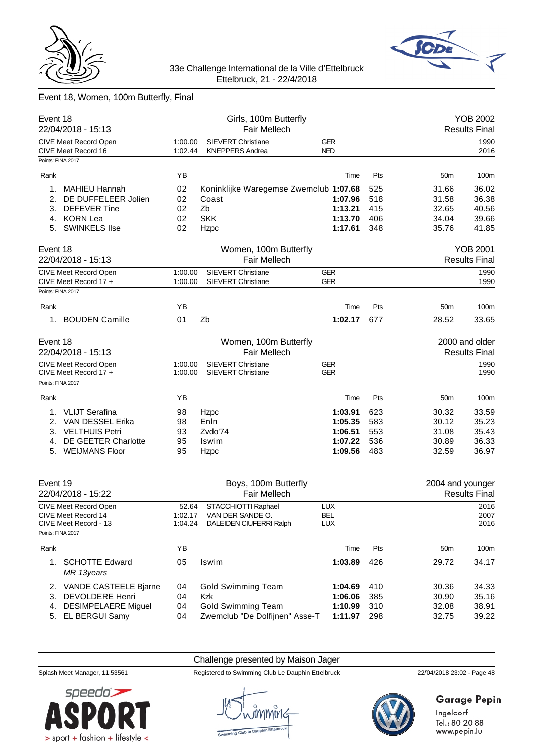33e Challenge International de la Ville d'Ettelbruck
Ettelbruck, 21 - 22/4/2018

## Event 18, Women, 100m Butterfly, Final

### Event 18 — Girls, 100m Butterfly — YOB 2002
22/04/2018 - 15:13 — Fair Mellech — Results Final

| | | | | |
|---|---|---|---|---|
| CIVE Meet Record Open | 1:00.00 | SIEVERT Christiane | GER | 1990 |
| CIVE Meet Record 16 | 1:02.44 | KNEPPERS Andrea | NED | 2016 |

Points: FINA 2017

| Rank | | YB | | Time | Pts | 50m | 100m |
|---|---|---|---|---|---|---|---|
| 1. | MAHIEU Hannah | 02 | Koninklijke Waregemse Zwemclub | **1:07.68** | 525 | 31.66 | 36.02 |
| 2. | DE DUFFELEER Jolien | 02 | Coast | **1:07.96** | 518 | 31.58 | 36.38 |
| 3. | DEFEVER Tine | 02 | Zb | **1:13.21** | 415 | 32.65 | 40.56 |
| 4. | KORN Lea | 02 | SKK | **1:13.70** | 406 | 34.04 | 39.66 |
| 5. | SWINKELS Ilse | 02 | Hzpc | **1:17.61** | 348 | 35.76 | 41.85 |

### Event 18 — Women, 100m Butterfly — YOB 2001
22/04/2018 - 15:13 — Fair Mellech — Results Final

| | | | | |
|---|---|---|---|---|
| CIVE Meet Record Open | 1:00.00 | SIEVERT Christiane | GER | 1990 |
| CIVE Meet Record 17 + | 1:00.00 | SIEVERT Christiane | GER | 1990 |

Points: FINA 2017

| Rank | | YB | | Time | Pts | 50m | 100m |
|---|---|---|---|---|---|---|---|
| 1. | BOUDEN Camille | 01 | Zb | **1:02.17** | 677 | 28.52 | 33.65 |

### Event 18 — Women, 100m Butterfly — 2000 and older
22/04/2018 - 15:13 — Fair Mellech — Results Final

| | | | | |
|---|---|---|---|---|
| CIVE Meet Record Open | 1:00.00 | SIEVERT Christiane | GER | 1990 |
| CIVE Meet Record 17 + | 1:00.00 | SIEVERT Christiane | GER | 1990 |

Points: FINA 2017

| Rank | | YB | | Time | Pts | 50m | 100m |
|---|---|---|---|---|---|---|---|
| 1. | VLIJT Serafina | 98 | Hzpc | **1:03.91** | 623 | 30.32 | 33.59 |
| 2. | VAN DESSEL Erika | 98 | Enln | **1:05.35** | 583 | 30.12 | 35.23 |
| 3. | VELTHUIS Petri | 93 | Zvdo'74 | **1:06.51** | 553 | 31.08 | 35.43 |
| 4. | DE GEETER Charlotte | 95 | Iswim | **1:07.22** | 536 | 30.89 | 36.33 |
| 5. | WEIJMANS Floor | 95 | Hzpc | **1:09.56** | 483 | 32.59 | 36.97 |

### Event 19 — Boys, 100m Butterfly — 2004 and younger
22/04/2018 - 15:22 — Fair Mellech — Results Final

| | | | | |
|---|---|---|---|---|
| CIVE Meet Record Open | 52.64 | STACCHIOTTI Raphael | LUX | 2016 |
| CIVE Meet Record 14 | 1:02.17 | VAN DER SANDE O. | BEL | 2007 |
| CIVE Meet Record - 13 | 1:04.24 | DALEIDEN CIUFERRI Ralph | LUX | 2016 |

Points: FINA 2017

| Rank | | YB | | Time | Pts | 50m | 100m |
|---|---|---|---|---|---|---|---|
| 1. | SCHOTTE Edward *MR 13years* | 05 | Iswim | **1:03.89** | 426 | 29.72 | 34.17 |
| 2. | VANDE CASTEELE Bjarne | 04 | Gold Swimming Team | **1:04.69** | 410 | 30.36 | 34.33 |
| 3. | DEVOLDERE Henri | 04 | Kzk | **1:06.06** | 385 | 30.90 | 35.16 |
| 4. | DESIMPELAERE Miguel | 04 | Gold Swimming Team | **1:10.99** | 310 | 32.08 | 38.91 |
| 5. | EL BERGUI Samy | 04 | Zwemclub "De Dolfijnen" Asse-T | **1:11.97** | 298 | 32.75 | 39.22 |

Challenge presented by Maison Jager

Splash Meet Manager, 11.53561 — Registered to Swimming Club Le Dauphin Ettelbruck — 22/04/2018 23:02 - Page 48

Garage Pepin
Ingeldorf
Tel.: 80 20 88
www.pepin.lu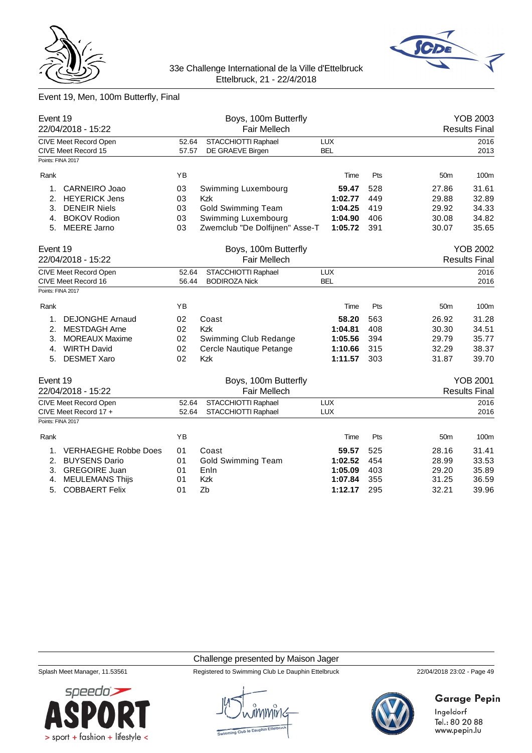# Event 19, Men, 100m Butterfly, Final

## Event 19 — Boys, 100m Butterfly — YOB 2003

22/04/2018 - 15:22 — Fair Mellech — Results Final

| | | | | |
|---|---|---|---|---|
| CIVE Meet Record Open | 52.64 | STACCHIOTTI Raphael | LUX | 2016 |
| CIVE Meet Record 15 | 57.57 | DE GRAEVE Birgen | BEL | 2013 |

Points: FINA 2017

| Rank | Name | YB | Club | Time | Pts | 50m | 100m |
|---|---|---|---|---|---|---|---|
| 1. | CARNEIRO Joao | 03 | Swimming Luxembourg | **59.47** | 528 | 27.86 | 31.61 |
| 2. | HEYERICK Jens | 03 | Kzk | **1:02.77** | 449 | 29.88 | 32.89 |
| 3. | DENEIR Niels | 03 | Gold Swimming Team | **1:04.25** | 419 | 29.92 | 34.33 |
| 4. | BOKOV Rodion | 03 | Swimming Luxembourg | **1:04.90** | 406 | 30.08 | 34.82 |
| 5. | MEERE Jarno | 03 | Zwemclub "De Dolfijnen" Asse-T | **1:05.72** | 391 | 30.07 | 35.65 |

## Event 19 — Boys, 100m Butterfly — YOB 2002

22/04/2018 - 15:22 — Fair Mellech — Results Final

| | | | | |
|---|---|---|---|---|
| CIVE Meet Record Open | 52.64 | STACCHIOTTI Raphael | LUX | 2016 |
| CIVE Meet Record 16 | 56.44 | BODIROZA Nick | BEL | 2016 |

Points: FINA 2017

| Rank | Name | YB | Club | Time | Pts | 50m | 100m |
|---|---|---|---|---|---|---|---|
| 1. | DEJONGHE Arnaud | 02 | Coast | **58.20** | 563 | 26.92 | 31.28 |
| 2. | MESTDAGH Arne | 02 | Kzk | **1:04.81** | 408 | 30.30 | 34.51 |
| 3. | MOREAUX Maxime | 02 | Swimming Club Redange | **1:05.56** | 394 | 29.79 | 35.77 |
| 4. | WIRTH David | 02 | Cercle Nautique Petange | **1:10.66** | 315 | 32.29 | 38.37 |
| 5. | DESMET Xaro | 02 | Kzk | **1:11.57** | 303 | 31.87 | 39.70 |

## Event 19 — Boys, 100m Butterfly — YOB 2001

22/04/2018 - 15:22 — Fair Mellech — Results Final

| | | | | |
|---|---|---|---|---|
| CIVE Meet Record Open | 52.64 | STACCHIOTTI Raphael | LUX | 2016 |
| CIVE Meet Record 17 + | 52.64 | STACCHIOTTI Raphael | LUX | 2016 |

Points: FINA 2017

| Rank | Name | YB | Club | Time | Pts | 50m | 100m |
|---|---|---|---|---|---|---|---|
| 1. | VERHAEGHE Robbe Does | 01 | Coast | **59.57** | 525 | 28.16 | 31.41 |
| 2. | BUYSENS Dario | 01 | Gold Swimming Team | **1:02.52** | 454 | 28.99 | 33.53 |
| 3. | GREGOIRE Juan | 01 | Enln | **1:05.09** | 403 | 29.20 | 35.89 |
| 4. | MEULEMANS Thijs | 01 | Kzk | **1:07.84** | 355 | 31.25 | 36.59 |
| 5. | COBBAERT Felix | 01 | Zb | **1:12.17** | 295 | 32.21 | 39.96 |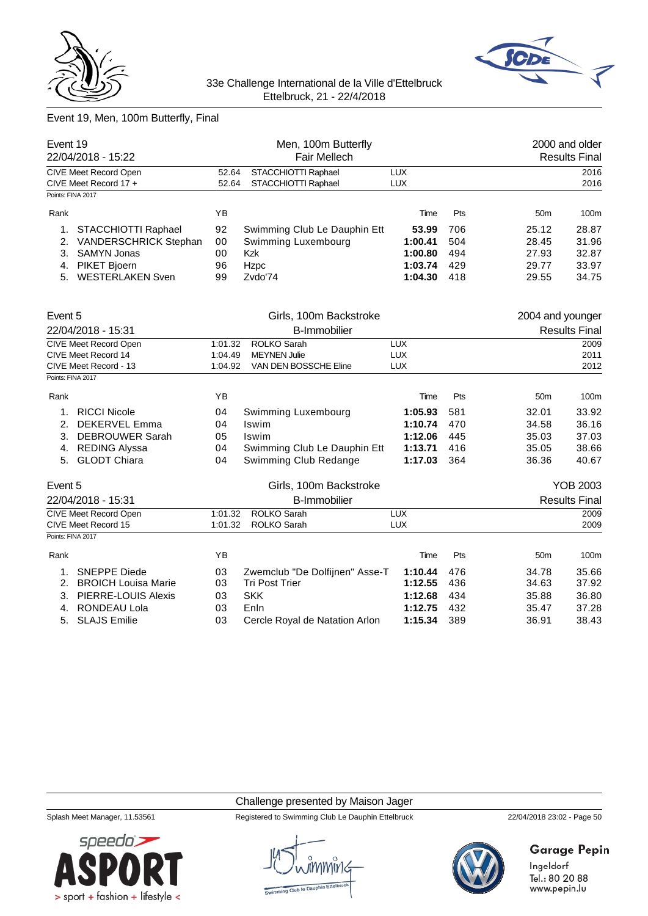33e Challenge International de la Ville d'Ettelbruck
Ettelbruck, 21 - 22/4/2018

## Event 19, Men, 100m Butterfly, Final

| Event 19 | Men, 100m Butterfly | 2000 and older |
|---|---|---|
| 22/04/2018 - 15:22 | Fair Mellech | Results Final |

| Record | Time | Name | Nation | Year |
|---|---|---|---|---|
| CIVE Meet Record Open | 52.64 | STACCHIOTTI Raphael | LUX | 2016 |
| CIVE Meet Record 17 + | 52.64 | STACCHIOTTI Raphael | LUX | 2016 |

Points: FINA 2017

| Rank | Name | YB | Club | Time | Pts | 50m | 100m |
|---|---|---|---|---|---|---|---|
| 1. | STACCHIOTTI Raphael | 92 | Swimming Club Le Dauphin Ett | **53.99** | 706 | 25.12 | 28.87 |
| 2. | VANDERSCHRICK Stephan | 00 | Swimming Luxembourg | **1:00.41** | 504 | 28.45 | 31.96 |
| 3. | SAMYN Jonas | 00 | Kzk | **1:00.80** | 494 | 27.93 | 32.87 |
| 4. | PIKET Bjoern | 96 | Hzpc | **1:03.74** | 429 | 29.77 | 33.97 |
| 5. | WESTERLAKEN Sven | 99 | Zvdo'74 | **1:04.30** | 418 | 29.55 | 34.75 |

| Event 5 | Girls, 100m Backstroke | 2004 and younger |
|---|---|---|
| 22/04/2018 - 15:31 | B-Immobilier | Results Final |

| Record | Time | Name | Nation | Year |
|---|---|---|---|---|
| CIVE Meet Record Open | 1:01.32 | ROLKO Sarah | LUX | 2009 |
| CIVE Meet Record 14 | 1:04.49 | MEYNEN Julie | LUX | 2011 |
| CIVE Meet Record - 13 | 1:04.92 | VAN DEN BOSSCHE Eline | LUX | 2012 |

Points: FINA 2017

| Rank | Name | YB | Club | Time | Pts | 50m | 100m |
|---|---|---|---|---|---|---|---|
| 1. | RICCI Nicole | 04 | Swimming Luxembourg | **1:05.93** | 581 | 32.01 | 33.92 |
| 2. | DEKERVEL Emma | 04 | Iswim | **1:10.74** | 470 | 34.58 | 36.16 |
| 3. | DEBROUWER Sarah | 05 | Iswim | **1:12.06** | 445 | 35.03 | 37.03 |
| 4. | REDING Alyssa | 04 | Swimming Club Le Dauphin Ett | **1:13.71** | 416 | 35.05 | 38.66 |
| 5. | GLODT Chiara | 04 | Swimming Club Redange | **1:17.03** | 364 | 36.36 | 40.67 |

| Event 5 | Girls, 100m Backstroke | YOB 2003 |
|---|---|---|
| 22/04/2018 - 15:31 | B-Immobilier | Results Final |

| Record | Time | Name | Nation | Year |
|---|---|---|---|---|
| CIVE Meet Record Open | 1:01.32 | ROLKO Sarah | LUX | 2009 |
| CIVE Meet Record 15 | 1:01.32 | ROLKO Sarah | LUX | 2009 |

Points: FINA 2017

| Rank | Name | YB | Club | Time | Pts | 50m | 100m |
|---|---|---|---|---|---|---|---|
| 1. | SNEPPE Diede | 03 | Zwemclub "De Dolfijnen" Asse-T | **1:10.44** | 476 | 34.78 | 35.66 |
| 2. | BROICH Louisa Marie | 03 | Tri Post Trier | **1:12.55** | 436 | 34.63 | 37.92 |
| 3. | PIERRE-LOUIS Alexis | 03 | SKK | **1:12.68** | 434 | 35.88 | 36.80 |
| 4. | RONDEAU Lola | 03 | Enln | **1:12.75** | 432 | 35.47 | 37.28 |
| 5. | SLAJS Emilie | 03 | Cercle Royal de Natation Arlon | **1:15.34** | 389 | 36.91 | 38.43 |

Challenge presented by Maison Jager

Splash Meet Manager, 11.53561 — Registered to Swimming Club Le Dauphin Ettelbruck — 22/04/2018 23:02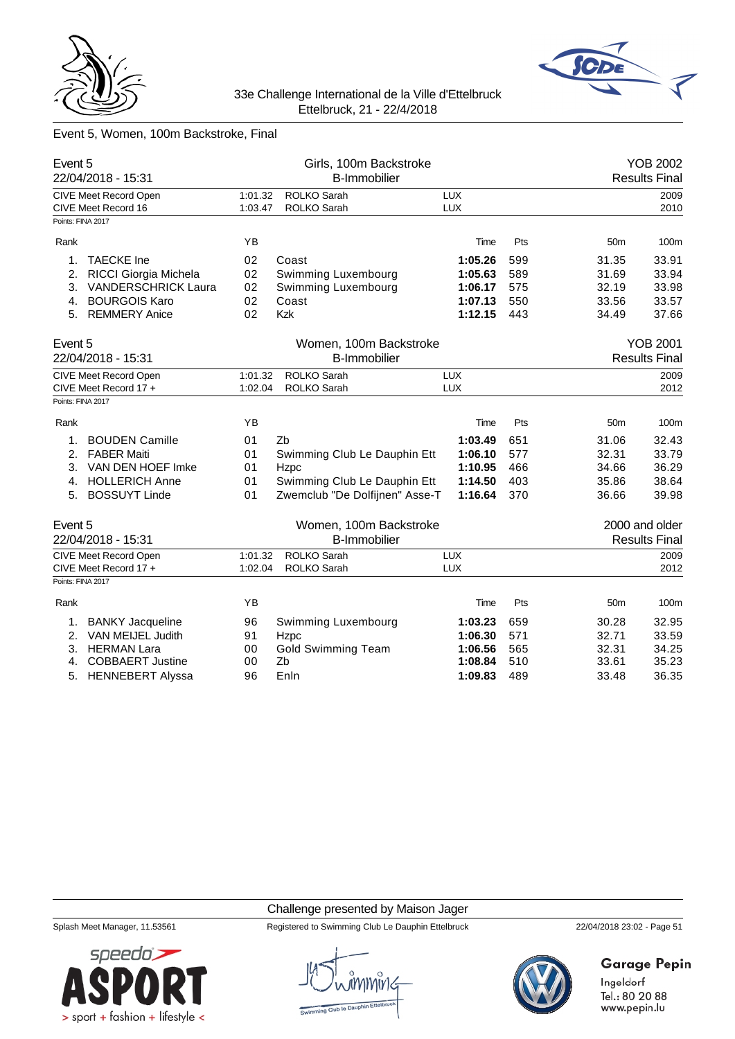33e Challenge International de la Ville d'Ettelbruck
Ettelbruck, 21 - 22/4/2018

## Event 5, Women, 100m Backstroke, Final

### Event 5 — Girls, 100m Backstroke — YOB 2002
22/04/2018 - 15:31 — B-Immobilier — Results Final

| | | | | |
|---|---|---|---|---|
| CIVE Meet Record Open | 1:01.32 | ROLKO Sarah | LUX | 2009 |
| CIVE Meet Record 16 | 1:03.47 | ROLKO Sarah | LUX | 2010 |

Points: FINA 2017

| Rank | | YB | | Time | Pts | 50m | 100m |
|---|---|---|---|---|---|---|---|
| 1. | TAECKE Ine | 02 | Coast | **1:05.26** | 599 | 31.35 | 33.91 |
| 2. | RICCI Giorgia Michela | 02 | Swimming Luxembourg | **1:05.63** | 589 | 31.69 | 33.94 |
| 3. | VANDERSCHRICK Laura | 02 | Swimming Luxembourg | **1:06.17** | 575 | 32.19 | 33.98 |
| 4. | BOURGOIS Karo | 02 | Coast | **1:07.13** | 550 | 33.56 | 33.57 |
| 5. | REMMERY Anice | 02 | Kzk | **1:12.15** | 443 | 34.49 | 37.66 |

### Event 5 — Women, 100m Backstroke — YOB 2001
22/04/2018 - 15:31 — B-Immobilier — Results Final

| | | | | |
|---|---|---|---|---|
| CIVE Meet Record Open | 1:01.32 | ROLKO Sarah | LUX | 2009 |
| CIVE Meet Record 17 + | 1:02.04 | ROLKO Sarah | LUX | 2012 |

Points: FINA 2017

| Rank | | YB | | Time | Pts | 50m | 100m |
|---|---|---|---|---|---|---|---|
| 1. | BOUDEN Camille | 01 | Zb | **1:03.49** | 651 | 31.06 | 32.43 |
| 2. | FABER Maiti | 01 | Swimming Club Le Dauphin Ett | **1:06.10** | 577 | 32.31 | 33.79 |
| 3. | VAN DEN HOEF Imke | 01 | Hzpc | **1:10.95** | 466 | 34.66 | 36.29 |
| 4. | HOLLERICH Anne | 01 | Swimming Club Le Dauphin Ett | **1:14.50** | 403 | 35.86 | 38.64 |
| 5. | BOSSUYT Linde | 01 | Zwemclub "De Dolfijnen" Asse-T | **1:16.64** | 370 | 36.66 | 39.98 |

### Event 5 — Women, 100m Backstroke — 2000 and older
22/04/2018 - 15:31 — B-Immobilier — Results Final

| | | | | |
|---|---|---|---|---|
| CIVE Meet Record Open | 1:01.32 | ROLKO Sarah | LUX | 2009 |
| CIVE Meet Record 17 + | 1:02.04 | ROLKO Sarah | LUX | 2012 |

Points: FINA 2017

| Rank | | YB | | Time | Pts | 50m | 100m |
|---|---|---|---|---|---|---|---|
| 1. | BANKY Jacqueline | 96 | Swimming Luxembourg | **1:03.23** | 659 | 30.28 | 32.95 |
| 2. | VAN MEIJEL Judith | 91 | Hzpc | **1:06.30** | 571 | 32.71 | 33.59 |
| 3. | HERMAN Lara | 00 | Gold Swimming Team | **1:06.56** | 565 | 32.31 | 34.25 |
| 4. | COBBAERT Justine | 00 | Zb | **1:08.84** | 510 | 33.61 | 35.23 |
| 5. | HENNEBERT Alyssa | 96 | Enln | **1:09.83** | 489 | 33.48 | 36.35 |

Challenge presented by Maison Jager

Splash Meet Manager, 11.53561 — Registered to Swimming Club Le Dauphin Ettelbruck — 22/04/2018 23:02 - Page 51

Garage Pepin
Ingeldorf
Tel.: 80 20 88
www.pepin.lu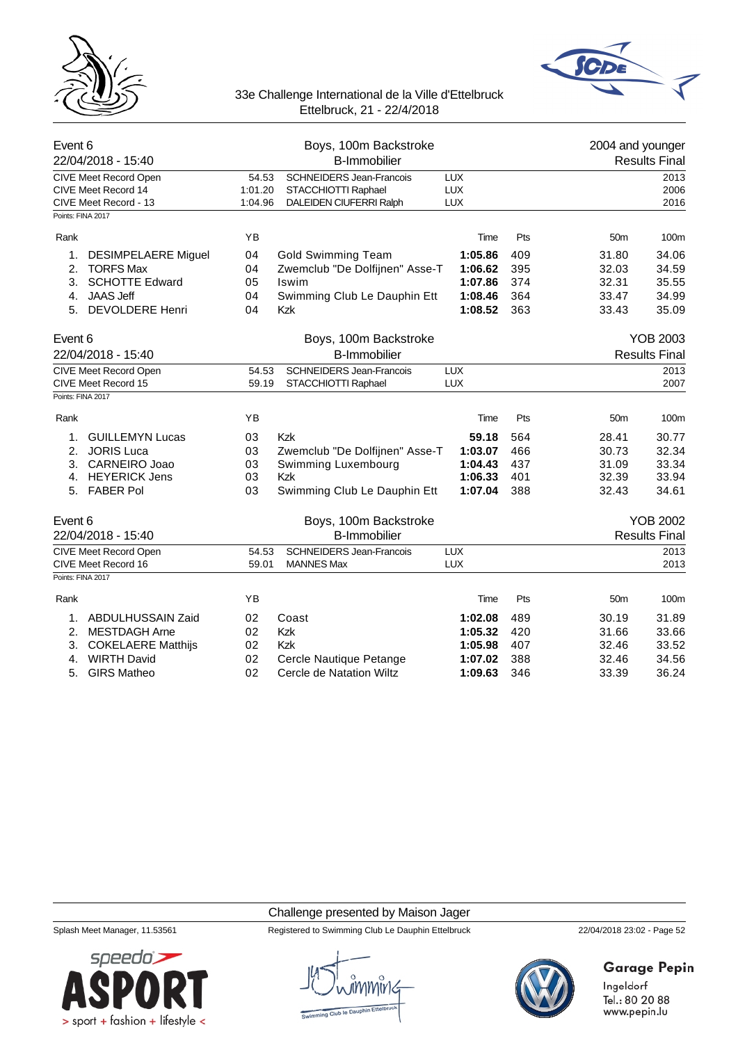33e Challenge International de la Ville d'Ettelbruck
Ettelbruck, 21 - 22/4/2018

## Event 6 — Boys, 100m Backstroke — 2004 and younger

22/04/2018 - 15:40 — B-Immobilier — Results Final

| Record | Time | Name | Nation | Year |
|---|---|---|---|---|
| CIVE Meet Record Open | 54.53 | SCHNEIDERS Jean-Francois | LUX | 2013 |
| CIVE Meet Record 14 | 1:01.20 | STACCHIOTTI Raphael | LUX | 2006 |
| CIVE Meet Record - 13 | 1:04.96 | DALEIDEN CIUFERRI Ralph | LUX | 2016 |

Points: FINA 2017

| Rank | Name | YB | Club | Time | Pts | 50m | 100m |
|---|---|---|---|---|---|---|---|
| 1. | DESIMPELAERE Miguel | 04 | Gold Swimming Team | **1:05.86** | 409 | 31.80 | 34.06 |
| 2. | TORFS Max | 04 | Zwemclub "De Dolfijnen" Asse-T | **1:06.62** | 395 | 32.03 | 34.59 |
| 3. | SCHOTTE Edward | 05 | Iswim | **1:07.86** | 374 | 32.31 | 35.55 |
| 4. | JAAS Jeff | 04 | Swimming Club Le Dauphin Ett | **1:08.46** | 364 | 33.47 | 34.99 |
| 5. | DEVOLDERE Henri | 04 | Kzk | **1:08.52** | 363 | 33.43 | 35.09 |

## Event 6 — Boys, 100m Backstroke — YOB 2003

22/04/2018 - 15:40 — B-Immobilier — Results Final

| Record | Time | Name | Nation | Year |
|---|---|---|---|---|
| CIVE Meet Record Open | 54.53 | SCHNEIDERS Jean-Francois | LUX | 2013 |
| CIVE Meet Record 15 | 59.19 | STACCHIOTTI Raphael | LUX | 2007 |

Points: FINA 2017

| Rank | Name | YB | Club | Time | Pts | 50m | 100m |
|---|---|---|---|---|---|---|---|
| 1. | GUILLEMYN Lucas | 03 | Kzk | **59.18** | 564 | 28.41 | 30.77 |
| 2. | JORIS Luca | 03 | Zwemclub "De Dolfijnen" Asse-T | **1:03.07** | 466 | 30.73 | 32.34 |
| 3. | CARNEIRO Joao | 03 | Swimming Luxembourg | **1:04.43** | 437 | 31.09 | 33.34 |
| 4. | HEYERICK Jens | 03 | Kzk | **1:06.33** | 401 | 32.39 | 33.94 |
| 5. | FABER Pol | 03 | Swimming Club Le Dauphin Ett | **1:07.04** | 388 | 32.43 | 34.61 |

## Event 6 — Boys, 100m Backstroke — YOB 2002

22/04/2018 - 15:40 — B-Immobilier — Results Final

| Record | Time | Name | Nation | Year |
|---|---|---|---|---|
| CIVE Meet Record Open | 54.53 | SCHNEIDERS Jean-Francois | LUX | 2013 |
| CIVE Meet Record 16 | 59.01 | MANNES Max | LUX | 2013 |

Points: FINA 2017

| Rank | Name | YB | Club | Time | Pts | 50m | 100m |
|---|---|---|---|---|---|---|---|
| 1. | ABDULHUSSAIN Zaid | 02 | Coast | **1:02.08** | 489 | 30.19 | 31.89 |
| 2. | MESTDAGH Arne | 02 | Kzk | **1:05.32** | 420 | 31.66 | 33.66 |
| 3. | COKELAERE Matthijs | 02 | Kzk | **1:05.98** | 407 | 32.46 | 33.52 |
| 4. | WIRTH David | 02 | Cercle Nautique Petange | **1:07.02** | 388 | 32.46 | 34.56 |
| 5. | GIRS Matheo | 02 | Cercle de Natation Wiltz | **1:09.63** | 346 | 33.39 | 36.24 |

Challenge presented by Maison Jager

Splash Meet Manager, 11.53561 — Registered to Swimming Club Le Dauphin Ettelbruck — 22/04/2018 23:02

Garage Pepin
Ingeldorf
Tel.: 80 20 88
www.pepin.lu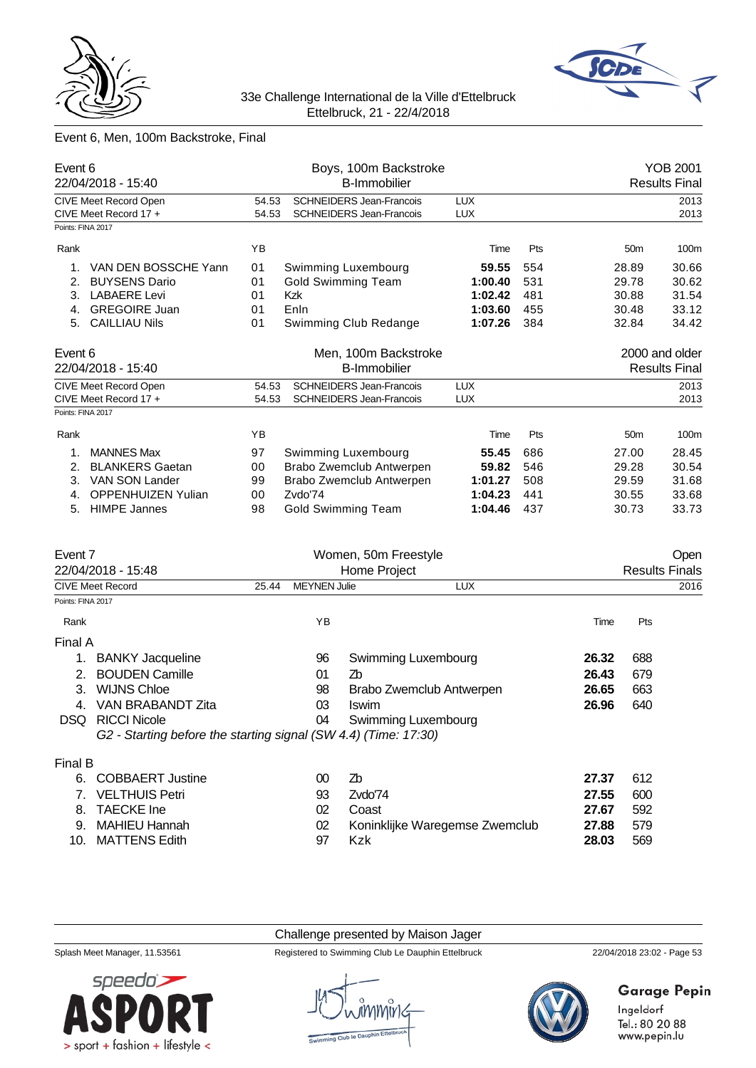## Event 6, Men, 100m Backstroke, Final

### Event 6 — Boys, 100m Backstroke — B-Immobilier — YOB 2001

22/04/2018 - 15:40 — Results Final

| Record | Time | Name | Nation | Year |
|---|---|---|---|---|
| CIVE Meet Record Open | 54.53 | SCHNEIDERS Jean-Francois | LUX | 2013 |
| CIVE Meet Record 17 + | 54.53 | SCHNEIDERS Jean-Francois | LUX | 2013 |

Points: FINA 2017

| Rank | Name | YB | Club | Time | Pts | 50m | 100m |
|---|---|---|---|---|---|---|---|
| 1. | VAN DEN BOSSCHE Yann | 01 | Swimming Luxembourg | **59.55** | 554 | 28.89 | 30.66 |
| 2. | BUYSENS Dario | 01 | Gold Swimming Team | **1:00.40** | 531 | 29.78 | 30.62 |
| 3. | LABAERE Levi | 01 | Kzk | **1:02.42** | 481 | 30.88 | 31.54 |
| 4. | GREGOIRE Juan | 01 | Enln | **1:03.60** | 455 | 30.48 | 33.12 |
| 5. | CAILLIAU Nils | 01 | Swimming Club Redange | **1:07.26** | 384 | 32.84 | 34.42 |

### Event 6 — Men, 100m Backstroke — B-Immobilier — 2000 and older

22/04/2018 - 15:40 — Results Final

| Record | Time | Name | Nation | Year |
|---|---|---|---|---|
| CIVE Meet Record Open | 54.53 | SCHNEIDERS Jean-Francois | LUX | 2013 |
| CIVE Meet Record 17 + | 54.53 | SCHNEIDERS Jean-Francois | LUX | 2013 |

Points: FINA 2017

| Rank | Name | YB | Club | Time | Pts | 50m | 100m |
|---|---|---|---|---|---|---|---|
| 1. | MANNES Max | 97 | Swimming Luxembourg | **55.45** | 686 | 27.00 | 28.45 |
| 2. | BLANKERS Gaetan | 00 | Brabo Zwemclub Antwerpen | **59.82** | 546 | 29.28 | 30.54 |
| 3. | VAN SON Lander | 99 | Brabo Zwemclub Antwerpen | **1:01.27** | 508 | 29.59 | 31.68 |
| 4. | OPPENHUIZEN Yulian | 00 | Zvdo'74 | **1:04.23** | 441 | 30.55 | 33.68 |
| 5. | HIMPE Jannes | 98 | Gold Swimming Team | **1:04.46** | 437 | 30.73 | 33.73 |

### Event 7 — Women, 50m Freestyle — Home Project — Open

22/04/2018 - 15:48 — Results Finals

| Record | Time | Name | Nation | Year |
|---|---|---|---|---|
| CIVE Meet Record | 25.44 | MEYNEN Julie | LUX | 2016 |

Points: FINA 2017

**Final A**

| Rank | Name | YB | Club | Time | Pts |
|---|---|---|---|---|---|
| 1. | BANKY Jacqueline | 96 | Swimming Luxembourg | **26.32** | 688 |
| 2. | BOUDEN Camille | 01 | Zb | **26.43** | 679 |
| 3. | WIJNS Chloe | 98 | Brabo Zwemclub Antwerpen | **26.65** | 663 |
| 4. | VAN BRABANDT Zita | 03 | Iswim | **26.96** | 640 |
| DSQ | RICCI Nicole | 04 | Swimming Luxembourg | | |

*G2 - Starting before the starting signal (SW 4.4) (Time: 17:30)*

**Final B**

| Rank | Name | YB | Club | Time | Pts |
|---|---|---|---|---|---|
| 6. | COBBAERT Justine | 00 | Zb | **27.37** | 612 |
| 7. | VELTHUIS Petri | 93 | Zvdo'74 | **27.55** | 600 |
| 8. | TAECKE Ine | 02 | Coast | **27.67** | 592 |
| 9. | MAHIEU Hannah | 02 | Koninklijke Waregemse Zwemclub | **27.88** | 579 |
| 10. | MATTENS Edith | 97 | Kzk | **28.03** | 569 |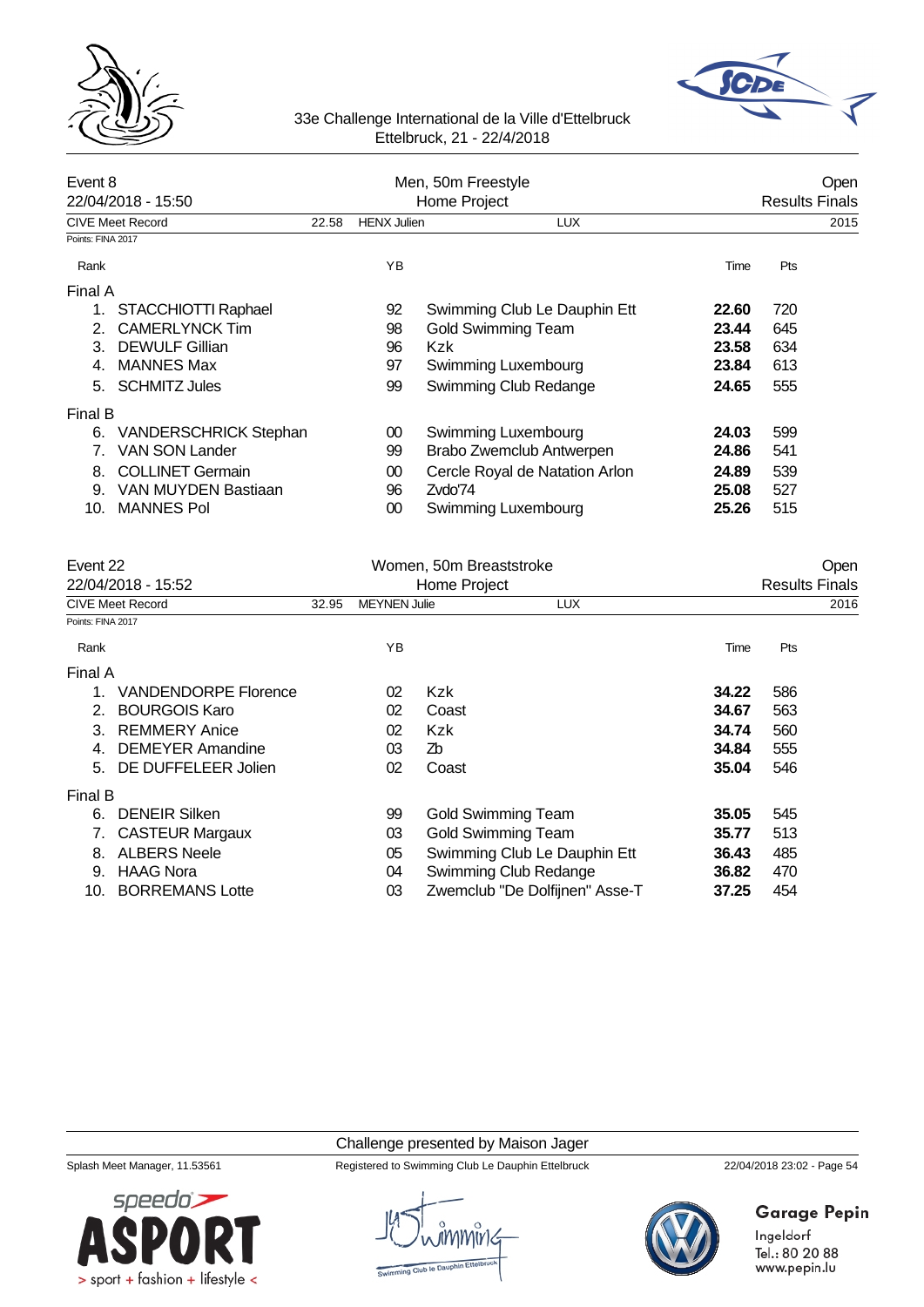33e Challenge International de la Ville d'Ettelbruck
Ettelbruck, 21 - 22/4/2018

## Event 8 — Men, 50m Freestyle — Open

22/04/2018 - 15:50 — Home Project — Results Finals

CIVE Meet Record 22.58 HENX Julien LUX 2015

Points: FINA 2017

| Rank | | YB | | Time | Pts |
|---|---|---|---|---|---|
| **Final A** | | | | | |
| 1. | STACCHIOTTI Raphael | 92 | Swimming Club Le Dauphin Ett | **22.60** | 720 |
| 2. | CAMERLYNCK Tim | 98 | Gold Swimming Team | **23.44** | 645 |
| 3. | DEWULF Gillian | 96 | Kzk | **23.58** | 634 |
| 4. | MANNES Max | 97 | Swimming Luxembourg | **23.84** | 613 |
| 5. | SCHMITZ Jules | 99 | Swimming Club Redange | **24.65** | 555 |
| **Final B** | | | | | |
| 6. | VANDERSCHRICK Stephan | 00 | Swimming Luxembourg | **24.03** | 599 |
| 7. | VAN SON Lander | 99 | Brabo Zwemclub Antwerpen | **24.86** | 541 |
| 8. | COLLINET Germain | 00 | Cercle Royal de Natation Arlon | **24.89** | 539 |
| 9. | VAN MUYDEN Bastiaan | 96 | Zvdo'74 | **25.08** | 527 |
| 10. | MANNES Pol | 00 | Swimming Luxembourg | **25.26** | 515 |

## Event 22 — Women, 50m Breaststroke — Open

22/04/2018 - 15:52 — Home Project — Results Finals

CIVE Meet Record 32.95 MEYNEN Julie LUX 2016

Points: FINA 2017

| Rank | | YB | | Time | Pts |
|---|---|---|---|---|---|
| **Final A** | | | | | |
| 1. | VANDENDORPE Florence | 02 | Kzk | **34.22** | 586 |
| 2. | BOURGOIS Karo | 02 | Coast | **34.67** | 563 |
| 3. | REMMERY Anice | 02 | Kzk | **34.74** | 560 |
| 4. | DEMEYER Amandine | 03 | Zb | **34.84** | 555 |
| 5. | DE DUFFELEER Jolien | 02 | Coast | **35.04** | 546 |
| **Final B** | | | | | |
| 6. | DENEIR Silken | 99 | Gold Swimming Team | **35.05** | 545 |
| 7. | CASTEUR Margaux | 03 | Gold Swimming Team | **35.77** | 513 |
| 8. | ALBERS Neele | 05 | Swimming Club Le Dauphin Ett | **36.43** | 485 |
| 9. | HAAG Nora | 04 | Swimming Club Redange | **36.82** | 470 |
| 10. | BORREMANS Lotte | 03 | Zwemclub "De Dolfijnen" Asse-T | **37.25** | 454 |

Challenge presented by Maison Jager

Splash Meet Manager, 11.53561 — Registered to Swimming Club Le Dauphin Ettelbruck — 22/04/2018 23:02

Garage Pepin
Ingeldorf
Tel.: 80 20 88
www.pepin.lu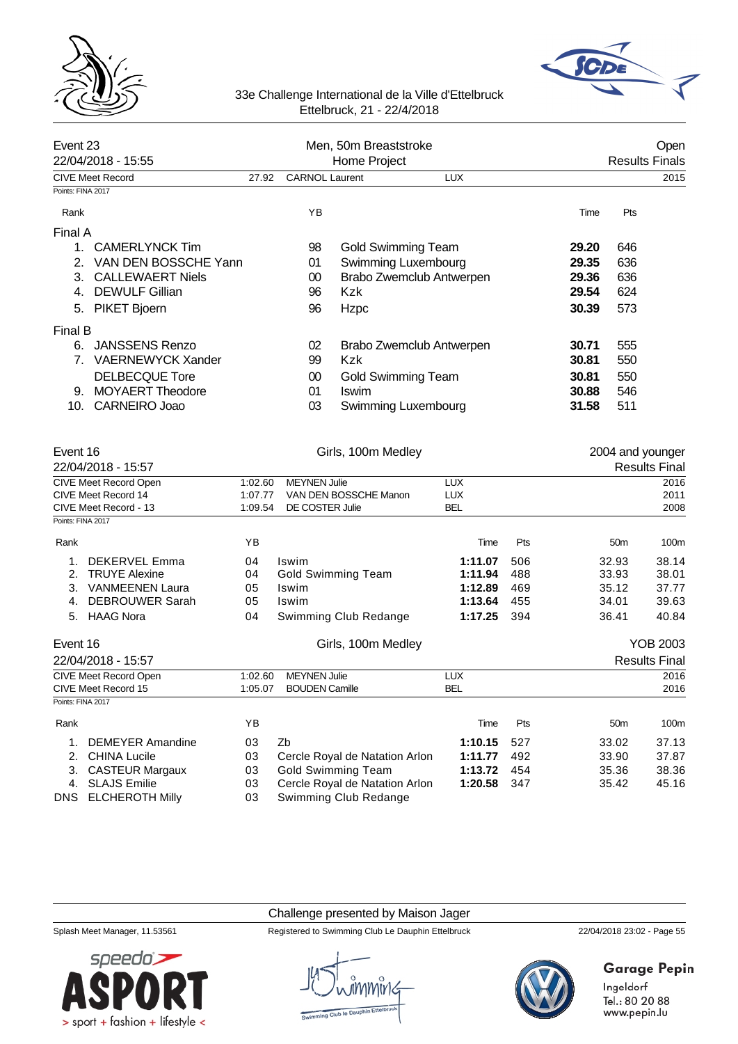## Event 23 — Men, 50m Breaststroke — Open

22/04/2018 - 15:55 — Home Project — Results Finals

| CIVE Meet Record | 27.92 | CARNOL Laurent | LUX | 2015 |
|---|---|---|---|---|

Points: FINA 2017

| Rank | | YB | | Time | Pts |
|---|---|---|---|---|---|
| **Final A** | | | | | |
| 1. | CAMERLYNCK Tim | 98 | Gold Swimming Team | **29.20** | 646 |
| 2. | VAN DEN BOSSCHE Yann | 01 | Swimming Luxembourg | **29.35** | 636 |
| 3. | CALLEWAERT Niels | 00 | Brabo Zwemclub Antwerpen | **29.36** | 636 |
| 4. | DEWULF Gillian | 96 | Kzk | **29.54** | 624 |
| 5. | PIKET Bjoern | 96 | Hzpc | **30.39** | 573 |
| **Final B** | | | | | |
| 6. | JANSSENS Renzo | 02 | Brabo Zwemclub Antwerpen | **30.71** | 555 |
| 7. | VAERNEWYCK Xander | 99 | Kzk | **30.81** | 550 |
| | DELBECQUE Tore | 00 | Gold Swimming Team | **30.81** | 550 |
| 9. | MOYAERT Theodore | 01 | Iswim | **30.88** | 546 |
| 10. | CARNEIRO Joao | 03 | Swimming Luxembourg | **31.58** | 511 |

## Event 16 — Girls, 100m Medley — 2004 and younger

22/04/2018 - 15:57 — Results Final

| Record | Time | Holder | Nation | Year |
|---|---|---|---|---|
| CIVE Meet Record Open | 1:02.60 | MEYNEN Julie | LUX | 2016 |
| CIVE Meet Record 14 | 1:07.77 | VAN DEN BOSSCHE Manon | LUX | 2011 |
| CIVE Meet Record - 13 | 1:09.54 | DE COSTER Julie | BEL | 2008 |

Points: FINA 2017

| Rank | | YB | | Time | Pts | 50m | 100m |
|---|---|---|---|---|---|---|---|
| 1. | DEKERVEL Emma | 04 | Iswim | **1:11.07** | 506 | 32.93 | 38.14 |
| 2. | TRUYE Alexine | 04 | Gold Swimming Team | **1:11.94** | 488 | 33.93 | 38.01 |
| 3. | VANMEENEN Laura | 05 | Iswim | **1:12.89** | 469 | 35.12 | 37.77 |
| 4. | DEBROUWER Sarah | 05 | Iswim | **1:13.64** | 455 | 34.01 | 39.63 |
| 5. | HAAG Nora | 04 | Swimming Club Redange | **1:17.25** | 394 | 36.41 | 40.84 |

## Event 16 — Girls, 100m Medley — YOB 2003

22/04/2018 - 15:57 — Results Final

| Record | Time | Holder | Nation | Year |
|---|---|---|---|---|
| CIVE Meet Record Open | 1:02.60 | MEYNEN Julie | LUX | 2016 |
| CIVE Meet Record 15 | 1:05.07 | BOUDEN Camille | BEL | 2016 |

Points: FINA 2017

| Rank | | YB | | Time | Pts | 50m | 100m |
|---|---|---|---|---|---|---|---|
| 1. | DEMEYER Amandine | 03 | Zb | **1:10.15** | 527 | 33.02 | 37.13 |
| 2. | CHINA Lucile | 03 | Cercle Royal de Natation Arlon | **1:11.77** | 492 | 33.90 | 37.87 |
| 3. | CASTEUR Margaux | 03 | Gold Swimming Team | **1:13.72** | 454 | 35.36 | 38.36 |
| 4. | SLAJS Emilie | 03 | Cercle Royal de Natation Arlon | **1:20.58** | 347 | 35.42 | 45.16 |
| DNS | ELCHEROTH Milly | 03 | Swimming Club Redange | | | | |

Challenge presented by Maison Jager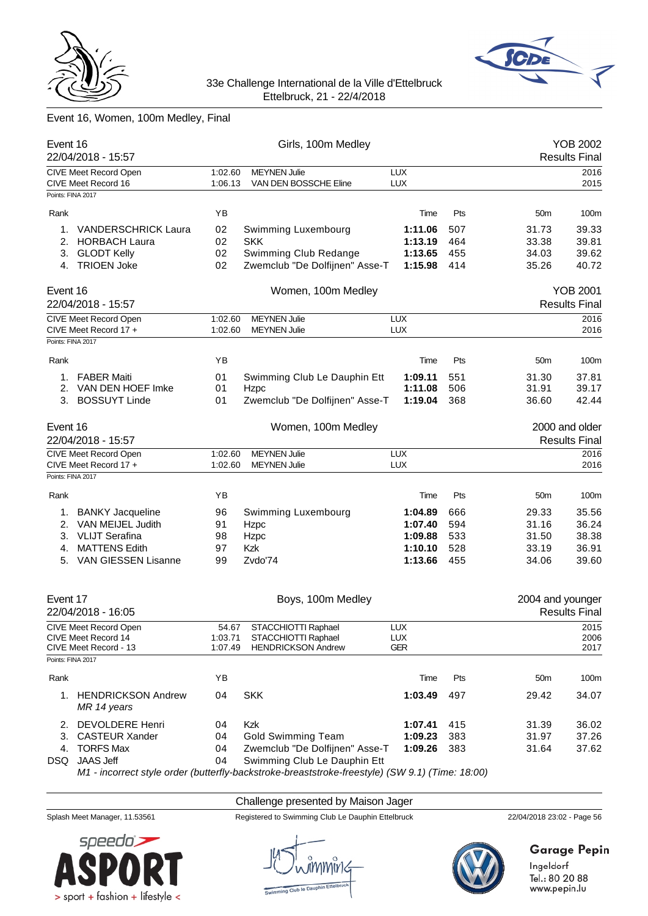33e Challenge International de la Ville d'Ettelbruck
Ettelbruck, 21 - 22/4/2018

## Event 16, Women, 100m Medley, Final

### Event 16 — Girls, 100m Medley — YOB 2002
22/04/2018 - 15:57 — Results Final

| | | | | |
|---|---|---|---|---|
| CIVE Meet Record Open | 1:02.60 | MEYNEN Julie | LUX | 2016 |
| CIVE Meet Record 16 | 1:06.13 | VAN DEN BOSSCHE Eline | LUX | 2015 |

Points: FINA 2017

| Rank | Name | YB | Club | Time | Pts | 50m | 100m |
|---|---|---|---|---|---|---|---|
| 1. | VANDERSCHRICK Laura | 02 | Swimming Luxembourg | **1:11.06** | 507 | 31.73 | 39.33 |
| 2. | HORBACH Laura | 02 | SKK | **1:13.19** | 464 | 33.38 | 39.81 |
| 3. | GLODT Kelly | 02 | Swimming Club Redange | **1:13.65** | 455 | 34.03 | 39.62 |
| 4. | TRIOEN Joke | 02 | Zwemclub "De Dolfijnen" Asse-T | **1:15.98** | 414 | 35.26 | 40.72 |

### Event 16 — Women, 100m Medley — YOB 2001
22/04/2018 - 15:57 — Results Final

| | | | | |
|---|---|---|---|---|
| CIVE Meet Record Open | 1:02.60 | MEYNEN Julie | LUX | 2016 |
| CIVE Meet Record 17 + | 1:02.60 | MEYNEN Julie | LUX | 2016 |

Points: FINA 2017

| Rank | Name | YB | Club | Time | Pts | 50m | 100m |
|---|---|---|---|---|---|---|---|
| 1. | FABER Maiti | 01 | Swimming Club Le Dauphin Ett | **1:09.11** | 551 | 31.30 | 37.81 |
| 2. | VAN DEN HOEF Imke | 01 | Hzpc | **1:11.08** | 506 | 31.91 | 39.17 |
| 3. | BOSSUYT Linde | 01 | Zwemclub "De Dolfijnen" Asse-T | **1:19.04** | 368 | 36.60 | 42.44 |

### Event 16 — Women, 100m Medley — 2000 and older
22/04/2018 - 15:57 — Results Final

| | | | | |
|---|---|---|---|---|
| CIVE Meet Record Open | 1:02.60 | MEYNEN Julie | LUX | 2016 |
| CIVE Meet Record 17 + | 1:02.60 | MEYNEN Julie | LUX | 2016 |

Points: FINA 2017

| Rank | Name | YB | Club | Time | Pts | 50m | 100m |
|---|---|---|---|---|---|---|---|
| 1. | BANKY Jacqueline | 96 | Swimming Luxembourg | **1:04.89** | 666 | 29.33 | 35.56 |
| 2. | VAN MEIJEL Judith | 91 | Hzpc | **1:07.40** | 594 | 31.16 | 36.24 |
| 3. | VLIJT Serafina | 98 | Hzpc | **1:09.88** | 533 | 31.50 | 38.38 |
| 4. | MATTENS Edith | 97 | Kzk | **1:10.10** | 528 | 33.19 | 36.91 |
| 5. | VAN GIESSEN Lisanne | 99 | Zvdo'74 | **1:13.66** | 455 | 34.06 | 39.60 |

### Event 17 — Boys, 100m Medley — 2004 and younger
22/04/2018 - 16:05 — Results Final

| | | | | |
|---|---|---|---|---|
| CIVE Meet Record Open | 54.67 | STACCHIOTTI Raphael | LUX | 2015 |
| CIVE Meet Record 14 | 1:03.71 | STACCHIOTTI Raphael | LUX | 2006 |
| CIVE Meet Record - 13 | 1:07.49 | HENDRICKSON Andrew | GER | 2017 |

Points: FINA 2017

| Rank | Name | YB | Club | Time | Pts | 50m | 100m |
|---|---|---|---|---|---|---|---|
| 1. | HENDRICKSON Andrew *MR 14 years* | 04 | SKK | **1:03.49** | 497 | 29.42 | 34.07 |
| 2. | DEVOLDERE Henri | 04 | Kzk | **1:07.41** | 415 | 31.39 | 36.02 |
| 3. | CASTEUR Xander | 04 | Gold Swimming Team | **1:09.23** | 383 | 31.97 | 37.26 |
| 4. | TORFS Max | 04 | Zwemclub "De Dolfijnen" Asse-T | **1:09.26** | 383 | 31.64 | 37.62 |
| DSQ | JAAS Jeff | 04 | Swimming Club Le Dauphin Ett | | | | |

*M1 - incorrect style order (butterfly-backstroke-breaststroke-freestyle) (SW 9.1) (Time: 18:00)*

Challenge presented by Maison Jager

Splash Meet Manager, 11.53561 — Registered to Swimming Club Le Dauphin Ettelbruck — 22/04/2018 23:02 - Page 56

Garage Pepin
Ingeldorf
Tel.: 80 20 88
www.pepin.lu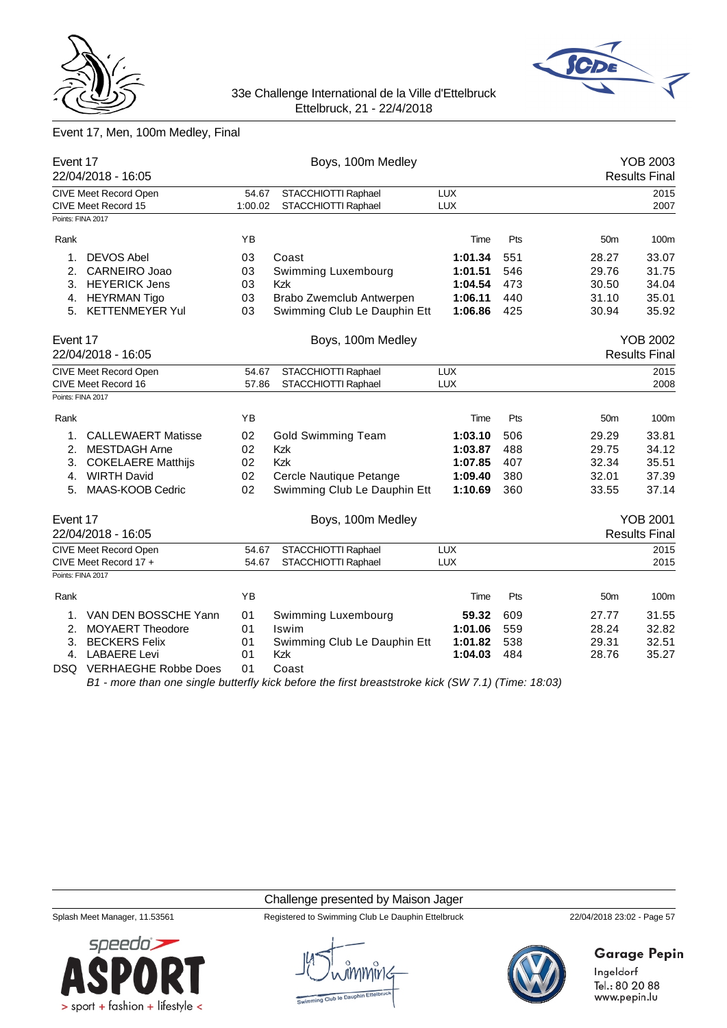33e Challenge International de la Ville d'Ettelbruck
Ettelbruck, 21 - 22/4/2018

## Event 17, Men, 100m Medley, Final

### Event 17 — Boys, 100m Medley — YOB 2003

22/04/2018 - 16:05 — Results Final

| | | | | |
|---|---|---|---|---|
| CIVE Meet Record Open | 54.67 | STACCHIOTTI Raphael | LUX | 2015 |
| CIVE Meet Record 15 | 1:00.02 | STACCHIOTTI Raphael | LUX | 2007 |

Points: FINA 2017

| Rank | | YB | | Time | Pts | 50m | 100m |
|---|---|---|---|---|---|---|---|
| 1. | DEVOS Abel | 03 | Coast | **1:01.34** | 551 | 28.27 | 33.07 |
| 2. | CARNEIRO Joao | 03 | Swimming Luxembourg | **1:01.51** | 546 | 29.76 | 31.75 |
| 3. | HEYERICK Jens | 03 | Kzk | **1:04.54** | 473 | 30.50 | 34.04 |
| 4. | HEYRMAN Tigo | 03 | Brabo Zwemclub Antwerpen | **1:06.11** | 440 | 31.10 | 35.01 |
| 5. | KETTENMEYER Yul | 03 | Swimming Club Le Dauphin Ett | **1:06.86** | 425 | 30.94 | 35.92 |

### Event 17 — Boys, 100m Medley — YOB 2002

22/04/2018 - 16:05 — Results Final

| | | | | |
|---|---|---|---|---|
| CIVE Meet Record Open | 54.67 | STACCHIOTTI Raphael | LUX | 2015 |
| CIVE Meet Record 16 | 57.86 | STACCHIOTTI Raphael | LUX | 2008 |

Points: FINA 2017

| Rank | | YB | | Time | Pts | 50m | 100m |
|---|---|---|---|---|---|---|---|
| 1. | CALLEWAERT Matisse | 02 | Gold Swimming Team | **1:03.10** | 506 | 29.29 | 33.81 |
| 2. | MESTDAGH Arne | 02 | Kzk | **1:03.87** | 488 | 29.75 | 34.12 |
| 3. | COKELAERE Matthijs | 02 | Kzk | **1:07.85** | 407 | 32.34 | 35.51 |
| 4. | WIRTH David | 02 | Cercle Nautique Petange | **1:09.40** | 380 | 32.01 | 37.39 |
| 5. | MAAS-KOOB Cedric | 02 | Swimming Club Le Dauphin Ett | **1:10.69** | 360 | 33.55 | 37.14 |

### Event 17 — Boys, 100m Medley — YOB 2001

22/04/2018 - 16:05 — Results Final

| | | | | |
|---|---|---|---|---|
| CIVE Meet Record Open | 54.67 | STACCHIOTTI Raphael | LUX | 2015 |
| CIVE Meet Record 17 + | 54.67 | STACCHIOTTI Raphael | LUX | 2015 |

Points: FINA 2017

| Rank | | YB | | Time | Pts | 50m | 100m |
|---|---|---|---|---|---|---|---|
| 1. | VAN DEN BOSSCHE Yann | 01 | Swimming Luxembourg | **59.32** | 609 | 27.77 | 31.55 |
| 2. | MOYAERT Theodore | 01 | Iswim | **1:01.06** | 559 | 28.24 | 32.82 |
| 3. | BECKERS Felix | 01 | Swimming Club Le Dauphin Ett | **1:01.82** | 538 | 29.31 | 32.51 |
| 4. | LABAERE Levi | 01 | Kzk | **1:04.03** | 484 | 28.76 | 35.27 |
| DSQ | VERHAEGHE Robbe Does | 01 | Coast | | | | |

*B1 - more than one single butterfly kick before the first breaststroke kick (SW 7.1) (Time: 18:03)*

Challenge presented by Maison Jager

Splash Meet Manager, 11.53561 — Registered to Swimming Club Le Dauphin Ettelbruck — 22/04/2018 23:02 - Page 57

Garage Pepin
Ingeldorf
Tel.: 80 20 88
www.pepin.lu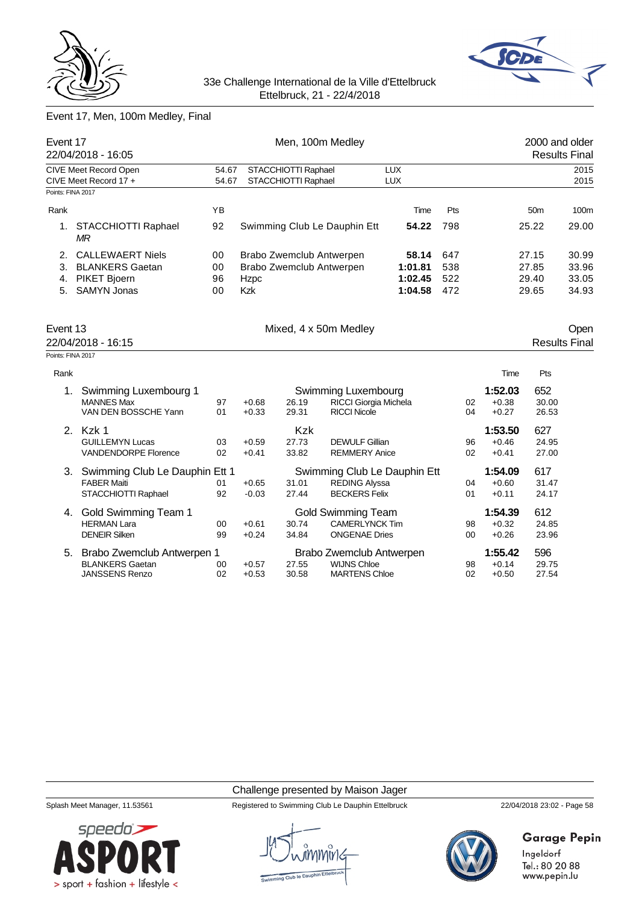33e Challenge International de la Ville d'Ettelbruck
Ettelbruck, 21 - 22/4/2018

## Event 17, Men, 100m Medley, Final

Event 17 — Men, 100m Medley — 2000 and older
22/04/2018 - 16:05 — Results Final

| | | | | |
|---|---|---|---|---|
| CIVE Meet Record Open | 54.67 | STACCHIOTTI Raphael | LUX | 2015 |
| CIVE Meet Record 17 + | 54.67 | STACCHIOTTI Raphael | LUX | 2015 |

Points: FINA 2017

| Rank | | YB | | Time | Pts | 50m | 100m |
|---|---|---|---|---|---|---|---|
| 1. | STACCHIOTTI Raphael *MR* | 92 | Swimming Club Le Dauphin Ett | **54.22** | 798 | 25.22 | 29.00 |
| 2. | CALLEWAERT Niels | 00 | Brabo Zwemclub Antwerpen | **58.14** | 647 | 27.15 | 30.99 |
| 3. | BLANKERS Gaetan | 00 | Brabo Zwemclub Antwerpen | **1:01.81** | 538 | 27.85 | 33.96 |
| 4. | PIKET Bjoern | 96 | Hzpc | **1:02.45** | 522 | 29.40 | 33.05 |
| 5. | SAMYN Jonas | 00 | Kzk | **1:04.58** | 472 | 29.65 | 34.93 |

Event 13 — Mixed, 4 x 50m Medley — Open
22/04/2018 - 16:15 — Results Final

Points: FINA 2017

| Rank | | | | | | | | Time | Pts |
|---|---|---|---|---|---|---|---|---|---|
| 1. | Swimming Luxembourg 1 | | | | Swimming Luxembourg | | | **1:52.03** | 652 |
| | MANNES Max | 97 | +0.68 | 26.19 | RICCI Giorgia Michela | 02 | +0.38 | 30.00 | |
| | VAN DEN BOSSCHE Yann | 01 | +0.33 | 29.31 | RICCI Nicole | 04 | +0.27 | 26.53 | |
| 2. | Kzk 1 | | | | Kzk | | | **1:53.50** | 627 |
| | GUILLEMYN Lucas | 03 | +0.59 | 27.73 | DEWULF Gillian | 96 | +0.46 | 24.95 | |
| | VANDENDORPE Florence | 02 | +0.41 | 33.82 | REMMERY Anice | 02 | +0.41 | 27.00 | |
| 3. | Swimming Club Le Dauphin Ett 1 | | | | Swimming Club Le Dauphin Ett | | | **1:54.09** | 617 |
| | FABER Maiti | 01 | +0.65 | 31.01 | REDING Alyssa | 04 | +0.60 | 31.47 | |
| | STACCHIOTTI Raphael | 92 | -0.03 | 27.44 | BECKERS Felix | 01 | +0.11 | 24.17 | |
| 4. | Gold Swimming Team 1 | | | | Gold Swimming Team | | | **1:54.39** | 612 |
| | HERMAN Lara | 00 | +0.61 | 30.74 | CAMERLYNCK Tim | 98 | +0.32 | 24.85 | |
| | DENEIR Silken | 99 | +0.24 | 34.84 | ONGENAE Dries | 00 | +0.26 | 23.96 | |
| 5. | Brabo Zwemclub Antwerpen 1 | | | | Brabo Zwemclub Antwerpen | | | **1:55.42** | 596 |
| | BLANKERS Gaetan | 00 | +0.57 | 27.55 | WIJNS Chloe | 98 | +0.14 | 29.75 | |
| | JANSSENS Renzo | 02 | +0.53 | 30.58 | MARTENS Chloe | 02 | +0.50 | 27.54 | |

Challenge presented by Maison Jager

Splash Meet Manager, 11.53561 — Registered to Swimming Club Le Dauphin Ettelbruck — 22/04/2018 23:02

Garage Pepin
Ingeldorf
Tel.: 80 20 88
www.pepin.lu